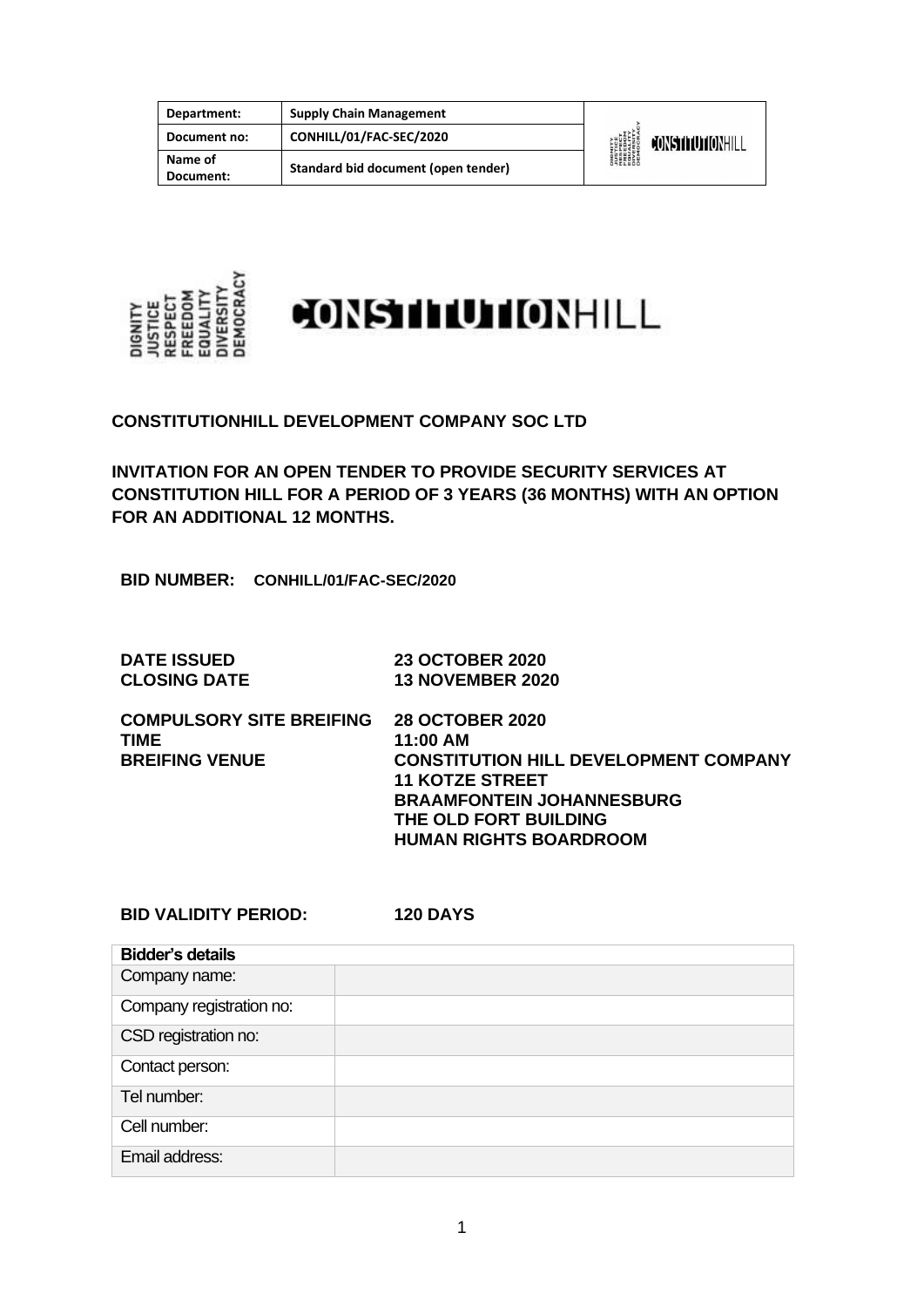| Department: | Supply Chain Management |
|---|---|
| Document no: | CONHILL/01/FAC-SEC/2020 |
| Name of Document: | Standard bid document (open tender) |

**CONSTITUTIONHILL DEVELOPMENT COMPANY SOC LTD**

**INVITATION FOR AN OPEN TENDER TO PROVIDE SECURITY SERVICES AT CONSTITUTION HILL FOR A PERIOD OF 3 YEARS (36 MONTHS) WITH AN OPTION FOR AN ADDITIONAL 12 MONTHS.**

**BID NUMBER: CONHILL/01/FAC-SEC/2020**

| | |
|---|---|
| **DATE ISSUED** | **23 OCTOBER 2020** |
| **CLOSING DATE** | **13 NOVEMBER 2020** |
| **COMPULSORY SITE BREIFING** | **28 OCTOBER 2020** |
| **TIME** | **11:00 AM** |
| **BREIFING VENUE** | **CONSTITUTION HILL DEVELOPMENT COMPANY<br>11 KOTZE STREET<br>BRAAMFONTEIN JOHANNESBURG<br>THE OLD FORT BUILDING<br>HUMAN RIGHTS BOARDROOM** |

**BID VALIDITY PERIOD: 120 DAYS**

| **Bidder's details** | |
|---|---|
| Company name: | |
| Company registration no: | |
| CSD registration no: | |
| Contact person: | |
| Tel number: | |
| Cell number: | |
| Email address: | |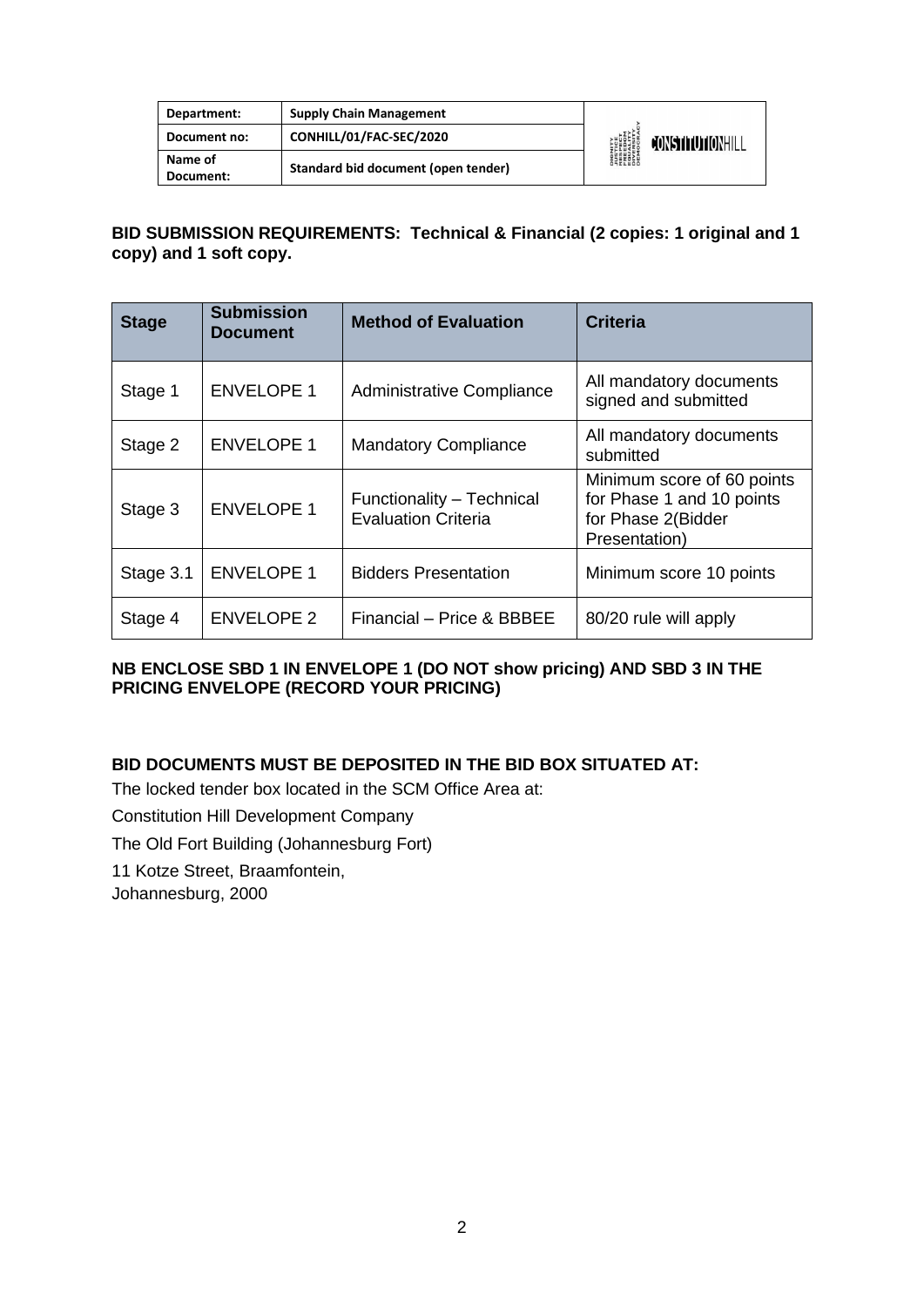| Department: | Supply Chain Management |
| --- | --- |
| Document no: | CONHILL/01/FAC-SEC/2020 |
| Name of Document: | Standard bid document (open tender) |

**BID SUBMISSION REQUIREMENTS: Technical & Financial (2 copies: 1 original and 1 copy) and 1 soft copy.**

| Stage | Submission Document | Method of Evaluation | Criteria |
| --- | --- | --- | --- |
| Stage 1 | ENVELOPE 1 | Administrative Compliance | All mandatory documents signed and submitted |
| Stage 2 | ENVELOPE 1 | Mandatory Compliance | All mandatory documents submitted |
| Stage 3 | ENVELOPE 1 | Functionality – Technical Evaluation Criteria | Minimum score of 60 points for Phase 1 and 10 points for Phase 2(Bidder Presentation) |
| Stage 3.1 | ENVELOPE 1 | Bidders Presentation | Minimum score 10 points |
| Stage 4 | ENVELOPE 2 | Financial – Price & BBBEE | 80/20 rule will apply |

**NB ENCLOSE SBD 1 IN ENVELOPE 1 (DO NOT show pricing) AND SBD 3 IN THE PRICING ENVELOPE (RECORD YOUR PRICING)**

**BID DOCUMENTS MUST BE DEPOSITED IN THE BID BOX SITUATED AT:**

The locked tender box located in the SCM Office Area at:

Constitution Hill Development Company

The Old Fort Building (Johannesburg Fort)

11 Kotze Street, Braamfontein,
Johannesburg, 2000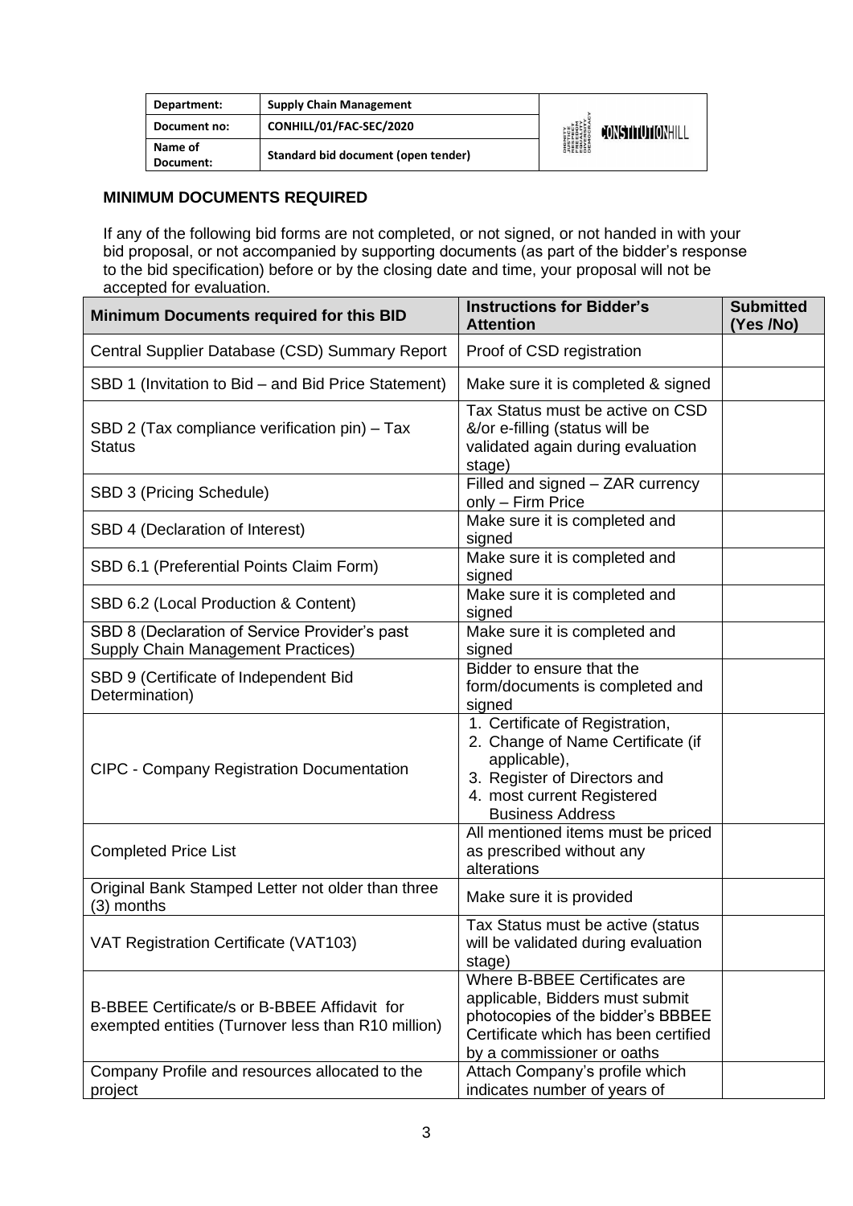| Department: | Supply Chain Management |
|---|---|
| Document no: | CONHILL/01/FAC-SEC/2020 |
| Name of Document: | Standard bid document (open tender) |

## MINIMUM DOCUMENTS REQUIRED

If any of the following bid forms are not completed, or not signed, or not handed in with your bid proposal, or not accompanied by supporting documents (as part of the bidder's response to the bid specification) before or by the closing date and time, your proposal will not be accepted for evaluation.

| Minimum Documents required for this BID | Instructions for Bidder's Attention | Submitted (Yes /No) |
|---|---|---|
| Central Supplier Database (CSD) Summary Report | Proof of CSD registration | |
| SBD 1 (Invitation to Bid – and Bid Price Statement) | Make sure it is completed & signed | |
| SBD 2 (Tax compliance verification pin) – Tax Status | Tax Status must be active on CSD &/or e-filling (status will be validated again during evaluation stage) | |
| SBD 3 (Pricing Schedule) | Filled and signed – ZAR currency only – Firm Price | |
| SBD 4 (Declaration of Interest) | Make sure it is completed and signed | |
| SBD 6.1 (Preferential Points Claim Form) | Make sure it is completed and signed | |
| SBD 6.2 (Local Production & Content) | Make sure it is completed and signed | |
| SBD 8 (Declaration of Service Provider's past Supply Chain Management Practices) | Make sure it is completed and signed | |
| SBD 9 (Certificate of Independent Bid Determination) | Bidder to ensure that the form/documents is completed and signed | |
| CIPC - Company Registration Documentation | 1. Certificate of Registration, 2. Change of Name Certificate (if applicable), 3. Register of Directors and 4. most current Registered Business Address | |
| Completed Price List | All mentioned items must be priced as prescribed without any alterations | |
| Original Bank Stamped Letter not older than three (3) months | Make sure it is provided | |
| VAT Registration Certificate (VAT103) | Tax Status must be active (status will be validated during evaluation stage) | |
| B-BBEE Certificate/s or B-BBEE Affidavit for exempted entities (Turnover less than R10 million) | Where B-BBEE Certificates are applicable, Bidders must submit photocopies of the bidder's BBBEE Certificate which has been certified by a commissioner or oaths | |
| Company Profile and resources allocated to the project | Attach Company's profile which indicates number of years of | |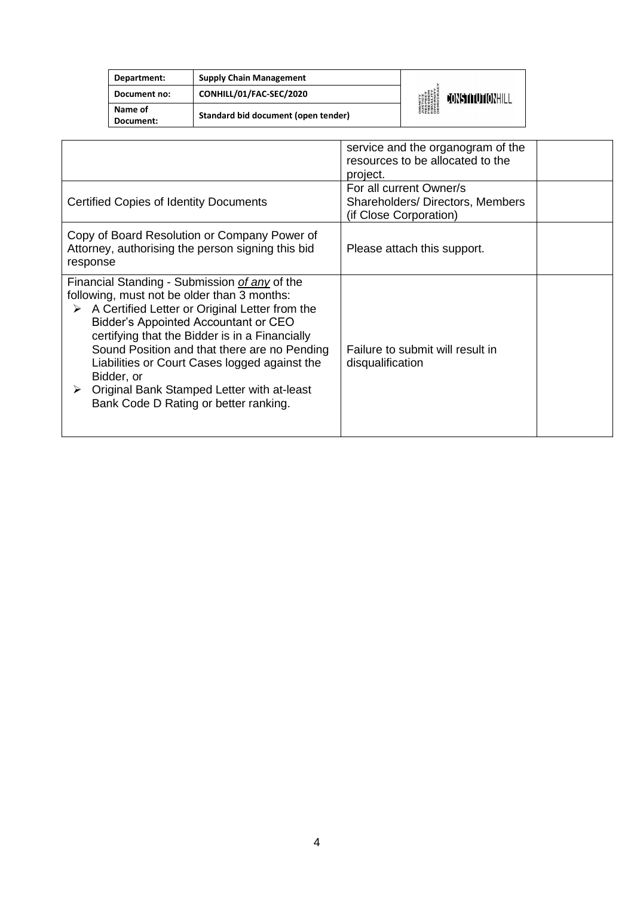| | | |
|---|---|---|
| | service and the organogram of the resources to be allocated to the project. | |
| Certified Copies of Identity Documents | For all current Owner/s Shareholders/ Directors, Members (if Close Corporation) | |
| Copy of Board Resolution or Company Power of Attorney, authorising the person signing this bid response | Please attach this support. | |
| Financial Standing - Submission *of any* of the following, must not be older than 3 months:<br>➢ A Certified Letter or Original Letter from the Bidder's Appointed Accountant or CEO certifying that the Bidder is in a Financially Sound Position and that there are no Pending Liabilities or Court Cases logged against the Bidder, or<br>➢ Original Bank Stamped Letter with at-least Bank Code D Rating or better ranking. | Failure to submit will result in disqualification | |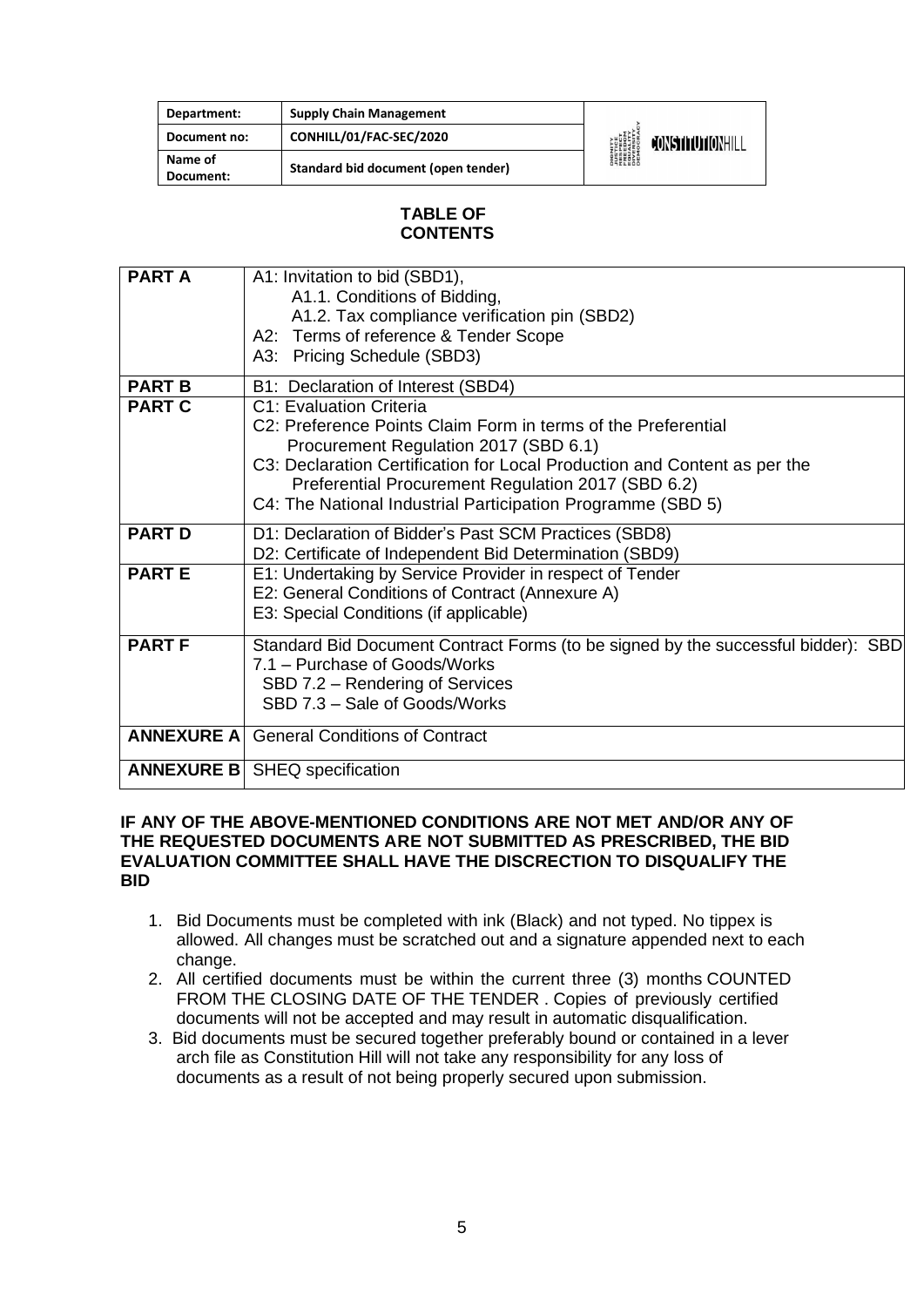| Department: | Supply Chain Management |
|---|---|
| Document no: | CONHILL/01/FAC-SEC/2020 |
| Name of Document: | Standard bid document (open tender) |

## TABLE OF CONTENTS

| | |
|---|---|
| **PART A** | A1: Invitation to bid (SBD1),<br>A1.1. Conditions of Bidding,<br>A1.2. Tax compliance verification pin (SBD2)<br>A2: Terms of reference & Tender Scope<br>A3: Pricing Schedule (SBD3) |
| **PART B** | B1: Declaration of Interest (SBD4) |
| **PART C** | C1: Evaluation Criteria<br>C2: Preference Points Claim Form in terms of the Preferential Procurement Regulation 2017 (SBD 6.1)<br>C3: Declaration Certification for Local Production and Content as per the Preferential Procurement Regulation 2017 (SBD 6.2)<br>C4: The National Industrial Participation Programme (SBD 5) |
| **PART D** | D1: Declaration of Bidder's Past SCM Practices (SBD8)<br>D2: Certificate of Independent Bid Determination (SBD9) |
| **PART E** | E1: Undertaking by Service Provider in respect of Tender<br>E2: General Conditions of Contract (Annexure A)<br>E3: Special Conditions (if applicable) |
| **PART F** | Standard Bid Document Contract Forms (to be signed by the successful bidder): SBD 7.1 – Purchase of Goods/Works<br>SBD 7.2 – Rendering of Services<br>SBD 7.3 – Sale of Goods/Works |
| **ANNEXURE A** | General Conditions of Contract |
| **ANNEXURE B** | SHEQ specification |

**IF ANY OF THE ABOVE-MENTIONED CONDITIONS ARE NOT MET AND/OR ANY OF THE REQUESTED DOCUMENTS ARE NOT SUBMITTED AS PRESCRIBED, THE BID EVALUATION COMMITTEE SHALL HAVE THE DISCRECTION TO DISQUALIFY THE BID**

1. Bid Documents must be completed with ink (Black) and not typed. No tippex is allowed. All changes must be scratched out and a signature appended next to each change.
2. All certified documents must be within the current three (3) months COUNTED FROM THE CLOSING DATE OF THE TENDER . Copies of previously certified documents will not be accepted and may result in automatic disqualification.
3. Bid documents must be secured together preferably bound or contained in a lever arch file as Constitution Hill will not take any responsibility for any loss of documents as a result of not being properly secured upon submission.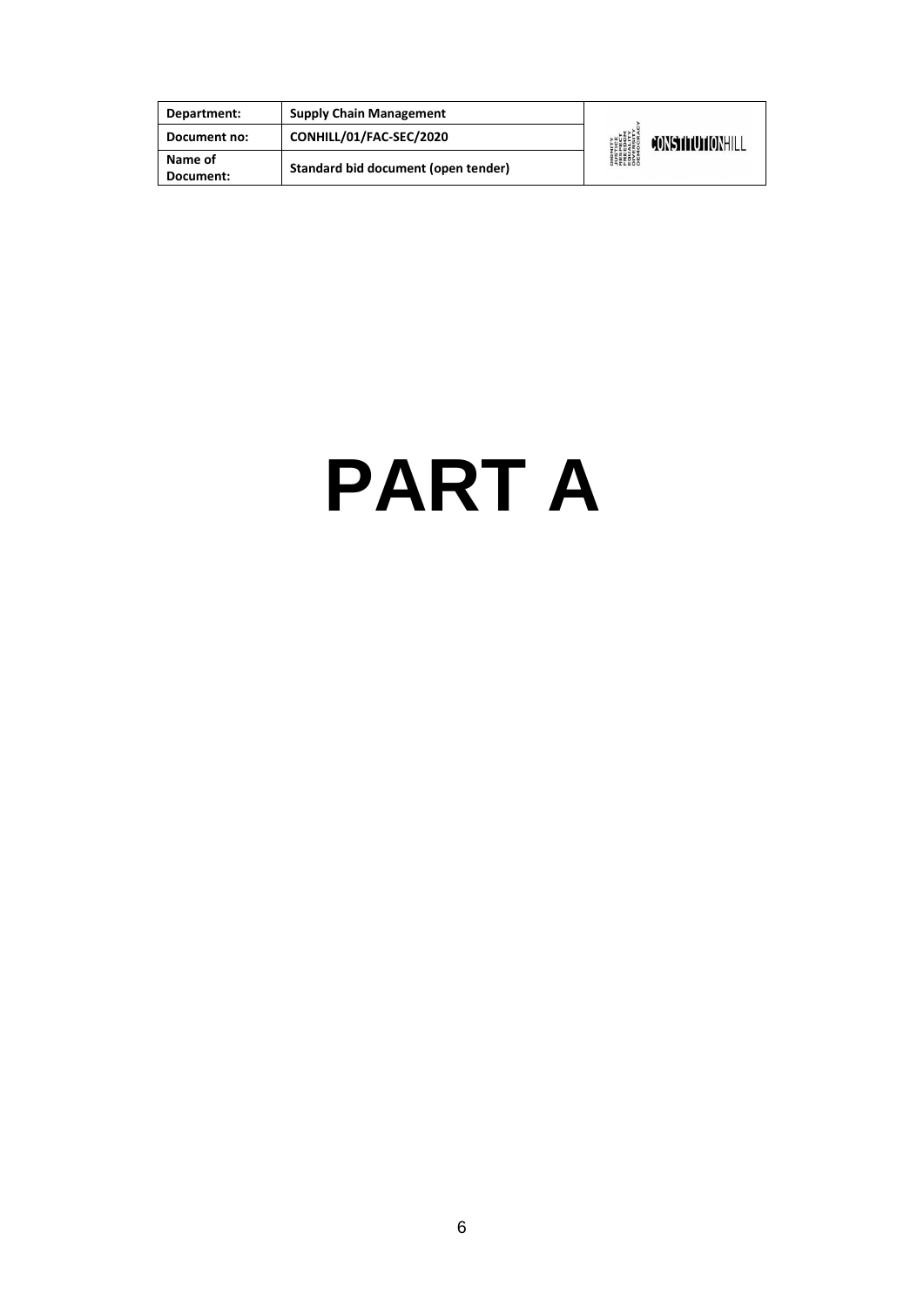# PART A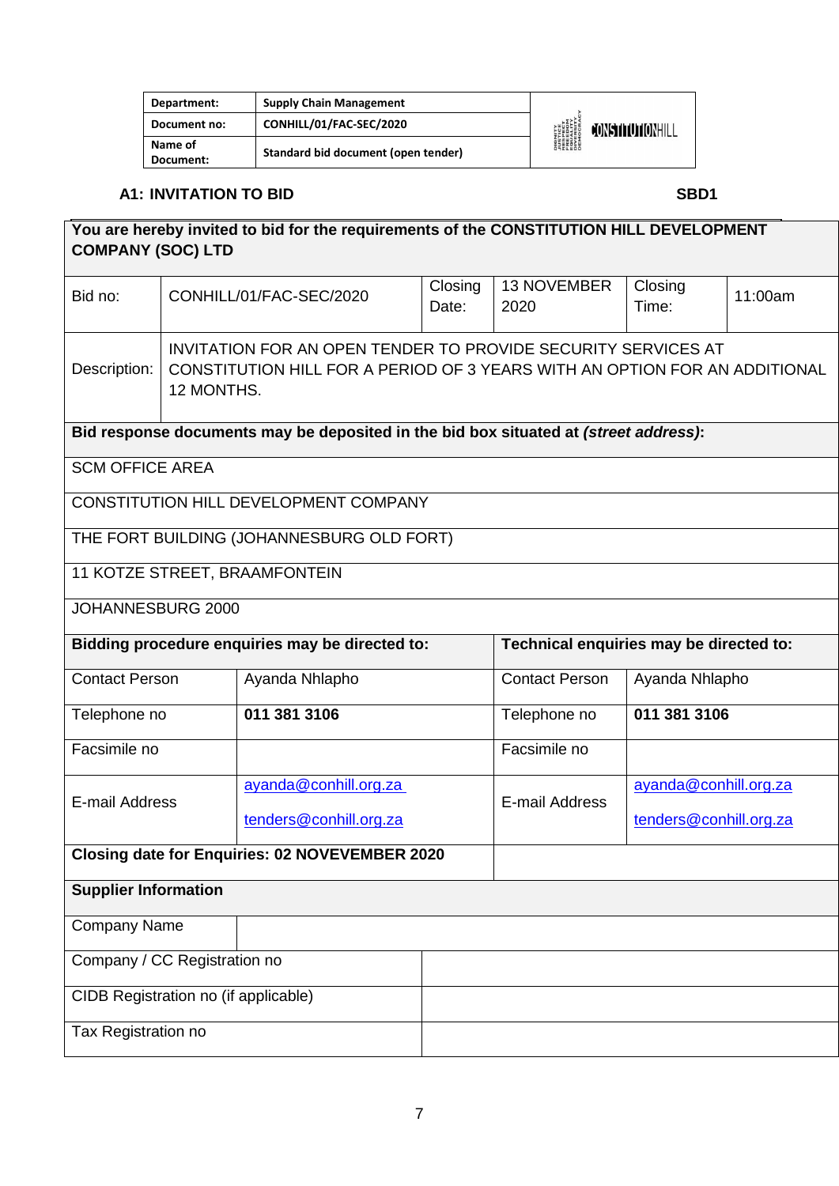| Department: | Supply Chain Management |
|---|---|
| Document no: | CONHILL/01/FAC-SEC/2020 |
| Name of Document: | Standard bid document (open tender) |

**A1: INVITATION TO BID** **SBD1**

**You are hereby invited to bid for the requirements of the CONSTITUTION HILL DEVELOPMENT COMPANY (SOC) LTD**

| Bid no: | CONHILL/01/FAC-SEC/2020 | Closing Date: | 13 NOVEMBER 2020 | Closing Time: | 11:00am |
|---|---|---|---|---|---|
| Description: | INVITATION FOR AN OPEN TENDER TO PROVIDE SECURITY SERVICES AT CONSTITUTION HILL FOR A PERIOD OF 3 YEARS WITH AN OPTION FOR AN ADDITIONAL 12 MONTHS. | | | | |

**Bid response documents may be deposited in the bid box situated at *(street address)*:**

SCM OFFICE AREA
CONSTITUTION HILL DEVELOPMENT COMPANY
THE FORT BUILDING (JOHANNESBURG OLD FORT)
11 KOTZE STREET, BRAAMFONTEIN
JOHANNESBURG 2000

| **Bidding procedure enquiries may be directed to:** | | **Technical enquiries may be directed to:** | |
|---|---|---|---|
| Contact Person | Ayanda Nhlapho | Contact Person | Ayanda Nhlapho |
| Telephone no | **011 381 3106** | Telephone no | **011 381 3106** |
| Facsimile no | | Facsimile no | |
| E-mail Address | ayanda@conhill.org.za<br>tenders@conhill.org.za | E-mail Address | ayanda@conhill.org.za<br>tenders@conhill.org.za |
| **Closing date for Enquiries: 02 NOVEVEMBER 2020** | | | |

**Supplier Information**

| Company Name | |
|---|---|
| Company / CC Registration no | |
| CIDB Registration no (if applicable) | |
| Tax Registration no | |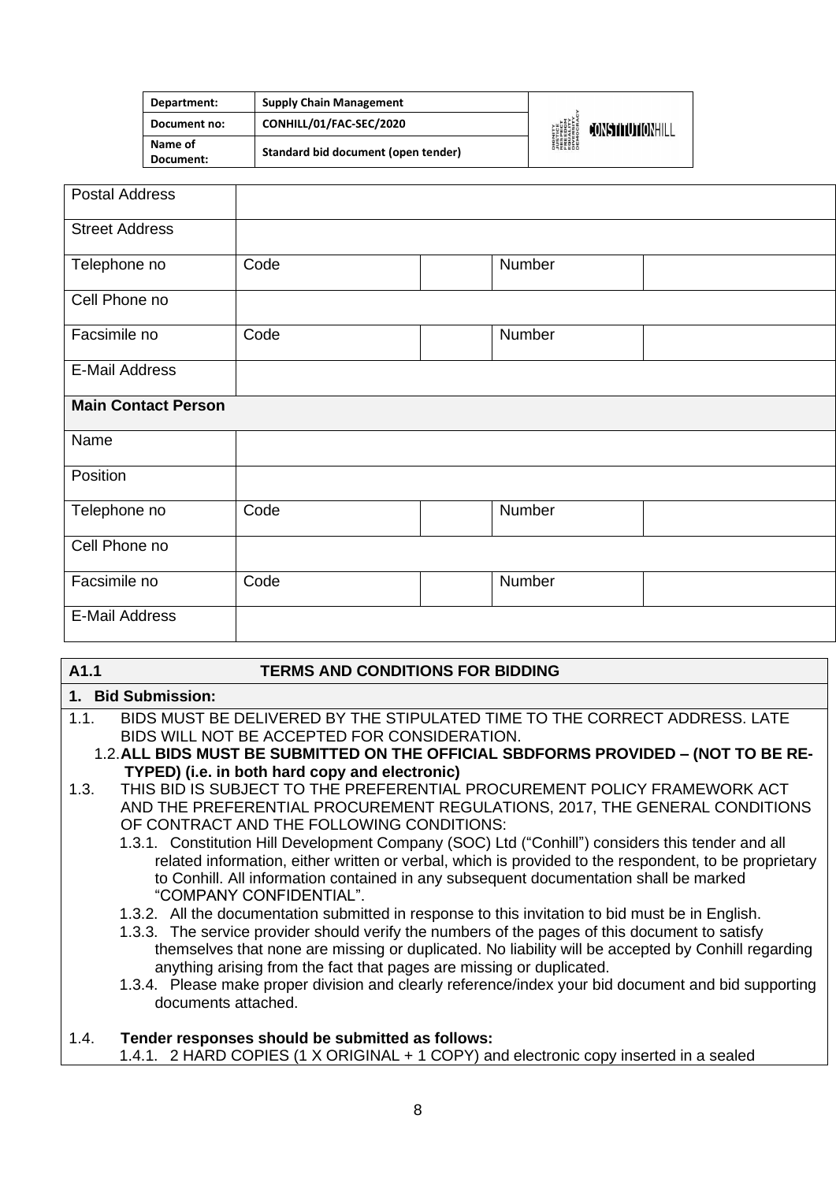| Department: | Supply Chain Management |
|---|---|
| Document no: | CONHILL/01/FAC-SEC/2020 |
| Name of Document: | Standard bid document (open tender) |

| Postal Address | | | | |
|---|---|---|---|---|
| Street Address | | | | |
| Telephone no | Code | | Number | |
| Cell Phone no | | | | |
| Facsimile no | Code | | Number | |
| E-Mail Address | | | | |
| **Main Contact Person** | | | | |
| Name | | | | |
| Position | | | | |
| Telephone no | Code | | Number | |
| Cell Phone no | | | | |
| Facsimile no | Code | | Number | |
| E-Mail Address | | | | |

## A1.1 TERMS AND CONDITIONS FOR BIDDING

### 1. Bid Submission:

1.1. BIDS MUST BE DELIVERED BY THE STIPULATED TIME TO THE CORRECT ADDRESS. LATE BIDS WILL NOT BE ACCEPTED FOR CONSIDERATION.

1.2. **ALL BIDS MUST BE SUBMITTED ON THE OFFICIAL SBDFORMS PROVIDED – (NOT TO BE RE-TYPED) (i.e. in both hard copy and electronic)**

1.3. THIS BID IS SUBJECT TO THE PREFERENTIAL PROCUREMENT POLICY FRAMEWORK ACT AND THE PREFERENTIAL PROCUREMENT REGULATIONS, 2017, THE GENERAL CONDITIONS OF CONTRACT AND THE FOLLOWING CONDITIONS:

1.3.1. Constitution Hill Development Company (SOC) Ltd ("Conhill") considers this tender and all related information, either written or verbal, which is provided to the respondent, to be proprietary to Conhill. All information contained in any subsequent documentation shall be marked "COMPANY CONFIDENTIAL".

1.3.2. All the documentation submitted in response to this invitation to bid must be in English.

1.3.3. The service provider should verify the numbers of the pages of this document to satisfy themselves that none are missing or duplicated. No liability will be accepted by Conhill regarding anything arising from the fact that pages are missing or duplicated.

1.3.4. Please make proper division and clearly reference/index your bid document and bid supporting documents attached.

1.4. **Tender responses should be submitted as follows:**

1.4.1. 2 HARD COPIES (1 X ORIGINAL + 1 COPY) and electronic copy inserted in a sealed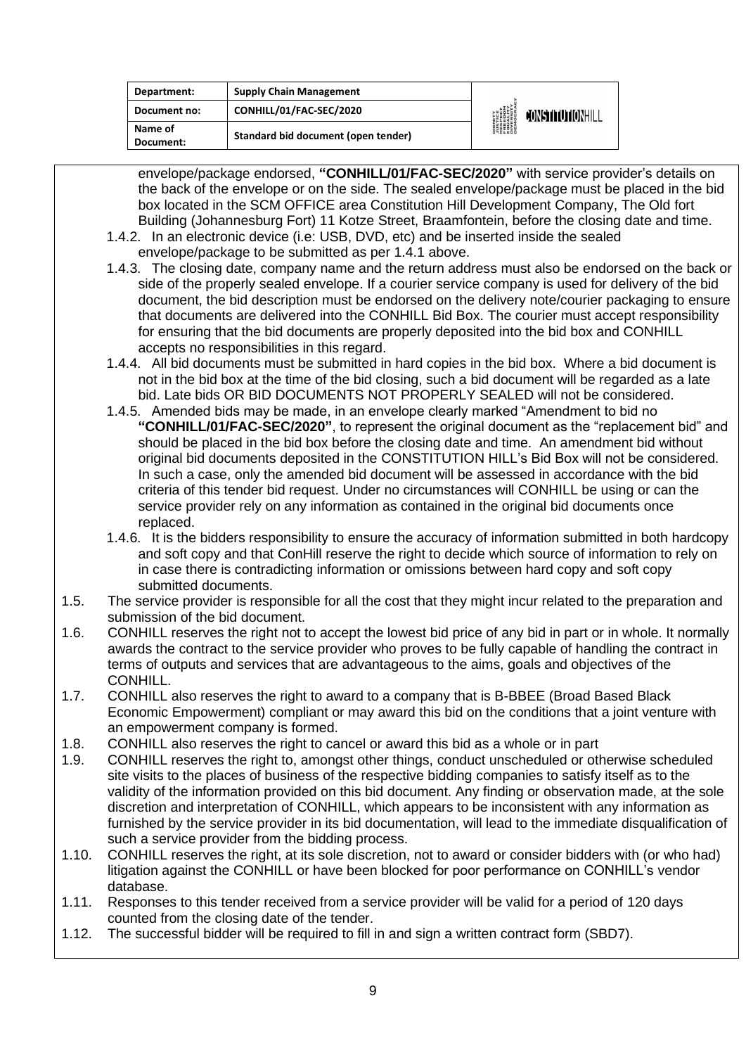envelope/package endorsed, **"CONHILL/01/FAC-SEC/2020"** with service provider's details on the back of the envelope or on the side. The sealed envelope/package must be placed in the bid box located in the SCM OFFICE area Constitution Hill Development Company, The Old fort Building (Johannesburg Fort) 11 Kotze Street, Braamfontein, before the closing date and time.

1.4.2. In an electronic device (i.e: USB, DVD, etc) and be inserted inside the sealed envelope/package to be submitted as per 1.4.1 above.

1.4.3. The closing date, company name and the return address must also be endorsed on the back or side of the properly sealed envelope. If a courier service company is used for delivery of the bid document, the bid description must be endorsed on the delivery note/courier packaging to ensure that documents are delivered into the CONHILL Bid Box. The courier must accept responsibility for ensuring that the bid documents are properly deposited into the bid box and CONHILL accepts no responsibilities in this regard.

1.4.4. All bid documents must be submitted in hard copies in the bid box. Where a bid document is not in the bid box at the time of the bid closing, such a bid document will be regarded as a late bid. Late bids OR BID DOCUMENTS NOT PROPERLY SEALED will not be considered.

1.4.5. Amended bids may be made, in an envelope clearly marked "Amendment to bid no **"CONHILL/01/FAC-SEC/2020"**, to represent the original document as the "replacement bid" and should be placed in the bid box before the closing date and time. An amendment bid without original bid documents deposited in the CONSTITUTION HILL's Bid Box will not be considered. In such a case, only the amended bid document will be assessed in accordance with the bid criteria of this tender bid request. Under no circumstances will CONHILL be using or can the service provider rely on any information as contained in the original bid documents once replaced.

1.4.6. It is the bidders responsibility to ensure the accuracy of information submitted in both hardcopy and soft copy and that ConHill reserve the right to decide which source of information to rely on in case there is contradicting information or omissions between hard copy and soft copy submitted documents.

1.5. The service provider is responsible for all the cost that they might incur related to the preparation and submission of the bid document.

1.6. CONHILL reserves the right not to accept the lowest bid price of any bid in part or in whole. It normally awards the contract to the service provider who proves to be fully capable of handling the contract in terms of outputs and services that are advantageous to the aims, goals and objectives of the CONHILL.

1.7. CONHILL also reserves the right to award to a company that is B-BBEE (Broad Based Black Economic Empowerment) compliant or may award this bid on the conditions that a joint venture with an empowerment company is formed.

1.8. CONHILL also reserves the right to cancel or award this bid as a whole or in part

1.9. CONHILL reserves the right to, amongst other things, conduct unscheduled or otherwise scheduled site visits to the places of business of the respective bidding companies to satisfy itself as to the validity of the information provided on this bid document. Any finding or observation made, at the sole discretion and interpretation of CONHILL, which appears to be inconsistent with any information as furnished by the service provider in its bid documentation, will lead to the immediate disqualification of such a service provider from the bidding process.

1.10. CONHILL reserves the right, at its sole discretion, not to award or consider bidders with (or who had) litigation against the CONHILL or have been blocked for poor performance on CONHILL's vendor database.

1.11. Responses to this tender received from a service provider will be valid for a period of 120 days counted from the closing date of the tender.

1.12. The successful bidder will be required to fill in and sign a written contract form (SBD7).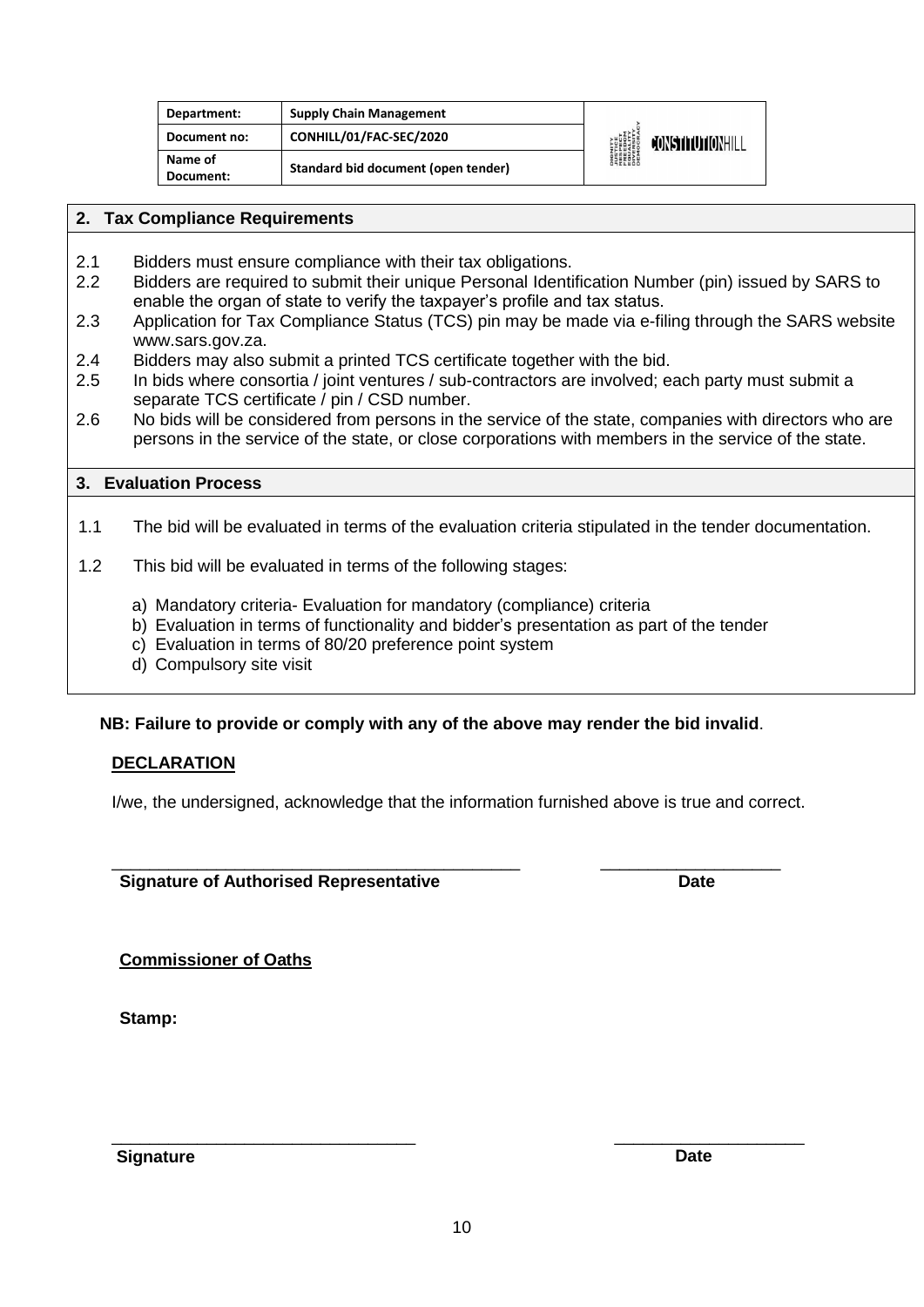| Department: | Supply Chain Management |
|---|---|
| Document no: | CONHILL/01/FAC-SEC/2020 |
| Name of Document: | Standard bid document (open tender) |

## 2. Tax Compliance Requirements

2.1 Bidders must ensure compliance with their tax obligations.

2.2 Bidders are required to submit their unique Personal Identification Number (pin) issued by SARS to enable the organ of state to verify the taxpayer's profile and tax status.

2.3 Application for Tax Compliance Status (TCS) pin may be made via e-filing through the SARS website www.sars.gov.za.

2.4 Bidders may also submit a printed TCS certificate together with the bid.

2.5 In bids where consortia / joint ventures / sub-contractors are involved; each party must submit a separate TCS certificate / pin / CSD number.

2.6 No bids will be considered from persons in the service of the state, companies with directors who are persons in the service of the state, or close corporations with members in the service of the state.

## 3. Evaluation Process

1.1 The bid will be evaluated in terms of the evaluation criteria stipulated in the tender documentation.

1.2 This bid will be evaluated in terms of the following stages:

a) Mandatory criteria- Evaluation for mandatory (compliance) criteria
b) Evaluation in terms of functionality and bidder's presentation as part of the tender
c) Evaluation in terms of 80/20 preference point system
d) Compulsory site visit

**NB: Failure to provide or comply with any of the above may render the bid invalid**.

**DECLARATION**

I/we, the undersigned, acknowledge that the information furnished above is true and correct.

_____________________________________________ ___________________

**Signature of Authorised Representative** **Date**

**Commissioner of Oaths**

**Stamp:**

_________________________________ ____________________

**Signature** **Date**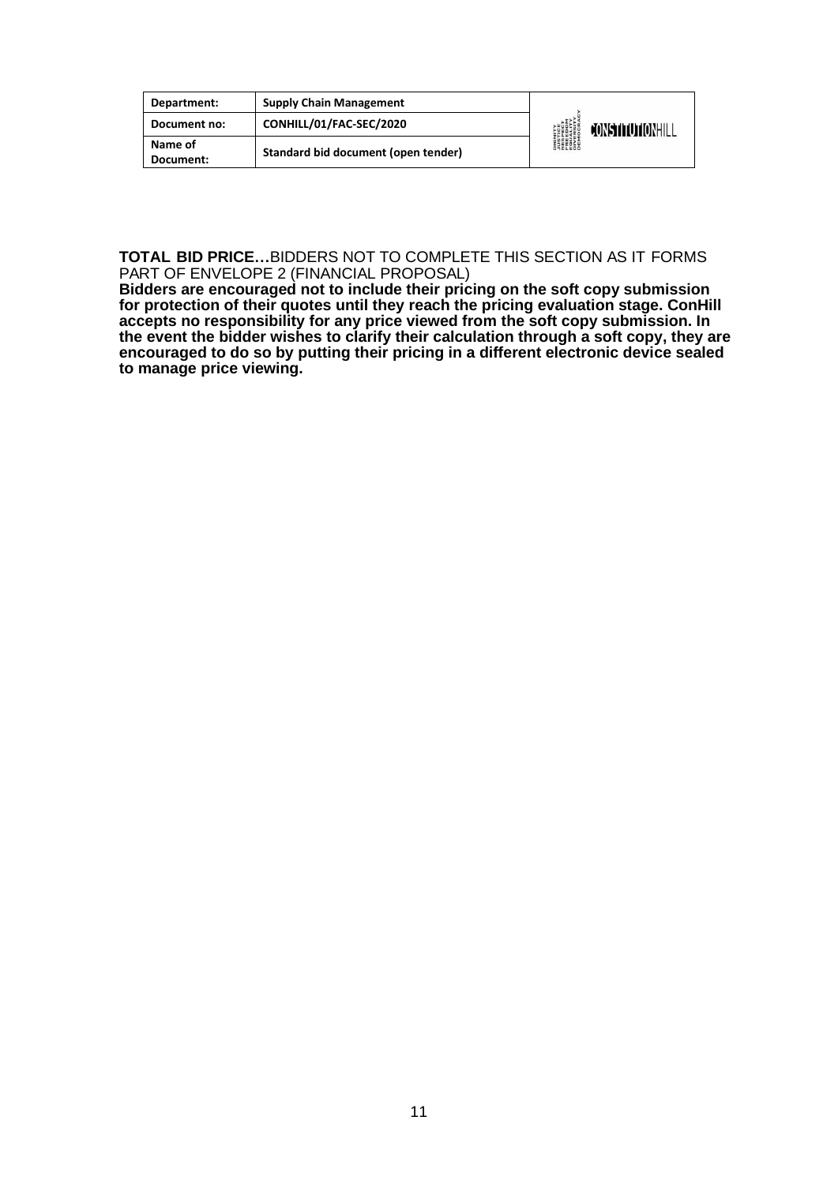**TOTAL BID PRICE…**BIDDERS NOT TO COMPLETE THIS SECTION AS IT FORMS PART OF ENVELOPE 2 (FINANCIAL PROPOSAL)

**Bidders are encouraged not to include their pricing on the soft copy submission for protection of their quotes until they reach the pricing evaluation stage. ConHill accepts no responsibility for any price viewed from the soft copy submission. In the event the bidder wishes to clarify their calculation through a soft copy, they are encouraged to do so by putting their pricing in a different electronic device sealed to manage price viewing.**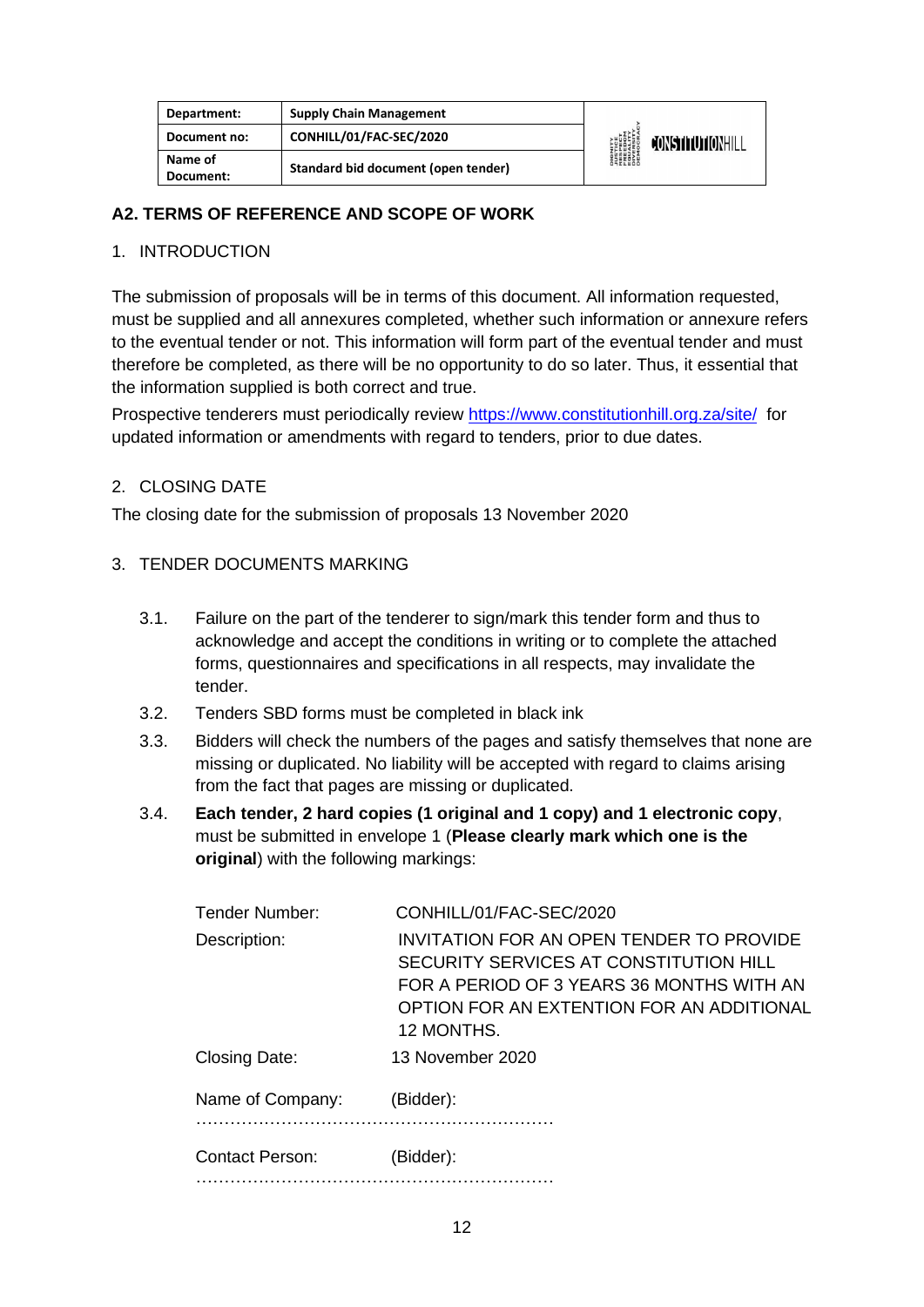| Department: | Supply Chain Management |
|---|---|
| Document no: | CONHILL/01/FAC-SEC/2020 |
| Name of Document: | Standard bid document (open tender) |

## A2. TERMS OF REFERENCE AND SCOPE OF WORK

### 1. INTRODUCTION

The submission of proposals will be in terms of this document. All information requested, must be supplied and all annexures completed, whether such information or annexure refers to the eventual tender or not. This information will form part of the eventual tender and must therefore be completed, as there will be no opportunity to do so later. Thus, it essential that the information supplied is both correct and true.

Prospective tenderers must periodically review https://www.constitutionhill.org.za/site/ for updated information or amendments with regard to tenders, prior to due dates.

### 2. CLOSING DATE

The closing date for the submission of proposals 13 November 2020

### 3. TENDER DOCUMENTS MARKING

3.1. Failure on the part of the tenderer to sign/mark this tender form and thus to acknowledge and accept the conditions in writing or to complete the attached forms, questionnaires and specifications in all respects, may invalidate the tender.

3.2. Tenders SBD forms must be completed in black ink

3.3. Bidders will check the numbers of the pages and satisfy themselves that none are missing or duplicated. No liability will be accepted with regard to claims arising from the fact that pages are missing or duplicated.

3.4. **Each tender, 2 hard copies (1 original and 1 copy) and 1 electronic copy**, must be submitted in envelope 1 (**Please clearly mark which one is the original**) with the following markings:

Tender Number: CONHILL/01/FAC-SEC/2020

Description: INVITATION FOR AN OPEN TENDER TO PROVIDE SECURITY SERVICES AT CONSTITUTION HILL FOR A PERIOD OF 3 YEARS 36 MONTHS WITH AN OPTION FOR AN EXTENTION FOR AN ADDITIONAL 12 MONTHS.

Closing Date: 13 November 2020

Name of Company: (Bidder): ………………………………………………………

Contact Person: (Bidder): ………………………………………………………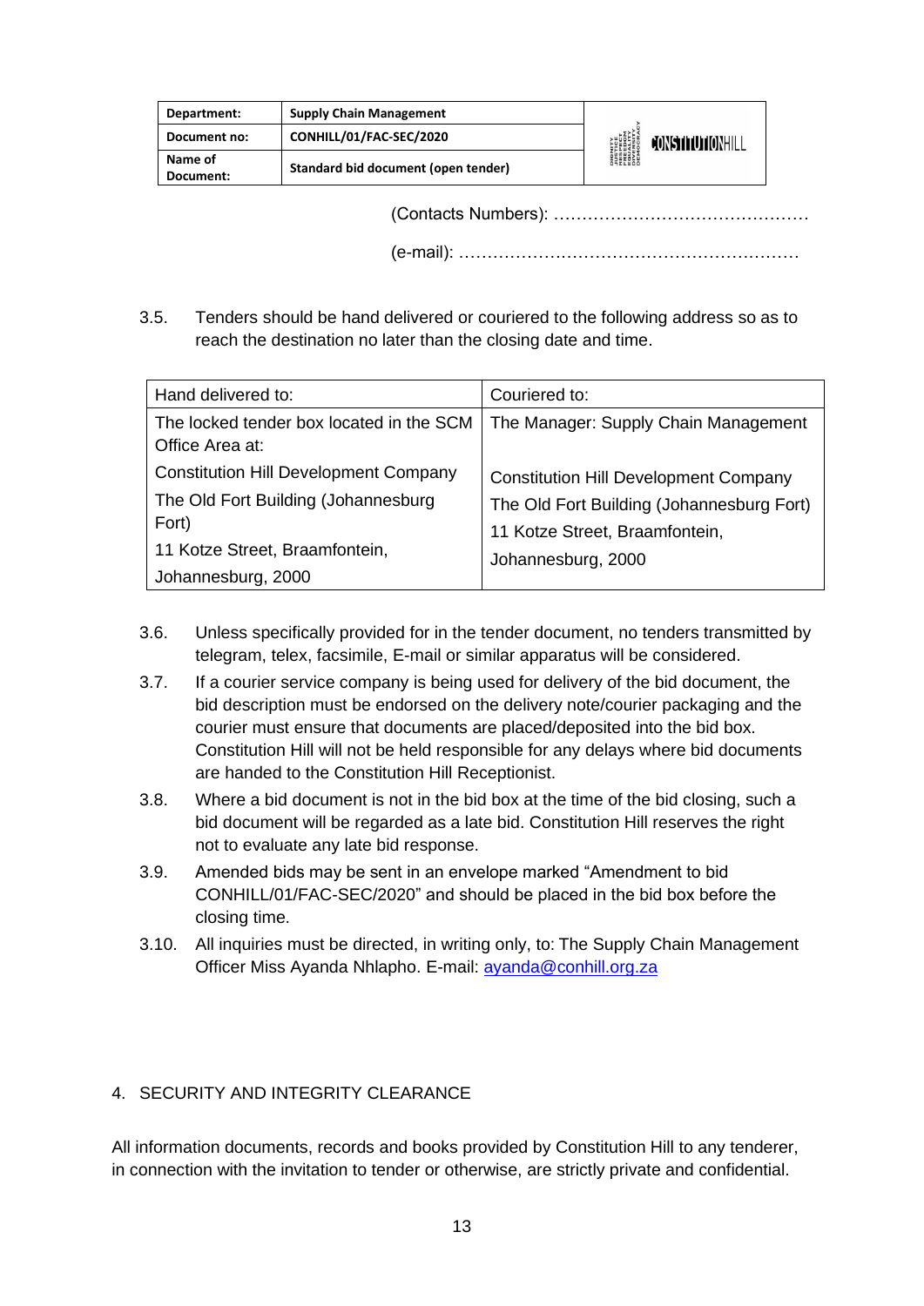(Contacts Numbers): ……………………………………………

(e-mail): ……………………………………………………

3.5. Tenders should be hand delivered or couriered to the following address so as to reach the destination no later than the closing date and time.

| Hand delivered to: | Couriered to: |
|---|---|
| The locked tender box located in the SCM Office Area at:<br>Constitution Hill Development Company<br>The Old Fort Building (Johannesburg Fort)<br>11 Kotze Street, Braamfontein,<br>Johannesburg, 2000 | The Manager: Supply Chain Management<br><br>Constitution Hill Development Company<br>The Old Fort Building (Johannesburg Fort)<br>11 Kotze Street, Braamfontein,<br>Johannesburg, 2000 |

3.6. Unless specifically provided for in the tender document, no tenders transmitted by telegram, telex, facsimile, E-mail or similar apparatus will be considered.

3.7. If a courier service company is being used for delivery of the bid document, the bid description must be endorsed on the delivery note/courier packaging and the courier must ensure that documents are placed/deposited into the bid box. Constitution Hill will not be held responsible for any delays where bid documents are handed to the Constitution Hill Receptionist.

3.8. Where a bid document is not in the bid box at the time of the bid closing, such a bid document will be regarded as a late bid. Constitution Hill reserves the right not to evaluate any late bid response.

3.9. Amended bids may be sent in an envelope marked "Amendment to bid CONHILL/01/FAC-SEC/2020" and should be placed in the bid box before the closing time.

3.10. All inquiries must be directed, in writing only, to: The Supply Chain Management Officer Miss Ayanda Nhlapho. E-mail: ayanda@conhill.org.za

## 4. SECURITY AND INTEGRITY CLEARANCE

All information documents, records and books provided by Constitution Hill to any tenderer, in connection with the invitation to tender or otherwise, are strictly private and confidential.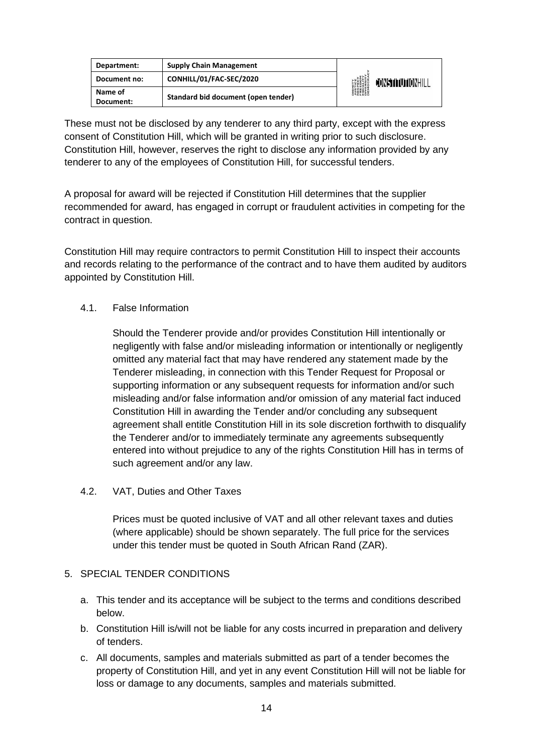These must not be disclosed by any tenderer to any third party, except with the express consent of Constitution Hill, which will be granted in writing prior to such disclosure. Constitution Hill, however, reserves the right to disclose any information provided by any tenderer to any of the employees of Constitution Hill, for successful tenders.

A proposal for award will be rejected if Constitution Hill determines that the supplier recommended for award, has engaged in corrupt or fraudulent activities in competing for the contract in question.

Constitution Hill may require contractors to permit Constitution Hill to inspect their accounts and records relating to the performance of the contract and to have them audited by auditors appointed by Constitution Hill.

### 4.1. False Information

Should the Tenderer provide and/or provides Constitution Hill intentionally or negligently with false and/or misleading information or intentionally or negligently omitted any material fact that may have rendered any statement made by the Tenderer misleading, in connection with this Tender Request for Proposal or supporting information or any subsequent requests for information and/or such misleading and/or false information and/or omission of any material fact induced Constitution Hill in awarding the Tender and/or concluding any subsequent agreement shall entitle Constitution Hill in its sole discretion forthwith to disqualify the Tenderer and/or to immediately terminate any agreements subsequently entered into without prejudice to any of the rights Constitution Hill has in terms of such agreement and/or any law.

### 4.2. VAT, Duties and Other Taxes

Prices must be quoted inclusive of VAT and all other relevant taxes and duties (where applicable) should be shown separately. The full price for the services under this tender must be quoted in South African Rand (ZAR).

## 5. SPECIAL TENDER CONDITIONS

a. This tender and its acceptance will be subject to the terms and conditions described below.
b. Constitution Hill is/will not be liable for any costs incurred in preparation and delivery of tenders.
c. All documents, samples and materials submitted as part of a tender becomes the property of Constitution Hill, and yet in any event Constitution Hill will not be liable for loss or damage to any documents, samples and materials submitted.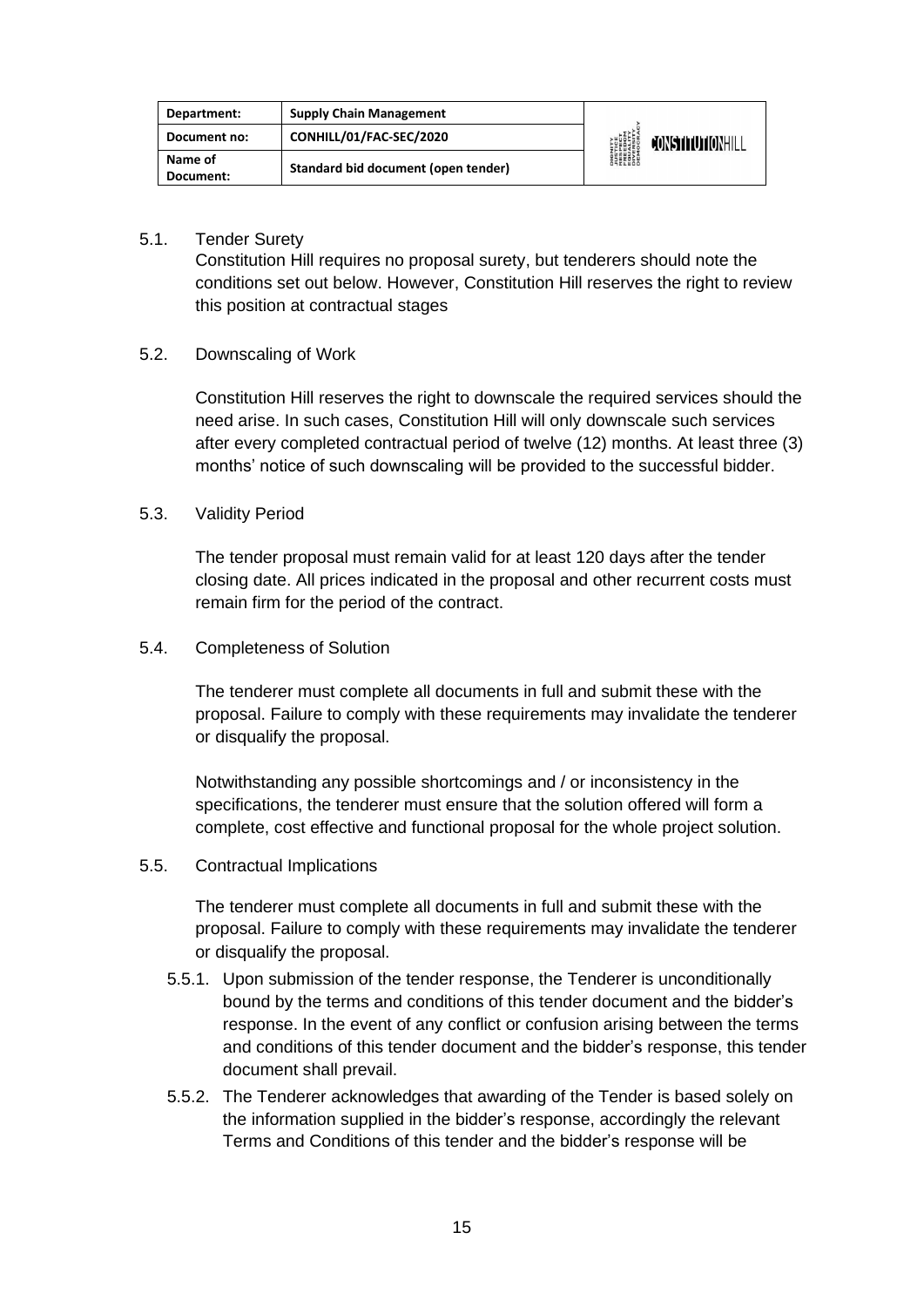5.1. Tender Surety

Constitution Hill requires no proposal surety, but tenderers should note the conditions set out below. However, Constitution Hill reserves the right to review this position at contractual stages

5.2. Downscaling of Work

Constitution Hill reserves the right to downscale the required services should the need arise. In such cases, Constitution Hill will only downscale such services after every completed contractual period of twelve (12) months. At least three (3) months' notice of such downscaling will be provided to the successful bidder.

5.3. Validity Period

The tender proposal must remain valid for at least 120 days after the tender closing date. All prices indicated in the proposal and other recurrent costs must remain firm for the period of the contract.

5.4. Completeness of Solution

The tenderer must complete all documents in full and submit these with the proposal. Failure to comply with these requirements may invalidate the tenderer or disqualify the proposal.

Notwithstanding any possible shortcomings and / or inconsistency in the specifications, the tenderer must ensure that the solution offered will form a complete, cost effective and functional proposal for the whole project solution.

5.5. Contractual Implications

The tenderer must complete all documents in full and submit these with the proposal. Failure to comply with these requirements may invalidate the tenderer or disqualify the proposal.

5.5.1. Upon submission of the tender response, the Tenderer is unconditionally bound by the terms and conditions of this tender document and the bidder's response. In the event of any conflict or confusion arising between the terms and conditions of this tender document and the bidder's response, this tender document shall prevail.

5.5.2. The Tenderer acknowledges that awarding of the Tender is based solely on the information supplied in the bidder's response, accordingly the relevant Terms and Conditions of this tender and the bidder's response will be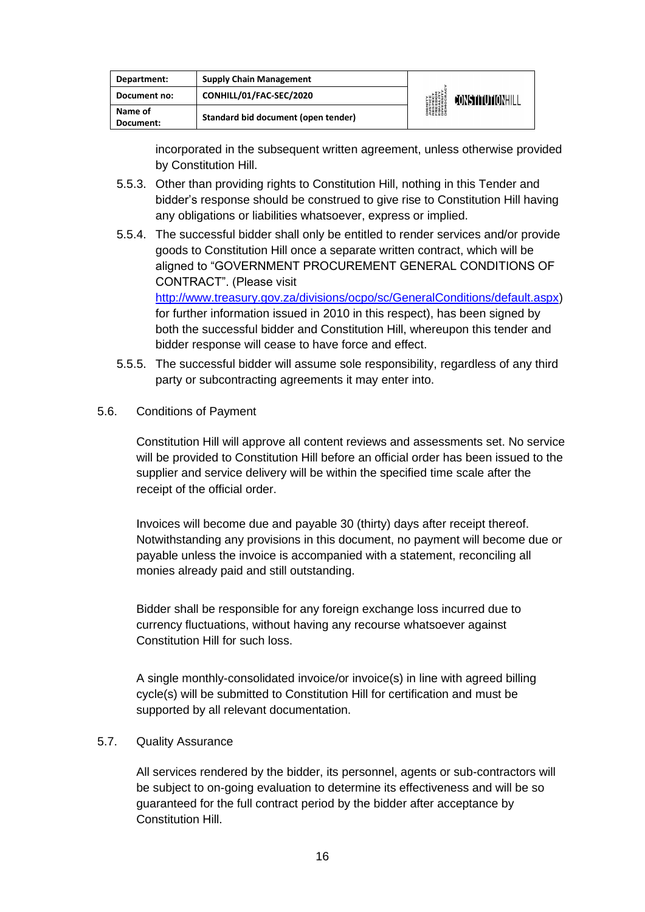incorporated in the subsequent written agreement, unless otherwise provided by Constitution Hill.

5.5.3. Other than providing rights to Constitution Hill, nothing in this Tender and bidder's response should be construed to give rise to Constitution Hill having any obligations or liabilities whatsoever, express or implied.

5.5.4. The successful bidder shall only be entitled to render services and/or provide goods to Constitution Hill once a separate written contract, which will be aligned to "GOVERNMENT PROCUREMENT GENERAL CONDITIONS OF CONTRACT". (Please visit http://www.treasury.gov.za/divisions/ocpo/sc/GeneralConditions/default.aspx) for further information issued in 2010 in this respect), has been signed by both the successful bidder and Constitution Hill, whereupon this tender and bidder response will cease to have force and effect.

5.5.5. The successful bidder will assume sole responsibility, regardless of any third party or subcontracting agreements it may enter into.

5.6. Conditions of Payment

Constitution Hill will approve all content reviews and assessments set. No service will be provided to Constitution Hill before an official order has been issued to the supplier and service delivery will be within the specified time scale after the receipt of the official order.

Invoices will become due and payable 30 (thirty) days after receipt thereof. Notwithstanding any provisions in this document, no payment will become due or payable unless the invoice is accompanied with a statement, reconciling all monies already paid and still outstanding.

Bidder shall be responsible for any foreign exchange loss incurred due to currency fluctuations, without having any recourse whatsoever against Constitution Hill for such loss.

A single monthly-consolidated invoice/or invoice(s) in line with agreed billing cycle(s) will be submitted to Constitution Hill for certification and must be supported by all relevant documentation.

5.7. Quality Assurance

All services rendered by the bidder, its personnel, agents or sub-contractors will be subject to on-going evaluation to determine its effectiveness and will be so guaranteed for the full contract period by the bidder after acceptance by Constitution Hill.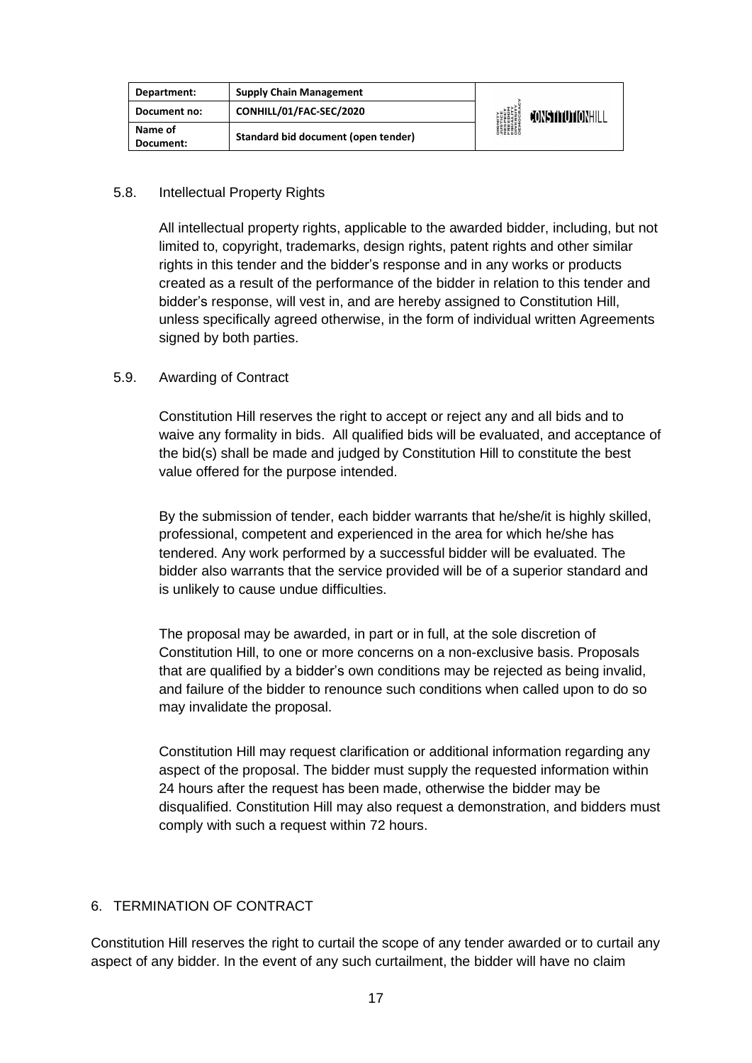### 5.8. Intellectual Property Rights

All intellectual property rights, applicable to the awarded bidder, including, but not limited to, copyright, trademarks, design rights, patent rights and other similar rights in this tender and the bidder's response and in any works or products created as a result of the performance of the bidder in relation to this tender and bidder's response, will vest in, and are hereby assigned to Constitution Hill, unless specifically agreed otherwise, in the form of individual written Agreements signed by both parties.

### 5.9. Awarding of Contract

Constitution Hill reserves the right to accept or reject any and all bids and to waive any formality in bids. All qualified bids will be evaluated, and acceptance of the bid(s) shall be made and judged by Constitution Hill to constitute the best value offered for the purpose intended.

By the submission of tender, each bidder warrants that he/she/it is highly skilled, professional, competent and experienced in the area for which he/she has tendered. Any work performed by a successful bidder will be evaluated. The bidder also warrants that the service provided will be of a superior standard and is unlikely to cause undue difficulties.

The proposal may be awarded, in part or in full, at the sole discretion of Constitution Hill, to one or more concerns on a non-exclusive basis. Proposals that are qualified by a bidder's own conditions may be rejected as being invalid, and failure of the bidder to renounce such conditions when called upon to do so may invalidate the proposal.

Constitution Hill may request clarification or additional information regarding any aspect of the proposal. The bidder must supply the requested information within 24 hours after the request has been made, otherwise the bidder may be disqualified. Constitution Hill may also request a demonstration, and bidders must comply with such a request within 72 hours.

## 6. TERMINATION OF CONTRACT

Constitution Hill reserves the right to curtail the scope of any tender awarded or to curtail any aspect of any bidder. In the event of any such curtailment, the bidder will have no claim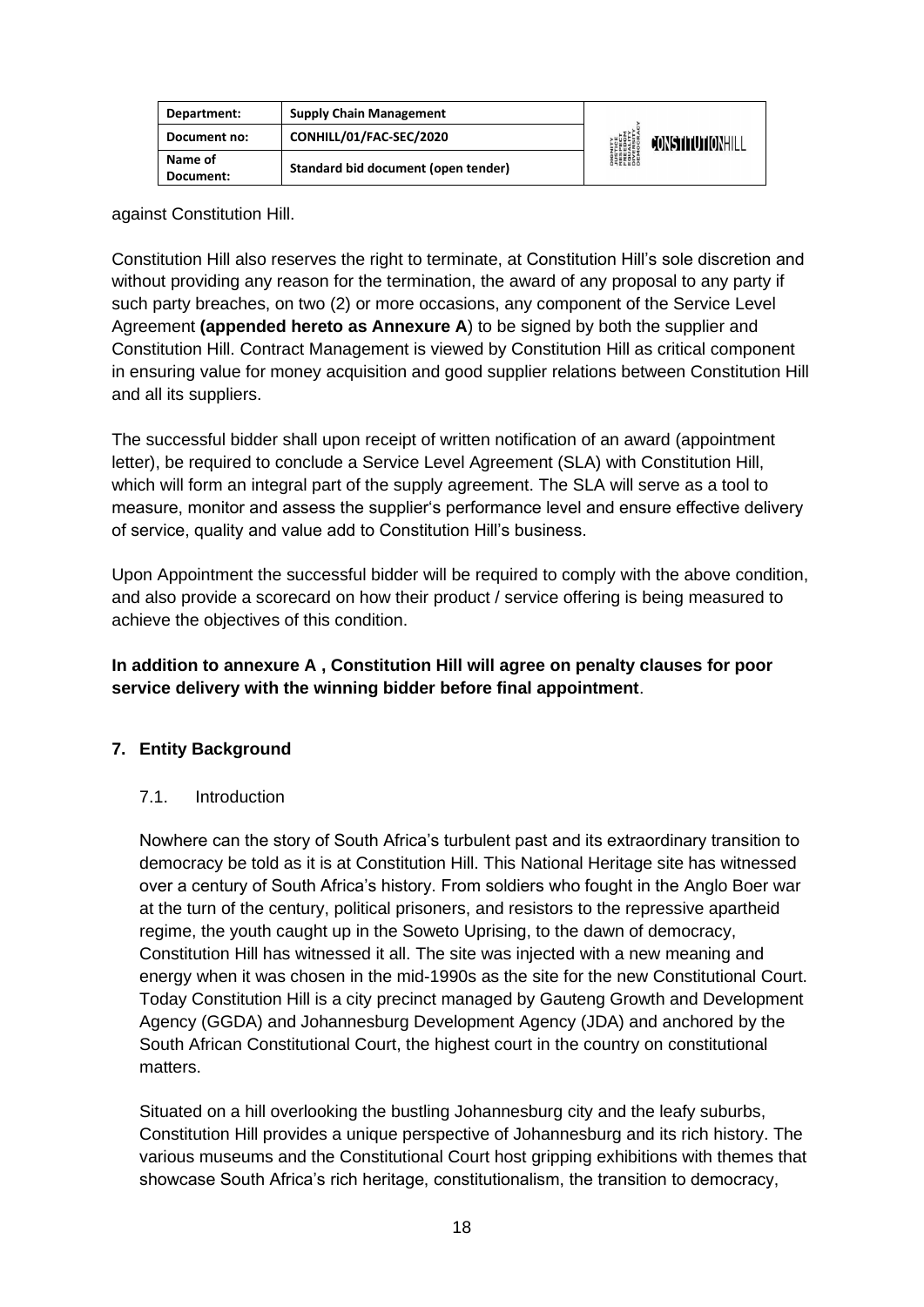against Constitution Hill.

Constitution Hill also reserves the right to terminate, at Constitution Hill's sole discretion and without providing any reason for the termination, the award of any proposal to any party if such party breaches, on two (2) or more occasions, any component of the Service Level Agreement **(appended hereto as Annexure A**) to be signed by both the supplier and Constitution Hill. Contract Management is viewed by Constitution Hill as critical component in ensuring value for money acquisition and good supplier relations between Constitution Hill and all its suppliers.

The successful bidder shall upon receipt of written notification of an award (appointment letter), be required to conclude a Service Level Agreement (SLA) with Constitution Hill, which will form an integral part of the supply agreement. The SLA will serve as a tool to measure, monitor and assess the supplier's performance level and ensure effective delivery of service, quality and value add to Constitution Hill's business.

Upon Appointment the successful bidder will be required to comply with the above condition, and also provide a scorecard on how their product / service offering is being measured to achieve the objectives of this condition.

**In addition to annexure A , Constitution Hill will agree on penalty clauses for poor service delivery with the winning bidder before final appointment**.

## 7. Entity Background

### 7.1. Introduction

Nowhere can the story of South Africa's turbulent past and its extraordinary transition to democracy be told as it is at Constitution Hill. This National Heritage site has witnessed over a century of South Africa's history. From soldiers who fought in the Anglo Boer war at the turn of the century, political prisoners, and resistors to the repressive apartheid regime, the youth caught up in the Soweto Uprising, to the dawn of democracy, Constitution Hill has witnessed it all. The site was injected with a new meaning and energy when it was chosen in the mid-1990s as the site for the new Constitutional Court. Today Constitution Hill is a city precinct managed by Gauteng Growth and Development Agency (GGDA) and Johannesburg Development Agency (JDA) and anchored by the South African Constitutional Court, the highest court in the country on constitutional matters.

Situated on a hill overlooking the bustling Johannesburg city and the leafy suburbs, Constitution Hill provides a unique perspective of Johannesburg and its rich history. The various museums and the Constitutional Court host gripping exhibitions with themes that showcase South Africa's rich heritage, constitutionalism, the transition to democracy,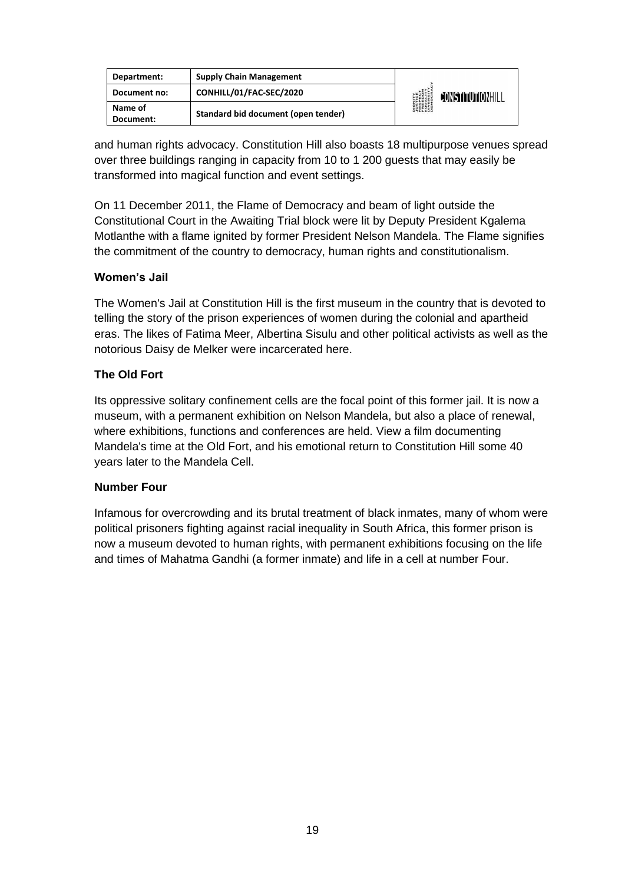and human rights advocacy. Constitution Hill also boasts 18 multipurpose venues spread over three buildings ranging in capacity from 10 to 1 200 guests that may easily be transformed into magical function and event settings.

On 11 December 2011, the Flame of Democracy and beam of light outside the Constitutional Court in the Awaiting Trial block were lit by Deputy President Kgalema Motlanthe with a flame ignited by former President Nelson Mandela. The Flame signifies the commitment of the country to democracy, human rights and constitutionalism.

### Women's Jail

The Women's Jail at Constitution Hill is the first museum in the country that is devoted to telling the story of the prison experiences of women during the colonial and apartheid eras. The likes of Fatima Meer, Albertina Sisulu and other political activists as well as the notorious Daisy de Melker were incarcerated here.

### The Old Fort

Its oppressive solitary confinement cells are the focal point of this former jail. It is now a museum, with a permanent exhibition on Nelson Mandela, but also a place of renewal, where exhibitions, functions and conferences are held. View a film documenting Mandela's time at the Old Fort, and his emotional return to Constitution Hill some 40 years later to the Mandela Cell.

### Number Four

Infamous for overcrowding and its brutal treatment of black inmates, many of whom were political prisoners fighting against racial inequality in South Africa, this former prison is now a museum devoted to human rights, with permanent exhibitions focusing on the life and times of Mahatma Gandhi (a former inmate) and life in a cell at number Four.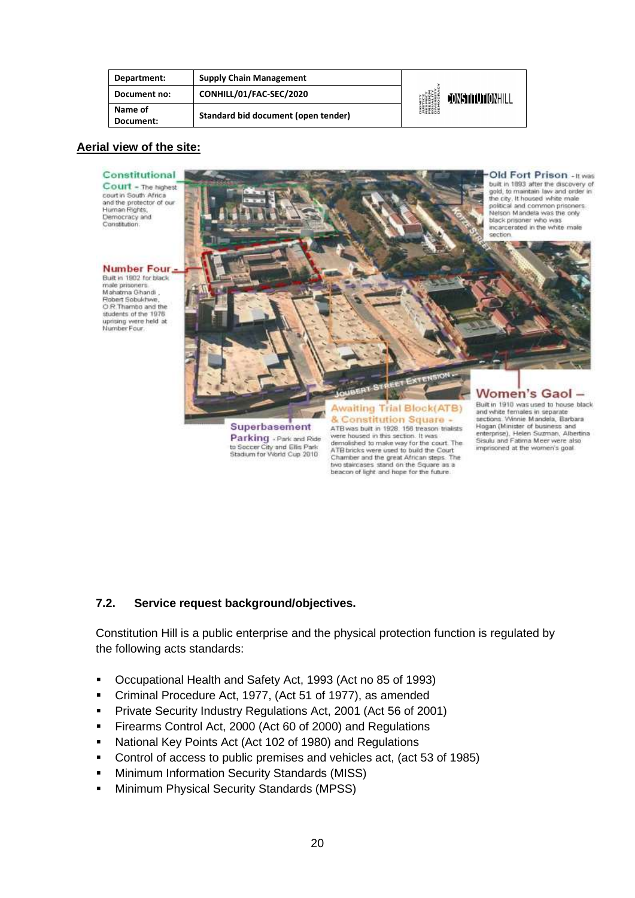| Department: | Supply Chain Management |
| --- | --- |
| Document no: | CONHILL/01/FAC-SEC/2020 |
| Name of Document: | Standard bid document (open tender) |

**Aerial view of the site:**

**Constitutional Court** - The highest court in South Africa and the protector of our Human Rights, Democracy and Constitution.

**Number Four** - Built in 1902 for black male prisoners. Mahatma Ghandi, Robert Sobukhwe, O.R Thambo and the students of the 1976 uprising were held at Number Four.

**Old Fort Prison** - It was built in 1893 after the discovery of gold, to maintain law and order in the city. It housed white male political and common prisoners. Nelson Mandela was the only black prisoner who was incarcerated in the white male section.

**Superbasement Parking** - Park and Ride to Soccer City and Ellis Park Stadium for World Cup 2010

**Awaiting Trial Block(ATB) & Constitution Square** - ATB was built in 1928. 156 treason trialists were housed in this section. It was demolished to make way for the court. The ATB bricks were used to build the Court Chamber and the great African steps. The two staircases stand on the Square as a beacon of light and hope for the future.

**Women's Gaol** – Built in 1910 was used to house black and white females in separate sections. Winnie Mandela, Barbara Hogan (Minister of business and enterprise), Helen Suzman, Albertina Sisulu and Fatima Meer were also imprisoned at the women's goal

### 7.2. Service request background/objectives.

Constitution Hill is a public enterprise and the physical protection function is regulated by the following acts standards:

- Occupational Health and Safety Act, 1993 (Act no 85 of 1993)
- Criminal Procedure Act, 1977, (Act 51 of 1977), as amended
- Private Security Industry Regulations Act, 2001 (Act 56 of 2001)
- Firearms Control Act, 2000 (Act 60 of 2000) and Regulations
- National Key Points Act (Act 102 of 1980) and Regulations
- Control of access to public premises and vehicles act, (act 53 of 1985)
- Minimum Information Security Standards (MISS)
- Minimum Physical Security Standards (MPSS)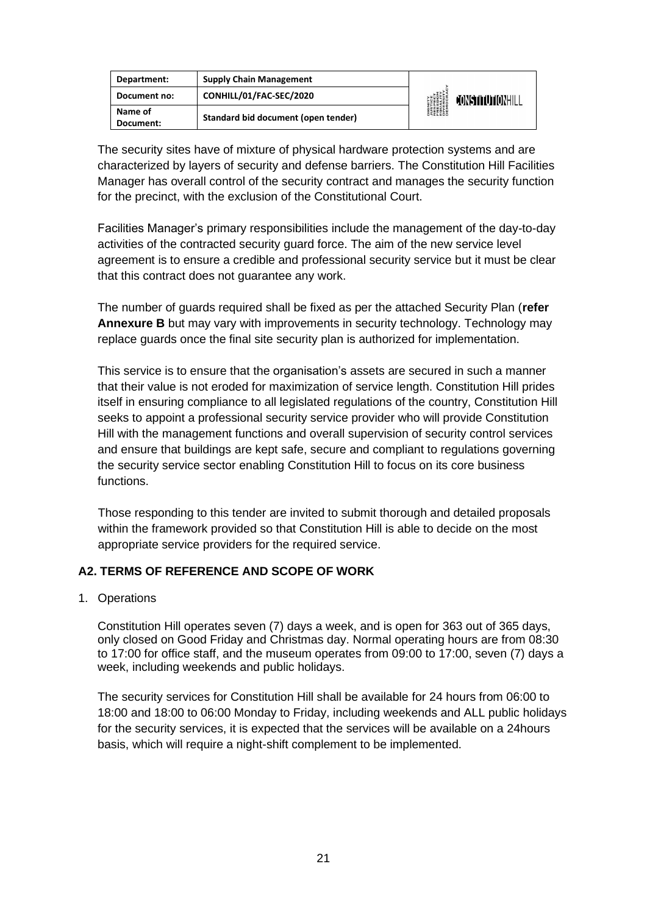The security sites have of mixture of physical hardware protection systems and are characterized by layers of security and defense barriers. The Constitution Hill Facilities Manager has overall control of the security contract and manages the security function for the precinct, with the exclusion of the Constitutional Court.

Facilities Manager's primary responsibilities include the management of the day-to-day activities of the contracted security guard force. The aim of the new service level agreement is to ensure a credible and professional security service but it must be clear that this contract does not guarantee any work.

The number of guards required shall be fixed as per the attached Security Plan (**refer Annexure B** but may vary with improvements in security technology. Technology may replace guards once the final site security plan is authorized for implementation.

This service is to ensure that the organisation's assets are secured in such a manner that their value is not eroded for maximization of service length. Constitution Hill prides itself in ensuring compliance to all legislated regulations of the country, Constitution Hill seeks to appoint a professional security service provider who will provide Constitution Hill with the management functions and overall supervision of security control services and ensure that buildings are kept safe, secure and compliant to regulations governing the security service sector enabling Constitution Hill to focus on its core business functions.

Those responding to this tender are invited to submit thorough and detailed proposals within the framework provided so that Constitution Hill is able to decide on the most appropriate service providers for the required service.

### A2. TERMS OF REFERENCE AND SCOPE OF WORK

1. Operations

   Constitution Hill operates seven (7) days a week, and is open for 363 out of 365 days, only closed on Good Friday and Christmas day. Normal operating hours are from 08:30 to 17:00 for office staff, and the museum operates from 09:00 to 17:00, seven (7) days a week, including weekends and public holidays.

   The security services for Constitution Hill shall be available for 24 hours from 06:00 to 18:00 and 18:00 to 06:00 Monday to Friday, including weekends and ALL public holidays for the security services, it is expected that the services will be available on a 24hours basis, which will require a night-shift complement to be implemented.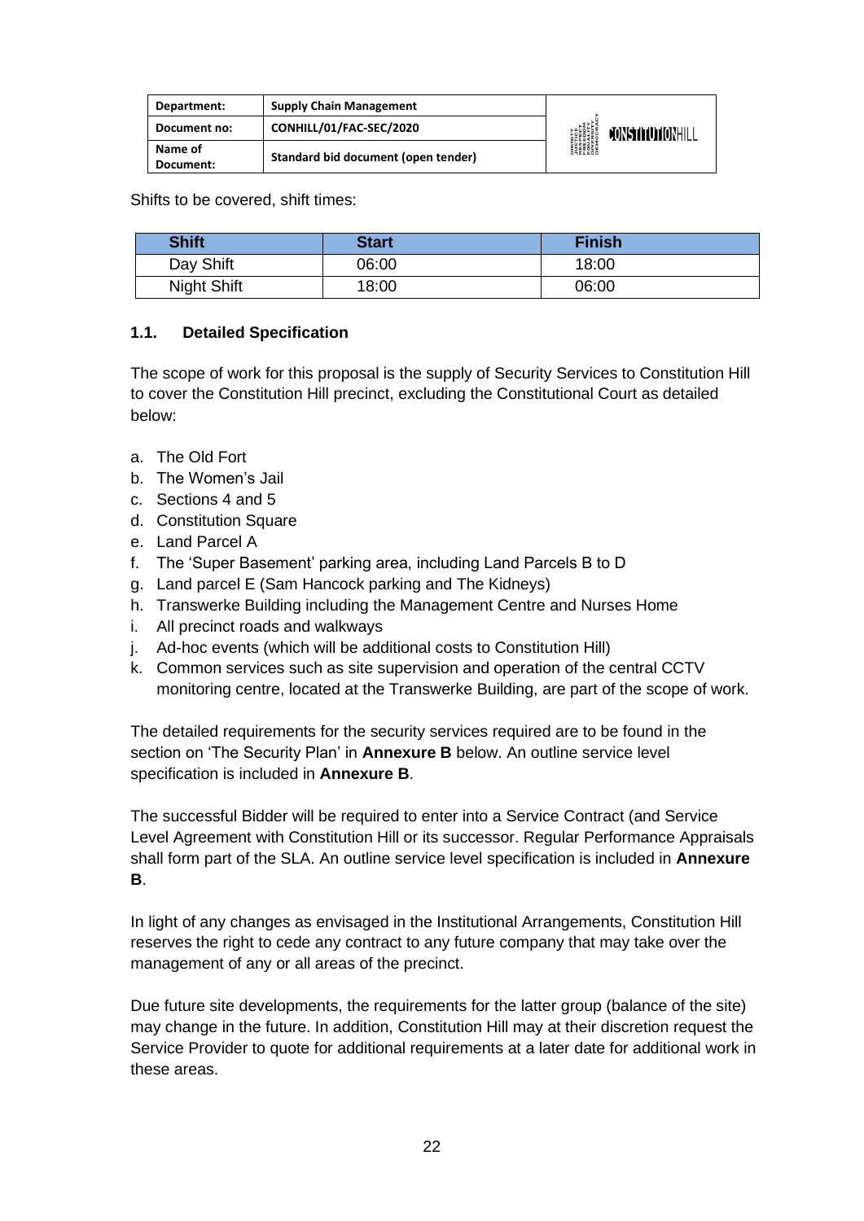Shifts to be covered, shift times:

| Shift | Start | Finish |
|---|---|---|
| Day Shift | 06:00 | 18:00 |
| Night Shift | 18:00 | 06:00 |

### 1.1. Detailed Specification

The scope of work for this proposal is the supply of Security Services to Constitution Hill to cover the Constitution Hill precinct, excluding the Constitutional Court as detailed below:

a. The Old Fort
b. The Women's Jail
c. Sections 4 and 5
d. Constitution Square
e. Land Parcel A
f. The 'Super Basement' parking area, including Land Parcels B to D
g. Land parcel E (Sam Hancock parking and The Kidneys)
h. Transwerke Building including the Management Centre and Nurses Home
i. All precinct roads and walkways
j. Ad-hoc events (which will be additional costs to Constitution Hill)
k. Common services such as site supervision and operation of the central CCTV monitoring centre, located at the Transwerke Building, are part of the scope of work.

The detailed requirements for the security services required are to be found in the section on 'The Security Plan' in **Annexure B** below. An outline service level specification is included in **Annexure B**.

The successful Bidder will be required to enter into a Service Contract (and Service Level Agreement with Constitution Hill or its successor. Regular Performance Appraisals shall form part of the SLA. An outline service level specification is included in **Annexure B**.

In light of any changes as envisaged in the Institutional Arrangements, Constitution Hill reserves the right to cede any contract to any future company that may take over the management of any or all areas of the precinct.

Due future site developments, the requirements for the latter group (balance of the site) may change in the future. In addition, Constitution Hill may at their discretion request the Service Provider to quote for additional requirements at a later date for additional work in these areas.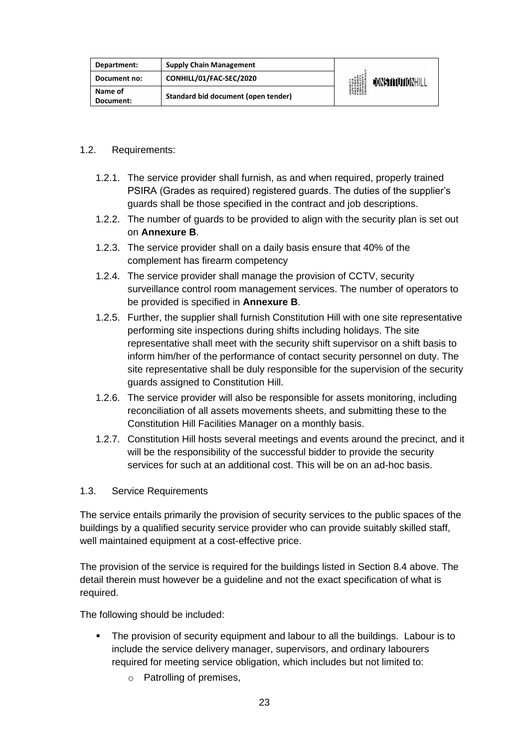1.2. Requirements:

1.2.1. The service provider shall furnish, as and when required, properly trained PSIRA (Grades as required) registered guards. The duties of the supplier's guards shall be those specified in the contract and job descriptions.

1.2.2. The number of guards to be provided to align with the security plan is set out on **Annexure B**.

1.2.3. The service provider shall on a daily basis ensure that 40% of the complement has firearm competency

1.2.4. The service provider shall manage the provision of CCTV, security surveillance control room management services. The number of operators to be provided is specified in **Annexure B**.

1.2.5. Further, the supplier shall furnish Constitution Hill with one site representative performing site inspections during shifts including holidays. The site representative shall meet with the security shift supervisor on a shift basis to inform him/her of the performance of contact security personnel on duty. The site representative shall be duly responsible for the supervision of the security guards assigned to Constitution Hill.

1.2.6. The service provider will also be responsible for assets monitoring, including reconciliation of all assets movements sheets, and submitting these to the Constitution Hill Facilities Manager on a monthly basis.

1.2.7. Constitution Hill hosts several meetings and events around the precinct, and it will be the responsibility of the successful bidder to provide the security services for such at an additional cost. This will be on an ad-hoc basis.

1.3. Service Requirements

The service entails primarily the provision of security services to the public spaces of the buildings by a qualified security service provider who can provide suitably skilled staff, well maintained equipment at a cost-effective price.

The provision of the service is required for the buildings listed in Section 8.4 above. The detail therein must however be a guideline and not the exact specification of what is required.

The following should be included:

- The provision of security equipment and labour to all the buildings. Labour is to include the service delivery manager, supervisors, and ordinary labourers required for meeting service obligation, which includes but not limited to:
    - Patrolling of premises,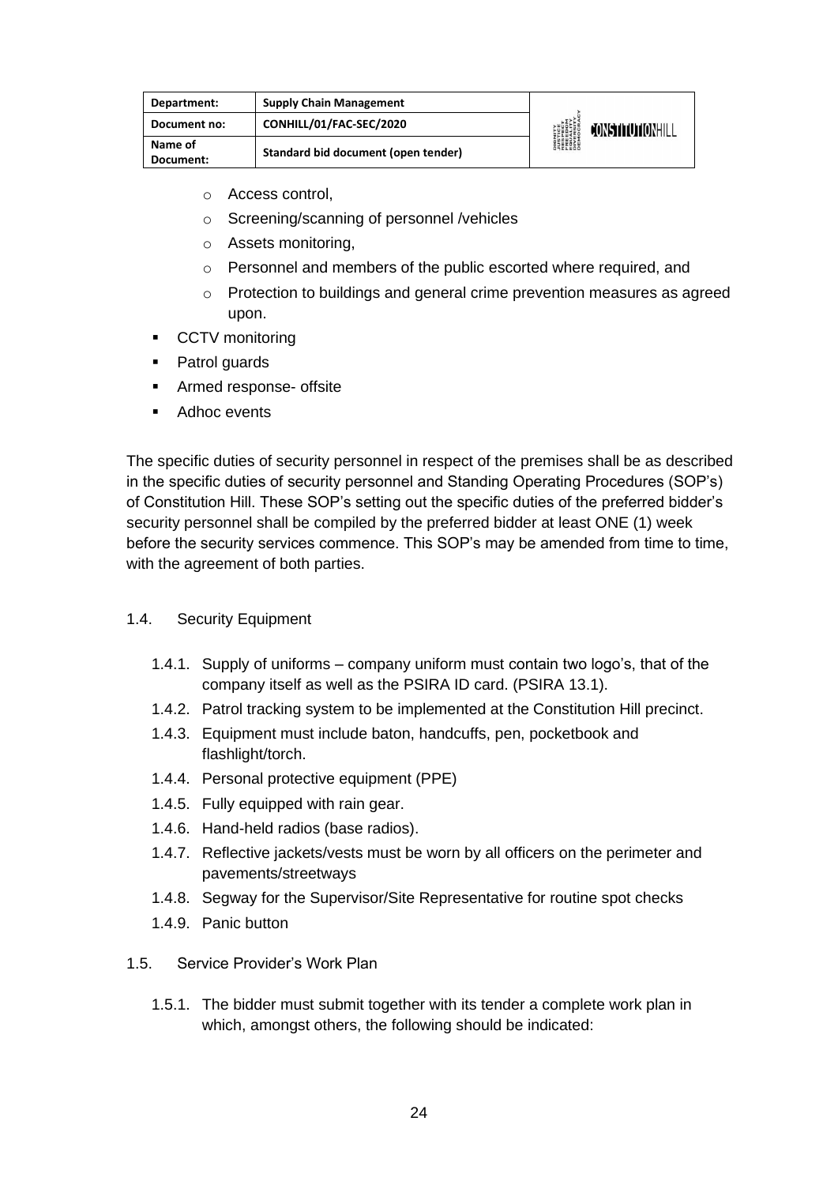- Access control,
- Screening/scanning of personnel /vehicles
- Assets monitoring,
- Personnel and members of the public escorted where required, and
- Protection to buildings and general crime prevention measures as agreed upon.

- CCTV monitoring
- Patrol guards
- Armed response- offsite
- Adhoc events

The specific duties of security personnel in respect of the premises shall be as described in the specific duties of security personnel and Standing Operating Procedures (SOP's) of Constitution Hill. These SOP's setting out the specific duties of the preferred bidder's security personnel shall be compiled by the preferred bidder at least ONE (1) week before the security services commence. This SOP's may be amended from time to time, with the agreement of both parties.

1.4. Security Equipment

1.4.1. Supply of uniforms – company uniform must contain two logo's, that of the company itself as well as the PSIRA ID card. (PSIRA 13.1).

1.4.2. Patrol tracking system to be implemented at the Constitution Hill precinct.

1.4.3. Equipment must include baton, handcuffs, pen, pocketbook and flashlight/torch.

1.4.4. Personal protective equipment (PPE)

1.4.5. Fully equipped with rain gear.

1.4.6. Hand-held radios (base radios).

1.4.7. Reflective jackets/vests must be worn by all officers on the perimeter and pavements/streetways

1.4.8. Segway for the Supervisor/Site Representative for routine spot checks

1.4.9. Panic button

1.5. Service Provider's Work Plan

1.5.1. The bidder must submit together with its tender a complete work plan in which, amongst others, the following should be indicated: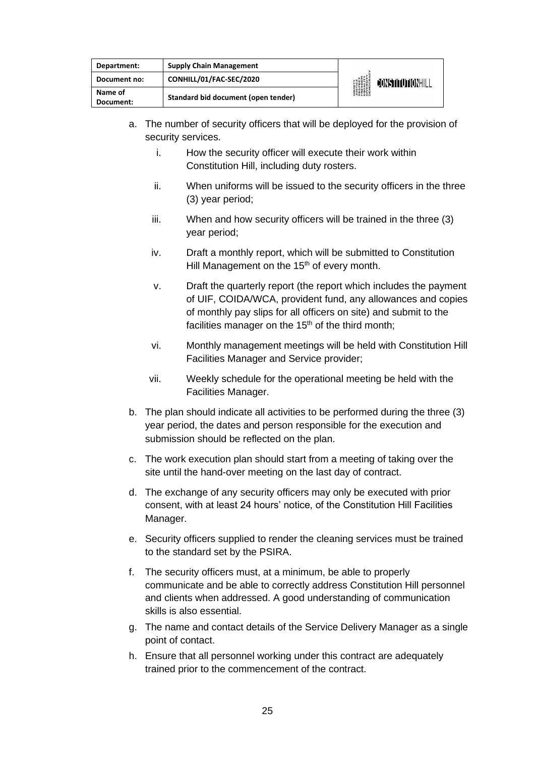a. The number of security officers that will be deployed for the provision of security services.

   i. How the security officer will execute their work within Constitution Hill, including duty rosters.

   ii. When uniforms will be issued to the security officers in the three (3) year period;

   iii. When and how security officers will be trained in the three (3) year period;

   iv. Draft a monthly report, which will be submitted to Constitution Hill Management on the 15th of every month.

   v. Draft the quarterly report (the report which includes the payment of UIF, COIDA/WCA, provident fund, any allowances and copies of monthly pay slips for all officers on site) and submit to the facilities manager on the 15th of the third month;

   vi. Monthly management meetings will be held with Constitution Hill Facilities Manager and Service provider;

   vii. Weekly schedule for the operational meeting be held with the Facilities Manager.

b. The plan should indicate all activities to be performed during the three (3) year period, the dates and person responsible for the execution and submission should be reflected on the plan.

c. The work execution plan should start from a meeting of taking over the site until the hand-over meeting on the last day of contract.

d. The exchange of any security officers may only be executed with prior consent, with at least 24 hours' notice, of the Constitution Hill Facilities Manager.

e. Security officers supplied to render the cleaning services must be trained to the standard set by the PSIRA.

f. The security officers must, at a minimum, be able to properly communicate and be able to correctly address Constitution Hill personnel and clients when addressed. A good understanding of communication skills is also essential.

g. The name and contact details of the Service Delivery Manager as a single point of contact.

h. Ensure that all personnel working under this contract are adequately trained prior to the commencement of the contract.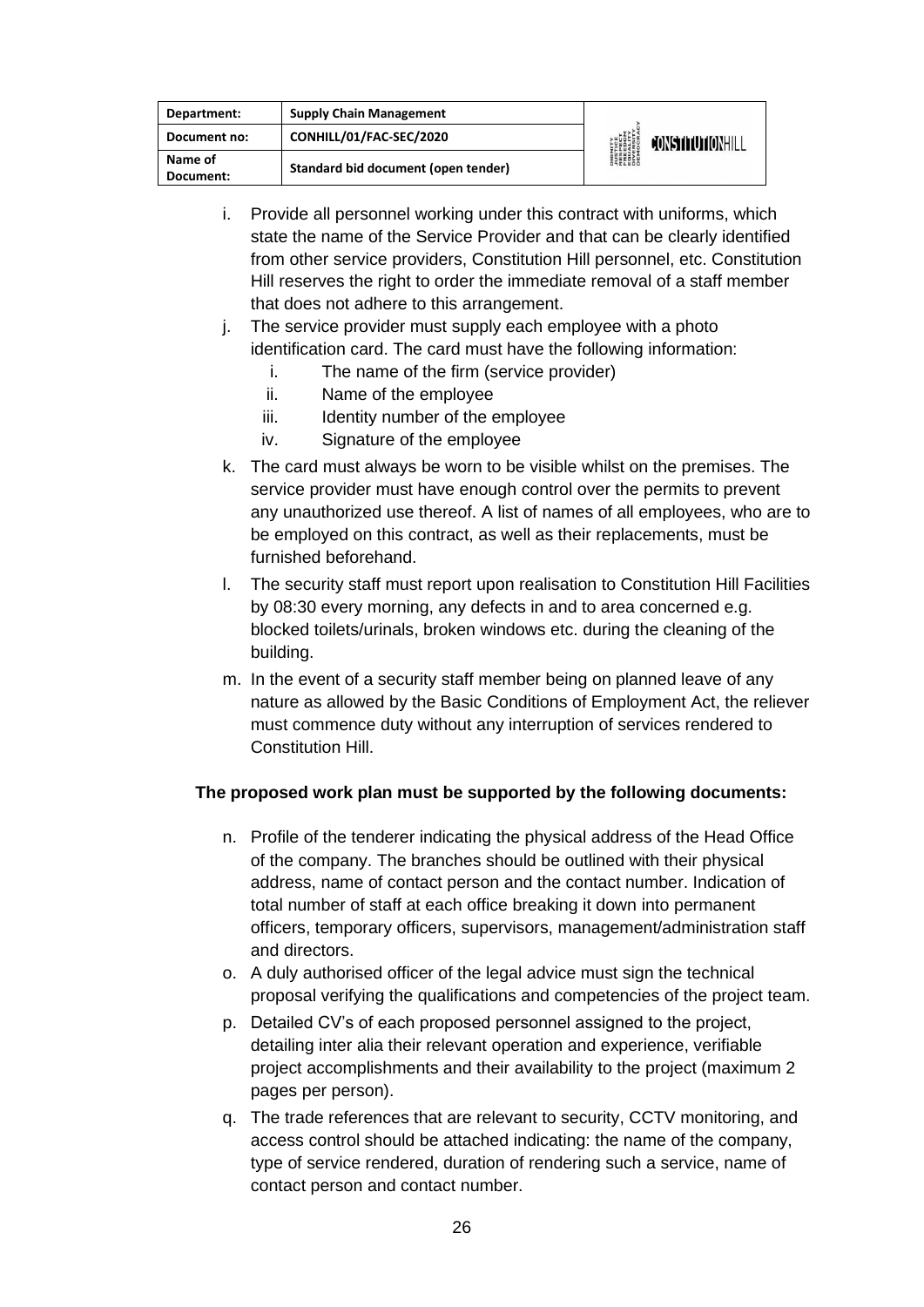i. Provide all personnel working under this contract with uniforms, which state the name of the Service Provider and that can be clearly identified from other service providers, Constitution Hill personnel, etc. Constitution Hill reserves the right to order the immediate removal of a staff member that does not adhere to this arrangement.

j. The service provider must supply each employee with a photo identification card. The card must have the following information:
   i. The name of the firm (service provider)
   ii. Name of the employee
   iii. Identity number of the employee
   iv. Signature of the employee

k. The card must always be worn to be visible whilst on the premises. The service provider must have enough control over the permits to prevent any unauthorized use thereof. A list of names of all employees, who are to be employed on this contract, as well as their replacements, must be furnished beforehand.

l. The security staff must report upon realisation to Constitution Hill Facilities by 08:30 every morning, any defects in and to area concerned e.g. blocked toilets/urinals, broken windows etc. during the cleaning of the building.

m. In the event of a security staff member being on planned leave of any nature as allowed by the Basic Conditions of Employment Act, the reliever must commence duty without any interruption of services rendered to Constitution Hill.

**The proposed work plan must be supported by the following documents:**

n. Profile of the tenderer indicating the physical address of the Head Office of the company. The branches should be outlined with their physical address, name of contact person and the contact number. Indication of total number of staff at each office breaking it down into permanent officers, temporary officers, supervisors, management/administration staff and directors.

o. A duly authorised officer of the legal advice must sign the technical proposal verifying the qualifications and competencies of the project team.

p. Detailed CV's of each proposed personnel assigned to the project, detailing inter alia their relevant operation and experience, verifiable project accomplishments and their availability to the project (maximum 2 pages per person).

q. The trade references that are relevant to security, CCTV monitoring, and access control should be attached indicating: the name of the company, type of service rendered, duration of rendering such a service, name of contact person and contact number.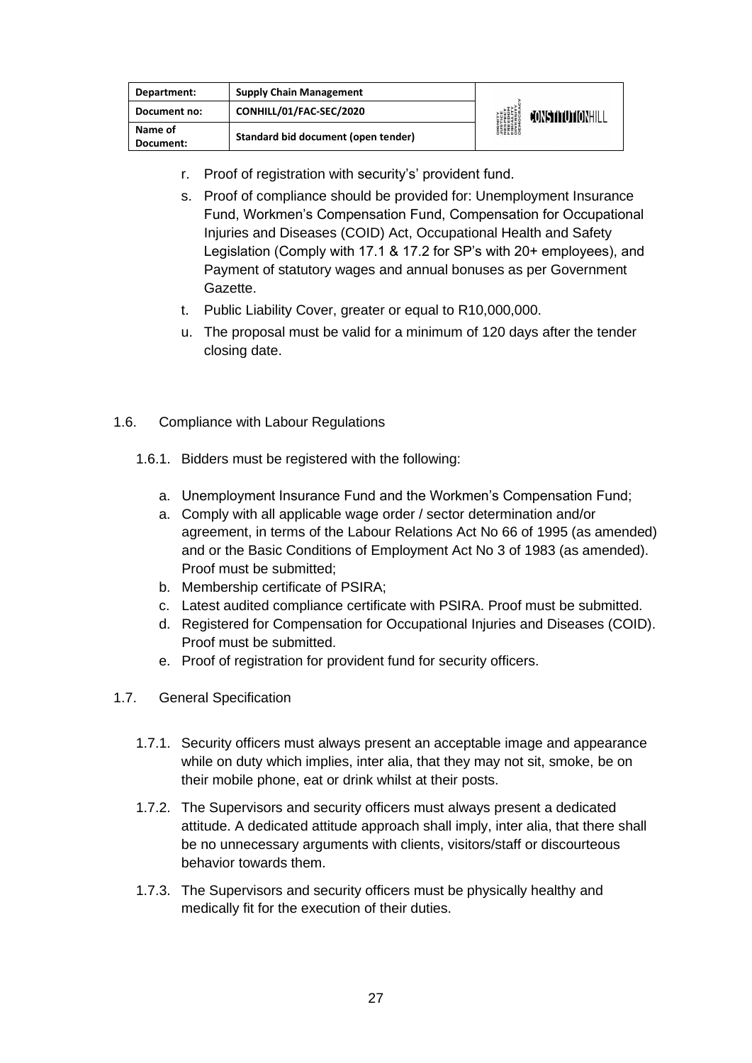r. Proof of registration with security's' provident fund.

s. Proof of compliance should be provided for: Unemployment Insurance Fund, Workmen's Compensation Fund, Compensation for Occupational Injuries and Diseases (COID) Act, Occupational Health and Safety Legislation (Comply with 17.1 & 17.2 for SP's with 20+ employees), and Payment of statutory wages and annual bonuses as per Government Gazette.

t. Public Liability Cover, greater or equal to R10,000,000.

u. The proposal must be valid for a minimum of 120 days after the tender closing date.

1.6. Compliance with Labour Regulations

1.6.1. Bidders must be registered with the following:

a. Unemployment Insurance Fund and the Workmen's Compensation Fund;

a. Comply with all applicable wage order / sector determination and/or agreement, in terms of the Labour Relations Act No 66 of 1995 (as amended) and or the Basic Conditions of Employment Act No 3 of 1983 (as amended). Proof must be submitted;

b. Membership certificate of PSIRA;

c. Latest audited compliance certificate with PSIRA. Proof must be submitted.

d. Registered for Compensation for Occupational Injuries and Diseases (COID). Proof must be submitted.

e. Proof of registration for provident fund for security officers.

1.7. General Specification

1.7.1. Security officers must always present an acceptable image and appearance while on duty which implies, inter alia, that they may not sit, smoke, be on their mobile phone, eat or drink whilst at their posts.

1.7.2. The Supervisors and security officers must always present a dedicated attitude. A dedicated attitude approach shall imply, inter alia, that there shall be no unnecessary arguments with clients, visitors/staff or discourteous behavior towards them.

1.7.3. The Supervisors and security officers must be physically healthy and medically fit for the execution of their duties.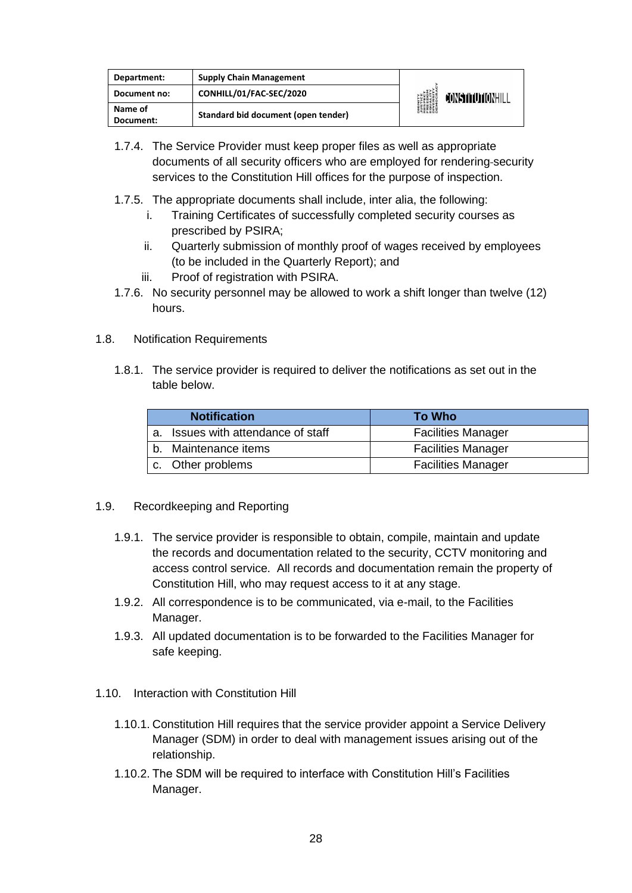1.7.4. The Service Provider must keep proper files as well as appropriate documents of all security officers who are employed for rendering-security services to the Constitution Hill offices for the purpose of inspection.

1.7.5. The appropriate documents shall include, inter alia, the following:

i. Training Certificates of successfully completed security courses as prescribed by PSIRA;

ii. Quarterly submission of monthly proof of wages received by employees (to be included in the Quarterly Report); and

iii. Proof of registration with PSIRA.

1.7.6. No security personnel may be allowed to work a shift longer than twelve (12) hours.

1.8. Notification Requirements

1.8.1. The service provider is required to deliver the notifications as set out in the table below.

| Notification | To Who |
|---|---|
| a. Issues with attendance of staff | Facilities Manager |
| b. Maintenance items | Facilities Manager |
| c. Other problems | Facilities Manager |

1.9. Recordkeeping and Reporting

1.9.1. The service provider is responsible to obtain, compile, maintain and update the records and documentation related to the security, CCTV monitoring and access control service. All records and documentation remain the property of Constitution Hill, who may request access to it at any stage.

1.9.2. All correspondence is to be communicated, via e-mail, to the Facilities Manager.

1.9.3. All updated documentation is to be forwarded to the Facilities Manager for safe keeping.

1.10. Interaction with Constitution Hill

1.10.1. Constitution Hill requires that the service provider appoint a Service Delivery Manager (SDM) in order to deal with management issues arising out of the relationship.

1.10.2. The SDM will be required to interface with Constitution Hill's Facilities Manager.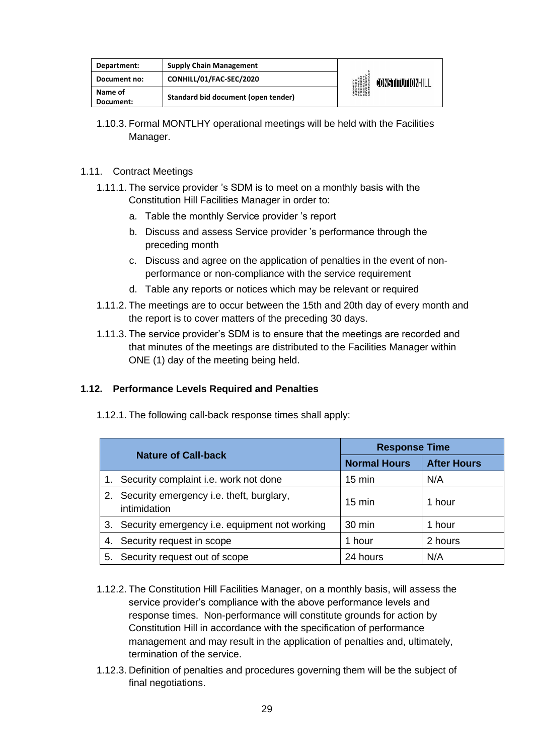1.10.3. Formal MONTLHY operational meetings will be held with the Facilities Manager.

1.11. Contract Meetings

1.11.1. The service provider 's SDM is to meet on a monthly basis with the Constitution Hill Facilities Manager in order to:

a. Table the monthly Service provider 's report

b. Discuss and assess Service provider 's performance through the preceding month

c. Discuss and agree on the application of penalties in the event of non-performance or non-compliance with the service requirement

d. Table any reports or notices which may be relevant or required

1.11.2. The meetings are to occur between the 15th and 20th day of every month and the report is to cover matters of the preceding 30 days.

1.11.3. The service provider's SDM is to ensure that the meetings are recorded and that minutes of the meetings are distributed to the Facilities Manager within ONE (1) day of the meeting being held.

**1.12. Performance Levels Required and Penalties**

1.12.1. The following call-back response times shall apply:

| Nature of Call-back | Response Time | |
|---|---|---|
| | Normal Hours | After Hours |
| 1. Security complaint i.e. work not done | 15 min | N/A |
| 2. Security emergency i.e. theft, burglary, intimidation | 15 min | 1 hour |
| 3. Security emergency i.e. equipment not working | 30 min | 1 hour |
| 4. Security request in scope | 1 hour | 2 hours |
| 5. Security request out of scope | 24 hours | N/A |

1.12.2. The Constitution Hill Facilities Manager, on a monthly basis, will assess the service provider's compliance with the above performance levels and response times. Non-performance will constitute grounds for action by Constitution Hill in accordance with the specification of performance management and may result in the application of penalties and, ultimately, termination of the service.

1.12.3. Definition of penalties and procedures governing them will be the subject of final negotiations.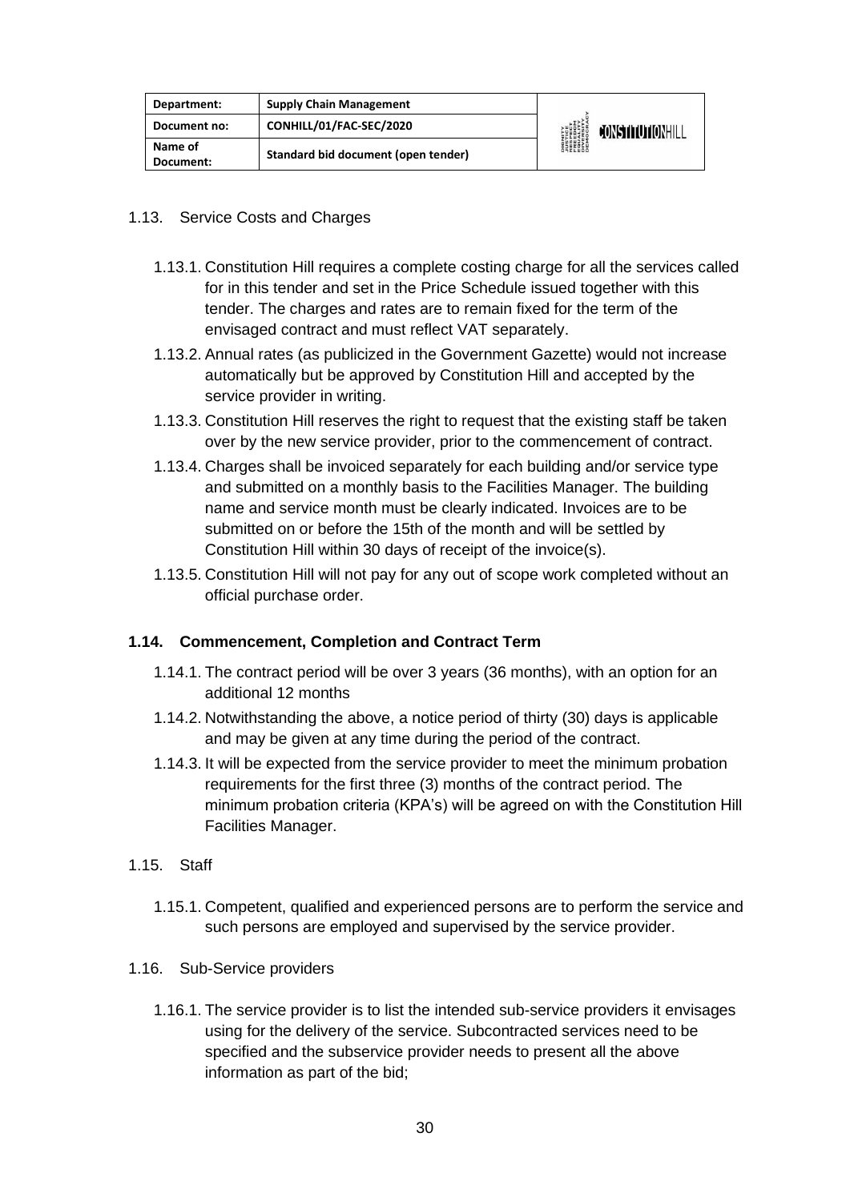1.13. Service Costs and Charges

1.13.1. Constitution Hill requires a complete costing charge for all the services called for in this tender and set in the Price Schedule issued together with this tender. The charges and rates are to remain fixed for the term of the envisaged contract and must reflect VAT separately.

1.13.2. Annual rates (as publicized in the Government Gazette) would not increase automatically but be approved by Constitution Hill and accepted by the service provider in writing.

1.13.3. Constitution Hill reserves the right to request that the existing staff be taken over by the new service provider, prior to the commencement of contract.

1.13.4. Charges shall be invoiced separately for each building and/or service type and submitted on a monthly basis to the Facilities Manager. The building name and service month must be clearly indicated. Invoices are to be submitted on or before the 15th of the month and will be settled by Constitution Hill within 30 days of receipt of the invoice(s).

1.13.5. Constitution Hill will not pay for any out of scope work completed without an official purchase order.

**1.14. Commencement, Completion and Contract Term**

1.14.1. The contract period will be over 3 years (36 months), with an option for an additional 12 months

1.14.2. Notwithstanding the above, a notice period of thirty (30) days is applicable and may be given at any time during the period of the contract.

1.14.3. It will be expected from the service provider to meet the minimum probation requirements for the first three (3) months of the contract period. The minimum probation criteria (KPA's) will be agreed on with the Constitution Hill Facilities Manager.

1.15. Staff

1.15.1. Competent, qualified and experienced persons are to perform the service and such persons are employed and supervised by the service provider.

1.16. Sub-Service providers

1.16.1. The service provider is to list the intended sub-service providers it envisages using for the delivery of the service. Subcontracted services need to be specified and the subservice provider needs to present all the above information as part of the bid;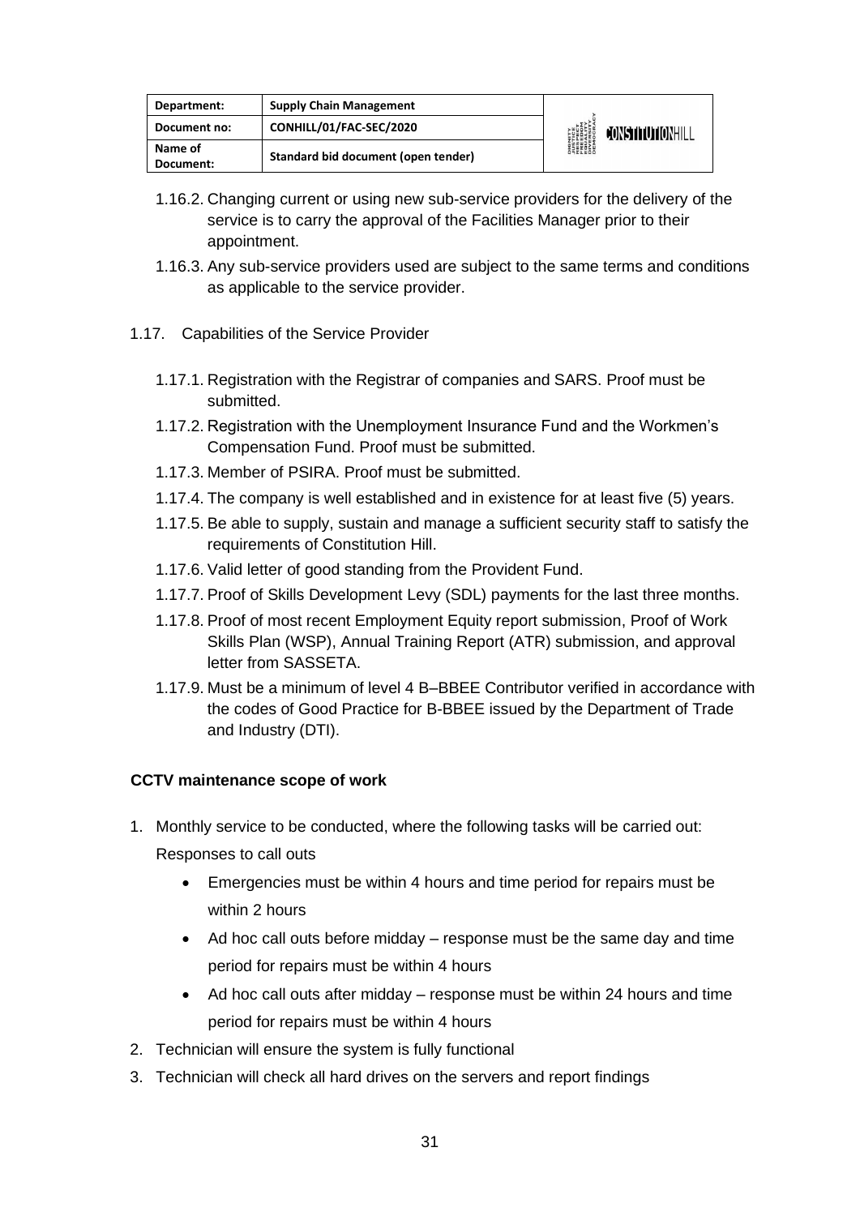1.16.2. Changing current or using new sub-service providers for the delivery of the service is to carry the approval of the Facilities Manager prior to their appointment.

1.16.3. Any sub-service providers used are subject to the same terms and conditions as applicable to the service provider.

1.17. Capabilities of the Service Provider

1.17.1. Registration with the Registrar of companies and SARS. Proof must be submitted.

1.17.2. Registration with the Unemployment Insurance Fund and the Workmen's Compensation Fund. Proof must be submitted.

1.17.3. Member of PSIRA. Proof must be submitted.

1.17.4. The company is well established and in existence for at least five (5) years.

1.17.5. Be able to supply, sustain and manage a sufficient security staff to satisfy the requirements of Constitution Hill.

1.17.6. Valid letter of good standing from the Provident Fund.

1.17.7. Proof of Skills Development Levy (SDL) payments for the last three months.

1.17.8. Proof of most recent Employment Equity report submission, Proof of Work Skills Plan (WSP), Annual Training Report (ATR) submission, and approval letter from SASSETA.

1.17.9. Must be a minimum of level 4 B–BBEE Contributor verified in accordance with the codes of Good Practice for B-BBEE issued by the Department of Trade and Industry (DTI).

**CCTV maintenance scope of work**

1. Monthly service to be conducted, where the following tasks will be carried out: Responses to call outs
   - Emergencies must be within 4 hours and time period for repairs must be within 2 hours
   - Ad hoc call outs before midday – response must be the same day and time period for repairs must be within 4 hours
   - Ad hoc call outs after midday – response must be within 24 hours and time period for repairs must be within 4 hours
2. Technician will ensure the system is fully functional
3. Technician will check all hard drives on the servers and report findings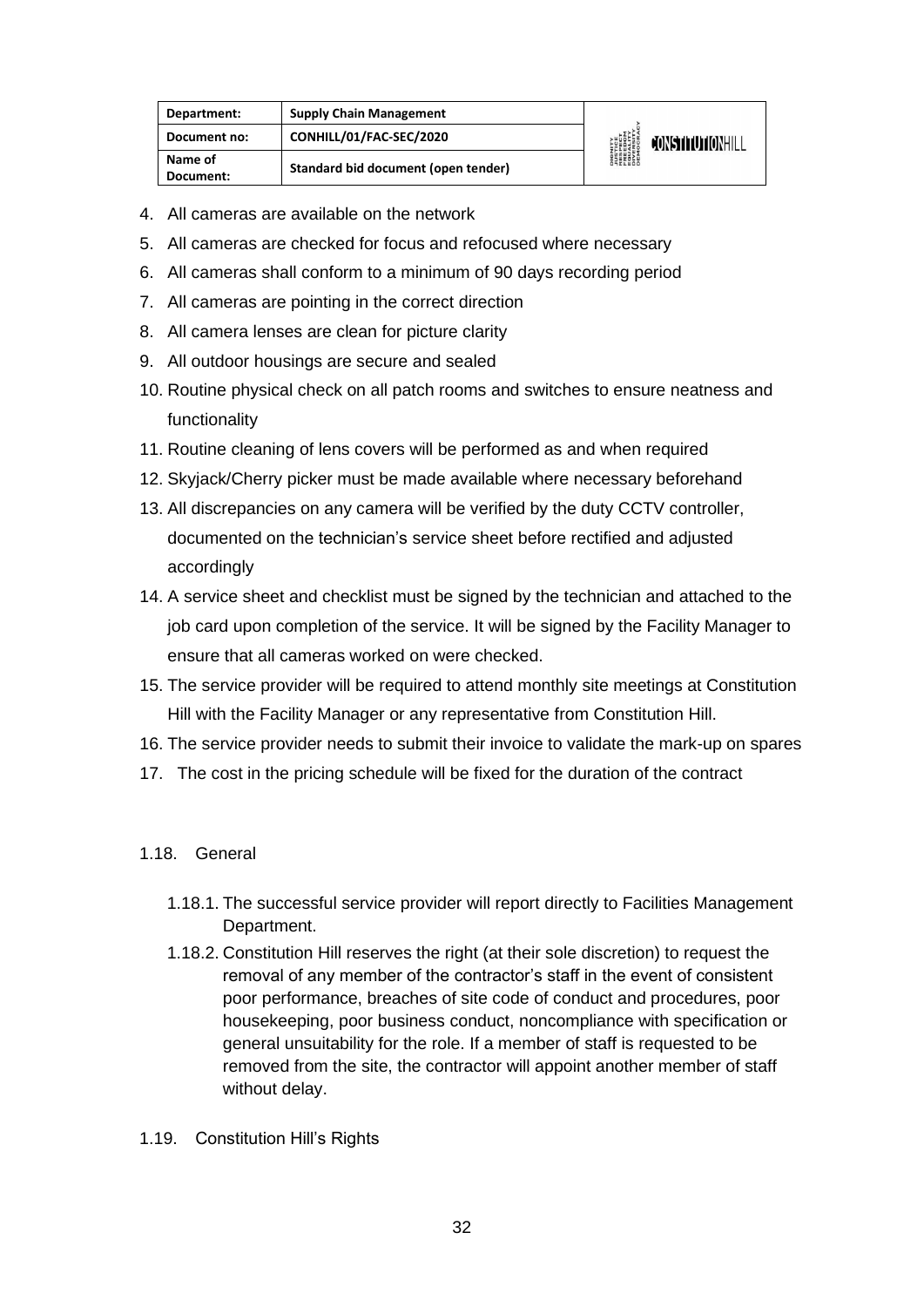4. All cameras are available on the network
5. All cameras are checked for focus and refocused where necessary
6. All cameras shall conform to a minimum of 90 days recording period
7. All cameras are pointing in the correct direction
8. All camera lenses are clean for picture clarity
9. All outdoor housings are secure and sealed
10. Routine physical check on all patch rooms and switches to ensure neatness and functionality
11. Routine cleaning of lens covers will be performed as and when required
12. Skyjack/Cherry picker must be made available where necessary beforehand
13. All discrepancies on any camera will be verified by the duty CCTV controller, documented on the technician's service sheet before rectified and adjusted accordingly
14. A service sheet and checklist must be signed by the technician and attached to the job card upon completion of the service. It will be signed by the Facility Manager to ensure that all cameras worked on were checked.
15. The service provider will be required to attend monthly site meetings at Constitution Hill with the Facility Manager or any representative from Constitution Hill.
16. The service provider needs to submit their invoice to validate the mark-up on spares
17. The cost in the pricing schedule will be fixed for the duration of the contract

1.18. General

1.18.1. The successful service provider will report directly to Facilities Management Department.

1.18.2. Constitution Hill reserves the right (at their sole discretion) to request the removal of any member of the contractor's staff in the event of consistent poor performance, breaches of site code of conduct and procedures, poor housekeeping, poor business conduct, noncompliance with specification or general unsuitability for the role. If a member of staff is requested to be removed from the site, the contractor will appoint another member of staff without delay.

1.19. Constitution Hill's Rights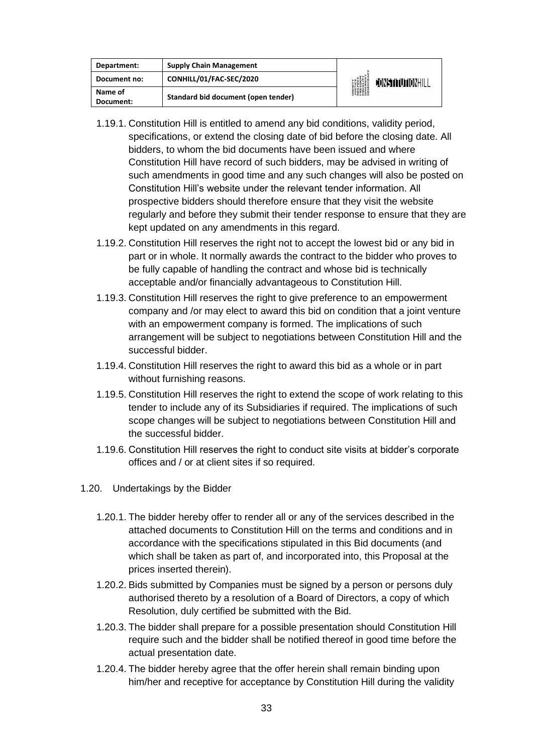1.19.1. Constitution Hill is entitled to amend any bid conditions, validity period, specifications, or extend the closing date of bid before the closing date. All bidders, to whom the bid documents have been issued and where Constitution Hill have record of such bidders, may be advised in writing of such amendments in good time and any such changes will also be posted on Constitution Hill's website under the relevant tender information. All prospective bidders should therefore ensure that they visit the website regularly and before they submit their tender response to ensure that they are kept updated on any amendments in this regard.

1.19.2. Constitution Hill reserves the right not to accept the lowest bid or any bid in part or in whole. It normally awards the contract to the bidder who proves to be fully capable of handling the contract and whose bid is technically acceptable and/or financially advantageous to Constitution Hill.

1.19.3. Constitution Hill reserves the right to give preference to an empowerment company and /or may elect to award this bid on condition that a joint venture with an empowerment company is formed. The implications of such arrangement will be subject to negotiations between Constitution Hill and the successful bidder.

1.19.4. Constitution Hill reserves the right to award this bid as a whole or in part without furnishing reasons.

1.19.5. Constitution Hill reserves the right to extend the scope of work relating to this tender to include any of its Subsidiaries if required. The implications of such scope changes will be subject to negotiations between Constitution Hill and the successful bidder.

1.19.6. Constitution Hill reserves the right to conduct site visits at bidder's corporate offices and / or at client sites if so required.

1.20. Undertakings by the Bidder

1.20.1. The bidder hereby offer to render all or any of the services described in the attached documents to Constitution Hill on the terms and conditions and in accordance with the specifications stipulated in this Bid documents (and which shall be taken as part of, and incorporated into, this Proposal at the prices inserted therein).

1.20.2. Bids submitted by Companies must be signed by a person or persons duly authorised thereto by a resolution of a Board of Directors, a copy of which Resolution, duly certified be submitted with the Bid.

1.20.3. The bidder shall prepare for a possible presentation should Constitution Hill require such and the bidder shall be notified thereof in good time before the actual presentation date.

1.20.4. The bidder hereby agree that the offer herein shall remain binding upon him/her and receptive for acceptance by Constitution Hill during the validity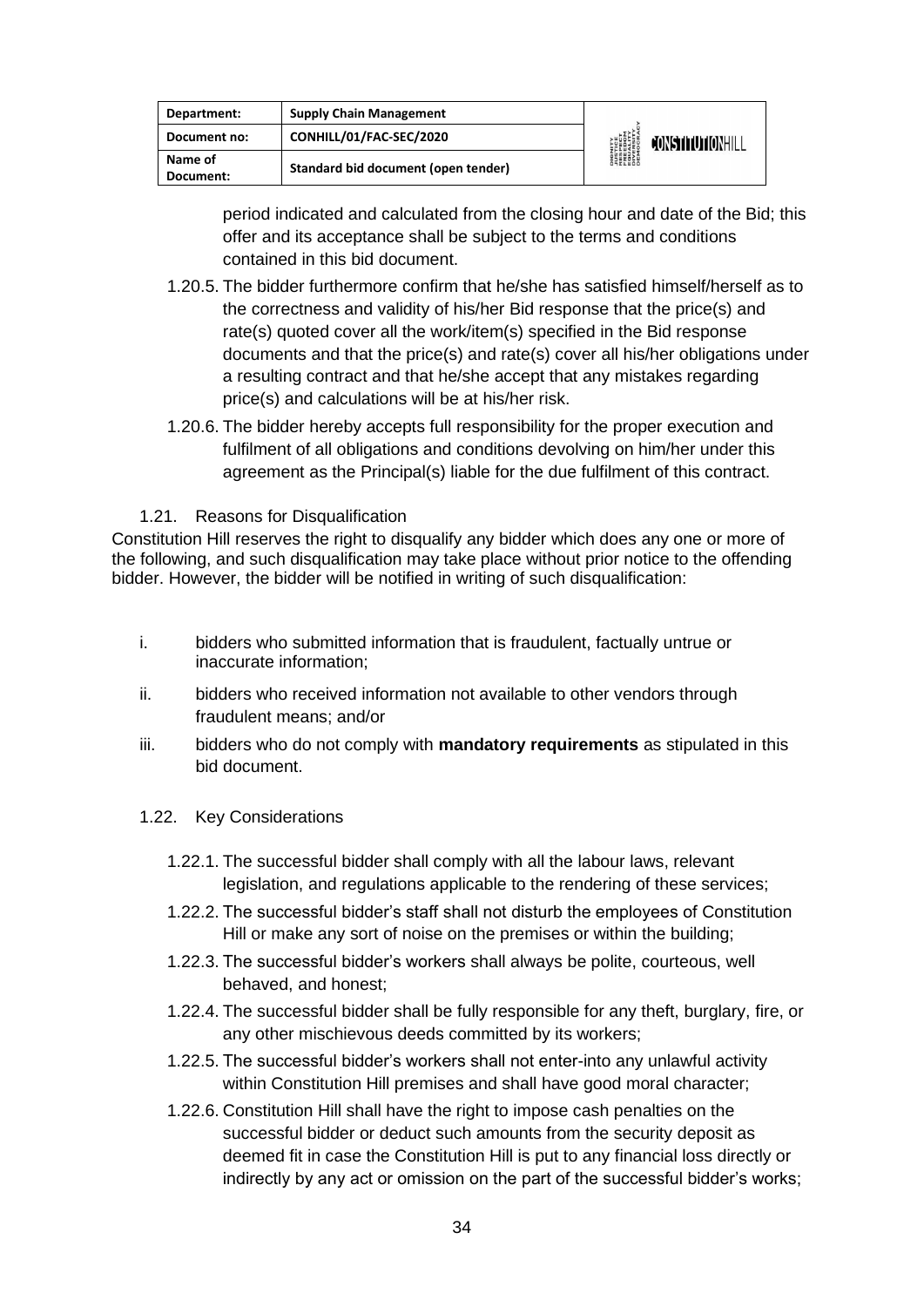period indicated and calculated from the closing hour and date of the Bid; this offer and its acceptance shall be subject to the terms and conditions contained in this bid document.

1.20.5. The bidder furthermore confirm that he/she has satisfied himself/herself as to the correctness and validity of his/her Bid response that the price(s) and rate(s) quoted cover all the work/item(s) specified in the Bid response documents and that the price(s) and rate(s) cover all his/her obligations under a resulting contract and that he/she accept that any mistakes regarding price(s) and calculations will be at his/her risk.

1.20.6. The bidder hereby accepts full responsibility for the proper execution and fulfilment of all obligations and conditions devolving on him/her under this agreement as the Principal(s) liable for the due fulfilment of this contract.

1.21. Reasons for Disqualification

Constitution Hill reserves the right to disqualify any bidder which does any one or more of the following, and such disqualification may take place without prior notice to the offending bidder. However, the bidder will be notified in writing of such disqualification:

i. bidders who submitted information that is fraudulent, factually untrue or inaccurate information;

ii. bidders who received information not available to other vendors through fraudulent means; and/or

iii. bidders who do not comply with **mandatory requirements** as stipulated in this bid document.

1.22. Key Considerations

1.22.1. The successful bidder shall comply with all the labour laws, relevant legislation, and regulations applicable to the rendering of these services;

1.22.2. The successful bidder's staff shall not disturb the employees of Constitution Hill or make any sort of noise on the premises or within the building;

1.22.3. The successful bidder's workers shall always be polite, courteous, well behaved, and honest;

1.22.4. The successful bidder shall be fully responsible for any theft, burglary, fire, or any other mischievous deeds committed by its workers;

1.22.5. The successful bidder's workers shall not enter-into any unlawful activity within Constitution Hill premises and shall have good moral character;

1.22.6. Constitution Hill shall have the right to impose cash penalties on the successful bidder or deduct such amounts from the security deposit as deemed fit in case the Constitution Hill is put to any financial loss directly or indirectly by any act or omission on the part of the successful bidder's works;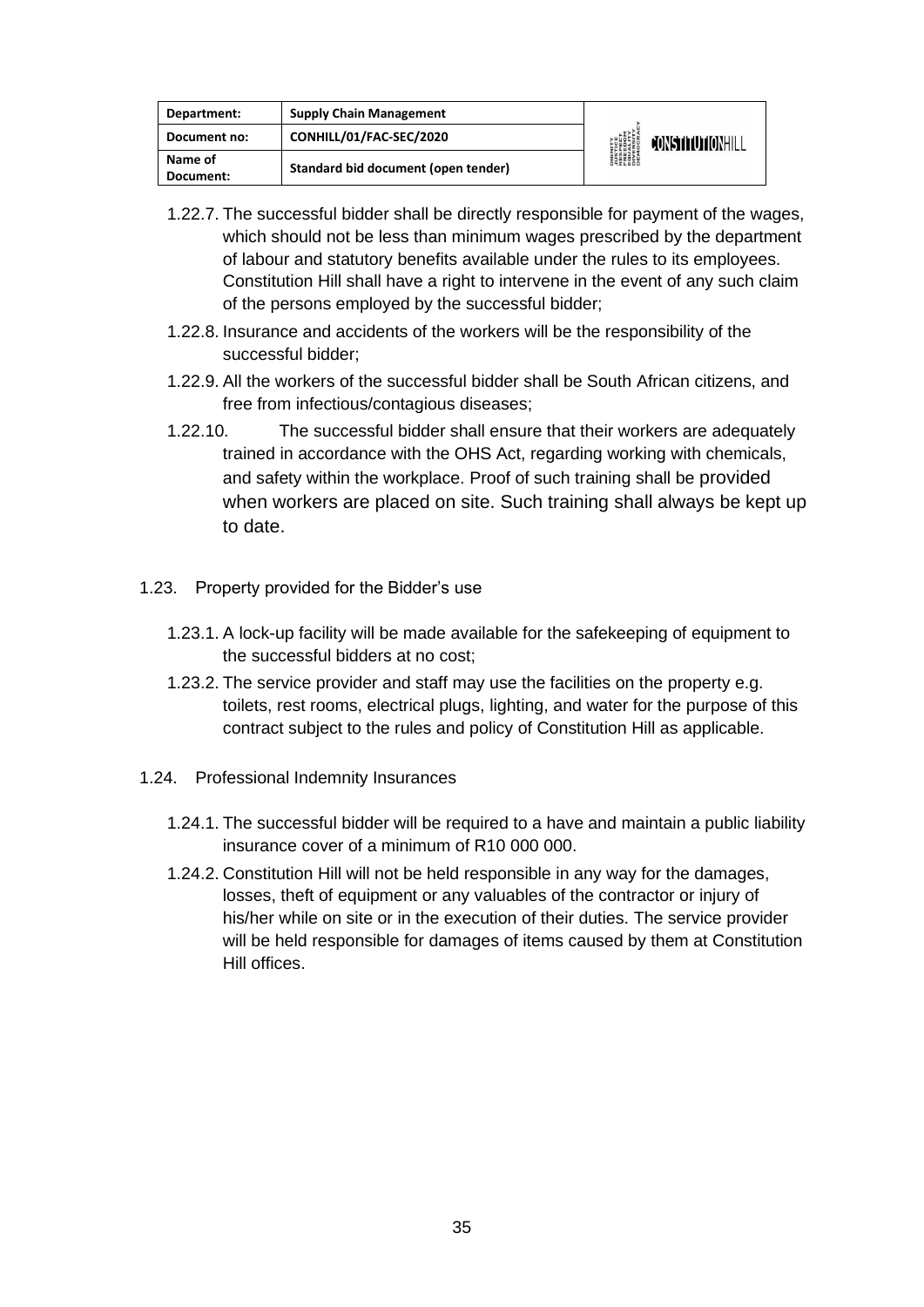1.22.7. The successful bidder shall be directly responsible for payment of the wages, which should not be less than minimum wages prescribed by the department of labour and statutory benefits available under the rules to its employees. Constitution Hill shall have a right to intervene in the event of any such claim of the persons employed by the successful bidder;

1.22.8. Insurance and accidents of the workers will be the responsibility of the successful bidder;

1.22.9. All the workers of the successful bidder shall be South African citizens, and free from infectious/contagious diseases;

1.22.10. The successful bidder shall ensure that their workers are adequately trained in accordance with the OHS Act, regarding working with chemicals, and safety within the workplace. Proof of such training shall be provided when workers are placed on site. Such training shall always be kept up to date.

1.23. Property provided for the Bidder's use

1.23.1. A lock-up facility will be made available for the safekeeping of equipment to the successful bidders at no cost;

1.23.2. The service provider and staff may use the facilities on the property e.g. toilets, rest rooms, electrical plugs, lighting, and water for the purpose of this contract subject to the rules and policy of Constitution Hill as applicable.

1.24. Professional Indemnity Insurances

1.24.1. The successful bidder will be required to a have and maintain a public liability insurance cover of a minimum of R10 000 000.

1.24.2. Constitution Hill will not be held responsible in any way for the damages, losses, theft of equipment or any valuables of the contractor or injury of his/her while on site or in the execution of their duties. The service provider will be held responsible for damages of items caused by them at Constitution Hill offices.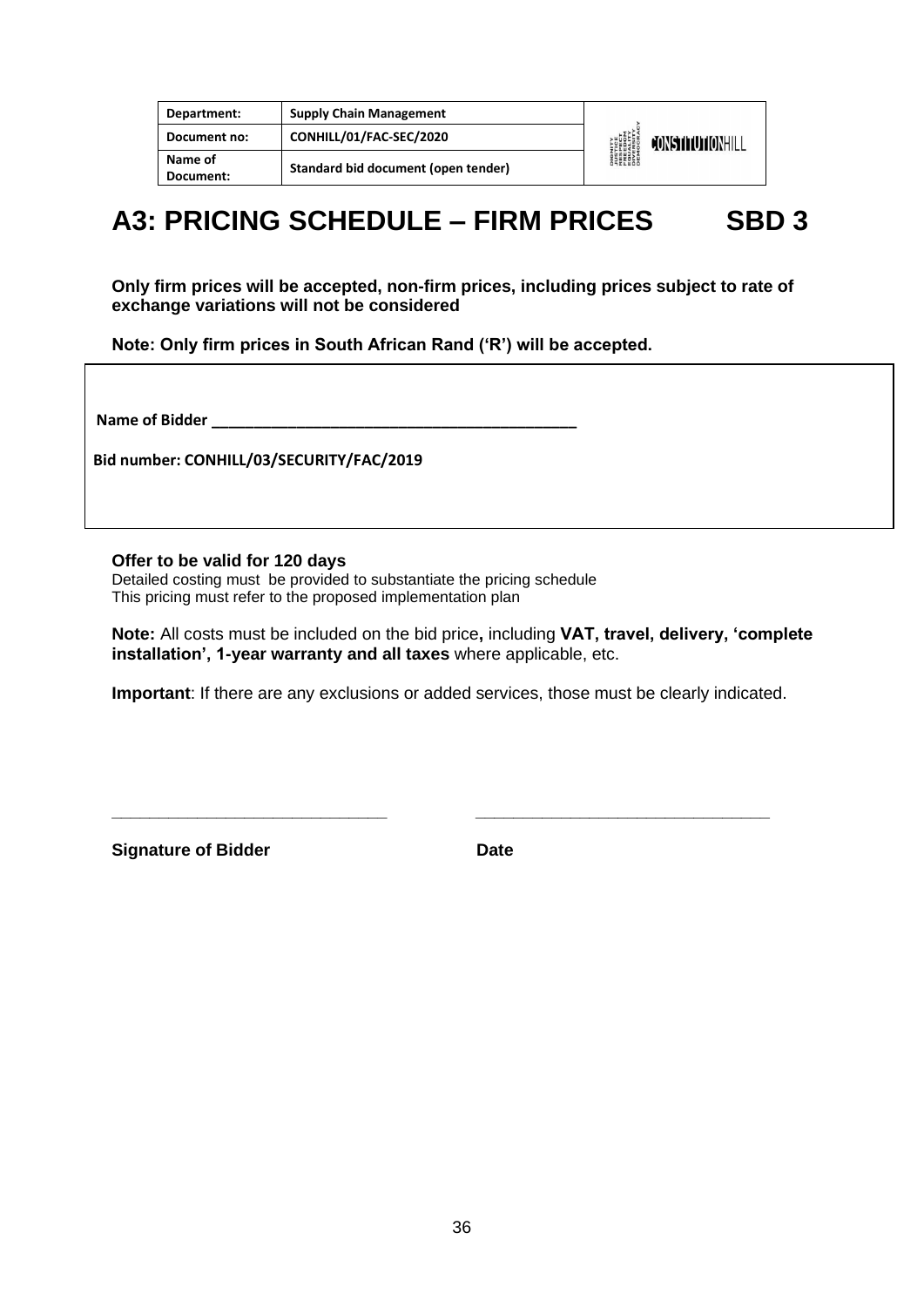| Department: | Supply Chain Management |
|---|---|
| Document no: | CONHILL/01/FAC-SEC/2020 |
| Name of Document: | Standard bid document (open tender) |

# A3: PRICING SCHEDULE – FIRM PRICES SBD 3

**Only firm prices will be accepted, non-firm prices, including prices subject to rate of exchange variations will not be considered**

**Note: Only firm prices in South African Rand ('R') will be accepted.**

**Name of Bidder** ___________________________________________

**Bid number: CONHILL/03/SECURITY/FAC/2019**

**Offer to be valid for 120 days**

Detailed costing must be provided to substantiate the pricing schedule

This pricing must refer to the proposed implementation plan

**Note:** All costs must be included on the bid price**,** including **VAT, travel, delivery, 'complete installation', 1-year warranty and all taxes** where applicable, etc.

**Important**: If there are any exclusions or added services, those must be clearly indicated.

_______________________________ _______________________________

**Signature of Bidder** **Date**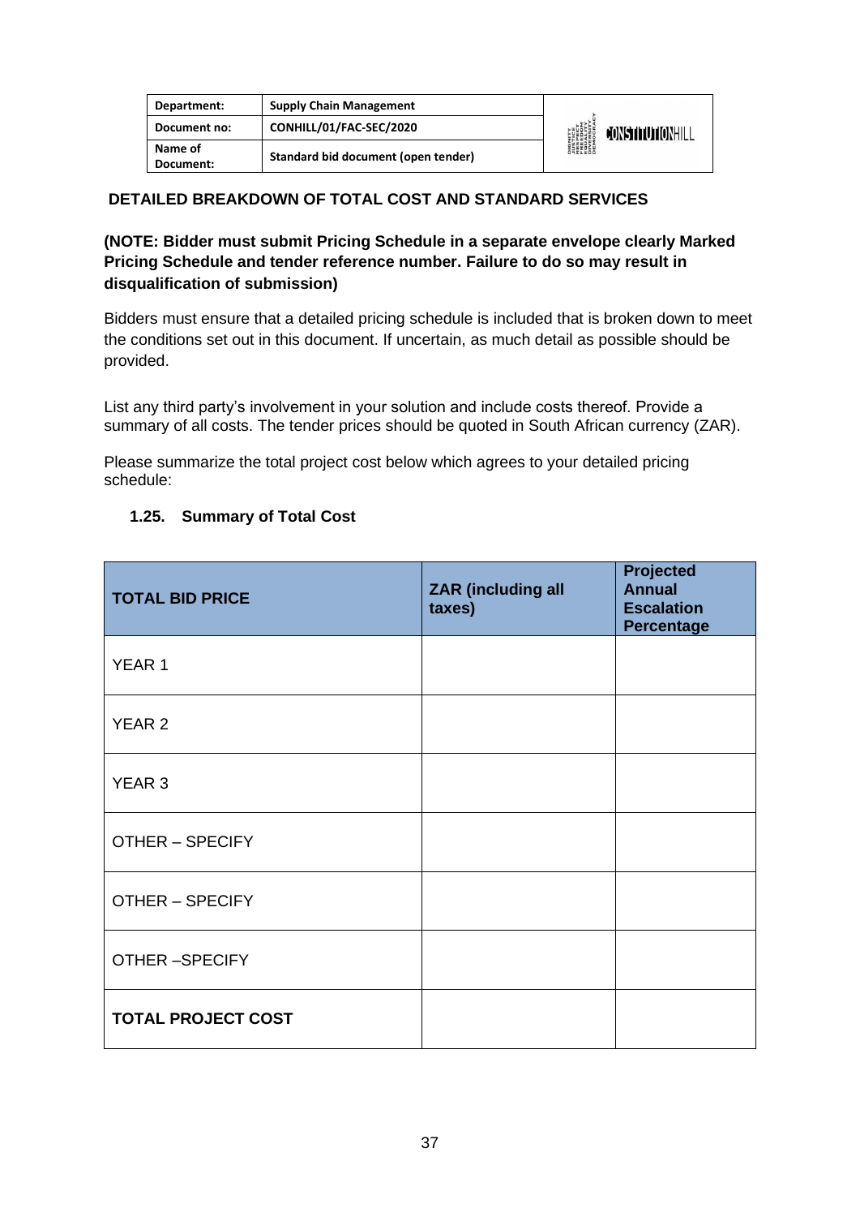## DETAILED BREAKDOWN OF TOTAL COST AND STANDARD SERVICES

**(NOTE: Bidder must submit Pricing Schedule in a separate envelope clearly Marked Pricing Schedule and tender reference number. Failure to do so may result in disqualification of submission)**

Bidders must ensure that a detailed pricing schedule is included that is broken down to meet the conditions set out in this document. If uncertain, as much detail as possible should be provided.

List any third party's involvement in your solution and include costs thereof. Provide a summary of all costs. The tender prices should be quoted in South African currency (ZAR).

Please summarize the total project cost below which agrees to your detailed pricing schedule:

### 1.25. Summary of Total Cost

| TOTAL BID PRICE | ZAR (including all taxes) | Projected Annual Escalation Percentage |
|---|---|---|
| YEAR 1 | | |
| YEAR 2 | | |
| YEAR 3 | | |
| OTHER – SPECIFY | | |
| OTHER – SPECIFY | | |
| OTHER –SPECIFY | | |
| **TOTAL PROJECT COST** | | |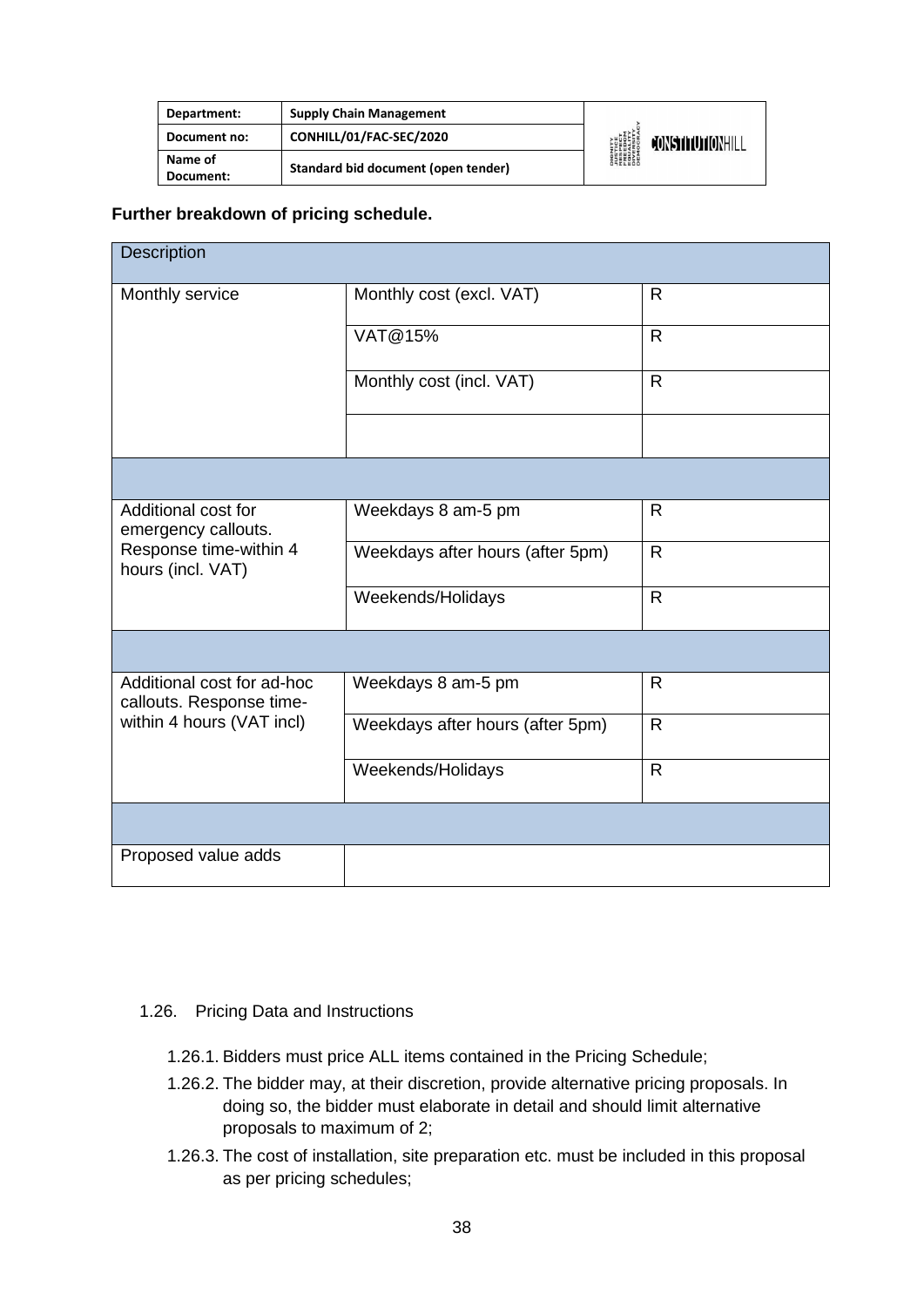**Further breakdown of pricing schedule.**

| Description | | |
|---|---|---|
| Monthly service | Monthly cost (excl. VAT) | R |
| | VAT@15% | R |
| | Monthly cost (incl. VAT) | R |
| | | |
| | | |
| Additional cost for emergency callouts. Response time-within 4 hours (incl. VAT) | Weekdays 8 am-5 pm | R |
| | Weekdays after hours (after 5pm) | R |
| | Weekends/Holidays | R |
| | | |
| Additional cost for ad-hoc callouts. Response time-within 4 hours (VAT incl) | Weekdays 8 am-5 pm | R |
| | Weekdays after hours (after 5pm) | R |
| | Weekends/Holidays | R |
| | | |
| Proposed value adds | | |

1.26. Pricing Data and Instructions

1.26.1. Bidders must price ALL items contained in the Pricing Schedule;

1.26.2. The bidder may, at their discretion, provide alternative pricing proposals. In doing so, the bidder must elaborate in detail and should limit alternative proposals to maximum of 2;

1.26.3. The cost of installation, site preparation etc. must be included in this proposal as per pricing schedules;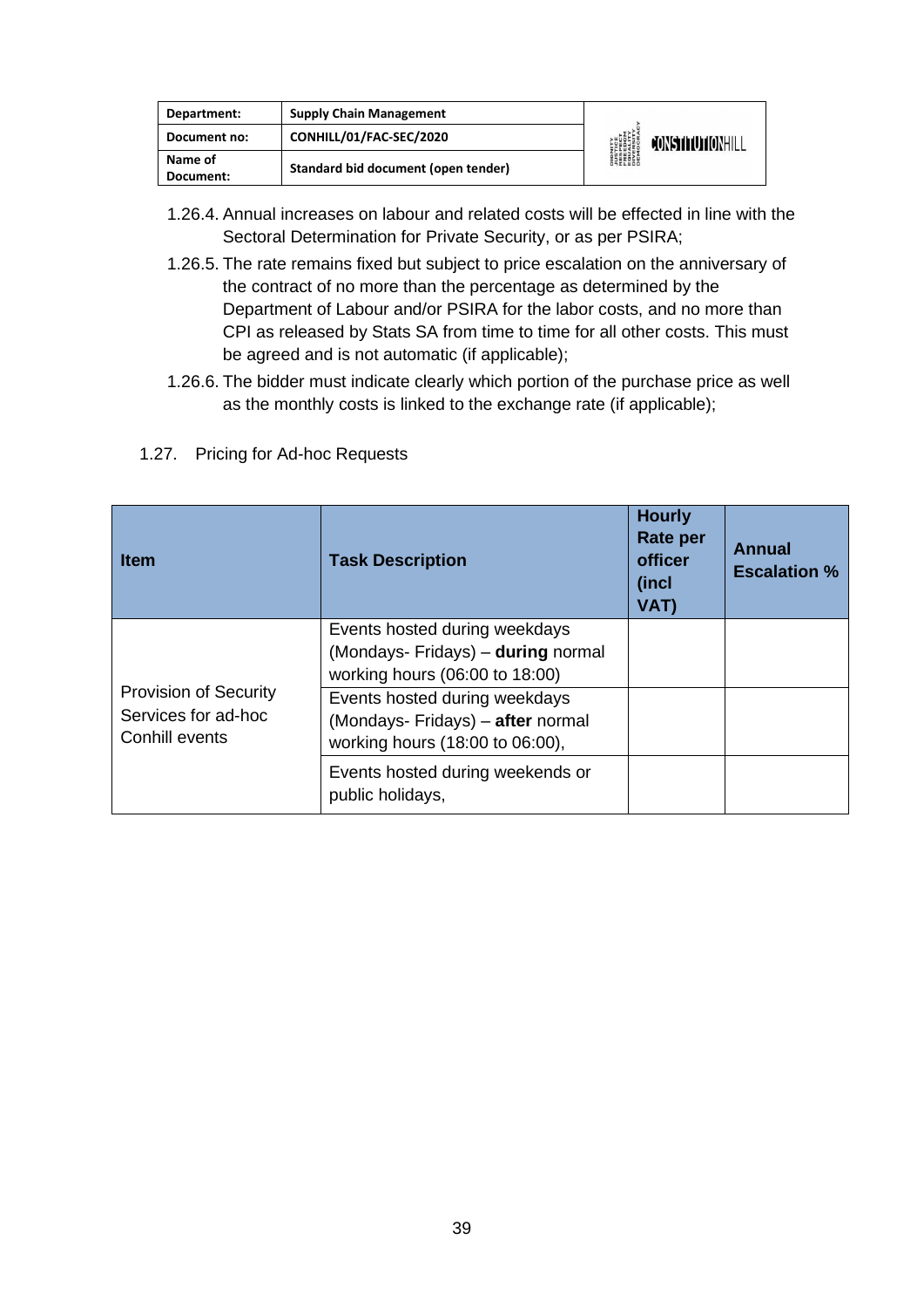1.26.4. Annual increases on labour and related costs will be effected in line with the Sectoral Determination for Private Security, or as per PSIRA;

1.26.5. The rate remains fixed but subject to price escalation on the anniversary of the contract of no more than the percentage as determined by the Department of Labour and/or PSIRA for the labor costs, and no more than CPI as released by Stats SA from time to time for all other costs. This must be agreed and is not automatic (if applicable);

1.26.6. The bidder must indicate clearly which portion of the purchase price as well as the monthly costs is linked to the exchange rate (if applicable);

1.27. Pricing for Ad-hoc Requests

| Item | Task Description | Hourly Rate per officer (incl VAT) | Annual Escalation % |
|---|---|---|---|
| Provision of Security Services for ad-hoc Conhill events | Events hosted during weekdays (Mondays- Fridays) – **during** normal working hours (06:00 to 18:00) | | |
| | Events hosted during weekdays (Mondays- Fridays) – **after** normal working hours (18:00 to 06:00), | | |
| | Events hosted during weekends or public holidays, | | |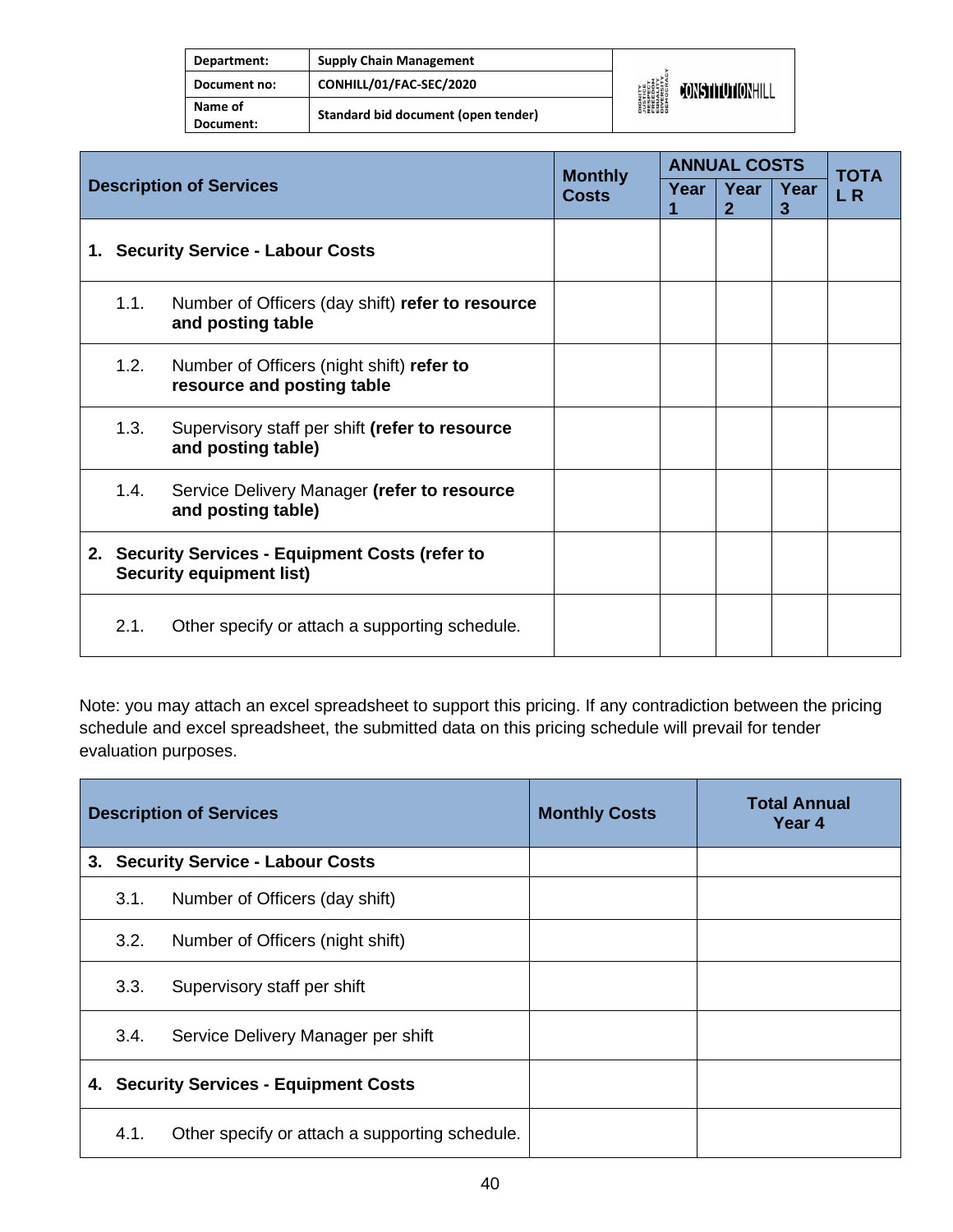| Department: | Supply Chain Management |
|---|---|
| Document no: | CONHILL/01/FAC-SEC/2020 |
| Name of Document: | Standard bid document (open tender) |

| Description of Services | Monthly Costs | ANNUAL COSTS | | | TOTAL R |
|---|---|---|---|---|---|
| | | Year 1 | Year 2 | Year 3 | |
| **1. Security Service - Labour Costs** | | | | | |
| 1.1. Number of Officers (day shift) **refer to resource and posting table** | | | | | |
| 1.2. Number of Officers (night shift) **refer to resource and posting table** | | | | | |
| 1.3. Supervisory staff per shift **(refer to resource and posting table)** | | | | | |
| 1.4. Service Delivery Manager **(refer to resource and posting table)** | | | | | |
| **2. Security Services - Equipment Costs (refer to Security equipment list)** | | | | | |
| 2.1. Other specify or attach a supporting schedule. | | | | | |

Note: you may attach an excel spreadsheet to support this pricing. If any contradiction between the pricing schedule and excel spreadsheet, the submitted data on this pricing schedule will prevail for tender evaluation purposes.

| Description of Services | Monthly Costs | Total Annual Year 4 |
|---|---|---|
| **3. Security Service - Labour Costs** | | |
| 3.1. Number of Officers (day shift) | | |
| 3.2. Number of Officers (night shift) | | |
| 3.3. Supervisory staff per shift | | |
| 3.4. Service Delivery Manager per shift | | |
| **4. Security Services - Equipment Costs** | | |
| 4.1. Other specify or attach a supporting schedule. | | |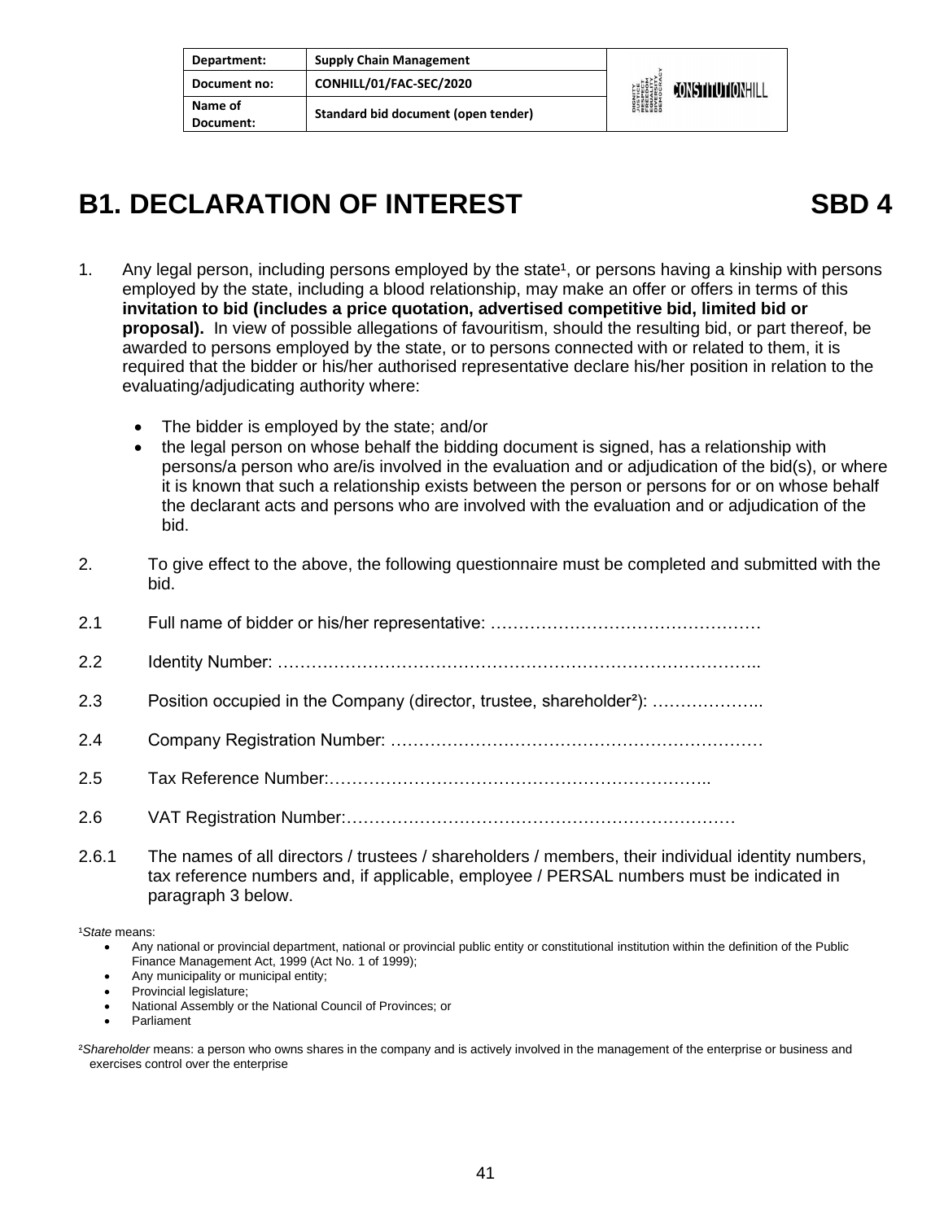| Department: | Supply Chain Management |
| --- | --- |
| Document no: | CONHILL/01/FAC-SEC/2020 |
| Name of Document: | Standard bid document (open tender) |

# B1. DECLARATION OF INTEREST SBD 4

1. Any legal person, including persons employed by the state[1], or persons having a kinship with persons employed by the state, including a blood relationship, may make an offer or offers in terms of this **invitation to bid (includes a price quotation, advertised competitive bid, limited bid or proposal).** In view of possible allegations of favouritism, should the resulting bid, or part thereof, be awarded to persons employed by the state, or to persons connected with or related to them, it is required that the bidder or his/her authorised representative declare his/her position in relation to the evaluating/adjudicating authority where:

   - The bidder is employed by the state; and/or
   - the legal person on whose behalf the bidding document is signed, has a relationship with persons/a person who are/is involved in the evaluation and or adjudication of the bid(s), or where it is known that such a relationship exists between the person or persons for or on whose behalf the declarant acts and persons who are involved with the evaluation and or adjudication of the bid.

2. To give effect to the above, the following questionnaire must be completed and submitted with the bid.

2.1 Full name of bidder or his/her representative: …………………………………………

2.2 Identity Number: ………………………………………………………………………..

2.3 Position occupied in the Company (director, trustee, shareholder[2]): ………………..

2.4 Company Registration Number: …………………………………………………………

2.5 Tax Reference Number:…………………………………………………………..

2.6 VAT Registration Number:……………………………………………………………

2.6.1 The names of all directors / trustees / shareholders / members, their individual identity numbers, tax reference numbers and, if applicable, employee / PERSAL numbers must be indicated in paragraph 3 below.

[1]*State* means:

- Any national or provincial department, national or provincial public entity or constitutional institution within the definition of the Public Finance Management Act, 1999 (Act No. 1 of 1999);
- Any municipality or municipal entity;
- Provincial legislature;
- National Assembly or the National Council of Provinces; or
- Parliament

[2]*Shareholder* means: a person who owns shares in the company and is actively involved in the management of the enterprise or business and exercises control over the enterprise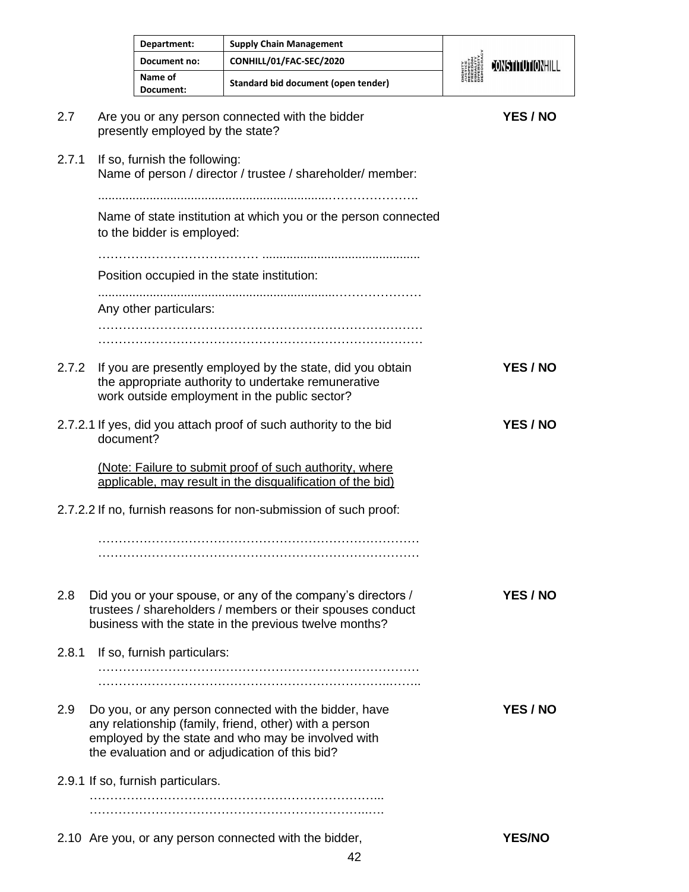2.7 Are you or any person connected with the bidder presently employed by the state? **YES / NO**

2.7.1 If so, furnish the following:
Name of person / director / trustee / shareholder/ member:

.................................................................…………………..

Name of state institution at which you or the person connected to the bidder is employed:

………………………………… .............................................

Position occupied in the state institution:

.................................................................…………………

Any other particulars:

……………………………………………………………………
……………………………………………………………………

2.7.2 If you are presently employed by the state, did you obtain the appropriate authority to undertake remunerative work outside employment in the public sector? **YES / NO**

2.7.2.1 If yes, did you attach proof of such authority to the bid document? **YES / NO**

<u>(Note: Failure to submit proof of such authority, where applicable, may result in the disqualification of the bid)</u>

2.7.2.2 If no, furnish reasons for non-submission of such proof:

……………………………………………………………………
……………………………………………………………………

2.8 Did you or your spouse, or any of the company's directors / trustees / shareholders / members or their spouses conduct business with the state in the previous twelve months? **YES / NO**

2.8.1 If so, furnish particulars:
……………………………………………………………………
…………………………………………………………………..……..

2.9 Do you, or any person connected with the bidder, have any relationship (family, friend, other) with a person employed by the state and who may be involved with the evaluation and or adjudication of this bid? **YES / NO**

2.9.1 If so, furnish particulars.
………………………………………………………………...
…………………………………………………………….…….

2.10 Are you, or any person connected with the bidder, **YES/NO**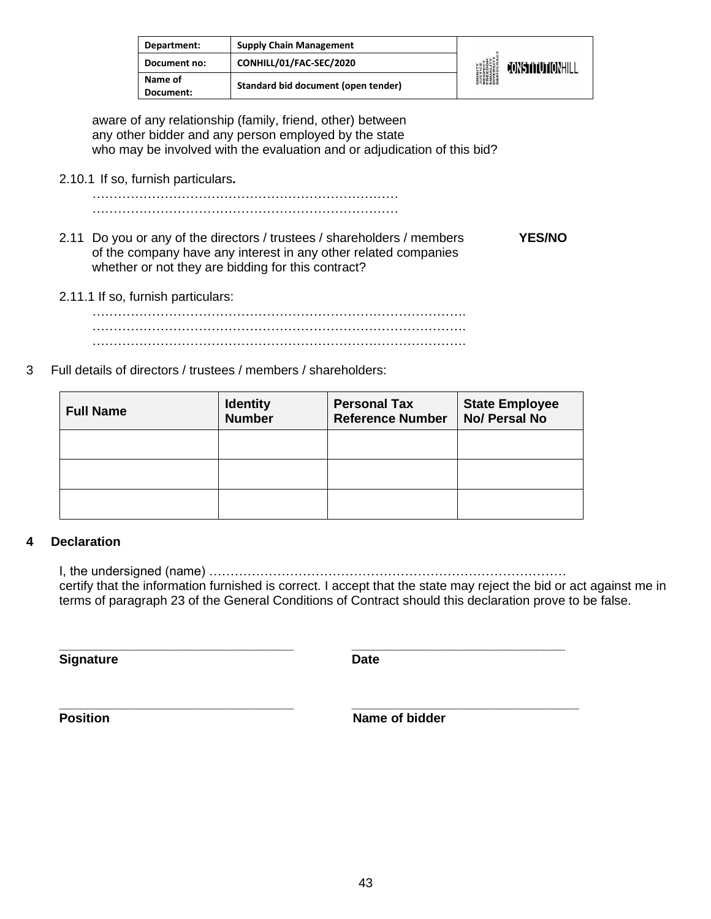aware of any relationship (family, friend, other) between any other bidder and any person employed by the state who may be involved with the evaluation and or adjudication of this bid?

2.10.1 If so, furnish particulars**.**

………………………………………………………………
………………………………………………………………

2.11 Do you or any of the directors / trustees / shareholders / members of the company have any interest in any other related companies whether or not they are bidding for this contract? **YES/NO**

2.11.1 If so, furnish particulars:

…………………………………………………………………………….
…………………………………………………………………………….
…………………………………………………………………………….

3 Full details of directors / trustees / members / shareholders:

| Full Name | Identity Number | Personal Tax Reference Number | State Employee No/ Persal No |
|---|---|---|---|
| | | | |
| | | | |
| | | | |

## 4 Declaration

I, the undersigned (name) …………………………………………………………………………
certify that the information furnished is correct. I accept that the state may reject the bid or act against me in terms of paragraph 23 of the General Conditions of Contract should this declaration prove to be false.

\_\_\_\_\_\_\_\_\_\_\_\_\_\_\_\_\_\_\_\_\_\_\_\_\_\_\_\_\_\_\_\_\_ \_\_\_\_\_\_\_\_\_\_\_\_\_\_\_\_\_\_\_\_\_\_\_\_\_\_\_\_\_\_
**Signature** **Date**

\_\_\_\_\_\_\_\_\_\_\_\_\_\_\_\_\_\_\_\_\_\_\_\_\_\_\_\_\_\_\_\_\_ \_\_\_\_\_\_\_\_\_\_\_\_\_\_\_\_\_\_\_\_\_\_\_\_\_\_\_\_\_\_
**Position** **Name of bidder**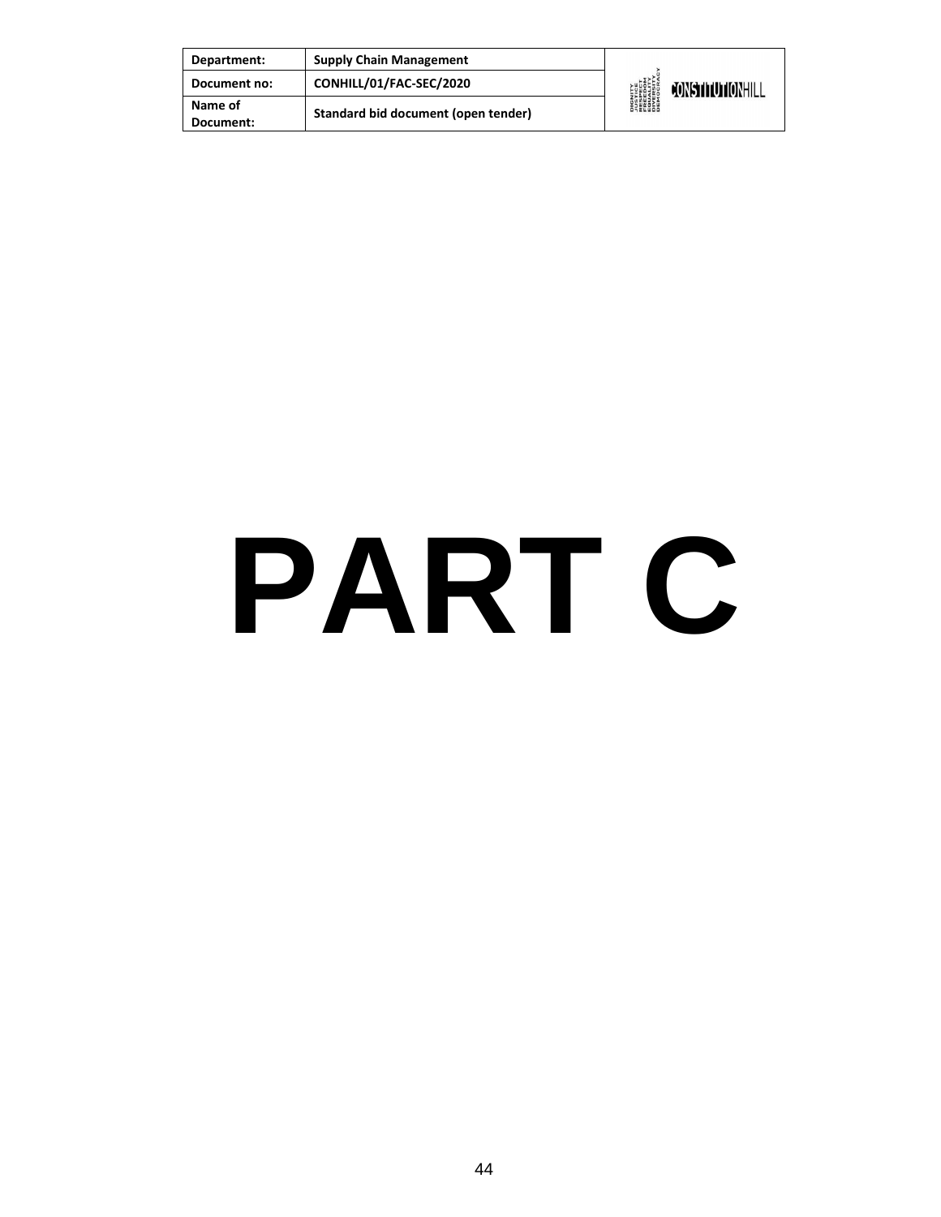# PART C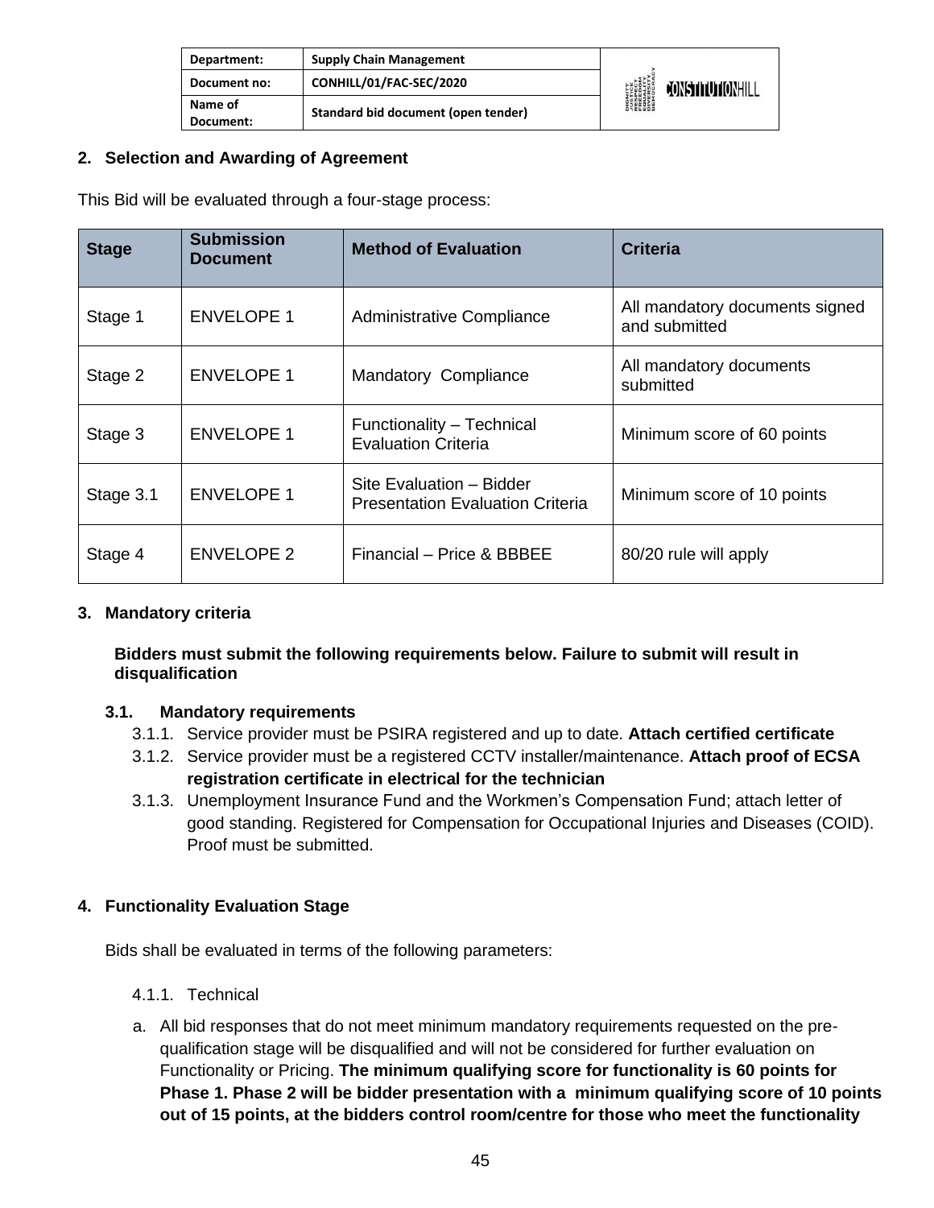## 2. Selection and Awarding of Agreement

This Bid will be evaluated through a four-stage process:

| Stage | Submission Document | Method of Evaluation | Criteria |
|---|---|---|---|
| Stage 1 | ENVELOPE 1 | Administrative Compliance | All mandatory documents signed and submitted |
| Stage 2 | ENVELOPE 1 | Mandatory Compliance | All mandatory documents submitted |
| Stage 3 | ENVELOPE 1 | Functionality – Technical Evaluation Criteria | Minimum score of 60 points |
| Stage 3.1 | ENVELOPE 1 | Site Evaluation – Bidder Presentation Evaluation Criteria | Minimum score of 10 points |
| Stage 4 | ENVELOPE 2 | Financial – Price & BBBEE | 80/20 rule will apply |

## 3. Mandatory criteria

**Bidders must submit the following requirements below. Failure to submit will result in disqualification**

### 3.1. Mandatory requirements

3.1.1. Service provider must be PSIRA registered and up to date. **Attach certified certificate**

3.1.2. Service provider must be a registered CCTV installer/maintenance. **Attach proof of ECSA registration certificate in electrical for the technician**

3.1.3. Unemployment Insurance Fund and the Workmen's Compensation Fund; attach letter of good standing. Registered for Compensation for Occupational Injuries and Diseases (COID). Proof must be submitted.

## 4. Functionality Evaluation Stage

Bids shall be evaluated in terms of the following parameters:

4.1.1. Technical

a. All bid responses that do not meet minimum mandatory requirements requested on the pre-qualification stage will be disqualified and will not be considered for further evaluation on Functionality or Pricing. **The minimum qualifying score for functionality is 60 points for Phase 1. Phase 2 will be bidder presentation with a minimum qualifying score of 10 points out of 15 points, at the bidders control room/centre for those who meet the functionality**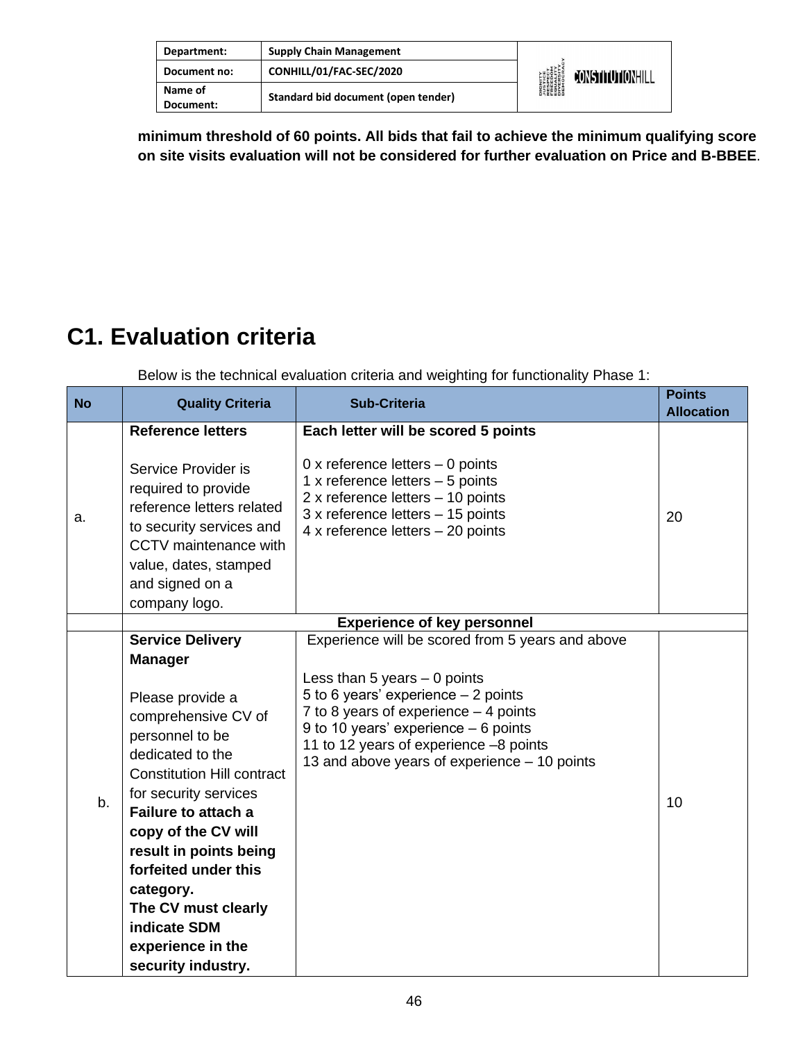**minimum threshold of 60 points. All bids that fail to achieve the minimum qualifying score on site visits evaluation will not be considered for further evaluation on Price and B-BBEE**.

# C1. Evaluation criteria

Below is the technical evaluation criteria and weighting for functionality Phase 1:

| No | Quality Criteria | Sub-Criteria | Points Allocation |
|---|---|---|---|
| a. | **Reference letters**<br><br>Service Provider is required to provide reference letters related to security services and CCTV maintenance with value, dates, stamped and signed on a company logo. | **Each letter will be scored 5 points**<br><br>0 x reference letters – 0 points<br>1 x reference letters – 5 points<br>2 x reference letters – 10 points<br>3 x reference letters – 15 points<br>4 x reference letters – 20 points | 20 |
| | | **Experience of key personnel** | |
| b. | **Service Delivery Manager**<br><br>Please provide a comprehensive CV of personnel to be dedicated to the Constitution Hill contract for security services<br>**Failure to attach a copy of the CV will result in points being forfeited under this category.**<br>**The CV must clearly indicate SDM experience in the security industry.** | Experience will be scored from 5 years and above<br><br>Less than 5 years – 0 points<br>5 to 6 years' experience – 2 points<br>7 to 8 years of experience – 4 points<br>9 to 10 years' experience – 6 points<br>11 to 12 years of experience –8 points<br>13 and above years of experience – 10 points | 10 |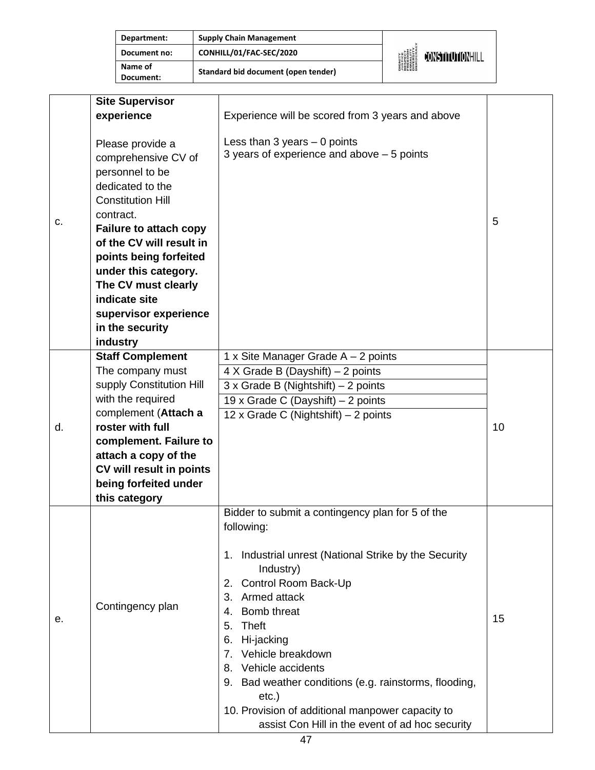| | | | |
|---|---|---|---|
| c. | **Site Supervisor experience**<br><br>Please provide a comprehensive CV of personnel to be dedicated to the Constitution Hill contract.<br>**Failure to attach copy of the CV will result in points being forfeited under this category. The CV must clearly indicate site supervisor experience in the security industry** | Experience will be scored from 3 years and above<br><br>Less than 3 years – 0 points<br>3 years of experience and above – 5 points | 5 |
| d. | **Staff Complement**<br>The company must supply Constitution Hill with the required complement (**Attach a roster with full complement. Failure to attach a copy of the CV will result in points being forfeited under this category** | 1 x Site Manager Grade A – 2 points<br>4 X Grade B (Dayshift) – 2 points<br>3 x Grade B (Nightshift) – 2 points<br>19 x Grade C (Dayshift) – 2 points<br>12 x Grade C (Nightshift) – 2 points | 10 |
| e. | Contingency plan | Bidder to submit a contingency plan for 5 of the following:<br><br>1. Industrial unrest (National Strike by the Security Industry)<br>2. Control Room Back-Up<br>3. Armed attack<br>4. Bomb threat<br>5. Theft<br>6. Hi-jacking<br>7. Vehicle breakdown<br>8. Vehicle accidents<br>9. Bad weather conditions (e.g. rainstorms, flooding, etc.)<br>10. Provision of additional manpower capacity to assist Con Hill in the event of ad hoc security | 15 |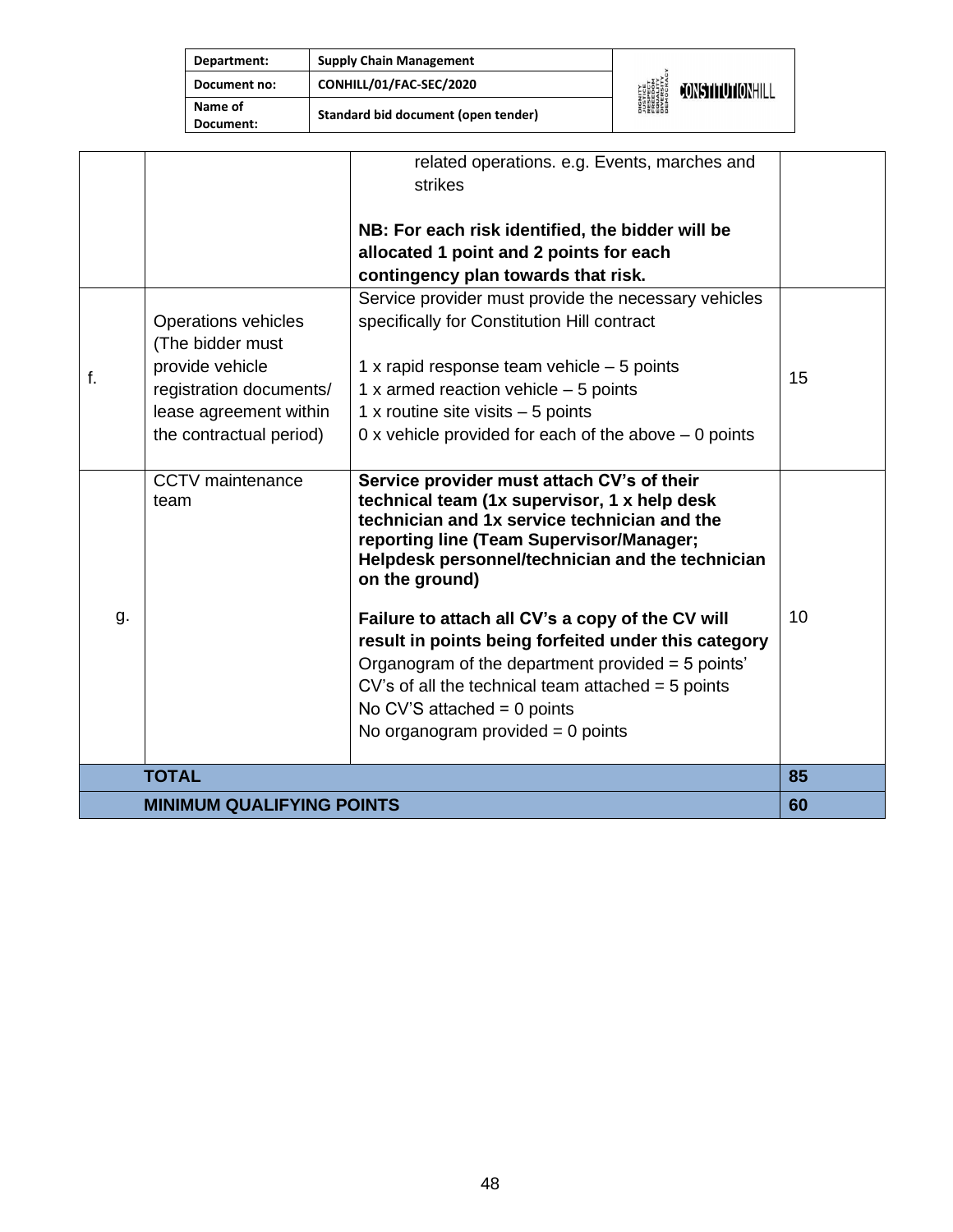| | | | |
|---|---|---|---|
| | | related operations. e.g. Events, marches and strikes<br><br>**NB: For each risk identified, the bidder will be allocated 1 point and 2 points for each contingency plan towards that risk.** | |
| f. | Operations vehicles (The bidder must provide vehicle registration documents/ lease agreement within the contractual period) | Service provider must provide the necessary vehicles specifically for Constitution Hill contract<br><br>1 x rapid response team vehicle – 5 points<br>1 x armed reaction vehicle – 5 points<br>1 x routine site visits – 5 points<br>0 x vehicle provided for each of the above – 0 points | 15 |
| g. | CCTV maintenance team | **Service provider must attach CV's of their technical team (1x supervisor, 1 x help desk technician and 1x service technician and the reporting line (Team Supervisor/Manager; Helpdesk personnel/technician and the technician on the ground)**<br><br>**Failure to attach all CV's a copy of the CV will result in points being forfeited under this category**<br>Organogram of the department provided = 5 points'<br>CV's of all the technical team attached = 5 points<br>No CV'S attached = 0 points<br>No organogram provided = 0 points | 10 |
| | **TOTAL** | | **85** |
| | **MINIMUM QUALIFYING POINTS** | | **60** |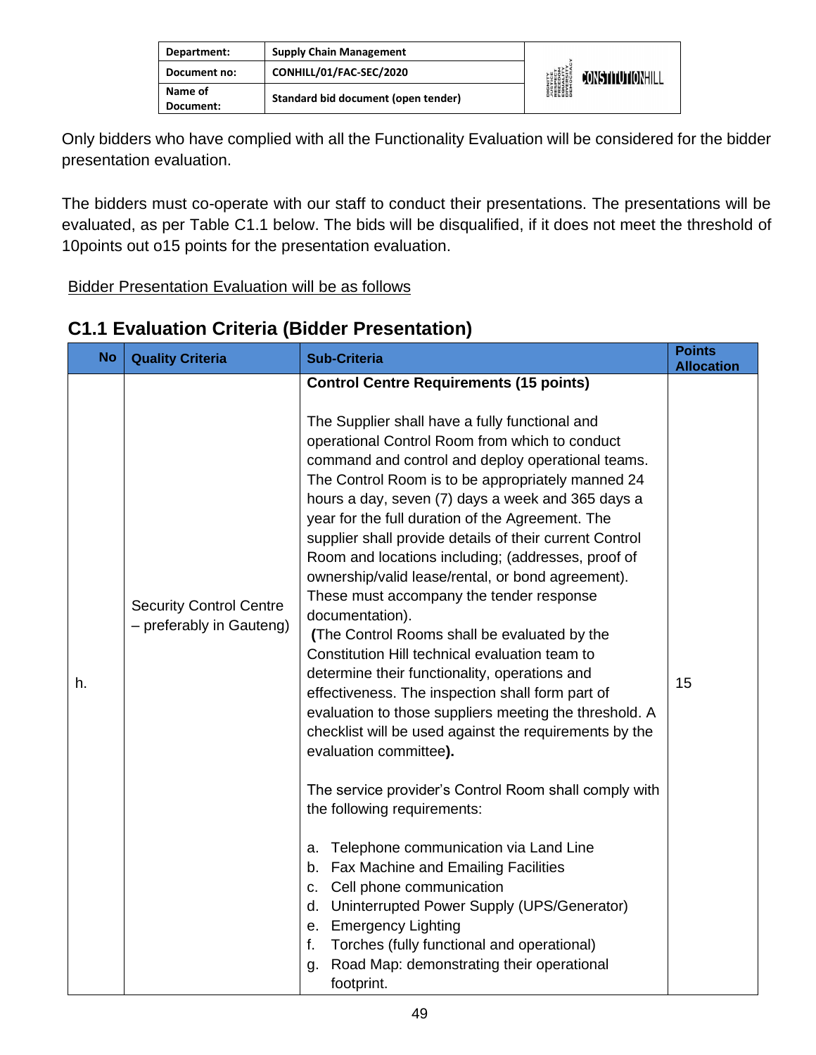Only bidders who have complied with all the Functionality Evaluation will be considered for the bidder presentation evaluation.

The bidders must co-operate with our staff to conduct their presentations. The presentations will be evaluated, as per Table C1.1 below. The bids will be disqualified, if it does not meet the threshold of 10points out o15 points for the presentation evaluation.

Bidder Presentation Evaluation will be as follows

## C1.1 Evaluation Criteria (Bidder Presentation)

| No | Quality Criteria | Sub-Criteria | Points Allocation |
|---|---|---|---|
| h. | Security Control Centre – preferably in Gauteng) | **Control Centre Requirements (15 points)**<br><br>The Supplier shall have a fully functional and operational Control Room from which to conduct command and control and deploy operational teams. The Control Room is to be appropriately manned 24 hours a day, seven (7) days a week and 365 days a year for the full duration of the Agreement. The supplier shall provide details of their current Control Room and locations including; (addresses, proof of ownership/valid lease/rental, or bond agreement). These must accompany the tender response documentation).<br>**(**The Control Rooms shall be evaluated by the Constitution Hill technical evaluation team to determine their functionality, operations and effectiveness. The inspection shall form part of evaluation to those suppliers meeting the threshold. A checklist will be used against the requirements by the evaluation committee**).**<br><br>The service provider's Control Room shall comply with the following requirements:<br><br>a. Telephone communication via Land Line<br>b. Fax Machine and Emailing Facilities<br>c. Cell phone communication<br>d. Uninterrupted Power Supply (UPS/Generator)<br>e. Emergency Lighting<br>f. Torches (fully functional and operational)<br>g. Road Map: demonstrating their operational footprint. | 15 |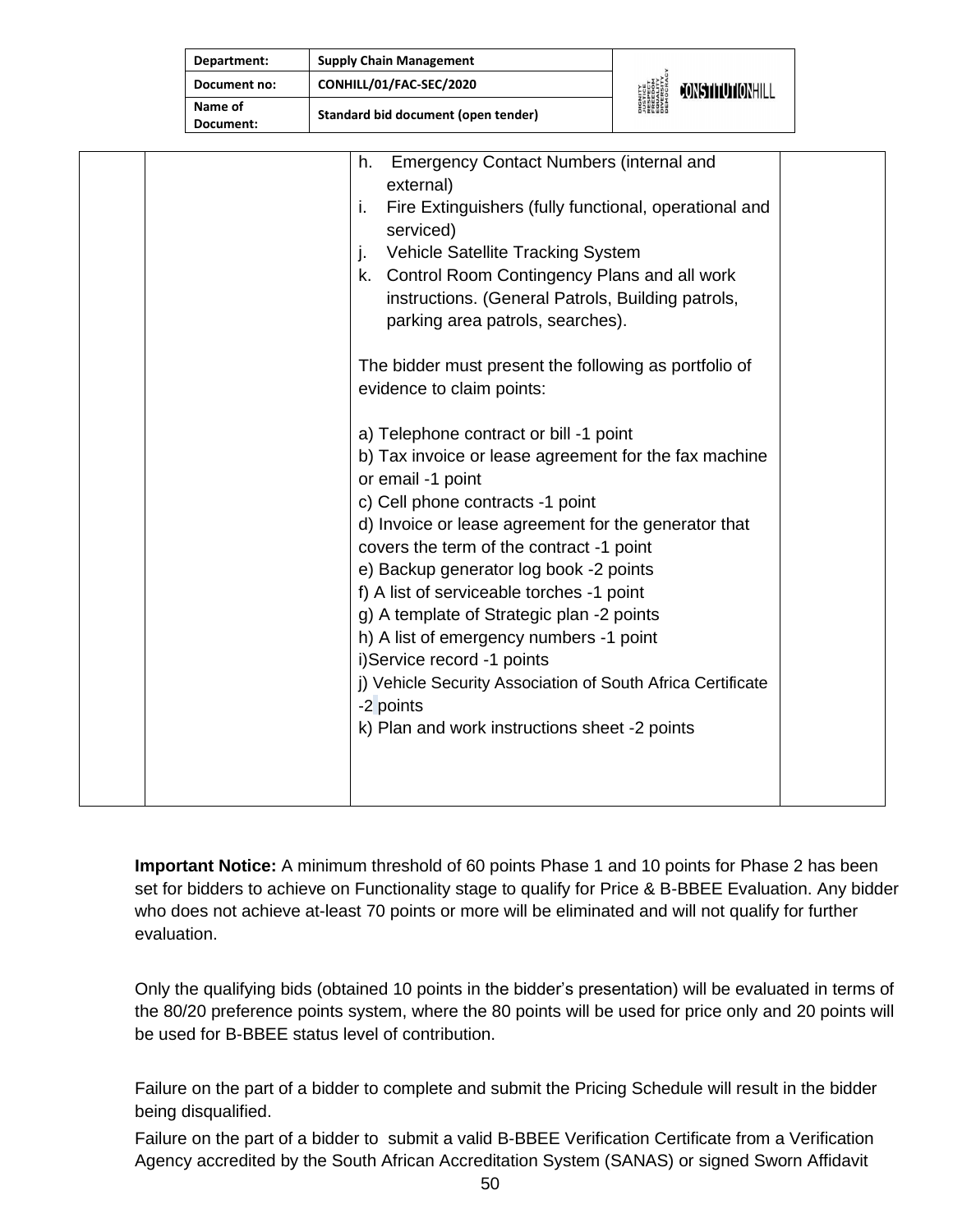| | | h. Emergency Contact Numbers (internal and external)<br>i. Fire Extinguishers (fully functional, operational and serviced)<br>j. Vehicle Satellite Tracking System<br>k. Control Room Contingency Plans and all work instructions. (General Patrols, Building patrols, parking area patrols, searches).<br><br>The bidder must present the following as portfolio of evidence to claim points:<br><br>a) Telephone contract or bill -1 point<br>b) Tax invoice or lease agreement for the fax machine or email -1 point<br>c) Cell phone contracts -1 point<br>d) Invoice or lease agreement for the generator that covers the term of the contract -1 point<br>e) Backup generator log book -2 points<br>f) A list of serviceable torches -1 point<br>g) A template of Strategic plan -2 points<br>h) A list of emergency numbers -1 point<br>i)Service record -1 points<br>j) Vehicle Security Association of South Africa Certificate -2 points<br>k) Plan and work instructions sheet -2 points | |
|---|---|---|---|

**Important Notice:** A minimum threshold of 60 points Phase 1 and 10 points for Phase 2 has been set for bidders to achieve on Functionality stage to qualify for Price & B-BBEE Evaluation. Any bidder who does not achieve at-least 70 points or more will be eliminated and will not qualify for further evaluation.

Only the qualifying bids (obtained 10 points in the bidder's presentation) will be evaluated in terms of the 80/20 preference points system, where the 80 points will be used for price only and 20 points will be used for B-BBEE status level of contribution.

Failure on the part of a bidder to complete and submit the Pricing Schedule will result in the bidder being disqualified.

Failure on the part of a bidder to submit a valid B-BBEE Verification Certificate from a Verification Agency accredited by the South African Accreditation System (SANAS) or signed Sworn Affidavit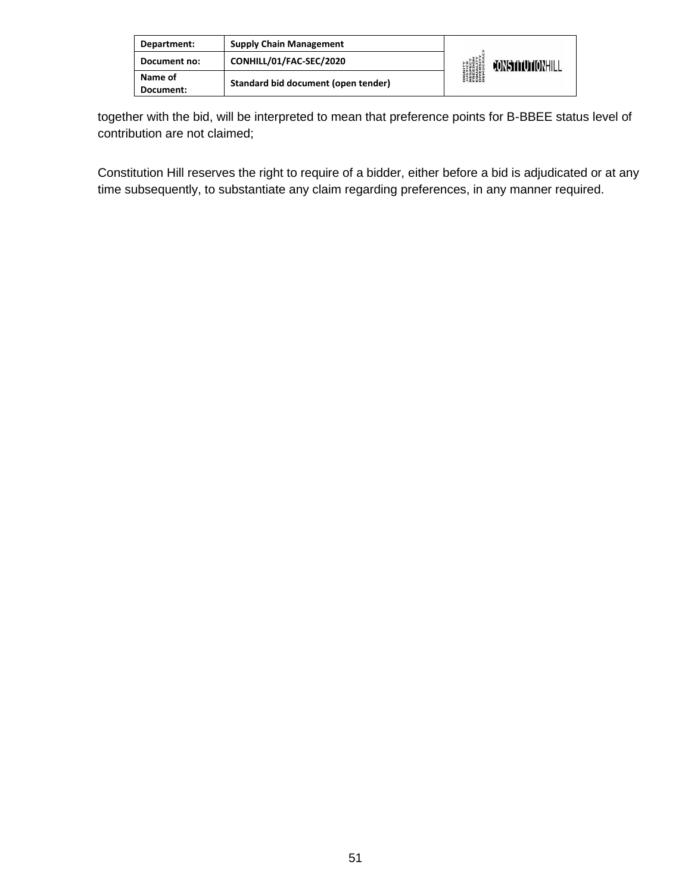together with the bid, will be interpreted to mean that preference points for B-BBEE status level of contribution are not claimed;

Constitution Hill reserves the right to require of a bidder, either before a bid is adjudicated or at any time subsequently, to substantiate any claim regarding preferences, in any manner required.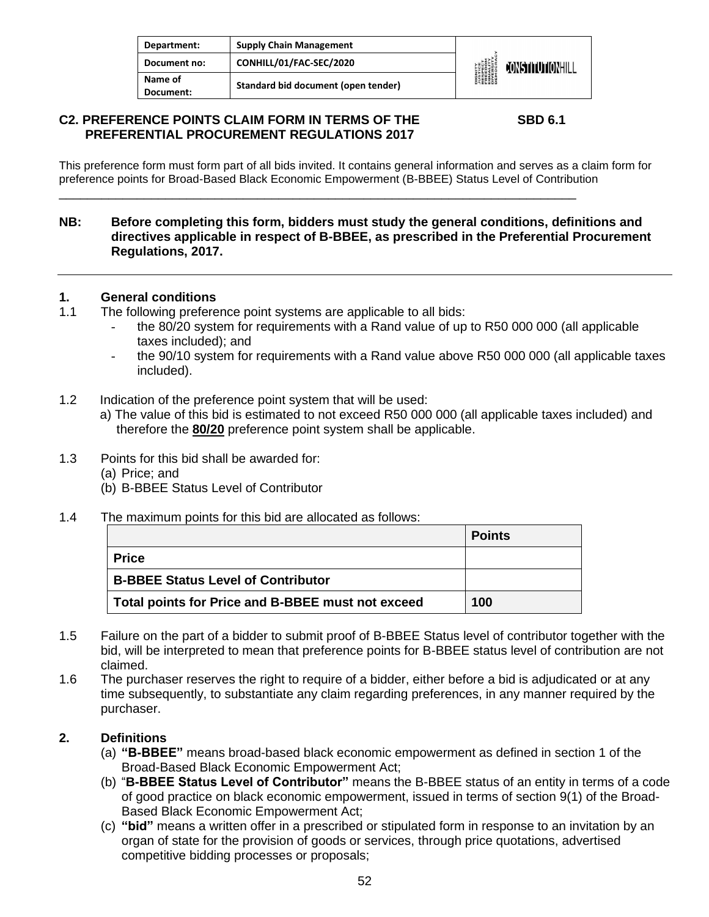| Department: | Supply Chain Management |
| --- | --- |
| Document no: | CONHILL/01/FAC-SEC/2020 |
| Name of Document: | Standard bid document (open tender) |

## C2. PREFERENCE POINTS CLAIM FORM IN TERMS OF THE PREFERENTIAL PROCUREMENT REGULATIONS 2017 — SBD 6.1

This preference form must form part of all bids invited. It contains general information and serves as a claim form for preference points for Broad-Based Black Economic Empowerment (B-BBEE) Status Level of Contribution

---

**NB: Before completing this form, bidders must study the general conditions, definitions and directives applicable in respect of B-BBEE, as prescribed in the Preferential Procurement Regulations, 2017.**

---

### 1. General conditions

1.1 The following preference point systems are applicable to all bids:

- the 80/20 system for requirements with a Rand value of up to R50 000 000 (all applicable taxes included); and
- the 90/10 system for requirements with a Rand value above R50 000 000 (all applicable taxes included).

1.2 Indication of the preference point system that will be used:

a) The value of this bid is estimated to not exceed R50 000 000 (all applicable taxes included) and therefore the **80/20** preference point system shall be applicable.

1.3 Points for this bid shall be awarded for:

(a) Price; and
(b) B-BBEE Status Level of Contributor

1.4 The maximum points for this bid are allocated as follows:

| | **Points** |
| --- | --- |
| **Price** | |
| **B-BBEE Status Level of Contributor** | |
| **Total points for Price and B-BBEE must not exceed** | **100** |

1.5 Failure on the part of a bidder to submit proof of B-BBEE Status level of contributor together with the bid, will be interpreted to mean that preference points for B-BBEE status level of contribution are not claimed.

1.6 The purchaser reserves the right to require of a bidder, either before a bid is adjudicated or at any time subsequently, to substantiate any claim regarding preferences, in any manner required by the purchaser.

### 2. Definitions

(a) **"B-BBEE"** means broad-based black economic empowerment as defined in section 1 of the Broad-Based Black Economic Empowerment Act;

(b) "**B-BBEE Status Level of Contributor"** means the B-BBEE status of an entity in terms of a code of good practice on black economic empowerment, issued in terms of section 9(1) of the Broad-Based Black Economic Empowerment Act;

(c) **"bid"** means a written offer in a prescribed or stipulated form in response to an invitation by an organ of state for the provision of goods or services, through price quotations, advertised competitive bidding processes or proposals;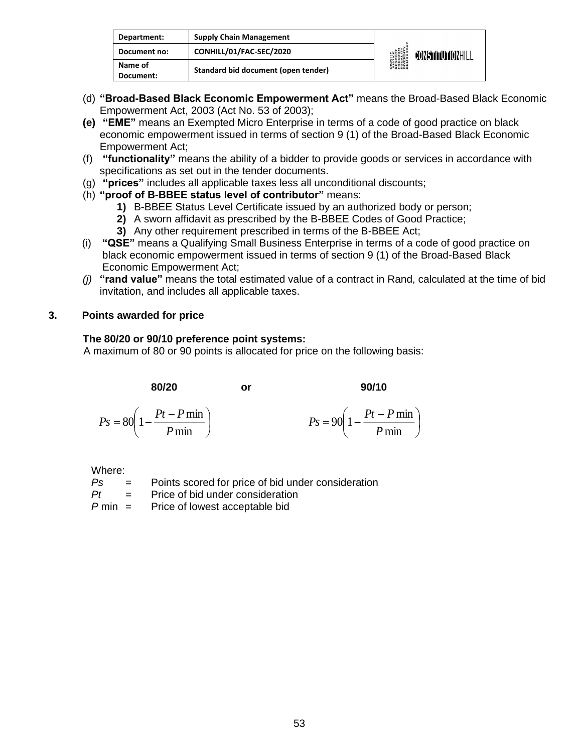(d) **"Broad-Based Black Economic Empowerment Act"** means the Broad-Based Black Economic Empowerment Act, 2003 (Act No. 53 of 2003);

**(e)** **"EME"** means an Exempted Micro Enterprise in terms of a code of good practice on black economic empowerment issued in terms of section 9 (1) of the Broad-Based Black Economic Empowerment Act;

(f) **"functionality"** means the ability of a bidder to provide goods or services in accordance with specifications as set out in the tender documents.

(g) **"prices"** includes all applicable taxes less all unconditional discounts;

(h) **"proof of B-BBEE status level of contributor"** means:

1. B-BBEE Status Level Certificate issued by an authorized body or person;
2. A sworn affidavit as prescribed by the B-BBEE Codes of Good Practice;
3. Any other requirement prescribed in terms of the B-BBEE Act;

(i) **"QSE"** means a Qualifying Small Business Enterprise in terms of a code of good practice on black economic empowerment issued in terms of section 9 (1) of the Broad-Based Black Economic Empowerment Act;

*(j)* **"rand value"** means the total estimated value of a contract in Rand, calculated at the time of bid invitation, and includes all applicable taxes.

## 3. Points awarded for price

**The 80/20 or 90/10 preference point systems:**

A maximum of 80 or 90 points is allocated for price on the following basis:

**80/20** **or** **90/10**

$$Ps = 80\left(1 - \frac{Pt - P\min}{P\min}\right) \qquad Ps = 90\left(1 - \frac{Pt - P\min}{P\min}\right)$$

Where:

$Ps$ = Points scored for price of bid under consideration

$Pt$ = Price of bid under consideration

$P\min$ = Price of lowest acceptable bid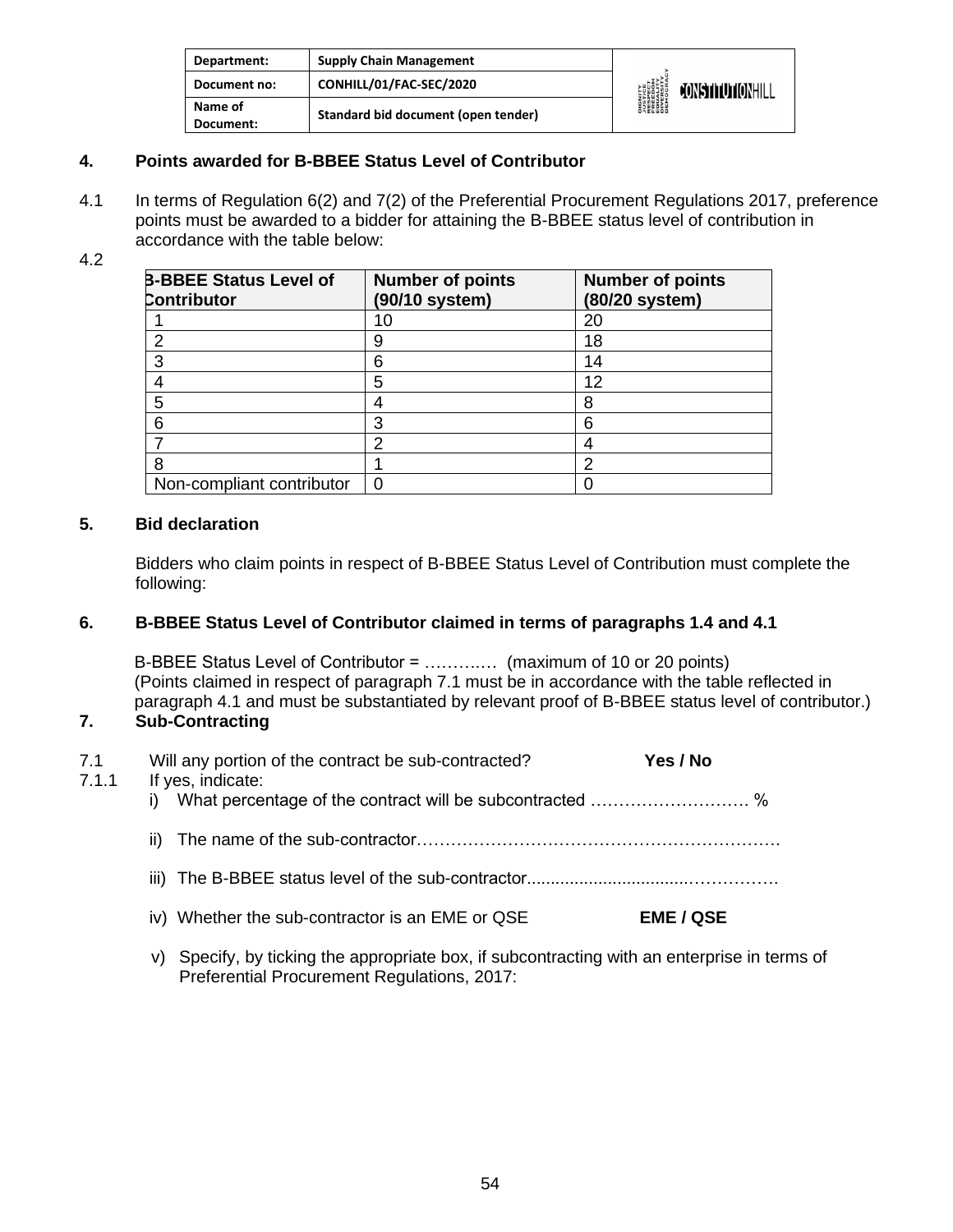## 4. Points awarded for B-BBEE Status Level of Contributor

4.1 In terms of Regulation 6(2) and 7(2) of the Preferential Procurement Regulations 2017, preference points must be awarded to a bidder for attaining the B-BBEE status level of contribution in accordance with the table below:

4.2

| B-BBEE Status Level of Contributor | Number of points (90/10 system) | Number of points (80/20 system) |
|---|---|---|
| 1 | 10 | 20 |
| 2 | 9 | 18 |
| 3 | 6 | 14 |
| 4 | 5 | 12 |
| 5 | 4 | 8 |
| 6 | 3 | 6 |
| 7 | 2 | 4 |
| 8 | 1 | 2 |
| Non-compliant contributor | 0 | 0 |

## 5. Bid declaration

Bidders who claim points in respect of B-BBEE Status Level of Contribution must complete the following:

## 6. B-BBEE Status Level of Contributor claimed in terms of paragraphs 1.4 and 4.1

B-BBEE Status Level of Contributor = ………..… (maximum of 10 or 20 points)
(Points claimed in respect of paragraph 7.1 must be in accordance with the table reflected in paragraph 4.1 and must be substantiated by relevant proof of B-BBEE status level of contributor.)

## 7. Sub-Contracting

7.1 Will any portion of the contract be sub-contracted? **Yes / No**

7.1.1 If yes, indicate:

i) What percentage of the contract will be subcontracted ………………………. %

ii) The name of the sub-contractor……………………………………………………….

iii) The B-BBEE status level of the sub-contractor..................................…………….

iv) Whether the sub-contractor is an EME or QSE **EME / QSE**

v) Specify, by ticking the appropriate box, if subcontracting with an enterprise in terms of Preferential Procurement Regulations, 2017: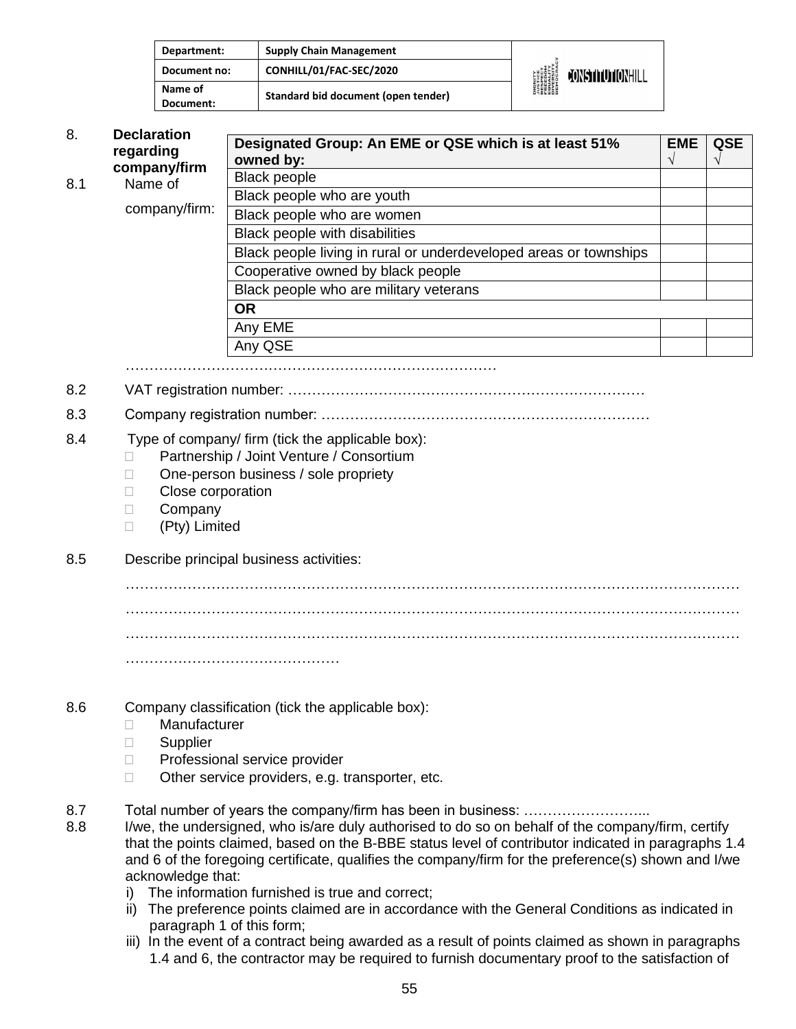| Department: | Supply Chain Management |
|---|---|
| Document no: | CONHILL/01/FAC-SEC/2020 |
| Name of Document: | Standard bid document (open tender) |

8. **Declaration regarding company/firm**

| Designated Group: An EME or QSE which is at least 51% owned by: | EME √ | QSE √ |
|---|---|---|
| Black people | | |
| Black people who are youth | | |
| Black people who are women | | |
| Black people with disabilities | | |
| Black people living in rural or underdeveloped areas or townships | | |
| Cooperative owned by black people | | |
| Black people who are military veterans | | |
| **OR** | | |
| Any EME | | |
| Any QSE | | |

8.1 Name of company/firm: …………………………………………………………………

8.2 VAT registration number: …………………………………………………………………

8.3 Company registration number: ……………………………………………………………

8.4 Type of company/ firm (tick the applicable box):

- ☐ Partnership / Joint Venture / Consortium
- ☐ One-person business / sole propriety
- ☐ Close corporation
- ☐ Company
- ☐ (Pty) Limited

8.5 Describe principal business activities:

……………………………………………………………………………………………………………

……………………………………………………………………………………………………………

……………………………………………………………………………………………………………

………………………………………

8.6 Company classification (tick the applicable box):

- ☐ Manufacturer
- ☐ Supplier
- ☐ Professional service provider
- ☐ Other service providers, e.g. transporter, etc.

8.7 Total number of years the company/firm has been in business: ……………………...

8.8 I/we, the undersigned, who is/are duly authorised to do so on behalf of the company/firm, certify that the points claimed, based on the B-BBE status level of contributor indicated in paragraphs 1.4 and 6 of the foregoing certificate, qualifies the company/firm for the preference(s) shown and I/we acknowledge that:

i) The information furnished is true and correct;
ii) The preference points claimed are in accordance with the General Conditions as indicated in paragraph 1 of this form;
iii) In the event of a contract being awarded as a result of points claimed as shown in paragraphs 1.4 and 6, the contractor may be required to furnish documentary proof to the satisfaction of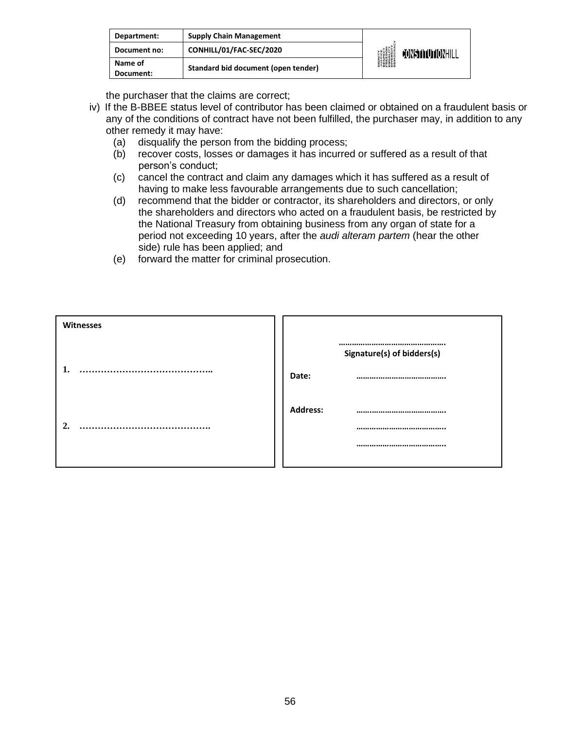the purchaser that the claims are correct;

iv) If the B-BBEE status level of contributor has been claimed or obtained on a fraudulent basis or any of the conditions of contract have not been fulfilled, the purchaser may, in addition to any other remedy it may have:

   (a) disqualify the person from the bidding process;
   (b) recover costs, losses or damages it has incurred or suffered as a result of that person's conduct;
   (c) cancel the contract and claim any damages which it has suffered as a result of having to make less favourable arrangements due to such cancellation;
   (d) recommend that the bidder or contractor, its shareholders and directors, or only the shareholders and directors who acted on a fraudulent basis, be restricted by the National Treasury from obtaining business from any organ of state for a period not exceeding 10 years, after the *audi alteram partem* (hear the other side) rule has been applied; and
   (e) forward the matter for criminal prosecution.

| **Witnesses** | |
|---|---|
| | ………………………………………… **Signature(s) of bidders(s)** |
| **1.** …………………………………….. | **Date:** ………………………………… |
| | **Address:** ………………………………… |
| **2.** ……………………………………. | ………………………………….. |
| | ………………………………….. |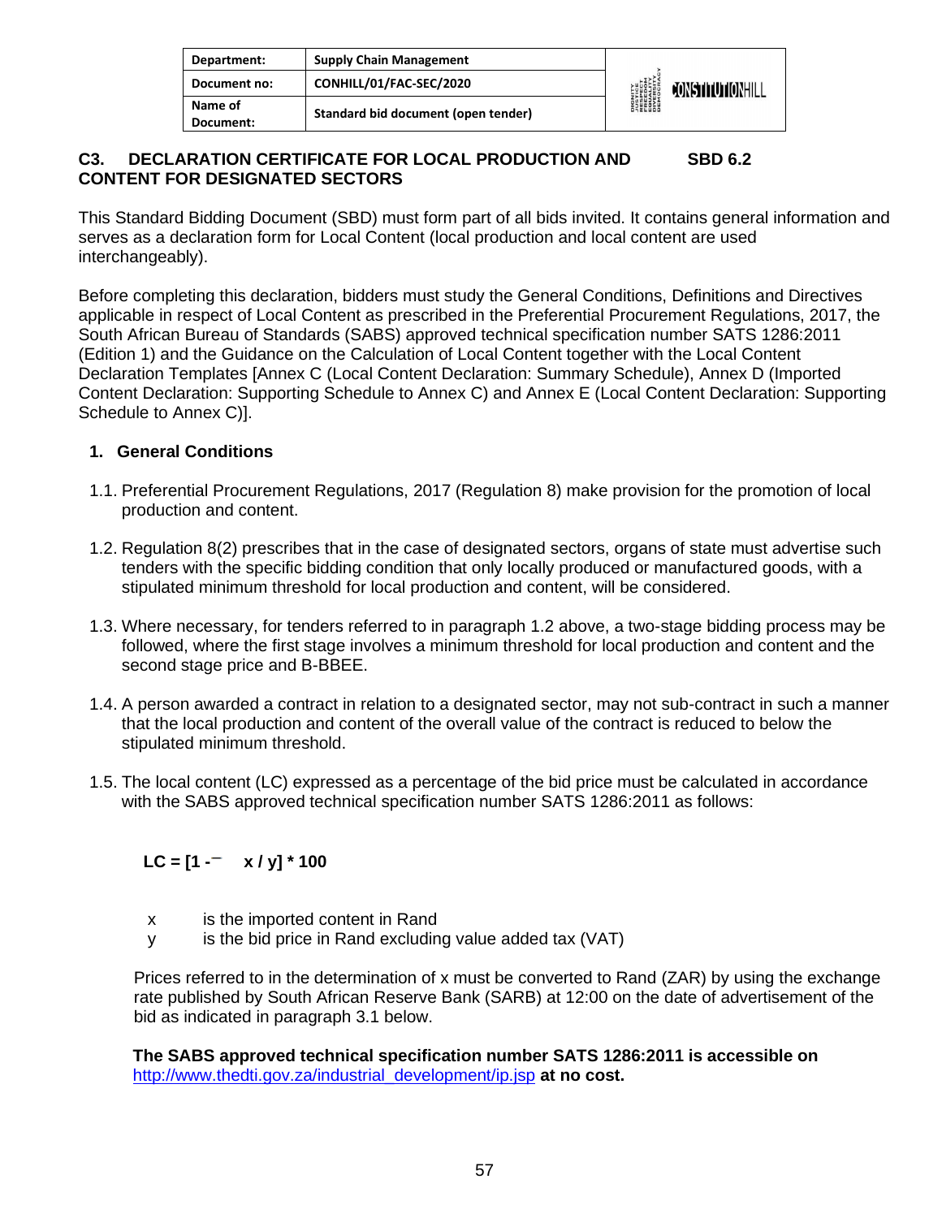| Department: | Supply Chain Management |
| --- | --- |
| Document no: | CONHILL/01/FAC-SEC/2020 |
| Name of Document: | Standard bid document (open tender) |

## C3. DECLARATION CERTIFICATE FOR LOCAL PRODUCTION AND CONTENT FOR DESIGNATED SECTORS — SBD 6.2

This Standard Bidding Document (SBD) must form part of all bids invited. It contains general information and serves as a declaration form for Local Content (local production and local content are used interchangeably).

Before completing this declaration, bidders must study the General Conditions, Definitions and Directives applicable in respect of Local Content as prescribed in the Preferential Procurement Regulations, 2017, the South African Bureau of Standards (SABS) approved technical specification number SATS 1286:2011 (Edition 1) and the Guidance on the Calculation of Local Content together with the Local Content Declaration Templates [Annex C (Local Content Declaration: Summary Schedule), Annex D (Imported Content Declaration: Supporting Schedule to Annex C) and Annex E (Local Content Declaration: Supporting Schedule to Annex C)].

### 1. General Conditions

1.1. Preferential Procurement Regulations, 2017 (Regulation 8) make provision for the promotion of local production and content.

1.2. Regulation 8(2) prescribes that in the case of designated sectors, organs of state must advertise such tenders with the specific bidding condition that only locally produced or manufactured goods, with a stipulated minimum threshold for local production and content, will be considered.

1.3. Where necessary, for tenders referred to in paragraph 1.2 above, a two-stage bidding process may be followed, where the first stage involves a minimum threshold for local production and content and the second stage price and B-BBEE.

1.4. A person awarded a contract in relation to a designated sector, may not sub-contract in such a manner that the local production and content of the overall value of the contract is reduced to below the stipulated minimum threshold.

1.5. The local content (LC) expressed as a percentage of the bid price must be calculated in accordance with the SABS approved technical specification number SATS 1286:2011 as follows:

$$LC = [1 - x / y] * 100$$

x is the imported content in Rand

y is the bid price in Rand excluding value added tax (VAT)

Prices referred to in the determination of x must be converted to Rand (ZAR) by using the exchange rate published by South African Reserve Bank (SARB) at 12:00 on the date of advertisement of the bid as indicated in paragraph 3.1 below.

**The SABS approved technical specification number SATS 1286:2011 is accessible on** http://www.thedti.gov.za/industrial_development/ip.jsp **at no cost.**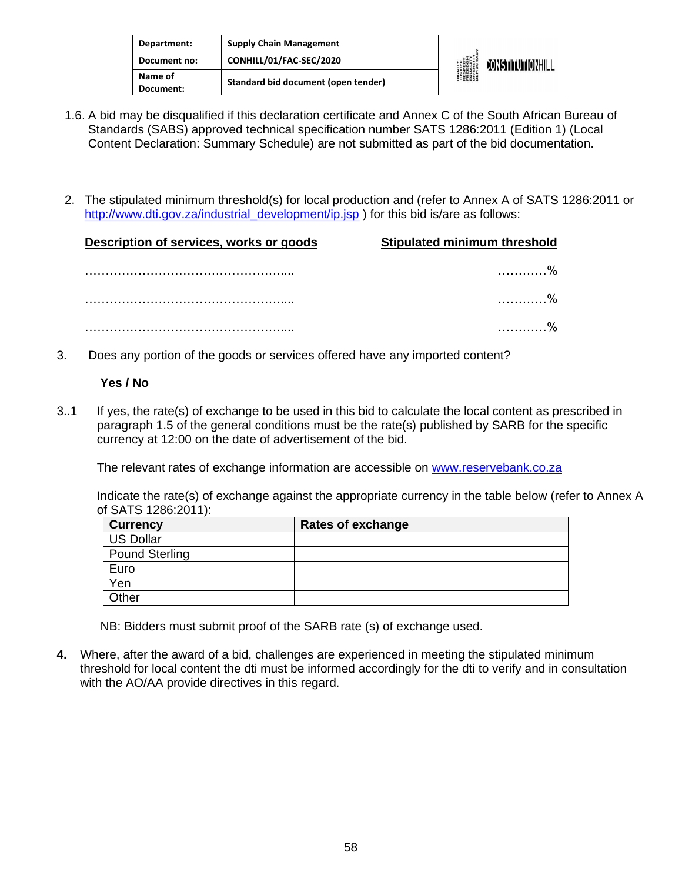1.6. A bid may be disqualified if this declaration certificate and Annex C of the South African Bureau of Standards (SABS) approved technical specification number SATS 1286:2011 (Edition 1) (Local Content Declaration: Summary Schedule) are not submitted as part of the bid documentation.

2. The stipulated minimum threshold(s) for local production and (refer to Annex A of SATS 1286:2011 or http://www.dti.gov.za/industrial_development/ip.jsp ) for this bid is/are as follows:

| Description of services, works or goods | Stipulated minimum threshold |
|---|---|
| ……………………………………………..... | …………% |
| ……………………………………………..... | …………% |
| ……………………………………………..... | …………% |

3. Does any portion of the goods or services offered have any imported content?

**Yes / No**

3..1 If yes, the rate(s) of exchange to be used in this bid to calculate the local content as prescribed in paragraph 1.5 of the general conditions must be the rate(s) published by SARB for the specific currency at 12:00 on the date of advertisement of the bid.

The relevant rates of exchange information are accessible on www.reservebank.co.za

Indicate the rate(s) of exchange against the appropriate currency in the table below (refer to Annex A of SATS 1286:2011):

| Currency | Rates of exchange |
|---|---|
| US Dollar | |
| Pound Sterling | |
| Euro | |
| Yen | |
| Other | |

NB: Bidders must submit proof of the SARB rate (s) of exchange used.

**4.** Where, after the award of a bid, challenges are experienced in meeting the stipulated minimum threshold for local content the dti must be informed accordingly for the dti to verify and in consultation with the AO/AA provide directives in this regard.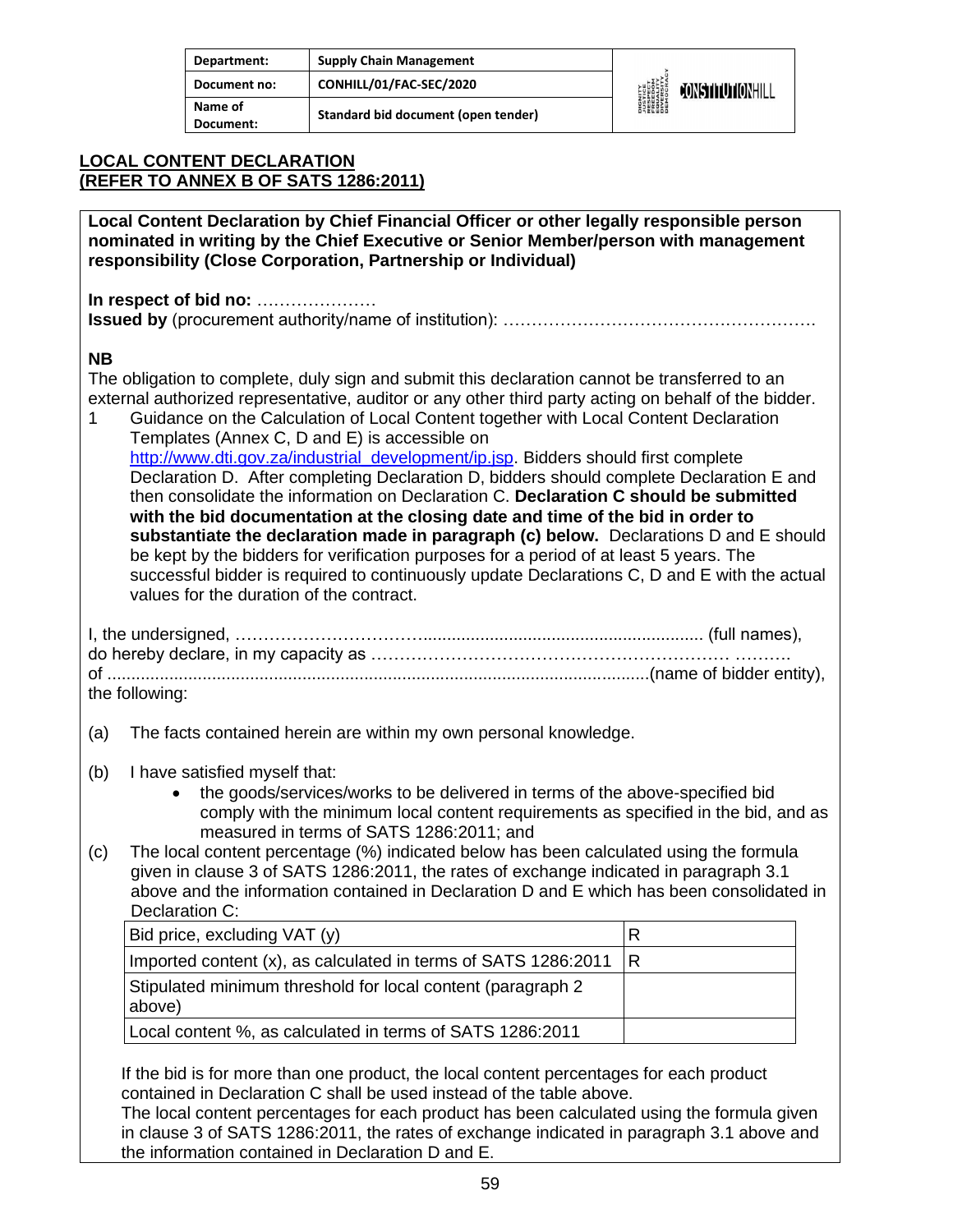| Department: | Supply Chain Management |
| --- | --- |
| Document no: | CONHILL/01/FAC-SEC/2020 |
| Name of Document: | Standard bid document (open tender) |

## LOCAL CONTENT DECLARATION (REFER TO ANNEX B OF SATS 1286:2011)

**Local Content Declaration by Chief Financial Officer or other legally responsible person nominated in writing by the Chief Executive or Senior Member/person with management responsibility (Close Corporation, Partnership or Individual)**

**In respect of bid no:** …………………

**Issued by** (procurement authority/name of institution): ……………………………………………….

**NB**

The obligation to complete, duly sign and submit this declaration cannot be transferred to an external authorized representative, auditor or any other third party acting on behalf of the bidder.

1 Guidance on the Calculation of Local Content together with Local Content Declaration Templates (Annex C, D and E) is accessible on http://www.dti.gov.za/industrial_development/ip.jsp. Bidders should first complete Declaration D. After completing Declaration D, bidders should complete Declaration E and then consolidate the information on Declaration C. **Declaration C should be submitted with the bid documentation at the closing date and time of the bid in order to substantiate the declaration made in paragraph (c) below.** Declarations D and E should be kept by the bidders for verification purposes for a period of at least 5 years. The successful bidder is required to continuously update Declarations C, D and E with the actual values for the duration of the contract.

I, the undersigned, ……………………………........................................................................ (full names), do hereby declare, in my capacity as …………………………………………………… ………. of ..................................................................................................................(name of bidder entity), the following:

(a) The facts contained herein are within my own personal knowledge.

(b) I have satisfied myself that:
- the goods/services/works to be delivered in terms of the above-specified bid comply with the minimum local content requirements as specified in the bid, and as measured in terms of SATS 1286:2011; and

(c) The local content percentage (%) indicated below has been calculated using the formula given in clause 3 of SATS 1286:2011, the rates of exchange indicated in paragraph 3.1 above and the information contained in Declaration D and E which has been consolidated in Declaration C:

| Bid price, excluding VAT (y) | R |
| --- | --- |
| Imported content (x), as calculated in terms of SATS 1286:2011 | R |
| Stipulated minimum threshold for local content (paragraph 2 above) | |
| Local content %, as calculated in terms of SATS 1286:2011 | |

If the bid is for more than one product, the local content percentages for each product contained in Declaration C shall be used instead of the table above.
The local content percentages for each product has been calculated using the formula given in clause 3 of SATS 1286:2011, the rates of exchange indicated in paragraph 3.1 above and the information contained in Declaration D and E.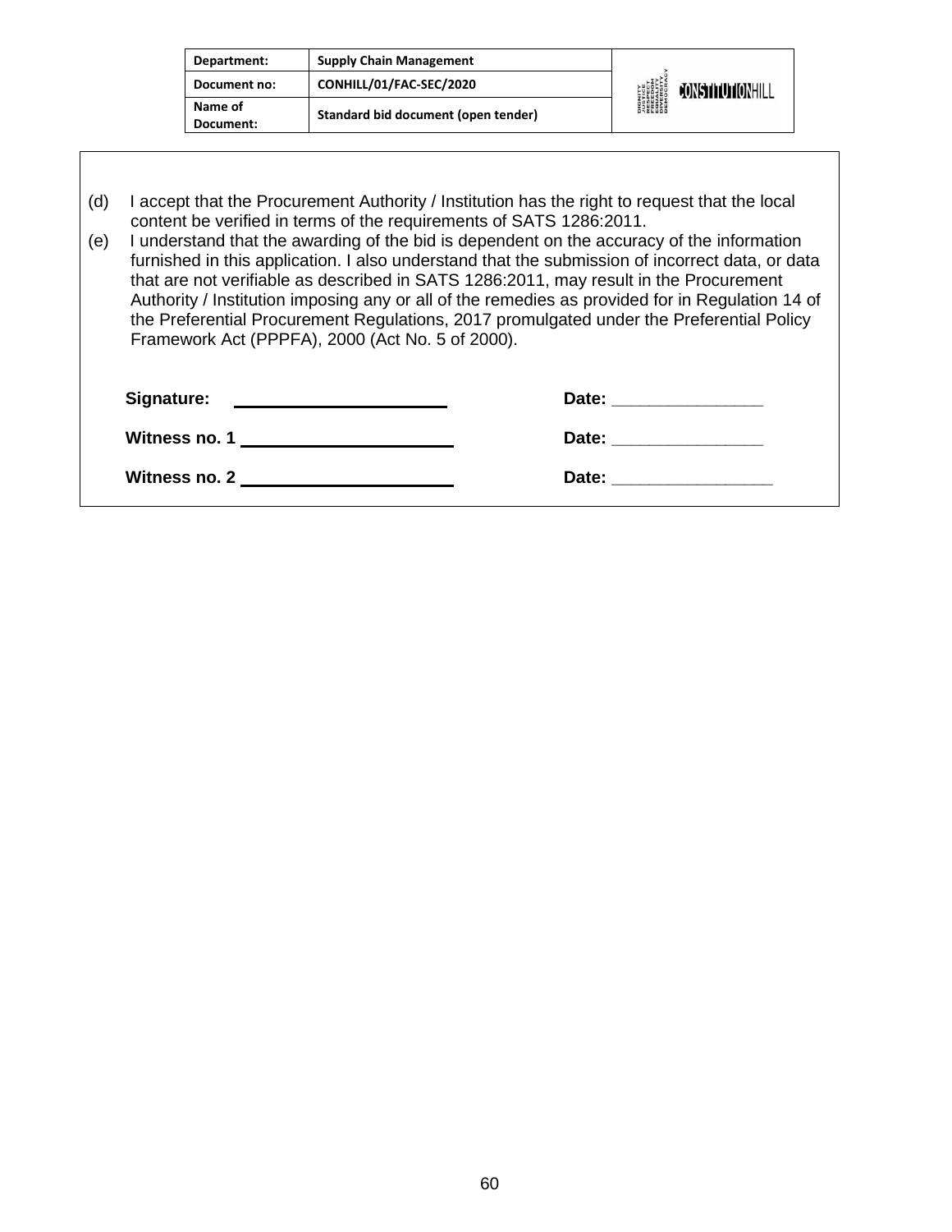(d) I accept that the Procurement Authority / Institution has the right to request that the local content be verified in terms of the requirements of SATS 1286:2011.

(e) I understand that the awarding of the bid is dependent on the accuracy of the information furnished in this application. I also understand that the submission of incorrect data, or data that are not verifiable as described in SATS 1286:2011, may result in the Procurement Authority / Institution imposing any or all of the remedies as provided for in Regulation 14 of the Preferential Procurement Regulations, 2017 promulgated under the Preferential Policy Framework Act (PPPFA), 2000 (Act No. 5 of 2000).

**Signature:** ______________________ **Date:** ________________

**Witness no. 1** ______________________ **Date:** ________________

**Witness no. 2** ______________________ **Date:** _________________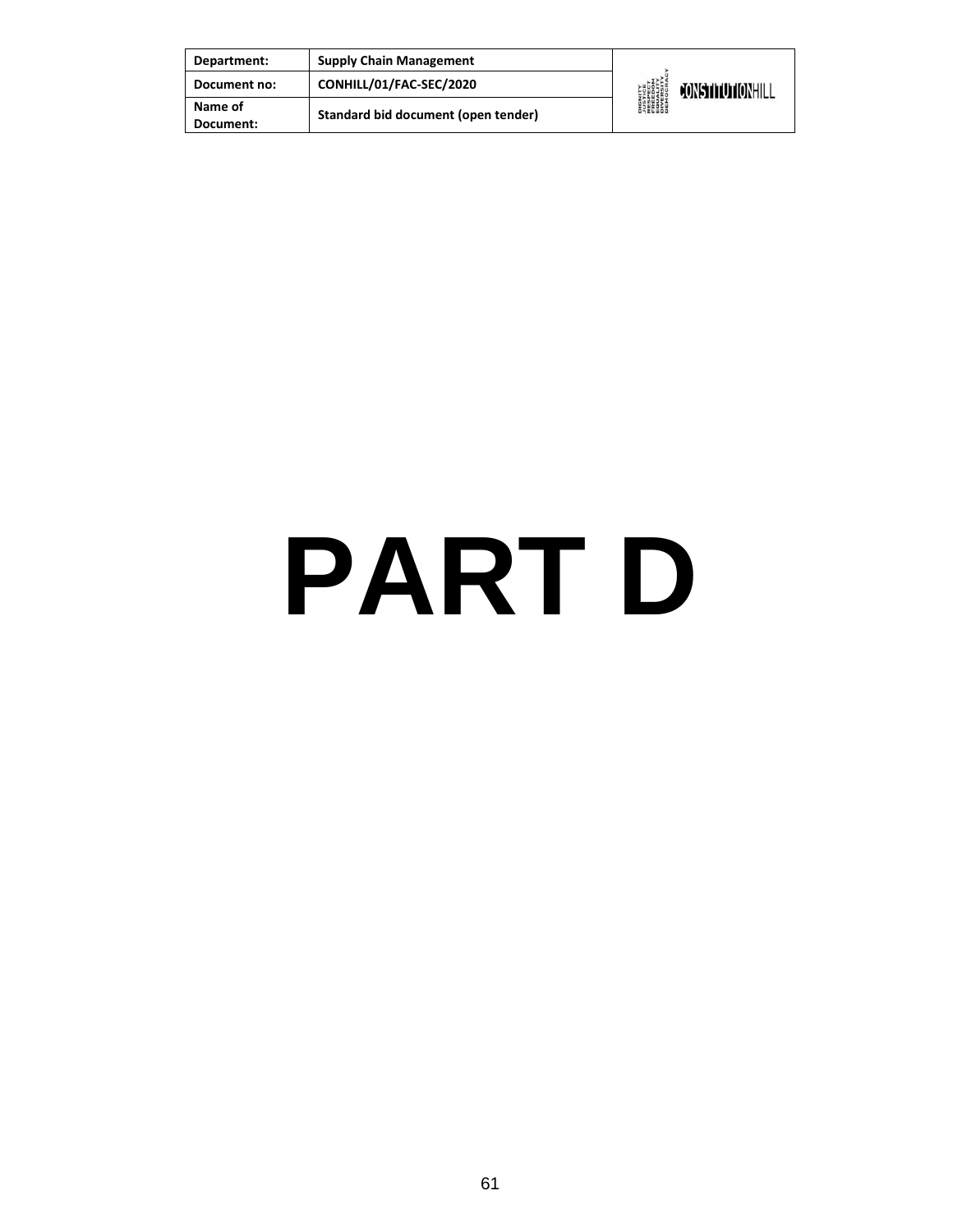# PART D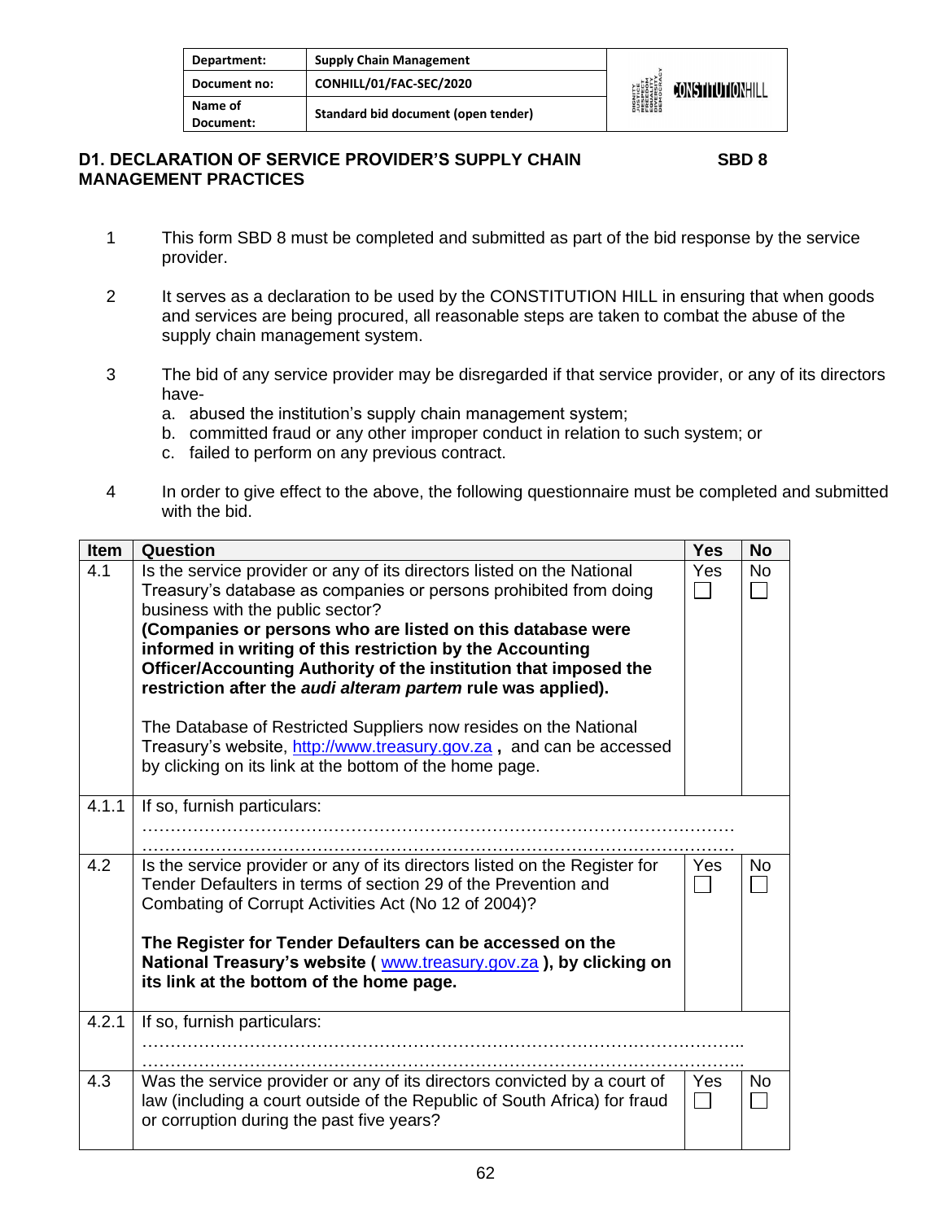| Department: | Supply Chain Management |
|---|---|
| Document no: | CONHILL/01/FAC-SEC/2020 |
| Name of Document: | Standard bid document (open tender) |

## D1. DECLARATION OF SERVICE PROVIDER'S SUPPLY CHAIN MANAGEMENT PRACTICES

**SBD 8**

1. This form SBD 8 must be completed and submitted as part of the bid response by the service provider.

2. It serves as a declaration to be used by the CONSTITUTION HILL in ensuring that when goods and services are being procured, all reasonable steps are taken to combat the abuse of the supply chain management system.

3. The bid of any service provider may be disregarded if that service provider, or any of its directors have-
   a. abused the institution's supply chain management system;
   b. committed fraud or any other improper conduct in relation to such system; or
   c. failed to perform on any previous contract.

4. In order to give effect to the above, the following questionnaire must be completed and submitted with the bid.

| Item | Question | Yes | No |
|---|---|---|---|
| 4.1 | Is the service provider or any of its directors listed on the National Treasury's database as companies or persons prohibited from doing business with the public sector?<br>**(Companies or persons who are listed on this database were informed in writing of this restriction by the Accounting Officer/Accounting Authority of the institution that imposed the restriction after the *audi alteram partem* rule was applied).**<br><br>The Database of Restricted Suppliers now resides on the National Treasury's website, http://www.treasury.gov.za , and can be accessed by clicking on its link at the bottom of the home page. | Yes ☐ | No ☐ |
| 4.1.1 | If so, furnish particulars:<br>……………………………………………………………………………………………<br>…………………………………………………………………………………………… | | |
| 4.2 | Is the service provider or any of its directors listed on the Register for Tender Defaulters in terms of section 29 of the Prevention and Combating of Corrupt Activities Act (No 12 of 2004)?<br><br>**The Register for Tender Defaulters can be accessed on the National Treasury's website ( www.treasury.gov.za ), by clicking on its link at the bottom of the home page.** | Yes ☐ | No ☐ |
| 4.2.1 | If so, furnish particulars:<br>……………………………………………………………………………………………..<br>…………………………………………………………………………………………….. | | |
| 4.3 | Was the service provider or any of its directors convicted by a court of law (including a court outside of the Republic of South Africa) for fraud or corruption during the past five years? | Yes ☐ | No ☐ |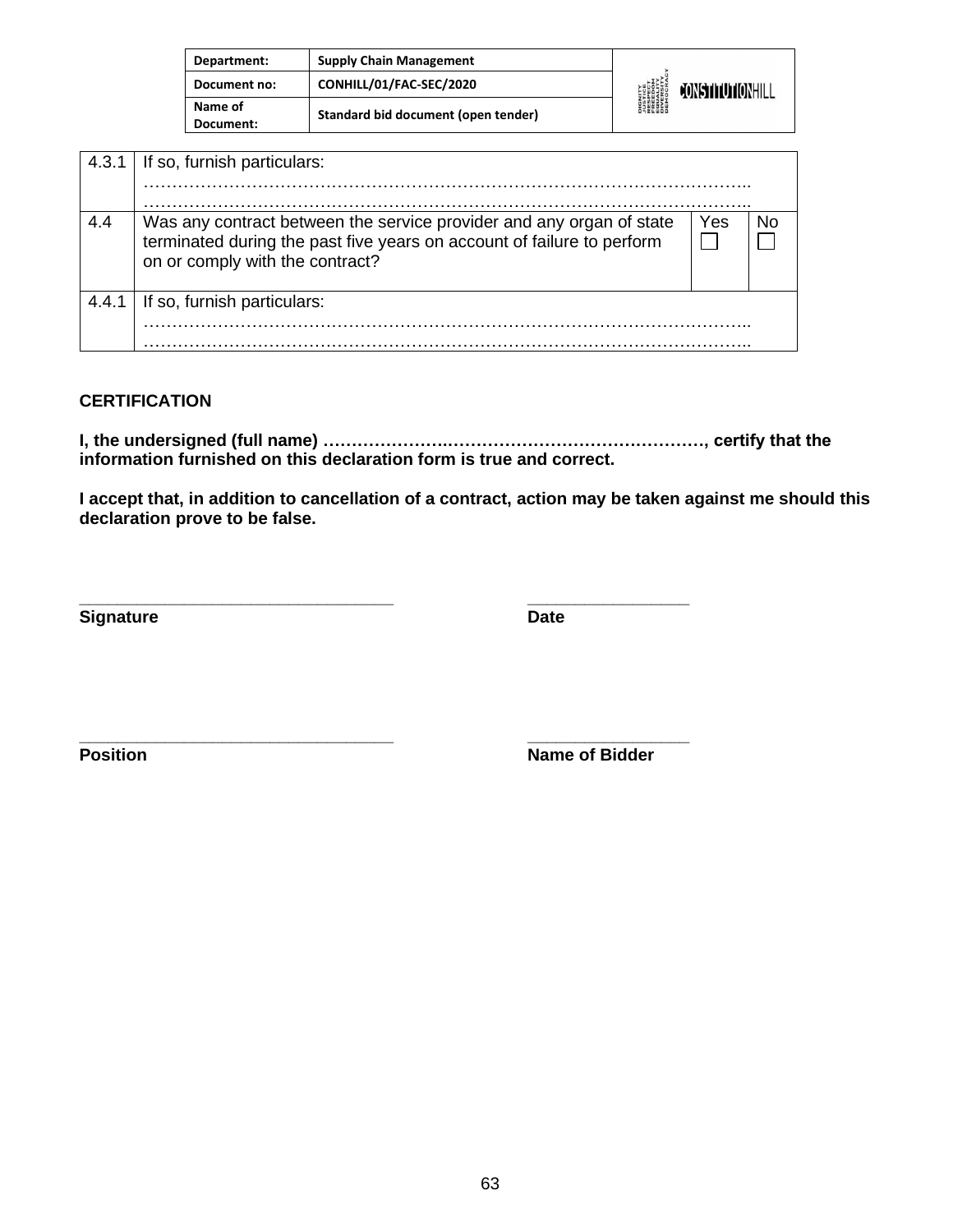| Department: | Supply Chain Management |
|---|---|
| Document no: | CONHILL/01/FAC-SEC/2020 |
| Name of Document: | Standard bid document (open tender) |

| | | | |
|---|---|---|---|
| 4.3.1 | If so, furnish particulars:<br>…………………………………………………………………………………………..<br>………………………………………………………………………………………….. | | |
| 4.4 | Was any contract between the service provider and any organ of state terminated during the past five years on account of failure to perform on or comply with the contract? | Yes ☐ | No ☐ |
| 4.4.1 | If so, furnish particulars:<br>…………………………………………………………………………………………..<br>………………………………………………………………………………………….. | | |

**CERTIFICATION**

**I, the undersigned (full name) ……………….……………………….……………, certify that the information furnished on this declaration form is true and correct.**

**I accept that, in addition to cancellation of a contract, action may be taken against me should this declaration prove to be false.**

\_\_\_\_\_\_\_\_\_\_\_\_\_\_\_\_\_\_\_\_\_\_\_\_\_\_\_\_\_\_\_\_\_\_\_ \_\_\_\_\_\_\_\_\_\_\_\_\_\_\_\_\_\_
**Signature** **Date**

\_\_\_\_\_\_\_\_\_\_\_\_\_\_\_\_\_\_\_\_\_\_\_\_\_\_\_\_\_\_\_\_\_\_\_ \_\_\_\_\_\_\_\_\_\_\_\_\_\_\_\_\_\_
**Position** **Name of Bidder**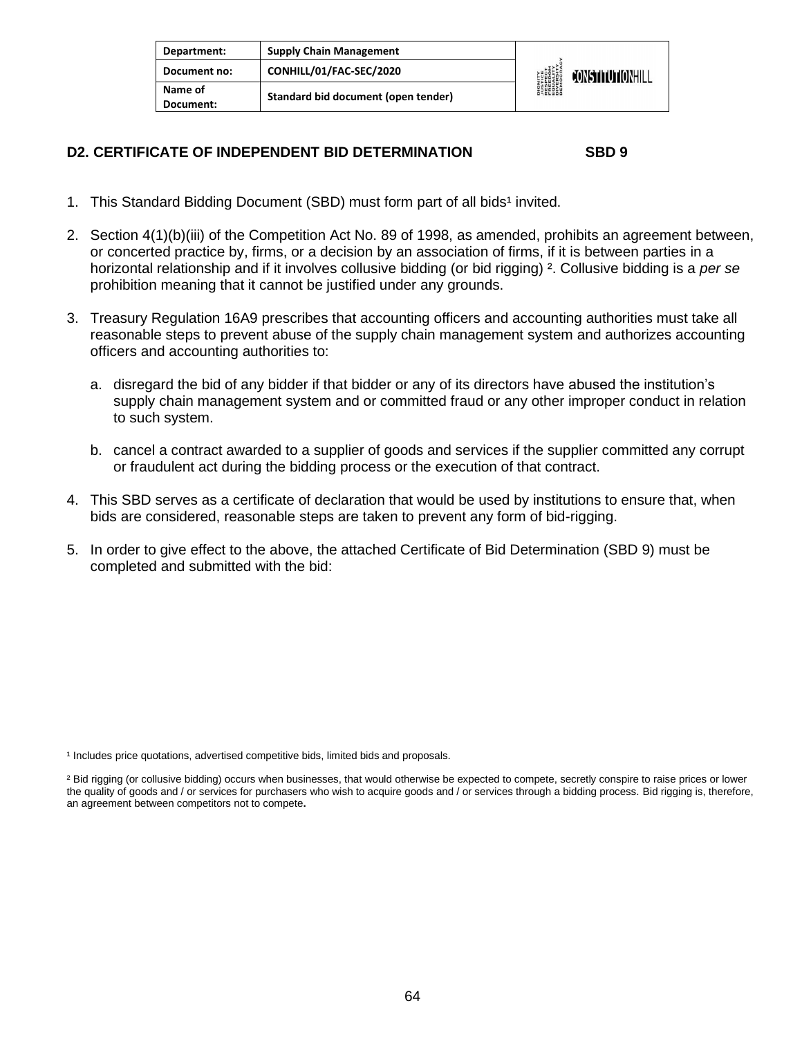## D2. CERTIFICATE OF INDEPENDENT BID DETERMINATION SBD 9

1. This Standard Bidding Document (SBD) must form part of all bids[1] invited.
2. Section 4(1)(b)(iii) of the Competition Act No. 89 of 1998, as amended, prohibits an agreement between, or concerted practice by, firms, or a decision by an association of firms, if it is between parties in a horizontal relationship and if it involves collusive bidding (or bid rigging) [2]. Collusive bidding is a *per se* prohibition meaning that it cannot be justified under any grounds.
3. Treasury Regulation 16A9 prescribes that accounting officers and accounting authorities must take all reasonable steps to prevent abuse of the supply chain management system and authorizes accounting officers and accounting authorities to:
   a. disregard the bid of any bidder if that bidder or any of its directors have abused the institution's supply chain management system and or committed fraud or any other improper conduct in relation to such system.
   b. cancel a contract awarded to a supplier of goods and services if the supplier committed any corrupt or fraudulent act during the bidding process or the execution of that contract.
4. This SBD serves as a certificate of declaration that would be used by institutions to ensure that, when bids are considered, reasonable steps are taken to prevent any form of bid-rigging.
5. In order to give effect to the above, the attached Certificate of Bid Determination (SBD 9) must be completed and submitted with the bid:

[1] Includes price quotations, advertised competitive bids, limited bids and proposals.

[2] Bid rigging (or collusive bidding) occurs when businesses, that would otherwise be expected to compete, secretly conspire to raise prices or lower the quality of goods and / or services for purchasers who wish to acquire goods and / or services through a bidding process. Bid rigging is, therefore, an agreement between competitors not to compete.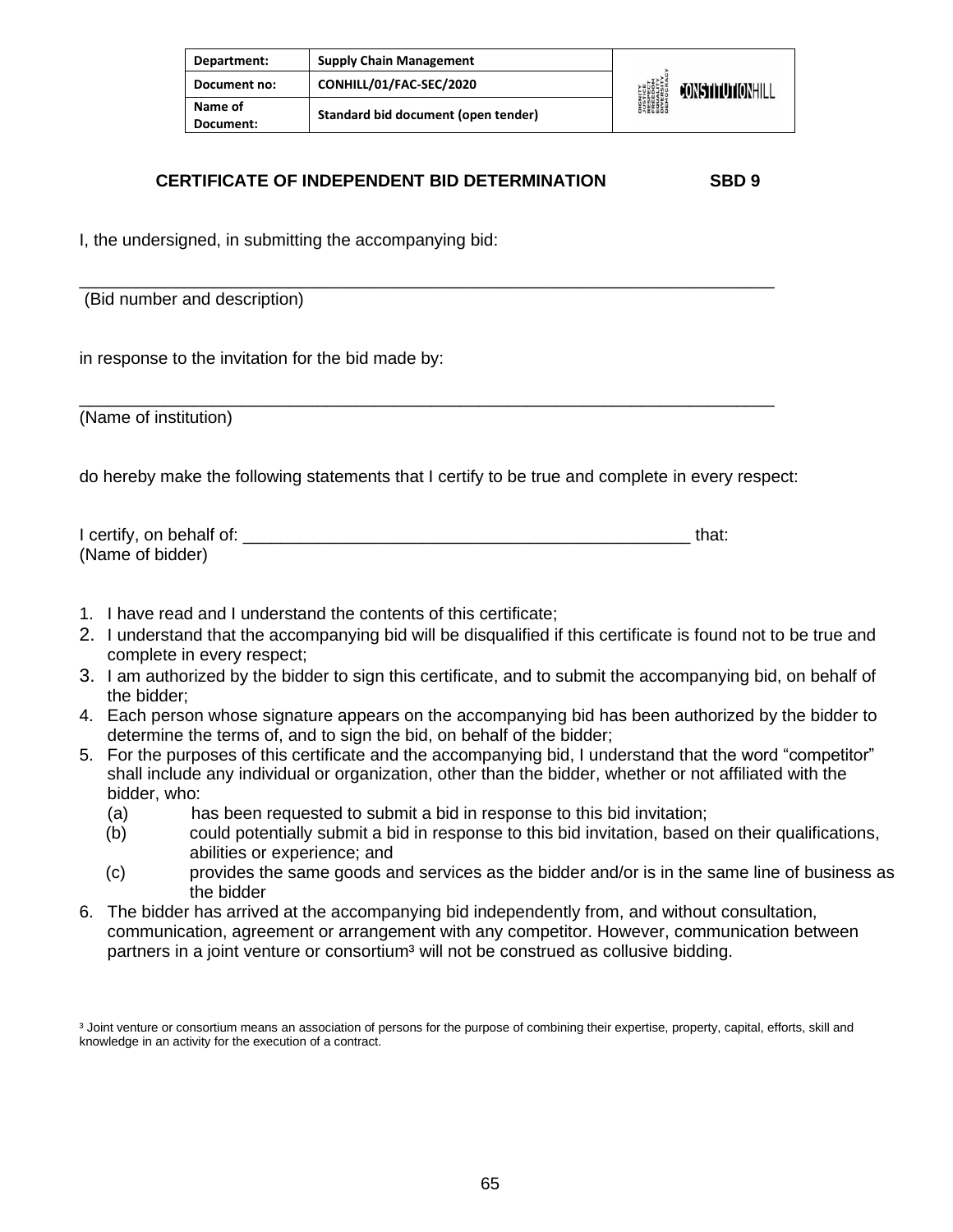| Department: | Supply Chain Management |
|---|---|
| Document no: | CONHILL/01/FAC-SEC/2020 |
| Name of Document: | Standard bid document (open tender) |

## CERTIFICATE OF INDEPENDENT BID DETERMINATION SBD 9

I, the undersigned, in submitting the accompanying bid:

\_\_\_\_\_\_\_\_\_\_\_\_\_\_\_\_\_\_\_\_\_\_\_\_\_\_\_\_\_\_\_\_\_\_\_\_\_\_\_\_\_\_\_\_\_\_\_\_\_\_\_\_\_\_\_\_\_\_\_\_\_\_\_\_\_\_\_\_\_\_\_\_\_\_

(Bid number and description)

in response to the invitation for the bid made by:

\_\_\_\_\_\_\_\_\_\_\_\_\_\_\_\_\_\_\_\_\_\_\_\_\_\_\_\_\_\_\_\_\_\_\_\_\_\_\_\_\_\_\_\_\_\_\_\_\_\_\_\_\_\_\_\_\_\_\_\_\_\_\_\_\_\_\_\_\_\_\_\_\_\_

(Name of institution)

do hereby make the following statements that I certify to be true and complete in every respect:

I certify, on behalf of: \_\_\_\_\_\_\_\_\_\_\_\_\_\_\_\_\_\_\_\_\_\_\_\_\_\_\_\_\_\_\_\_\_\_\_\_\_\_\_\_\_\_\_\_\_\_\_\_\_\_ that:
(Name of bidder)

1. I have read and I understand the contents of this certificate;
2. I understand that the accompanying bid will be disqualified if this certificate is found not to be true and complete in every respect;
3. I am authorized by the bidder to sign this certificate, and to submit the accompanying bid, on behalf of the bidder;
4. Each person whose signature appears on the accompanying bid has been authorized by the bidder to determine the terms of, and to sign the bid, on behalf of the bidder;
5. For the purposes of this certificate and the accompanying bid, I understand that the word "competitor" shall include any individual or organization, other than the bidder, whether or not affiliated with the bidder, who:
   (a) has been requested to submit a bid in response to this bid invitation;
   (b) could potentially submit a bid in response to this bid invitation, based on their qualifications, abilities or experience; and
   (c) provides the same goods and services as the bidder and/or is in the same line of business as the bidder
6. The bidder has arrived at the accompanying bid independently from, and without consultation, communication, agreement or arrangement with any competitor. However, communication between partners in a joint venture or consortium[3] will not be construed as collusive bidding.

[3] Joint venture or consortium means an association of persons for the purpose of combining their expertise, property, capital, efforts, skill and knowledge in an activity for the execution of a contract.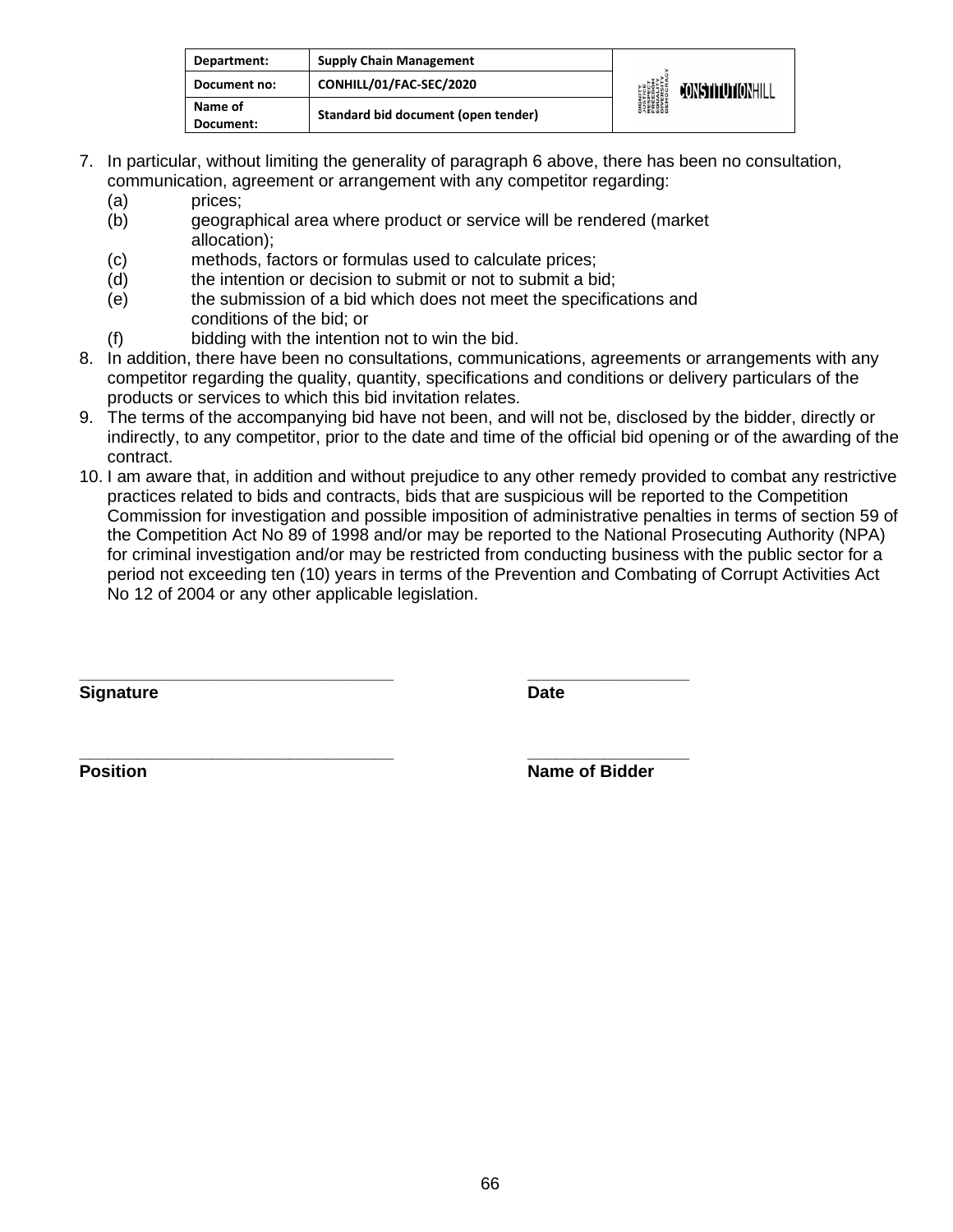7. In particular, without limiting the generality of paragraph 6 above, there has been no consultation, communication, agreement or arrangement with any competitor regarding:
   (a) prices;
   (b) geographical area where product or service will be rendered (market allocation);
   (c) methods, factors or formulas used to calculate prices;
   (d) the intention or decision to submit or not to submit a bid;
   (e) the submission of a bid which does not meet the specifications and conditions of the bid; or
   (f) bidding with the intention not to win the bid.
8. In addition, there have been no consultations, communications, agreements or arrangements with any competitor regarding the quality, quantity, specifications and conditions or delivery particulars of the products or services to which this bid invitation relates.
9. The terms of the accompanying bid have not been, and will not be, disclosed by the bidder, directly or indirectly, to any competitor, prior to the date and time of the official bid opening or of the awarding of the contract.
10. I am aware that, in addition and without prejudice to any other remedy provided to combat any restrictive practices related to bids and contracts, bids that are suspicious will be reported to the Competition Commission for investigation and possible imposition of administrative penalties in terms of section 59 of the Competition Act No 89 of 1998 and/or may be reported to the National Prosecuting Authority (NPA) for criminal investigation and/or may be restricted from conducting business with the public sector for a period not exceeding ten (10) years in terms of the Prevention and Combating of Corrupt Activities Act No 12 of 2004 or any other applicable legislation.

_________________________________ _________________
**Signature** **Date**

_________________________________ _________________
**Position** **Name of Bidder**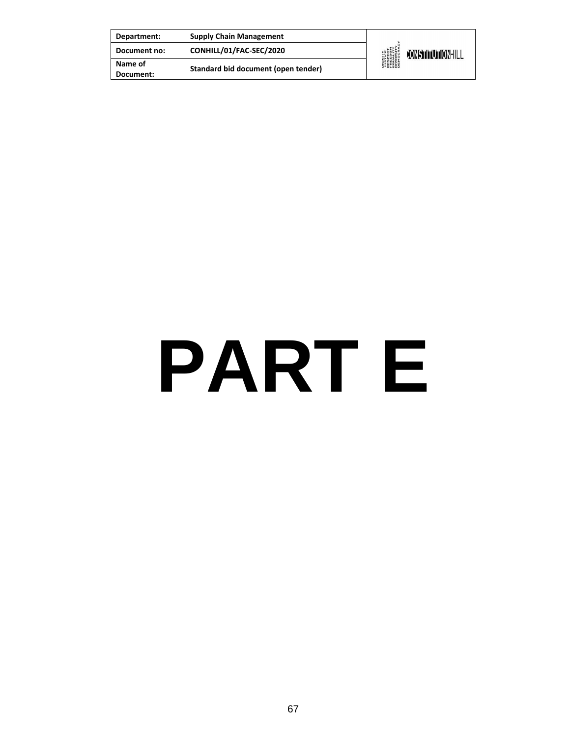# PART E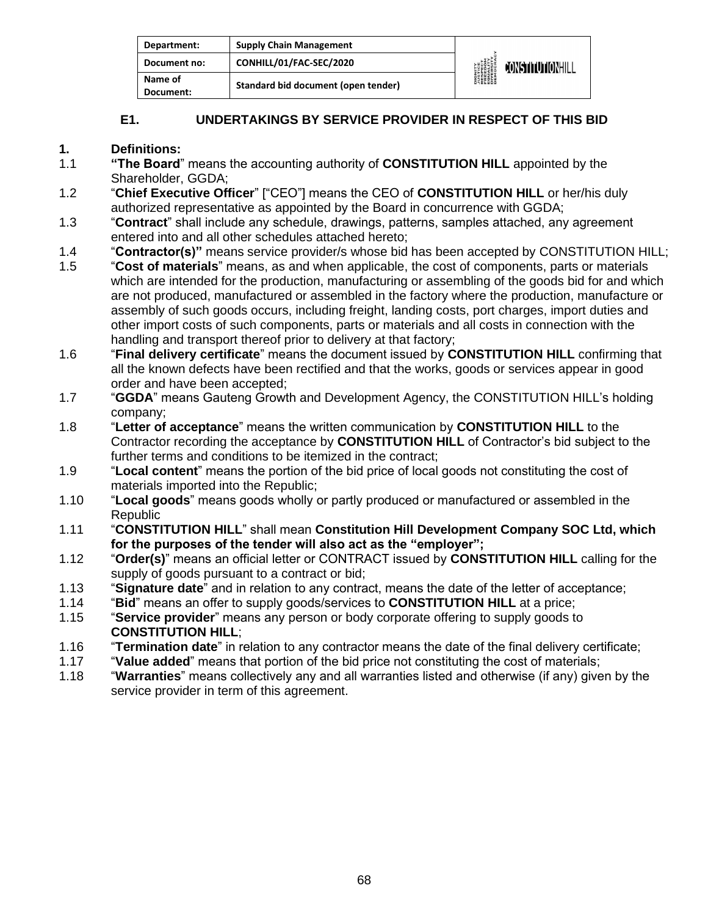## E1. UNDERTAKINGS BY SERVICE PROVIDER IN RESPECT OF THIS BID

### 1. Definitions:

1.1 **"The Board"** means the accounting authority of **CONSTITUTION HILL** appointed by the Shareholder, GGDA;

1.2 "**Chief Executive Officer**" ["CEO"] means the CEO of **CONSTITUTION HILL** or her/his duly authorized representative as appointed by the Board in concurrence with GGDA;

1.3 "**Contract**" shall include any schedule, drawings, patterns, samples attached, any agreement entered into and all other schedules attached hereto;

1.4 "**Contractor(s)"** means service provider/s whose bid has been accepted by CONSTITUTION HILL;

1.5 "**Cost of materials**" means, as and when applicable, the cost of components, parts or materials which are intended for the production, manufacturing or assembling of the goods bid for and which are not produced, manufactured or assembled in the factory where the production, manufacture or assembly of such goods occurs, including freight, landing costs, port charges, import duties and other import costs of such components, parts or materials and all costs in connection with the handling and transport thereof prior to delivery at that factory;

1.6 "**Final delivery certificate**" means the document issued by **CONSTITUTION HILL** confirming that all the known defects have been rectified and that the works, goods or services appear in good order and have been accepted;

1.7 "**GGDA**" means Gauteng Growth and Development Agency, the CONSTITUTION HILL's holding company;

1.8 "**Letter of acceptance**" means the written communication by **CONSTITUTION HILL** to the Contractor recording the acceptance by **CONSTITUTION HILL** of Contractor's bid subject to the further terms and conditions to be itemized in the contract;

1.9 "**Local content**" means the portion of the bid price of local goods not constituting the cost of materials imported into the Republic;

1.10 "**Local goods**" means goods wholly or partly produced or manufactured or assembled in the Republic

1.11 "**CONSTITUTION HILL**" shall mean **Constitution Hill Development Company SOC Ltd, which for the purposes of the tender will also act as the "employer";**

1.12 "**Order(s)**" means an official letter or CONTRACT issued by **CONSTITUTION HILL** calling for the supply of goods pursuant to a contract or bid;

1.13 "**Signature date**" and in relation to any contract, means the date of the letter of acceptance;

1.14 "**Bid**" means an offer to supply goods/services to **CONSTITUTION HILL** at a price;

1.15 "**Service provider**" means any person or body corporate offering to supply goods to **CONSTITUTION HILL**;

1.16 "**Termination date**" in relation to any contractor means the date of the final delivery certificate;

1.17 "**Value added**" means that portion of the bid price not constituting the cost of materials;

1.18 "**Warranties**" means collectively any and all warranties listed and otherwise (if any) given by the service provider in term of this agreement.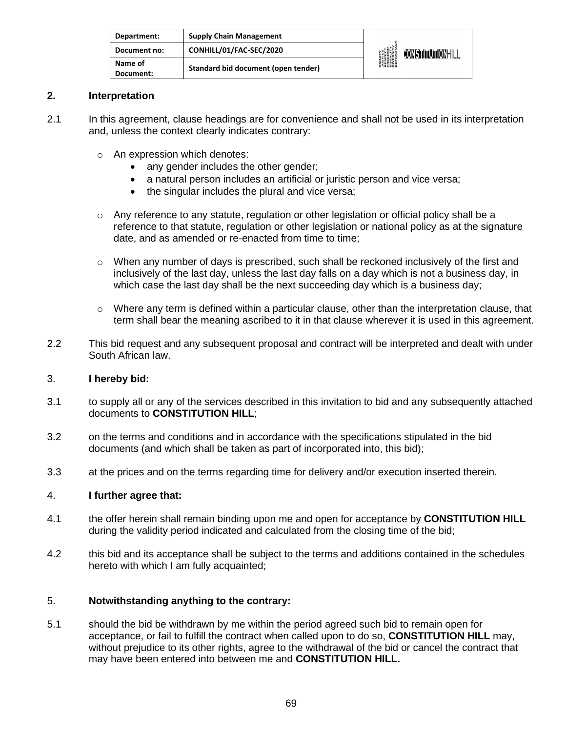## 2. Interpretation

2.1 In this agreement, clause headings are for convenience and shall not be used in its interpretation and, unless the context clearly indicates contrary:

- An expression which denotes:
  - any gender includes the other gender;
  - a natural person includes an artificial or juristic person and vice versa;
  - the singular includes the plural and vice versa;
- Any reference to any statute, regulation or other legislation or official policy shall be a reference to that statute, regulation or other legislation or national policy as at the signature date, and as amended or re-enacted from time to time;
- When any number of days is prescribed, such shall be reckoned inclusively of the first and inclusively of the last day, unless the last day falls on a day which is not a business day, in which case the last day shall be the next succeeding day which is a business day;
- Where any term is defined within a particular clause, other than the interpretation clause, that term shall bear the meaning ascribed to it in that clause wherever it is used in this agreement.

2.2 This bid request and any subsequent proposal and contract will be interpreted and dealt with under South African law.

## 3. I hereby bid:

3.1 to supply all or any of the services described in this invitation to bid and any subsequently attached documents to **CONSTITUTION HILL**;

3.2 on the terms and conditions and in accordance with the specifications stipulated in the bid documents (and which shall be taken as part of incorporated into, this bid);

3.3 at the prices and on the terms regarding time for delivery and/or execution inserted therein.

## 4. I further agree that:

4.1 the offer herein shall remain binding upon me and open for acceptance by **CONSTITUTION HILL** during the validity period indicated and calculated from the closing time of the bid;

4.2 this bid and its acceptance shall be subject to the terms and additions contained in the schedules hereto with which I am fully acquainted;

## 5. Notwithstanding anything to the contrary:

5.1 should the bid be withdrawn by me within the period agreed such bid to remain open for acceptance, or fail to fulfill the contract when called upon to do so, **CONSTITUTION HILL** may, without prejudice to its other rights, agree to the withdrawal of the bid or cancel the contract that may have been entered into between me and **CONSTITUTION HILL.**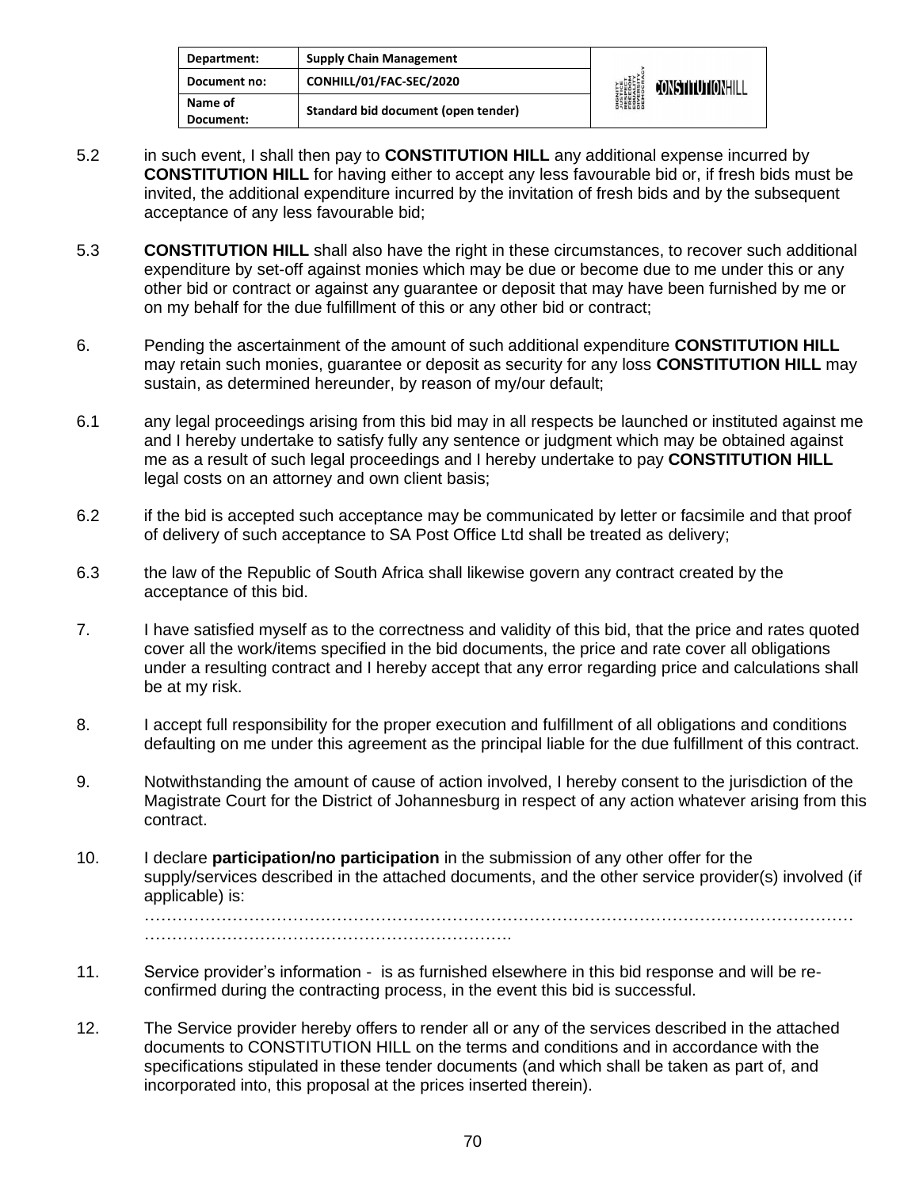5.2 in such event, I shall then pay to **CONSTITUTION HILL** any additional expense incurred by **CONSTITUTION HILL** for having either to accept any less favourable bid or, if fresh bids must be invited, the additional expenditure incurred by the invitation of fresh bids and by the subsequent acceptance of any less favourable bid;

5.3 **CONSTITUTION HILL** shall also have the right in these circumstances, to recover such additional expenditure by set-off against monies which may be due or become due to me under this or any other bid or contract or against any guarantee or deposit that may have been furnished by me or on my behalf for the due fulfillment of this or any other bid or contract;

6. Pending the ascertainment of the amount of such additional expenditure **CONSTITUTION HILL** may retain such monies, guarantee or deposit as security for any loss **CONSTITUTION HILL** may sustain, as determined hereunder, by reason of my/our default;

6.1 any legal proceedings arising from this bid may in all respects be launched or instituted against me and I hereby undertake to satisfy fully any sentence or judgment which may be obtained against me as a result of such legal proceedings and I hereby undertake to pay **CONSTITUTION HILL** legal costs on an attorney and own client basis;

6.2 if the bid is accepted such acceptance may be communicated by letter or facsimile and that proof of delivery of such acceptance to SA Post Office Ltd shall be treated as delivery;

6.3 the law of the Republic of South Africa shall likewise govern any contract created by the acceptance of this bid.

7. I have satisfied myself as to the correctness and validity of this bid, that the price and rates quoted cover all the work/items specified in the bid documents, the price and rate cover all obligations under a resulting contract and I hereby accept that any error regarding price and calculations shall be at my risk.

8. I accept full responsibility for the proper execution and fulfillment of all obligations and conditions defaulting on me under this agreement as the principal liable for the due fulfillment of this contract.

9. Notwithstanding the amount of cause of action involved, I hereby consent to the jurisdiction of the Magistrate Court for the District of Johannesburg in respect of any action whatever arising from this contract.

10. I declare **participation/no participation** in the submission of any other offer for the supply/services described in the attached documents, and the other service provider(s) involved (if applicable) is:
…………………………………………………………………………………………………………………
……………………………………………………………….

11. Service provider's information - is as furnished elsewhere in this bid response and will be re-confirmed during the contracting process, in the event this bid is successful.

12. The Service provider hereby offers to render all or any of the services described in the attached documents to CONSTITUTION HILL on the terms and conditions and in accordance with the specifications stipulated in these tender documents (and which shall be taken as part of, and incorporated into, this proposal at the prices inserted therein).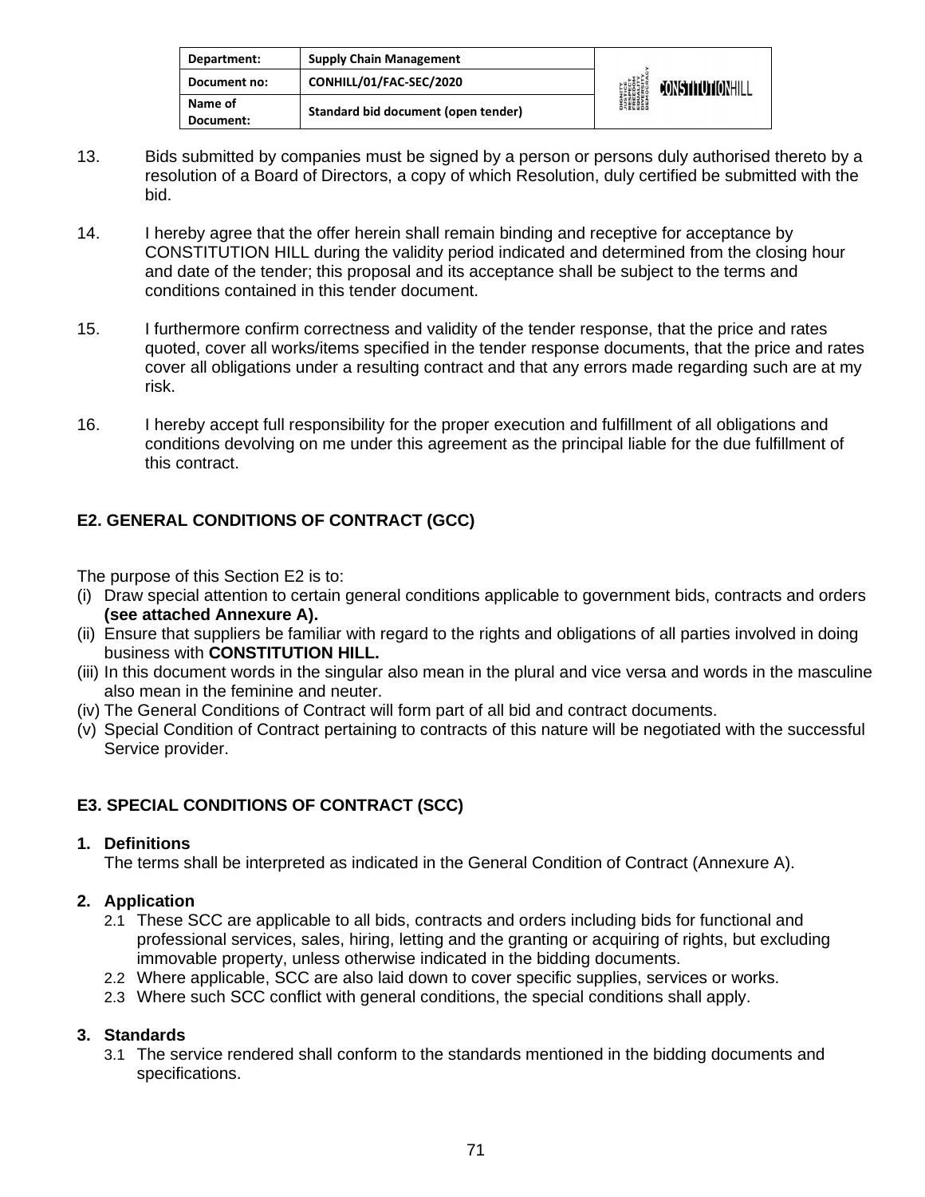13. Bids submitted by companies must be signed by a person or persons duly authorised thereto by a resolution of a Board of Directors, a copy of which Resolution, duly certified be submitted with the bid.

14. I hereby agree that the offer herein shall remain binding and receptive for acceptance by CONSTITUTION HILL during the validity period indicated and determined from the closing hour and date of the tender; this proposal and its acceptance shall be subject to the terms and conditions contained in this tender document.

15. I furthermore confirm correctness and validity of the tender response, that the price and rates quoted, cover all works/items specified in the tender response documents, that the price and rates cover all obligations under a resulting contract and that any errors made regarding such are at my risk.

16. I hereby accept full responsibility for the proper execution and fulfillment of all obligations and conditions devolving on me under this agreement as the principal liable for the due fulfillment of this contract.

## E2. GENERAL CONDITIONS OF CONTRACT (GCC)

The purpose of this Section E2 is to:

(i) Draw special attention to certain general conditions applicable to government bids, contracts and orders **(see attached Annexure A).**
(ii) Ensure that suppliers be familiar with regard to the rights and obligations of all parties involved in doing business with **CONSTITUTION HILL.**
(iii) In this document words in the singular also mean in the plural and vice versa and words in the masculine also mean in the feminine and neuter.
(iv) The General Conditions of Contract will form part of all bid and contract documents.
(v) Special Condition of Contract pertaining to contracts of this nature will be negotiated with the successful Service provider.

## E3. SPECIAL CONDITIONS OF CONTRACT (SCC)

**1. Definitions**

The terms shall be interpreted as indicated in the General Condition of Contract (Annexure A).

**2. Application**

2.1 These SCC are applicable to all bids, contracts and orders including bids for functional and professional services, sales, hiring, letting and the granting or acquiring of rights, but excluding immovable property, unless otherwise indicated in the bidding documents.

2.2 Where applicable, SCC are also laid down to cover specific supplies, services or works.

2.3 Where such SCC conflict with general conditions, the special conditions shall apply.

**3. Standards**

3.1 The service rendered shall conform to the standards mentioned in the bidding documents and specifications.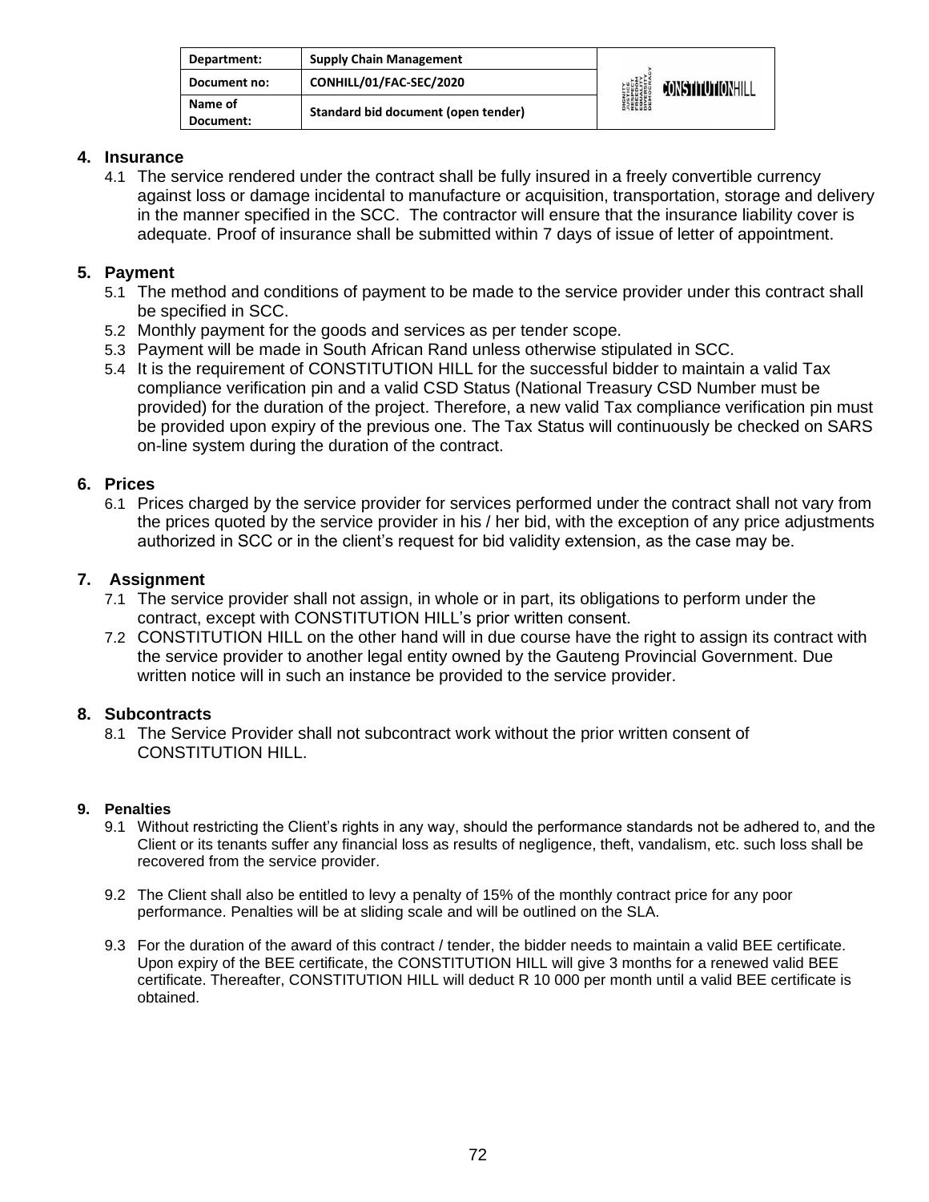## 4. Insurance

4.1 The service rendered under the contract shall be fully insured in a freely convertible currency against loss or damage incidental to manufacture or acquisition, transportation, storage and delivery in the manner specified in the SCC. The contractor will ensure that the insurance liability cover is adequate. Proof of insurance shall be submitted within 7 days of issue of letter of appointment.

## 5. Payment

5.1 The method and conditions of payment to be made to the service provider under this contract shall be specified in SCC.

5.2 Monthly payment for the goods and services as per tender scope.

5.3 Payment will be made in South African Rand unless otherwise stipulated in SCC.

5.4 It is the requirement of CONSTITUTION HILL for the successful bidder to maintain a valid Tax compliance verification pin and a valid CSD Status (National Treasury CSD Number must be provided) for the duration of the project. Therefore, a new valid Tax compliance verification pin must be provided upon expiry of the previous one. The Tax Status will continuously be checked on SARS on-line system during the duration of the contract.

## 6. Prices

6.1 Prices charged by the service provider for services performed under the contract shall not vary from the prices quoted by the service provider in his / her bid, with the exception of any price adjustments authorized in SCC or in the client's request for bid validity extension, as the case may be.

## 7. Assignment

7.1 The service provider shall not assign, in whole or in part, its obligations to perform under the contract, except with CONSTITUTION HILL's prior written consent.

7.2 CONSTITUTION HILL on the other hand will in due course have the right to assign its contract with the service provider to another legal entity owned by the Gauteng Provincial Government. Due written notice will in such an instance be provided to the service provider.

## 8. Subcontracts

8.1 The Service Provider shall not subcontract work without the prior written consent of CONSTITUTION HILL.

## 9. Penalties

9.1 Without restricting the Client's rights in any way, should the performance standards not be adhered to, and the Client or its tenants suffer any financial loss as results of negligence, theft, vandalism, etc. such loss shall be recovered from the service provider.

9.2 The Client shall also be entitled to levy a penalty of 15% of the monthly contract price for any poor performance. Penalties will be at sliding scale and will be outlined on the SLA.

9.3 For the duration of the award of this contract / tender, the bidder needs to maintain a valid BEE certificate. Upon expiry of the BEE certificate, the CONSTITUTION HILL will give 3 months for a renewed valid BEE certificate. Thereafter, CONSTITUTION HILL will deduct R 10 000 per month until a valid BEE certificate is obtained.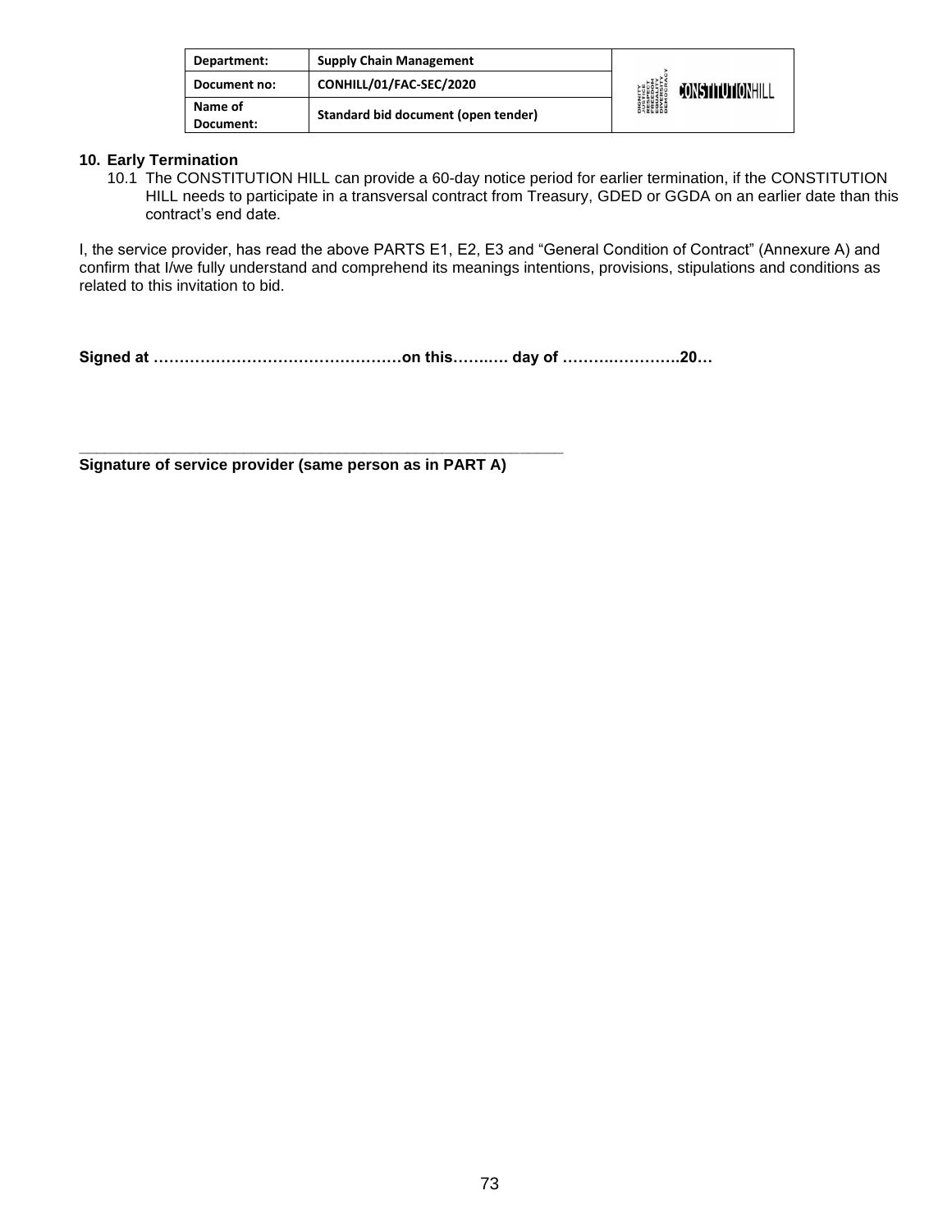### 10. Early Termination

10.1 The CONSTITUTION HILL can provide a 60-day notice period for earlier termination, if the CONSTITUTION HILL needs to participate in a transversal contract from Treasury, GDED or GGDA on an earlier date than this contract's end date.

I, the service provider, has read the above PARTS E1, E2, E3 and "General Condition of Contract" (Annexure A) and confirm that I/we fully understand and comprehend its meanings intentions, provisions, stipulations and conditions as related to this invitation to bid.

**Signed at …………………………………………on this……..… day of …………………..20…**

\_\_\_\_\_\_\_\_\_\_\_\_\_\_\_\_\_\_\_\_\_\_\_\_\_\_\_\_\_\_\_\_\_\_\_\_\_\_\_\_\_\_\_\_\_\_\_\_\_\_\_\_\_\_

**Signature of service provider (same person as in PART A)**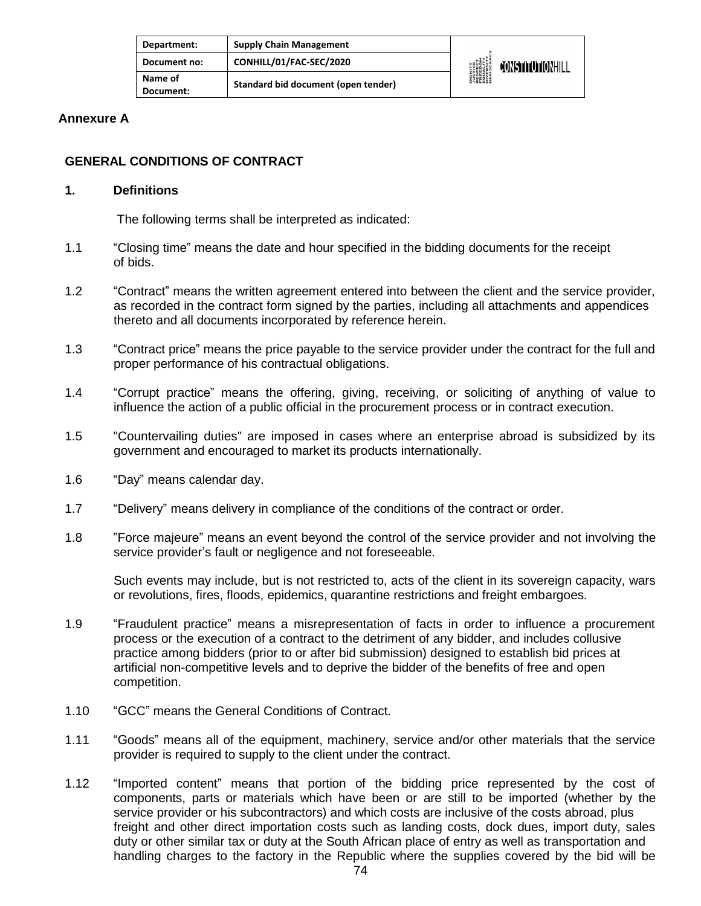## Annexure A

### GENERAL CONDITIONS OF CONTRACT

**1. Definitions**

The following terms shall be interpreted as indicated:

1.1 "Closing time" means the date and hour specified in the bidding documents for the receipt of bids.

1.2 "Contract" means the written agreement entered into between the client and the service provider, as recorded in the contract form signed by the parties, including all attachments and appendices thereto and all documents incorporated by reference herein.

1.3 "Contract price" means the price payable to the service provider under the contract for the full and proper performance of his contractual obligations.

1.4 "Corrupt practice" means the offering, giving, receiving, or soliciting of anything of value to influence the action of a public official in the procurement process or in contract execution.

1.5 "Countervailing duties" are imposed in cases where an enterprise abroad is subsidized by its government and encouraged to market its products internationally.

1.6 "Day" means calendar day.

1.7 "Delivery" means delivery in compliance of the conditions of the contract or order.

1.8 "Force majeure" means an event beyond the control of the service provider and not involving the service provider's fault or negligence and not foreseeable.

Such events may include, but is not restricted to, acts of the client in its sovereign capacity, wars or revolutions, fires, floods, epidemics, quarantine restrictions and freight embargoes.

1.9 "Fraudulent practice" means a misrepresentation of facts in order to influence a procurement process or the execution of a contract to the detriment of any bidder, and includes collusive practice among bidders (prior to or after bid submission) designed to establish bid prices at artificial non-competitive levels and to deprive the bidder of the benefits of free and open competition.

1.10 "GCC" means the General Conditions of Contract.

1.11 "Goods" means all of the equipment, machinery, service and/or other materials that the service provider is required to supply to the client under the contract.

1.12 "Imported content" means that portion of the bidding price represented by the cost of components, parts or materials which have been or are still to be imported (whether by the service provider or his subcontractors) and which costs are inclusive of the costs abroad, plus freight and other direct importation costs such as landing costs, dock dues, import duty, sales duty or other similar tax or duty at the South African place of entry as well as transportation and handling charges to the factory in the Republic where the supplies covered by the bid will be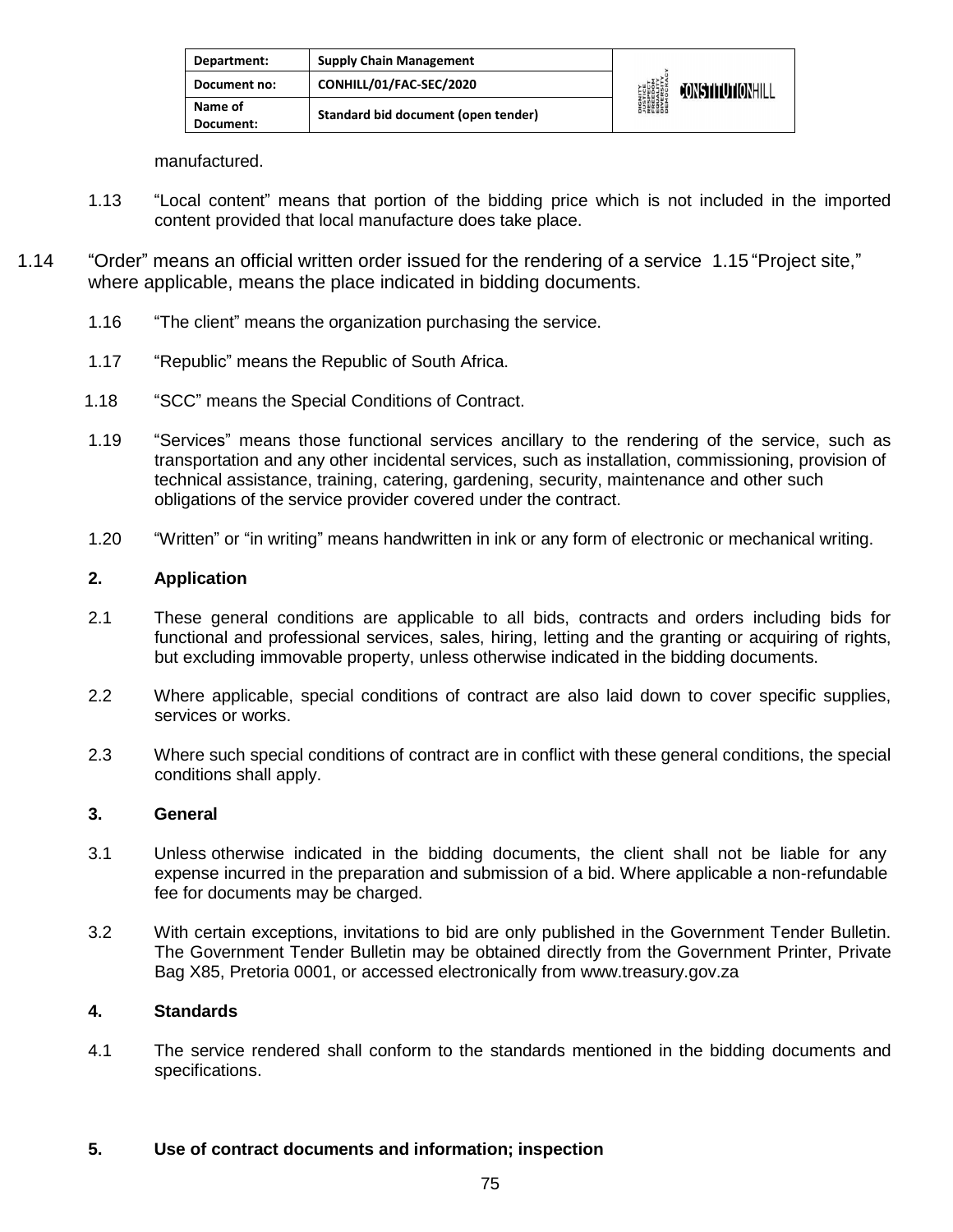manufactured.

1.13 "Local content" means that portion of the bidding price which is not included in the imported content provided that local manufacture does take place.

1.14 "Order" means an official written order issued for the rendering of a service 1.15 "Project site," where applicable, means the place indicated in bidding documents.

1.16 "The client" means the organization purchasing the service.

1.17 "Republic" means the Republic of South Africa.

1.18 "SCC" means the Special Conditions of Contract.

1.19 "Services" means those functional services ancillary to the rendering of the service, such as transportation and any other incidental services, such as installation, commissioning, provision of technical assistance, training, catering, gardening, security, maintenance and other such obligations of the service provider covered under the contract.

1.20 "Written" or "in writing" means handwritten in ink or any form of electronic or mechanical writing.

**2. Application**

2.1 These general conditions are applicable to all bids, contracts and orders including bids for functional and professional services, sales, hiring, letting and the granting or acquiring of rights, but excluding immovable property, unless otherwise indicated in the bidding documents.

2.2 Where applicable, special conditions of contract are also laid down to cover specific supplies, services or works.

2.3 Where such special conditions of contract are in conflict with these general conditions, the special conditions shall apply.

**3. General**

3.1 Unless otherwise indicated in the bidding documents, the client shall not be liable for any expense incurred in the preparation and submission of a bid. Where applicable a non-refundable fee for documents may be charged.

3.2 With certain exceptions, invitations to bid are only published in the Government Tender Bulletin. The Government Tender Bulletin may be obtained directly from the Government Printer, Private Bag X85, Pretoria 0001, or accessed electronically from www.treasury.gov.za

**4. Standards**

4.1 The service rendered shall conform to the standards mentioned in the bidding documents and specifications.

**5. Use of contract documents and information; inspection**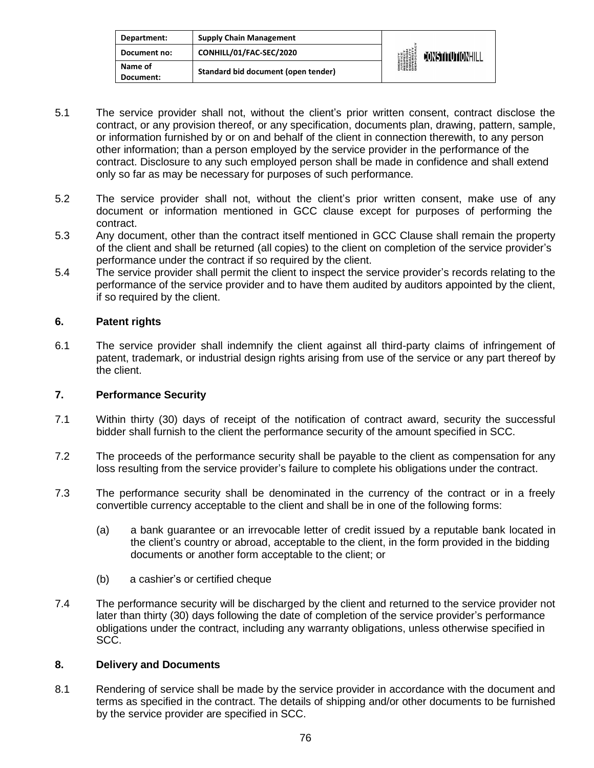5.1 The service provider shall not, without the client's prior written consent, contract disclose the contract, or any provision thereof, or any specification, documents plan, drawing, pattern, sample, or information furnished by or on and behalf of the client in connection therewith, to any person other information; than a person employed by the service provider in the performance of the contract. Disclosure to any such employed person shall be made in confidence and shall extend only so far as may be necessary for purposes of such performance.

5.2 The service provider shall not, without the client's prior written consent, make use of any document or information mentioned in GCC clause except for purposes of performing the contract.

5.3 Any document, other than the contract itself mentioned in GCC Clause shall remain the property of the client and shall be returned (all copies) to the client on completion of the service provider's performance under the contract if so required by the client.

5.4 The service provider shall permit the client to inspect the service provider's records relating to the performance of the service provider and to have them audited by auditors appointed by the client, if so required by the client.

## 6. Patent rights

6.1 The service provider shall indemnify the client against all third-party claims of infringement of patent, trademark, or industrial design rights arising from use of the service or any part thereof by the client.

## 7. Performance Security

7.1 Within thirty (30) days of receipt of the notification of contract award, security the successful bidder shall furnish to the client the performance security of the amount specified in SCC.

7.2 The proceeds of the performance security shall be payable to the client as compensation for any loss resulting from the service provider's failure to complete his obligations under the contract.

7.3 The performance security shall be denominated in the currency of the contract or in a freely convertible currency acceptable to the client and shall be in one of the following forms:

(a) a bank guarantee or an irrevocable letter of credit issued by a reputable bank located in the client's country or abroad, acceptable to the client, in the form provided in the bidding documents or another form acceptable to the client; or

(b) a cashier's or certified cheque

7.4 The performance security will be discharged by the client and returned to the service provider not later than thirty (30) days following the date of completion of the service provider's performance obligations under the contract, including any warranty obligations, unless otherwise specified in SCC.

## 8. Delivery and Documents

8.1 Rendering of service shall be made by the service provider in accordance with the document and terms as specified in the contract. The details of shipping and/or other documents to be furnished by the service provider are specified in SCC.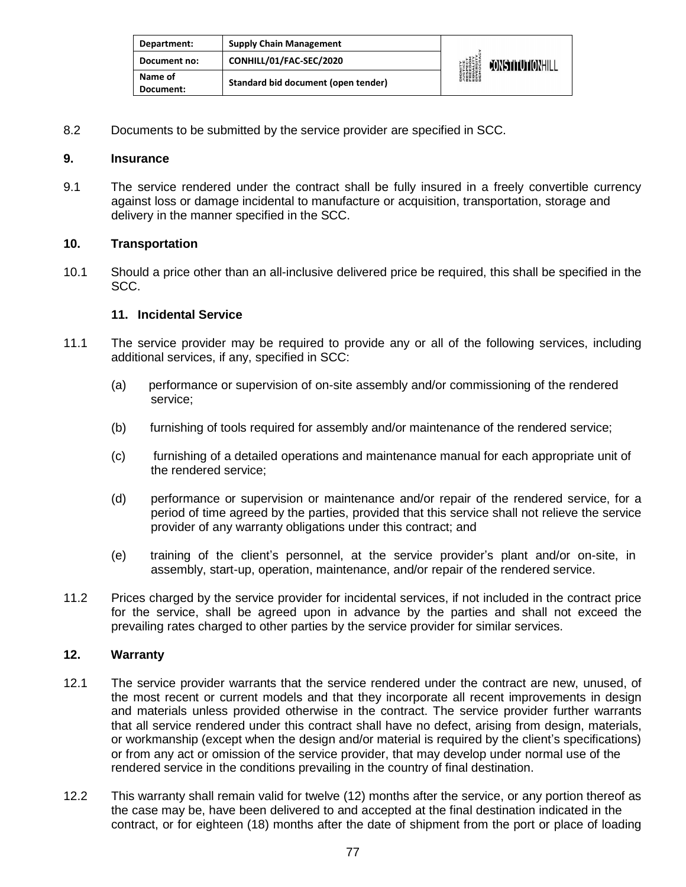8.2 Documents to be submitted by the service provider are specified in SCC.

**9. Insurance**

9.1 The service rendered under the contract shall be fully insured in a freely convertible currency against loss or damage incidental to manufacture or acquisition, transportation, storage and delivery in the manner specified in the SCC.

**10. Transportation**

10.1 Should a price other than an all-inclusive delivered price be required, this shall be specified in the SCC.

**11. Incidental Service**

11.1 The service provider may be required to provide any or all of the following services, including additional services, if any, specified in SCC:

(a) performance or supervision of on-site assembly and/or commissioning of the rendered service;

(b) furnishing of tools required for assembly and/or maintenance of the rendered service;

(c) furnishing of a detailed operations and maintenance manual for each appropriate unit of the rendered service;

(d) performance or supervision or maintenance and/or repair of the rendered service, for a period of time agreed by the parties, provided that this service shall not relieve the service provider of any warranty obligations under this contract; and

(e) training of the client's personnel, at the service provider's plant and/or on-site, in assembly, start-up, operation, maintenance, and/or repair of the rendered service.

11.2 Prices charged by the service provider for incidental services, if not included in the contract price for the service, shall be agreed upon in advance by the parties and shall not exceed the prevailing rates charged to other parties by the service provider for similar services.

**12. Warranty**

12.1 The service provider warrants that the service rendered under the contract are new, unused, of the most recent or current models and that they incorporate all recent improvements in design and materials unless provided otherwise in the contract. The service provider further warrants that all service rendered under this contract shall have no defect, arising from design, materials, or workmanship (except when the design and/or material is required by the client's specifications) or from any act or omission of the service provider, that may develop under normal use of the rendered service in the conditions prevailing in the country of final destination.

12.2 This warranty shall remain valid for twelve (12) months after the service, or any portion thereof as the case may be, have been delivered to and accepted at the final destination indicated in the contract, or for eighteen (18) months after the date of shipment from the port or place of loading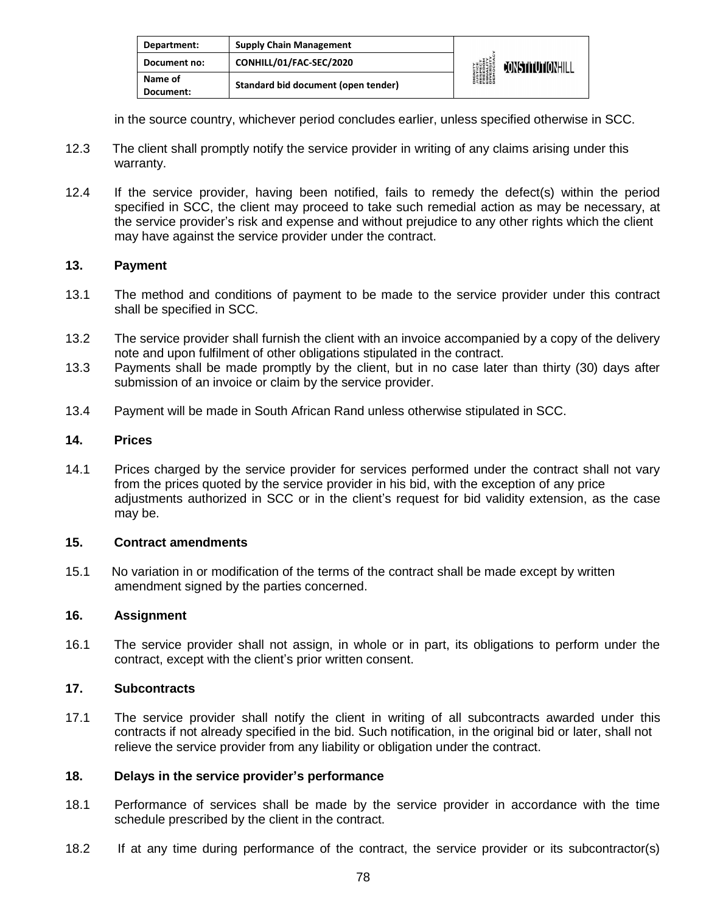in the source country, whichever period concludes earlier, unless specified otherwise in SCC.

12.3 The client shall promptly notify the service provider in writing of any claims arising under this warranty.

12.4 If the service provider, having been notified, fails to remedy the defect(s) within the period specified in SCC, the client may proceed to take such remedial action as may be necessary, at the service provider's risk and expense and without prejudice to any other rights which the client may have against the service provider under the contract.

## 13. Payment

13.1 The method and conditions of payment to be made to the service provider under this contract shall be specified in SCC.

13.2 The service provider shall furnish the client with an invoice accompanied by a copy of the delivery note and upon fulfilment of other obligations stipulated in the contract.

13.3 Payments shall be made promptly by the client, but in no case later than thirty (30) days after submission of an invoice or claim by the service provider.

13.4 Payment will be made in South African Rand unless otherwise stipulated in SCC.

## 14. Prices

14.1 Prices charged by the service provider for services performed under the contract shall not vary from the prices quoted by the service provider in his bid, with the exception of any price adjustments authorized in SCC or in the client's request for bid validity extension, as the case may be.

## 15. Contract amendments

15.1 No variation in or modification of the terms of the contract shall be made except by written amendment signed by the parties concerned.

## 16. Assignment

16.1 The service provider shall not assign, in whole or in part, its obligations to perform under the contract, except with the client's prior written consent.

## 17. Subcontracts

17.1 The service provider shall notify the client in writing of all subcontracts awarded under this contracts if not already specified in the bid. Such notification, in the original bid or later, shall not relieve the service provider from any liability or obligation under the contract.

## 18. Delays in the service provider's performance

18.1 Performance of services shall be made by the service provider in accordance with the time schedule prescribed by the client in the contract.

18.2 If at any time during performance of the contract, the service provider or its subcontractor(s)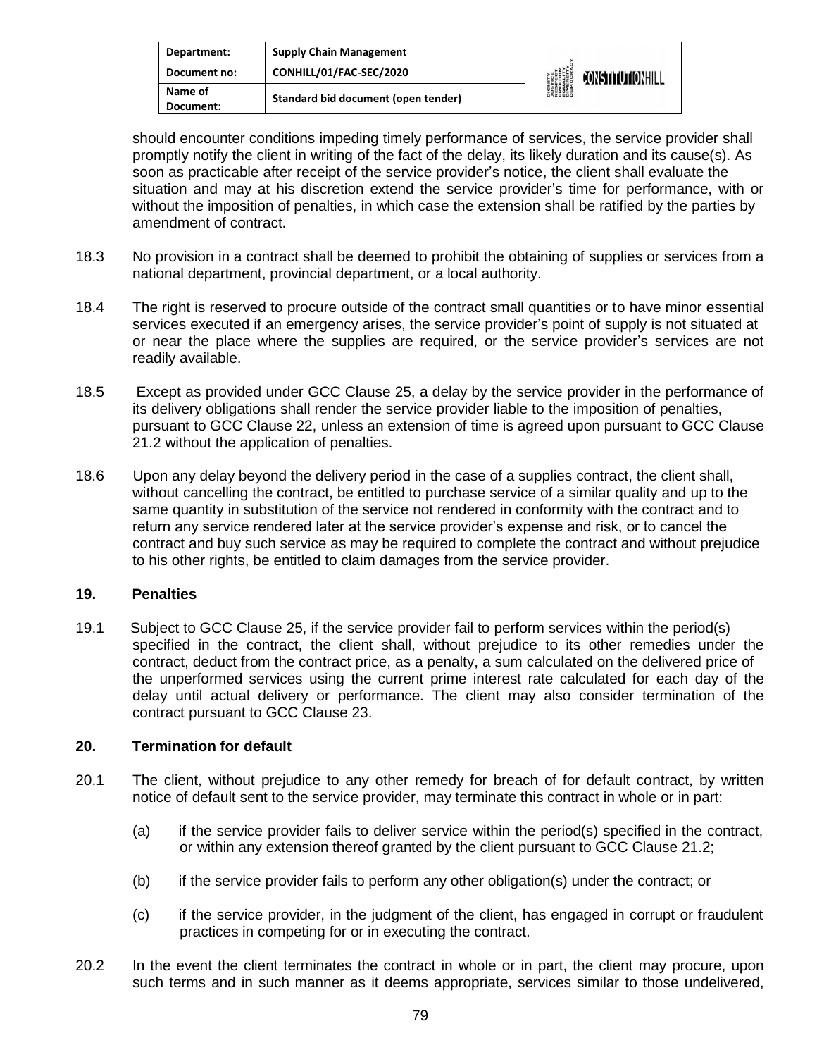should encounter conditions impeding timely performance of services, the service provider shall promptly notify the client in writing of the fact of the delay, its likely duration and its cause(s). As soon as practicable after receipt of the service provider's notice, the client shall evaluate the situation and may at his discretion extend the service provider's time for performance, with or without the imposition of penalties, in which case the extension shall be ratified by the parties by amendment of contract.

18.3 No provision in a contract shall be deemed to prohibit the obtaining of supplies or services from a national department, provincial department, or a local authority.

18.4 The right is reserved to procure outside of the contract small quantities or to have minor essential services executed if an emergency arises, the service provider's point of supply is not situated at or near the place where the supplies are required, or the service provider's services are not readily available.

18.5 Except as provided under GCC Clause 25, a delay by the service provider in the performance of its delivery obligations shall render the service provider liable to the imposition of penalties, pursuant to GCC Clause 22, unless an extension of time is agreed upon pursuant to GCC Clause 21.2 without the application of penalties.

18.6 Upon any delay beyond the delivery period in the case of a supplies contract, the client shall, without cancelling the contract, be entitled to purchase service of a similar quality and up to the same quantity in substitution of the service not rendered in conformity with the contract and to return any service rendered later at the service provider's expense and risk, or to cancel the contract and buy such service as may be required to complete the contract and without prejudice to his other rights, be entitled to claim damages from the service provider.

## 19. Penalties

19.1 Subject to GCC Clause 25, if the service provider fail to perform services within the period(s) specified in the contract, the client shall, without prejudice to its other remedies under the contract, deduct from the contract price, as a penalty, a sum calculated on the delivered price of the unperformed services using the current prime interest rate calculated for each day of the delay until actual delivery or performance. The client may also consider termination of the contract pursuant to GCC Clause 23.

## 20. Termination for default

20.1 The client, without prejudice to any other remedy for breach of for default contract, by written notice of default sent to the service provider, may terminate this contract in whole or in part:

(a) if the service provider fails to deliver service within the period(s) specified in the contract, or within any extension thereof granted by the client pursuant to GCC Clause 21.2;

(b) if the service provider fails to perform any other obligation(s) under the contract; or

(c) if the service provider, in the judgment of the client, has engaged in corrupt or fraudulent practices in competing for or in executing the contract.

20.2 In the event the client terminates the contract in whole or in part, the client may procure, upon such terms and in such manner as it deems appropriate, services similar to those undelivered,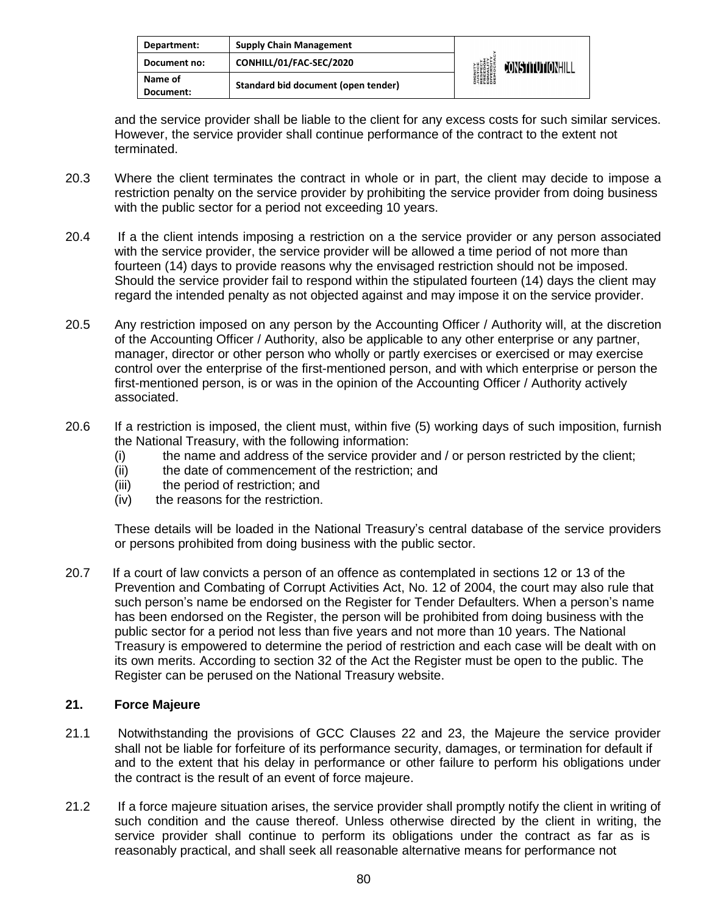and the service provider shall be liable to the client for any excess costs for such similar services. However, the service provider shall continue performance of the contract to the extent not terminated.

20.3 Where the client terminates the contract in whole or in part, the client may decide to impose a restriction penalty on the service provider by prohibiting the service provider from doing business with the public sector for a period not exceeding 10 years.

20.4 If a the client intends imposing a restriction on a the service provider or any person associated with the service provider, the service provider will be allowed a time period of not more than fourteen (14) days to provide reasons why the envisaged restriction should not be imposed. Should the service provider fail to respond within the stipulated fourteen (14) days the client may regard the intended penalty as not objected against and may impose it on the service provider.

20.5 Any restriction imposed on any person by the Accounting Officer / Authority will, at the discretion of the Accounting Officer / Authority, also be applicable to any other enterprise or any partner, manager, director or other person who wholly or partly exercises or exercised or may exercise control over the enterprise of the first-mentioned person, and with which enterprise or person the first-mentioned person, is or was in the opinion of the Accounting Officer / Authority actively associated.

20.6 If a restriction is imposed, the client must, within five (5) working days of such imposition, furnish the National Treasury, with the following information:

- (i) the name and address of the service provider and / or person restricted by the client;
- (ii) the date of commencement of the restriction; and
- (iii) the period of restriction; and
- (iv) the reasons for the restriction.

These details will be loaded in the National Treasury's central database of the service providers or persons prohibited from doing business with the public sector.

20.7 If a court of law convicts a person of an offence as contemplated in sections 12 or 13 of the Prevention and Combating of Corrupt Activities Act, No. 12 of 2004, the court may also rule that such person's name be endorsed on the Register for Tender Defaulters. When a person's name has been endorsed on the Register, the person will be prohibited from doing business with the public sector for a period not less than five years and not more than 10 years. The National Treasury is empowered to determine the period of restriction and each case will be dealt with on its own merits. According to section 32 of the Act the Register must be open to the public. The Register can be perused on the National Treasury website.

### 21. Force Majeure

21.1 Notwithstanding the provisions of GCC Clauses 22 and 23, the Majeure the service provider shall not be liable for forfeiture of its performance security, damages, or termination for default if and to the extent that his delay in performance or other failure to perform his obligations under the contract is the result of an event of force majeure.

21.2 If a force majeure situation arises, the service provider shall promptly notify the client in writing of such condition and the cause thereof. Unless otherwise directed by the client in writing, the service provider shall continue to perform its obligations under the contract as far as is reasonably practical, and shall seek all reasonable alternative means for performance not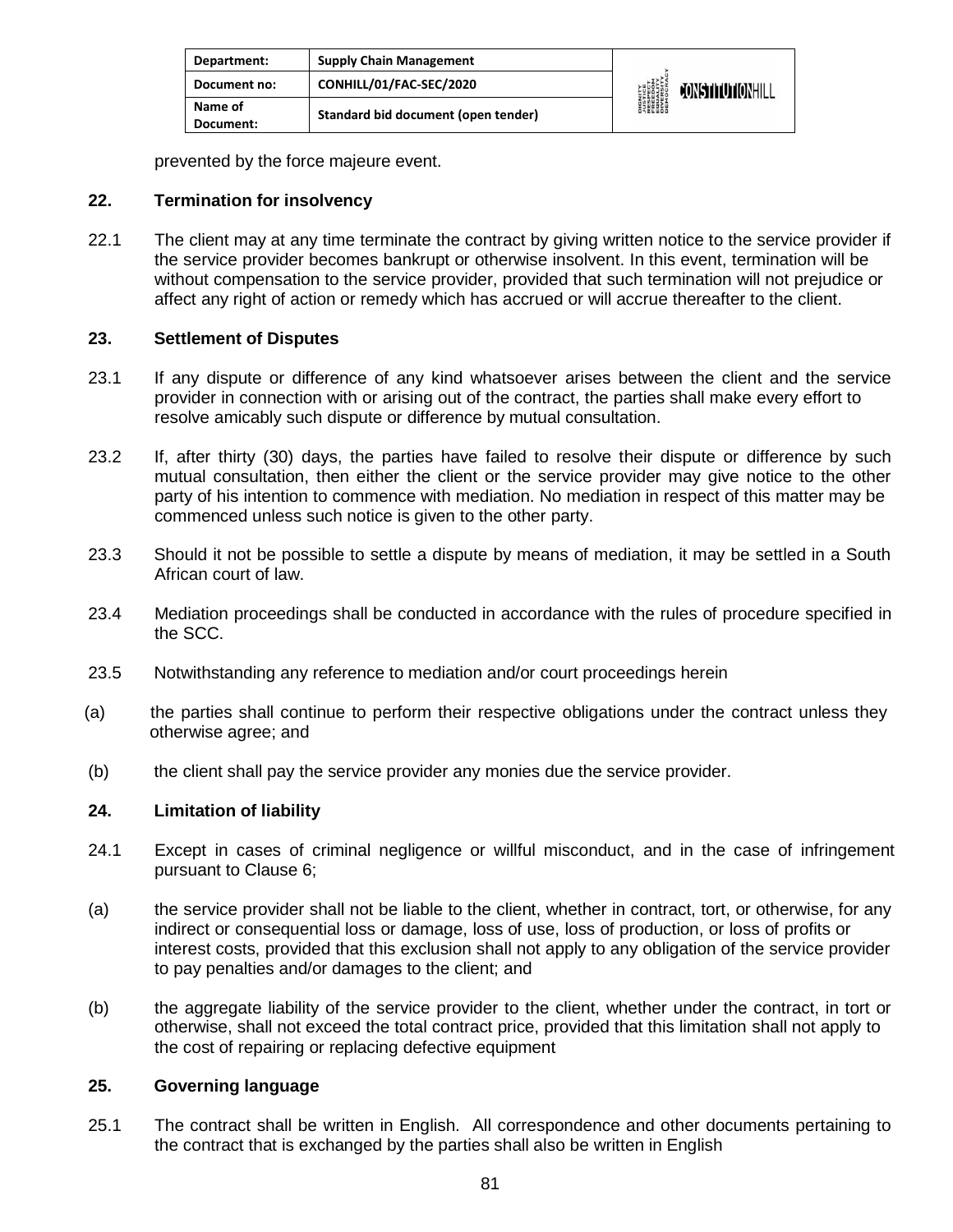prevented by the force majeure event.

**22. Termination for insolvency**

22.1 The client may at any time terminate the contract by giving written notice to the service provider if the service provider becomes bankrupt or otherwise insolvent. In this event, termination will be without compensation to the service provider, provided that such termination will not prejudice or affect any right of action or remedy which has accrued or will accrue thereafter to the client.

**23. Settlement of Disputes**

23.1 If any dispute or difference of any kind whatsoever arises between the client and the service provider in connection with or arising out of the contract, the parties shall make every effort to resolve amicably such dispute or difference by mutual consultation.

23.2 If, after thirty (30) days, the parties have failed to resolve their dispute or difference by such mutual consultation, then either the client or the service provider may give notice to the other party of his intention to commence with mediation. No mediation in respect of this matter may be commenced unless such notice is given to the other party.

23.3 Should it not be possible to settle a dispute by means of mediation, it may be settled in a South African court of law.

23.4 Mediation proceedings shall be conducted in accordance with the rules of procedure specified in the SCC.

23.5 Notwithstanding any reference to mediation and/or court proceedings herein

(a) the parties shall continue to perform their respective obligations under the contract unless they otherwise agree; and

(b) the client shall pay the service provider any monies due the service provider.

**24. Limitation of liability**

24.1 Except in cases of criminal negligence or willful misconduct, and in the case of infringement pursuant to Clause 6;

(a) the service provider shall not be liable to the client, whether in contract, tort, or otherwise, for any indirect or consequential loss or damage, loss of use, loss of production, or loss of profits or interest costs, provided that this exclusion shall not apply to any obligation of the service provider to pay penalties and/or damages to the client; and

(b) the aggregate liability of the service provider to the client, whether under the contract, in tort or otherwise, shall not exceed the total contract price, provided that this limitation shall not apply to the cost of repairing or replacing defective equipment

**25. Governing language**

25.1 The contract shall be written in English. All correspondence and other documents pertaining to the contract that is exchanged by the parties shall also be written in English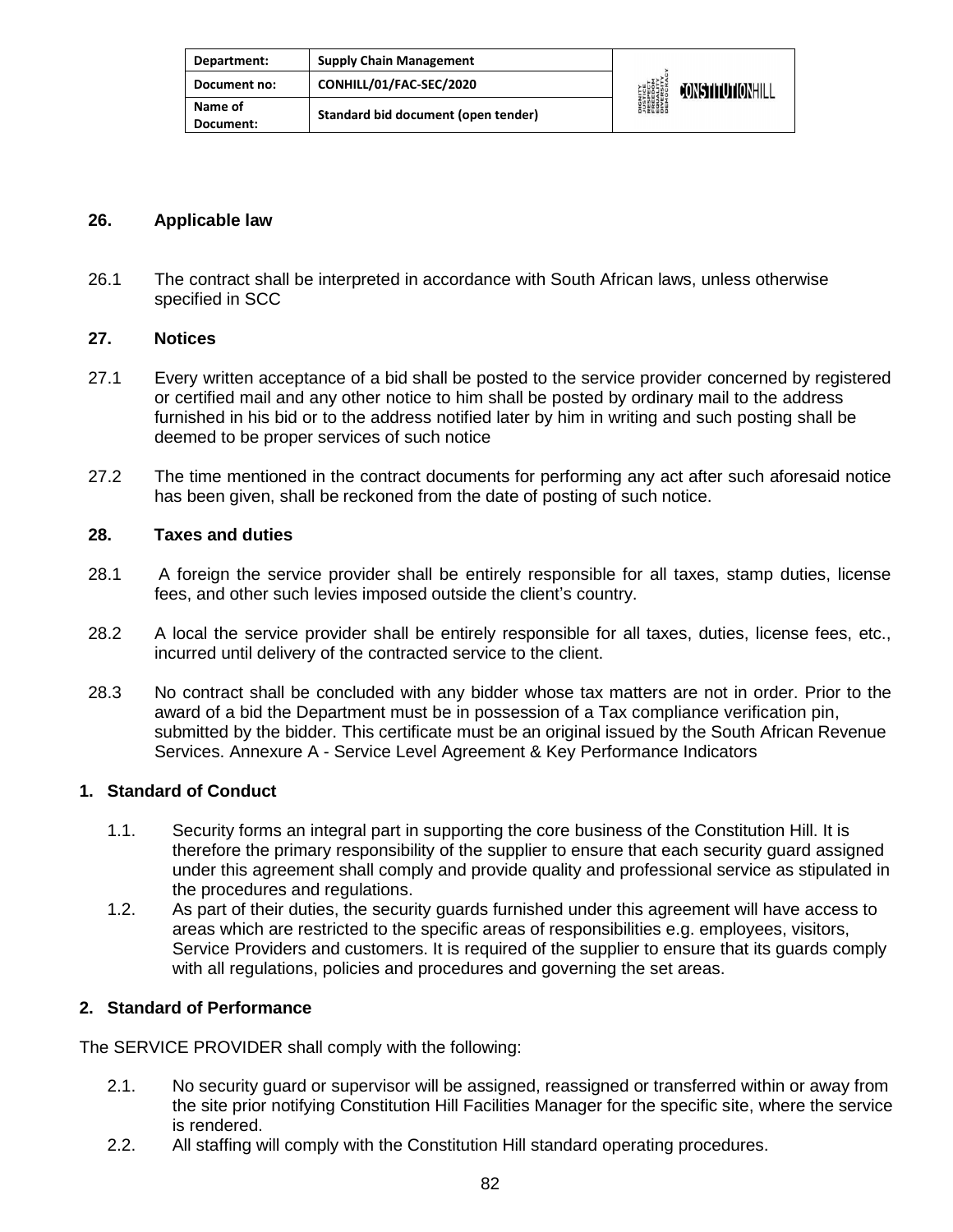### 26. Applicable law

26.1 The contract shall be interpreted in accordance with South African laws, unless otherwise specified in SCC

### 27. Notices

27.1 Every written acceptance of a bid shall be posted to the service provider concerned by registered or certified mail and any other notice to him shall be posted by ordinary mail to the address furnished in his bid or to the address notified later by him in writing and such posting shall be deemed to be proper services of such notice

27.2 The time mentioned in the contract documents for performing any act after such aforesaid notice has been given, shall be reckoned from the date of posting of such notice.

### 28. Taxes and duties

28.1 A foreign the service provider shall be entirely responsible for all taxes, stamp duties, license fees, and other such levies imposed outside the client's country.

28.2 A local the service provider shall be entirely responsible for all taxes, duties, license fees, etc., incurred until delivery of the contracted service to the client.

28.3 No contract shall be concluded with any bidder whose tax matters are not in order. Prior to the award of a bid the Department must be in possession of a Tax compliance verification pin, submitted by the bidder. This certificate must be an original issued by the South African Revenue Services. Annexure A - Service Level Agreement & Key Performance Indicators

### 1. Standard of Conduct

1.1. Security forms an integral part in supporting the core business of the Constitution Hill. It is therefore the primary responsibility of the supplier to ensure that each security guard assigned under this agreement shall comply and provide quality and professional service as stipulated in the procedures and regulations.

1.2. As part of their duties, the security guards furnished under this agreement will have access to areas which are restricted to the specific areas of responsibilities e.g. employees, visitors, Service Providers and customers. It is required of the supplier to ensure that its guards comply with all regulations, policies and procedures and governing the set areas.

### 2. Standard of Performance

The SERVICE PROVIDER shall comply with the following:

2.1. No security guard or supervisor will be assigned, reassigned or transferred within or away from the site prior notifying Constitution Hill Facilities Manager for the specific site, where the service is rendered.

2.2. All staffing will comply with the Constitution Hill standard operating procedures.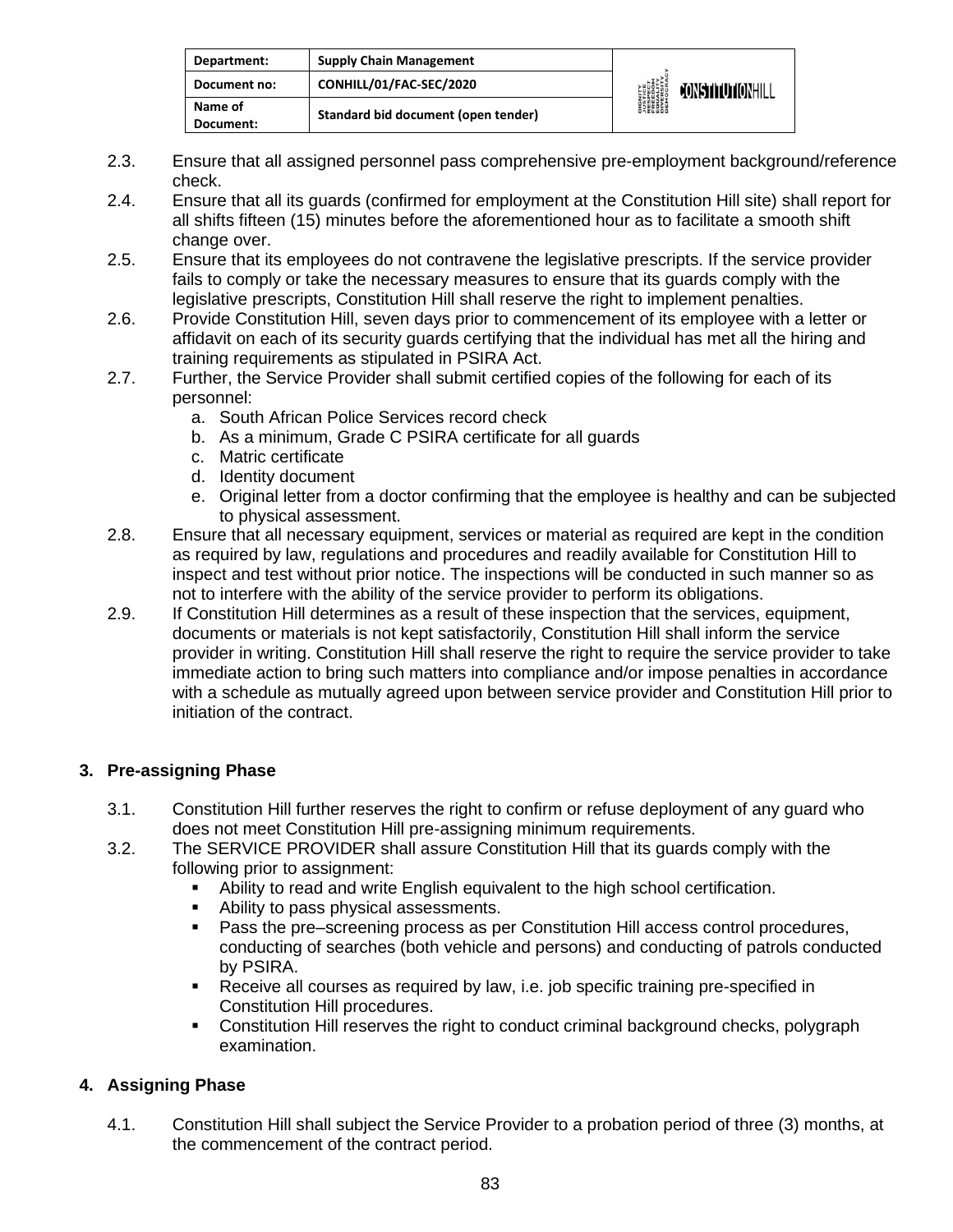2.3. Ensure that all assigned personnel pass comprehensive pre-employment background/reference check.

2.4. Ensure that all its guards (confirmed for employment at the Constitution Hill site) shall report for all shifts fifteen (15) minutes before the aforementioned hour as to facilitate a smooth shift change over.

2.5. Ensure that its employees do not contravene the legislative prescripts. If the service provider fails to comply or take the necessary measures to ensure that its guards comply with the legislative prescripts, Constitution Hill shall reserve the right to implement penalties.

2.6. Provide Constitution Hill, seven days prior to commencement of its employee with a letter or affidavit on each of its security guards certifying that the individual has met all the hiring and training requirements as stipulated in PSIRA Act.

2.7. Further, the Service Provider shall submit certified copies of the following for each of its personnel:

   a. South African Police Services record check
   b. As a minimum, Grade C PSIRA certificate for all guards
   c. Matric certificate
   d. Identity document
   e. Original letter from a doctor confirming that the employee is healthy and can be subjected to physical assessment.

2.8. Ensure that all necessary equipment, services or material as required are kept in the condition as required by law, regulations and procedures and readily available for Constitution Hill to inspect and test without prior notice. The inspections will be conducted in such manner so as not to interfere with the ability of the service provider to perform its obligations.

2.9. If Constitution Hill determines as a result of these inspection that the services, equipment, documents or materials is not kept satisfactorily, Constitution Hill shall inform the service provider in writing. Constitution Hill shall reserve the right to require the service provider to take immediate action to bring such matters into compliance and/or impose penalties in accordance with a schedule as mutually agreed upon between service provider and Constitution Hill prior to initiation of the contract.

## 3. Pre-assigning Phase

3.1. Constitution Hill further reserves the right to confirm or refuse deployment of any guard who does not meet Constitution Hill pre-assigning minimum requirements.

3.2. The SERVICE PROVIDER shall assure Constitution Hill that its guards comply with the following prior to assignment:

   - Ability to read and write English equivalent to the high school certification.
   - Ability to pass physical assessments.
   - Pass the pre–screening process as per Constitution Hill access control procedures, conducting of searches (both vehicle and persons) and conducting of patrols conducted by PSIRA.
   - Receive all courses as required by law, i.e. job specific training pre-specified in Constitution Hill procedures.
   - Constitution Hill reserves the right to conduct criminal background checks, polygraph examination.

## 4. Assigning Phase

4.1. Constitution Hill shall subject the Service Provider to a probation period of three (3) months, at the commencement of the contract period.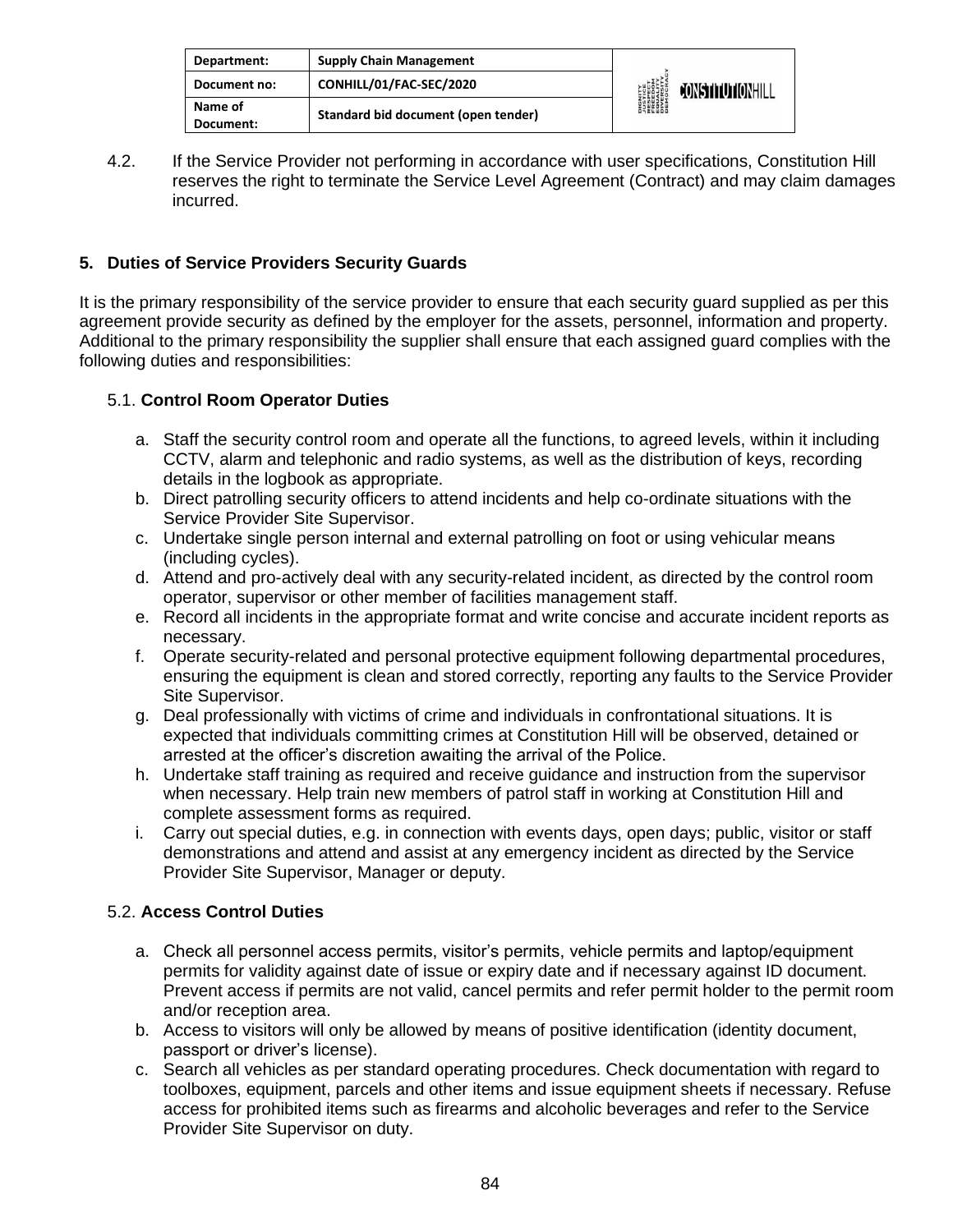4.2. If the Service Provider not performing in accordance with user specifications, Constitution Hill reserves the right to terminate the Service Level Agreement (Contract) and may claim damages incurred.

## 5. Duties of Service Providers Security Guards

It is the primary responsibility of the service provider to ensure that each security guard supplied as per this agreement provide security as defined by the employer for the assets, personnel, information and property. Additional to the primary responsibility the supplier shall ensure that each assigned guard complies with the following duties and responsibilities:

### 5.1. **Control Room Operator Duties**

a. Staff the security control room and operate all the functions, to agreed levels, within it including CCTV, alarm and telephonic and radio systems, as well as the distribution of keys, recording details in the logbook as appropriate.
b. Direct patrolling security officers to attend incidents and help co-ordinate situations with the Service Provider Site Supervisor.
c. Undertake single person internal and external patrolling on foot or using vehicular means (including cycles).
d. Attend and pro-actively deal with any security-related incident, as directed by the control room operator, supervisor or other member of facilities management staff.
e. Record all incidents in the appropriate format and write concise and accurate incident reports as necessary.
f. Operate security-related and personal protective equipment following departmental procedures, ensuring the equipment is clean and stored correctly, reporting any faults to the Service Provider Site Supervisor.
g. Deal professionally with victims of crime and individuals in confrontational situations. It is expected that individuals committing crimes at Constitution Hill will be observed, detained or arrested at the officer's discretion awaiting the arrival of the Police.
h. Undertake staff training as required and receive guidance and instruction from the supervisor when necessary. Help train new members of patrol staff in working at Constitution Hill and complete assessment forms as required.
i. Carry out special duties, e.g. in connection with events days, open days; public, visitor or staff demonstrations and attend and assist at any emergency incident as directed by the Service Provider Site Supervisor, Manager or deputy.

### 5.2. **Access Control Duties**

a. Check all personnel access permits, visitor's permits, vehicle permits and laptop/equipment permits for validity against date of issue or expiry date and if necessary against ID document. Prevent access if permits are not valid, cancel permits and refer permit holder to the permit room and/or reception area.
b. Access to visitors will only be allowed by means of positive identification (identity document, passport or driver's license).
c. Search all vehicles as per standard operating procedures. Check documentation with regard to toolboxes, equipment, parcels and other items and issue equipment sheets if necessary. Refuse access for prohibited items such as firearms and alcoholic beverages and refer to the Service Provider Site Supervisor on duty.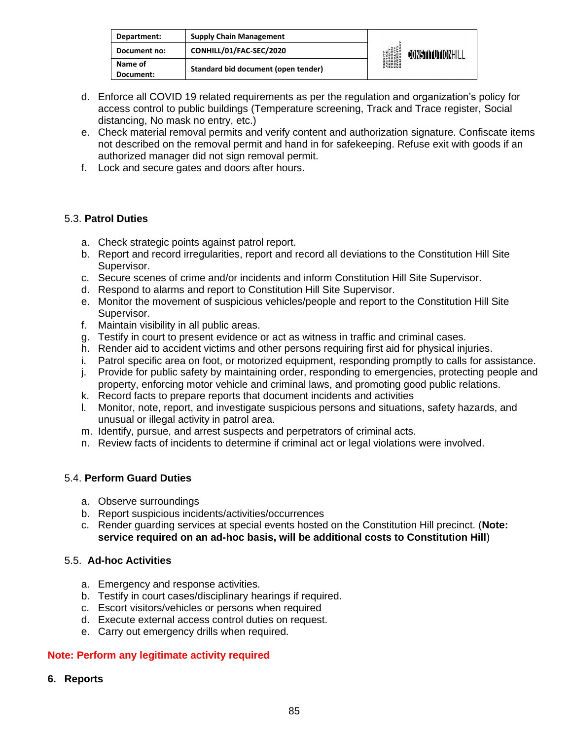d. Enforce all COVID 19 related requirements as per the regulation and organization's policy for access control to public buildings (Temperature screening, Track and Trace register, Social distancing, No mask no entry, etc.)
e. Check material removal permits and verify content and authorization signature. Confiscate items not described on the removal permit and hand in for safekeeping. Refuse exit with goods if an authorized manager did not sign removal permit.
f. Lock and secure gates and doors after hours.

### 5.3. **Patrol Duties**

a. Check strategic points against patrol report.
b. Report and record irregularities, report and record all deviations to the Constitution Hill Site Supervisor.
c. Secure scenes of crime and/or incidents and inform Constitution Hill Site Supervisor.
d. Respond to alarms and report to Constitution Hill Site Supervisor.
e. Monitor the movement of suspicious vehicles/people and report to the Constitution Hill Site Supervisor.
f. Maintain visibility in all public areas.
g. Testify in court to present evidence or act as witness in traffic and criminal cases.
h. Render aid to accident victims and other persons requiring first aid for physical injuries.
i. Patrol specific area on foot, or motorized equipment, responding promptly to calls for assistance.
j. Provide for public safety by maintaining order, responding to emergencies, protecting people and property, enforcing motor vehicle and criminal laws, and promoting good public relations.
k. Record facts to prepare reports that document incidents and activities
l. Monitor, note, report, and investigate suspicious persons and situations, safety hazards, and unusual or illegal activity in patrol area.
m. Identify, pursue, and arrest suspects and perpetrators of criminal acts.
n. Review facts of incidents to determine if criminal act or legal violations were involved.

### 5.4. **Perform Guard Duties**

a. Observe surroundings
b. Report suspicious incidents/activities/occurrences
c. Render guarding services at special events hosted on the Constitution Hill precinct. (**Note: service required on an ad-hoc basis, will be additional costs to Constitution Hill**)

### 5.5. **Ad-hoc Activities**

a. Emergency and response activities.
b. Testify in court cases/disciplinary hearings if required.
c. Escort visitors/vehicles or persons when required
d. Execute external access control duties on request.
e. Carry out emergency drills when required.

**Note: Perform any legitimate activity required**

## 6. Reports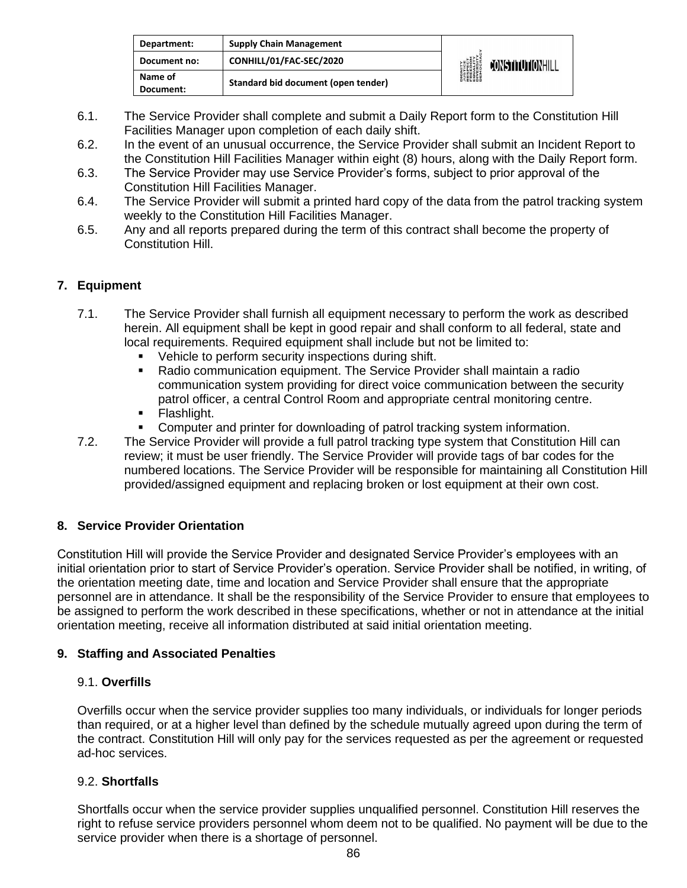6.1. The Service Provider shall complete and submit a Daily Report form to the Constitution Hill Facilities Manager upon completion of each daily shift.

6.2. In the event of an unusual occurrence, the Service Provider shall submit an Incident Report to the Constitution Hill Facilities Manager within eight (8) hours, along with the Daily Report form.

6.3. The Service Provider may use Service Provider's forms, subject to prior approval of the Constitution Hill Facilities Manager.

6.4. The Service Provider will submit a printed hard copy of the data from the patrol tracking system weekly to the Constitution Hill Facilities Manager.

6.5. Any and all reports prepared during the term of this contract shall become the property of Constitution Hill.

## 7. Equipment

7.1. The Service Provider shall furnish all equipment necessary to perform the work as described herein. All equipment shall be kept in good repair and shall conform to all federal, state and local requirements. Required equipment shall include but not be limited to:

- Vehicle to perform security inspections during shift.
- Radio communication equipment. The Service Provider shall maintain a radio communication system providing for direct voice communication between the security patrol officer, a central Control Room and appropriate central monitoring centre.
- Flashlight.
- Computer and printer for downloading of patrol tracking system information.

7.2. The Service Provider will provide a full patrol tracking type system that Constitution Hill can review; it must be user friendly. The Service Provider will provide tags of bar codes for the numbered locations. The Service Provider will be responsible for maintaining all Constitution Hill provided/assigned equipment and replacing broken or lost equipment at their own cost.

## 8. Service Provider Orientation

Constitution Hill will provide the Service Provider and designated Service Provider's employees with an initial orientation prior to start of Service Provider's operation. Service Provider shall be notified, in writing, of the orientation meeting date, time and location and Service Provider shall ensure that the appropriate personnel are in attendance. It shall be the responsibility of the Service Provider to ensure that employees to be assigned to perform the work described in these specifications, whether or not in attendance at the initial orientation meeting, receive all information distributed at said initial orientation meeting.

## 9. Staffing and Associated Penalties

### 9.1. Overfills

Overfills occur when the service provider supplies too many individuals, or individuals for longer periods than required, or at a higher level than defined by the schedule mutually agreed upon during the term of the contract. Constitution Hill will only pay for the services requested as per the agreement or requested ad-hoc services.

### 9.2. Shortfalls

Shortfalls occur when the service provider supplies unqualified personnel. Constitution Hill reserves the right to refuse service providers personnel whom deem not to be qualified. No payment will be due to the service provider when there is a shortage of personnel.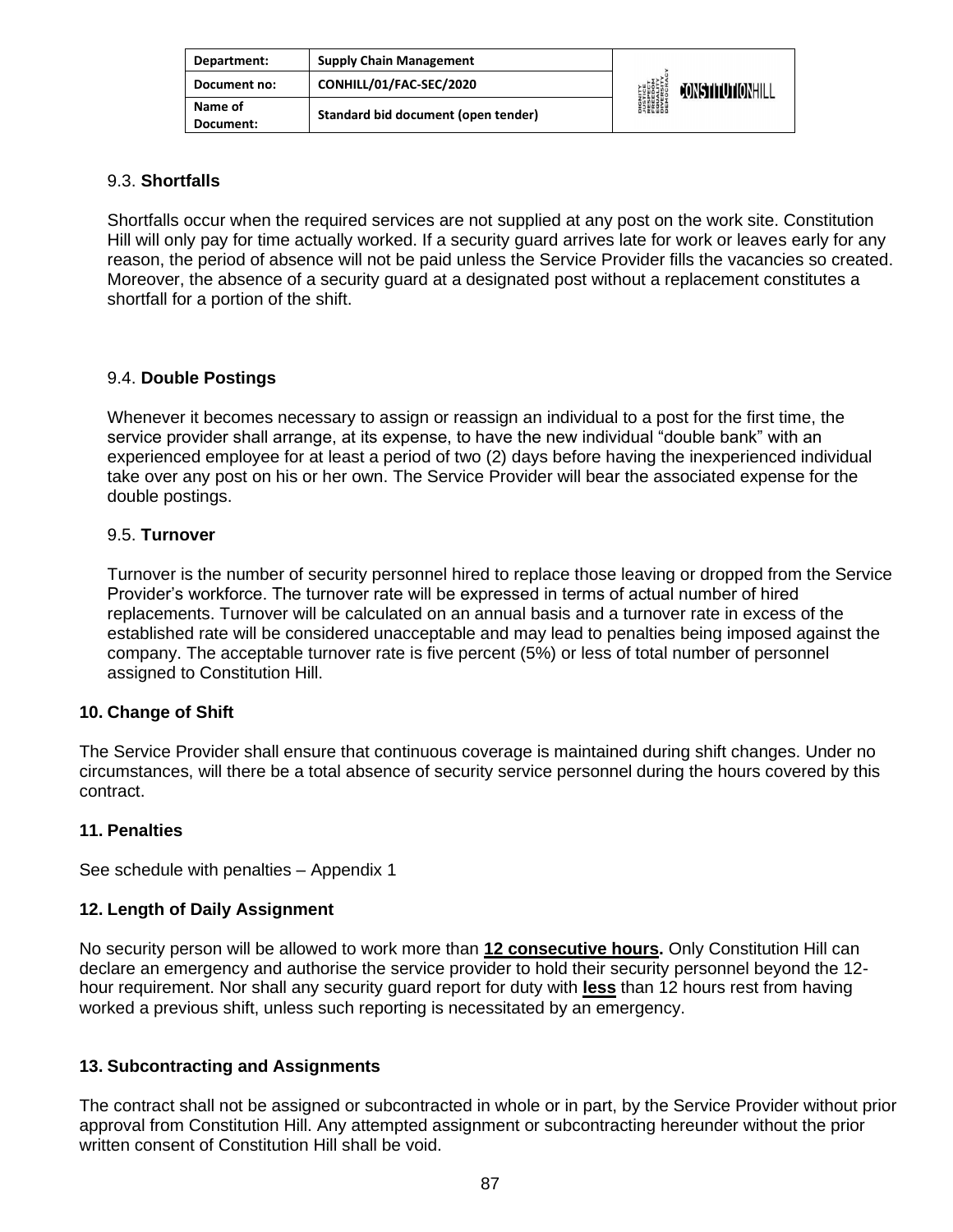### 9.3. **Shortfalls**

Shortfalls occur when the required services are not supplied at any post on the work site. Constitution Hill will only pay for time actually worked. If a security guard arrives late for work or leaves early for any reason, the period of absence will not be paid unless the Service Provider fills the vacancies so created. Moreover, the absence of a security guard at a designated post without a replacement constitutes a shortfall for a portion of the shift.

### 9.4. **Double Postings**

Whenever it becomes necessary to assign or reassign an individual to a post for the first time, the service provider shall arrange, at its expense, to have the new individual "double bank" with an experienced employee for at least a period of two (2) days before having the inexperienced individual take over any post on his or her own. The Service Provider will bear the associated expense for the double postings.

### 9.5. **Turnover**

Turnover is the number of security personnel hired to replace those leaving or dropped from the Service Provider's workforce. The turnover rate will be expressed in terms of actual number of hired replacements. Turnover will be calculated on an annual basis and a turnover rate in excess of the established rate will be considered unacceptable and may lead to penalties being imposed against the company. The acceptable turnover rate is five percent (5%) or less of total number of personnel assigned to Constitution Hill.

## 10. Change of Shift

The Service Provider shall ensure that continuous coverage is maintained during shift changes. Under no circumstances, will there be a total absence of security service personnel during the hours covered by this contract.

## 11. Penalties

See schedule with penalties – Appendix 1

## 12. Length of Daily Assignment

No security person will be allowed to work more than **12 consecutive hours.** Only Constitution Hill can declare an emergency and authorise the service provider to hold their security personnel beyond the 12-hour requirement. Nor shall any security guard report for duty with **less** than 12 hours rest from having worked a previous shift, unless such reporting is necessitated by an emergency.

## 13. Subcontracting and Assignments

The contract shall not be assigned or subcontracted in whole or in part, by the Service Provider without prior approval from Constitution Hill. Any attempted assignment or subcontracting hereunder without the prior written consent of Constitution Hill shall be void.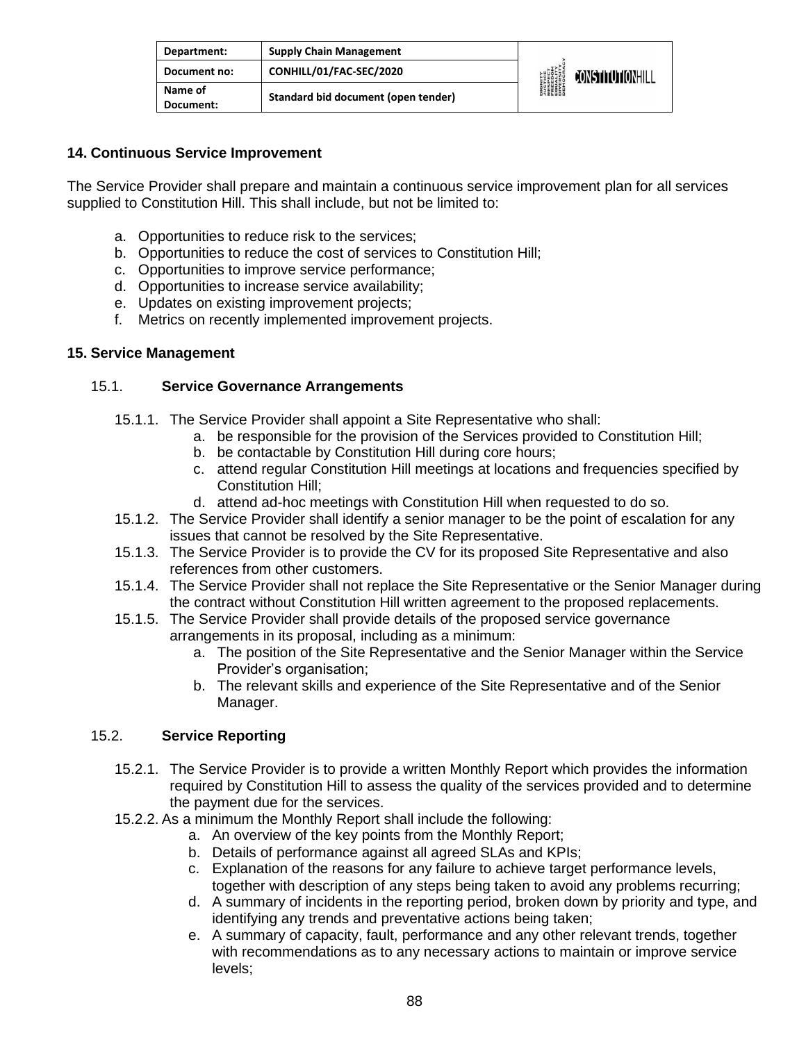## 14. Continuous Service Improvement

The Service Provider shall prepare and maintain a continuous service improvement plan for all services supplied to Constitution Hill. This shall include, but not be limited to:

a. Opportunities to reduce risk to the services;
b. Opportunities to reduce the cost of services to Constitution Hill;
c. Opportunities to improve service performance;
d. Opportunities to increase service availability;
e. Updates on existing improvement projects;
f. Metrics on recently implemented improvement projects.

## 15. Service Management

### 15.1. Service Governance Arrangements

15.1.1. The Service Provider shall appoint a Site Representative who shall:

a. be responsible for the provision of the Services provided to Constitution Hill;
b. be contactable by Constitution Hill during core hours;
c. attend regular Constitution Hill meetings at locations and frequencies specified by Constitution Hill;
d. attend ad-hoc meetings with Constitution Hill when requested to do so.

15.1.2. The Service Provider shall identify a senior manager to be the point of escalation for any issues that cannot be resolved by the Site Representative.

15.1.3. The Service Provider is to provide the CV for its proposed Site Representative and also references from other customers.

15.1.4. The Service Provider shall not replace the Site Representative or the Senior Manager during the contract without Constitution Hill written agreement to the proposed replacements.

15.1.5. The Service Provider shall provide details of the proposed service governance arrangements in its proposal, including as a minimum:

a. The position of the Site Representative and the Senior Manager within the Service Provider's organisation;
b. The relevant skills and experience of the Site Representative and of the Senior Manager.

### 15.2. Service Reporting

15.2.1. The Service Provider is to provide a written Monthly Report which provides the information required by Constitution Hill to assess the quality of the services provided and to determine the payment due for the services.

15.2.2. As a minimum the Monthly Report shall include the following:

a. An overview of the key points from the Monthly Report;
b. Details of performance against all agreed SLAs and KPIs;
c. Explanation of the reasons for any failure to achieve target performance levels, together with description of any steps being taken to avoid any problems recurring;
d. A summary of incidents in the reporting period, broken down by priority and type, and identifying any trends and preventative actions being taken;
e. A summary of capacity, fault, performance and any other relevant trends, together with recommendations as to any necessary actions to maintain or improve service levels;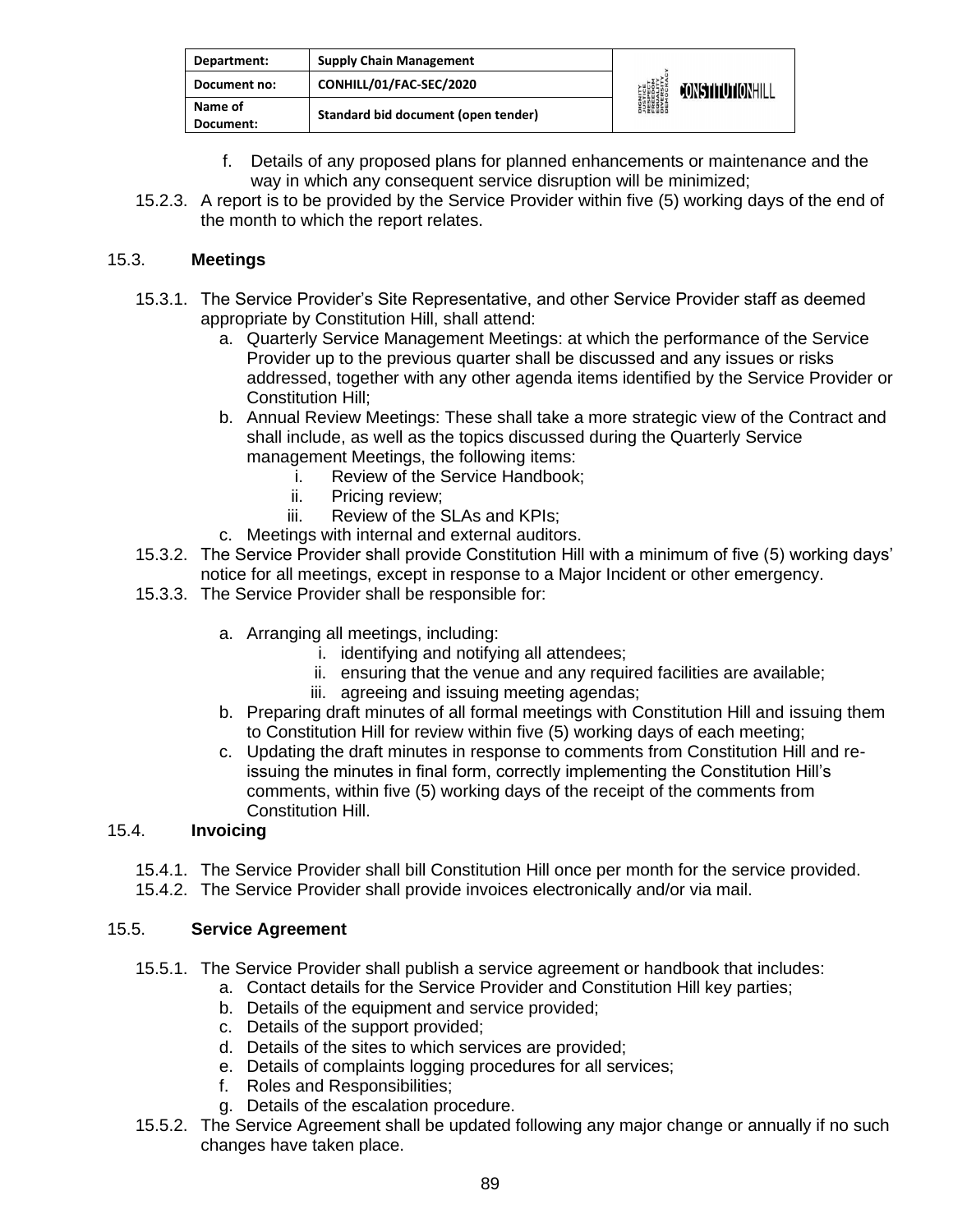f. Details of any proposed plans for planned enhancements or maintenance and the way in which any consequent service disruption will be minimized;

15.2.3. A report is to be provided by the Service Provider within five (5) working days of the end of the month to which the report relates.

### 15.3. Meetings

15.3.1. The Service Provider's Site Representative, and other Service Provider staff as deemed appropriate by Constitution Hill, shall attend:

a. Quarterly Service Management Meetings: at which the performance of the Service Provider up to the previous quarter shall be discussed and any issues or risks addressed, together with any other agenda items identified by the Service Provider or Constitution Hill;

b. Annual Review Meetings: These shall take a more strategic view of the Contract and shall include, as well as the topics discussed during the Quarterly Service management Meetings, the following items:
   - i. Review of the Service Handbook;
   - ii. Pricing review;
   - iii. Review of the SLAs and KPIs;

c. Meetings with internal and external auditors.

15.3.2. The Service Provider shall provide Constitution Hill with a minimum of five (5) working days' notice for all meetings, except in response to a Major Incident or other emergency.

15.3.3. The Service Provider shall be responsible for:

a. Arranging all meetings, including:
   - i. identifying and notifying all attendees;
   - ii. ensuring that the venue and any required facilities are available;
   - iii. agreeing and issuing meeting agendas;

b. Preparing draft minutes of all formal meetings with Constitution Hill and issuing them to Constitution Hill for review within five (5) working days of each meeting;

c. Updating the draft minutes in response to comments from Constitution Hill and re-issuing the minutes in final form, correctly implementing the Constitution Hill's comments, within five (5) working days of the receipt of the comments from Constitution Hill.

### 15.4. Invoicing

15.4.1. The Service Provider shall bill Constitution Hill once per month for the service provided.

15.4.2. The Service Provider shall provide invoices electronically and/or via mail.

### 15.5. Service Agreement

15.5.1. The Service Provider shall publish a service agreement or handbook that includes:

a. Contact details for the Service Provider and Constitution Hill key parties;
b. Details of the equipment and service provided;
c. Details of the support provided;
d. Details of the sites to which services are provided;
e. Details of complaints logging procedures for all services;
f. Roles and Responsibilities;
g. Details of the escalation procedure.

15.5.2. The Service Agreement shall be updated following any major change or annually if no such changes have taken place.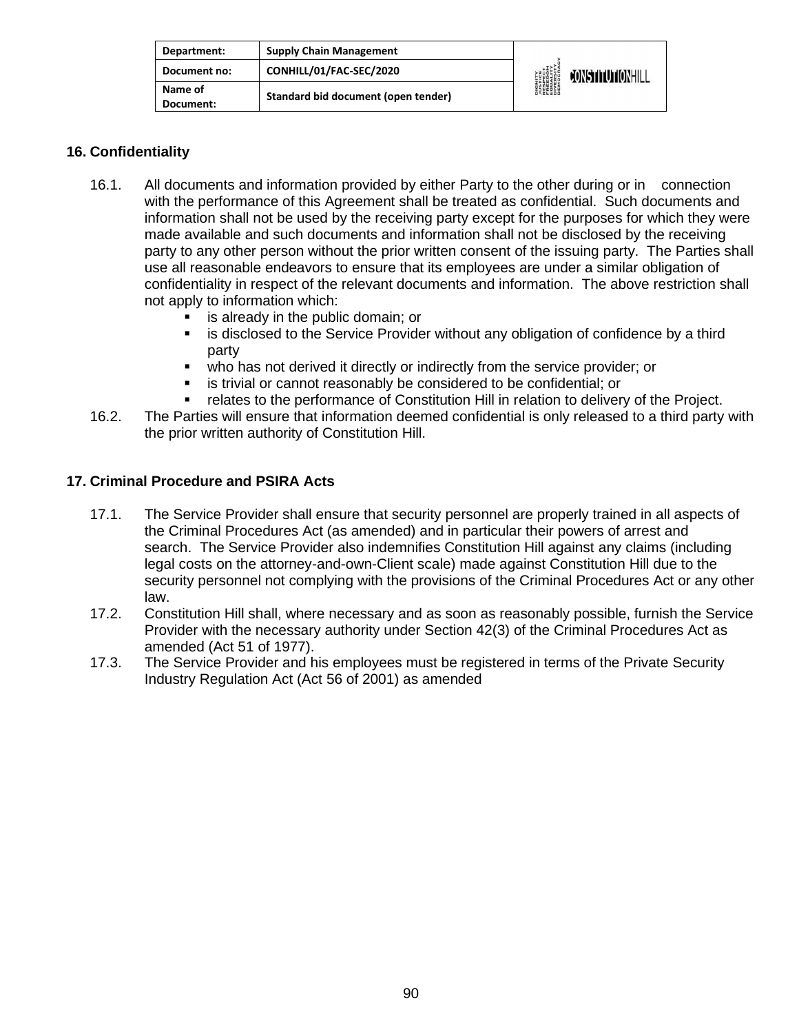## 16. Confidentiality

16.1. All documents and information provided by either Party to the other during or in connection with the performance of this Agreement shall be treated as confidential. Such documents and information shall not be used by the receiving party except for the purposes for which they were made available and such documents and information shall not be disclosed by the receiving party to any other person without the prior written consent of the issuing party. The Parties shall use all reasonable endeavors to ensure that its employees are under a similar obligation of confidentiality in respect of the relevant documents and information. The above restriction shall not apply to information which:

- is already in the public domain; or
- is disclosed to the Service Provider without any obligation of confidence by a third party
- who has not derived it directly or indirectly from the service provider; or
- is trivial or cannot reasonably be considered to be confidential; or
- relates to the performance of Constitution Hill in relation to delivery of the Project.

16.2. The Parties will ensure that information deemed confidential is only released to a third party with the prior written authority of Constitution Hill.

## 17. Criminal Procedure and PSIRA Acts

17.1. The Service Provider shall ensure that security personnel are properly trained in all aspects of the Criminal Procedures Act (as amended) and in particular their powers of arrest and search. The Service Provider also indemnifies Constitution Hill against any claims (including legal costs on the attorney-and-own-Client scale) made against Constitution Hill due to the security personnel not complying with the provisions of the Criminal Procedures Act or any other law.

17.2. Constitution Hill shall, where necessary and as soon as reasonably possible, furnish the Service Provider with the necessary authority under Section 42(3) of the Criminal Procedures Act as amended (Act 51 of 1977).

17.3. The Service Provider and his employees must be registered in terms of the Private Security Industry Regulation Act (Act 56 of 2001) as amended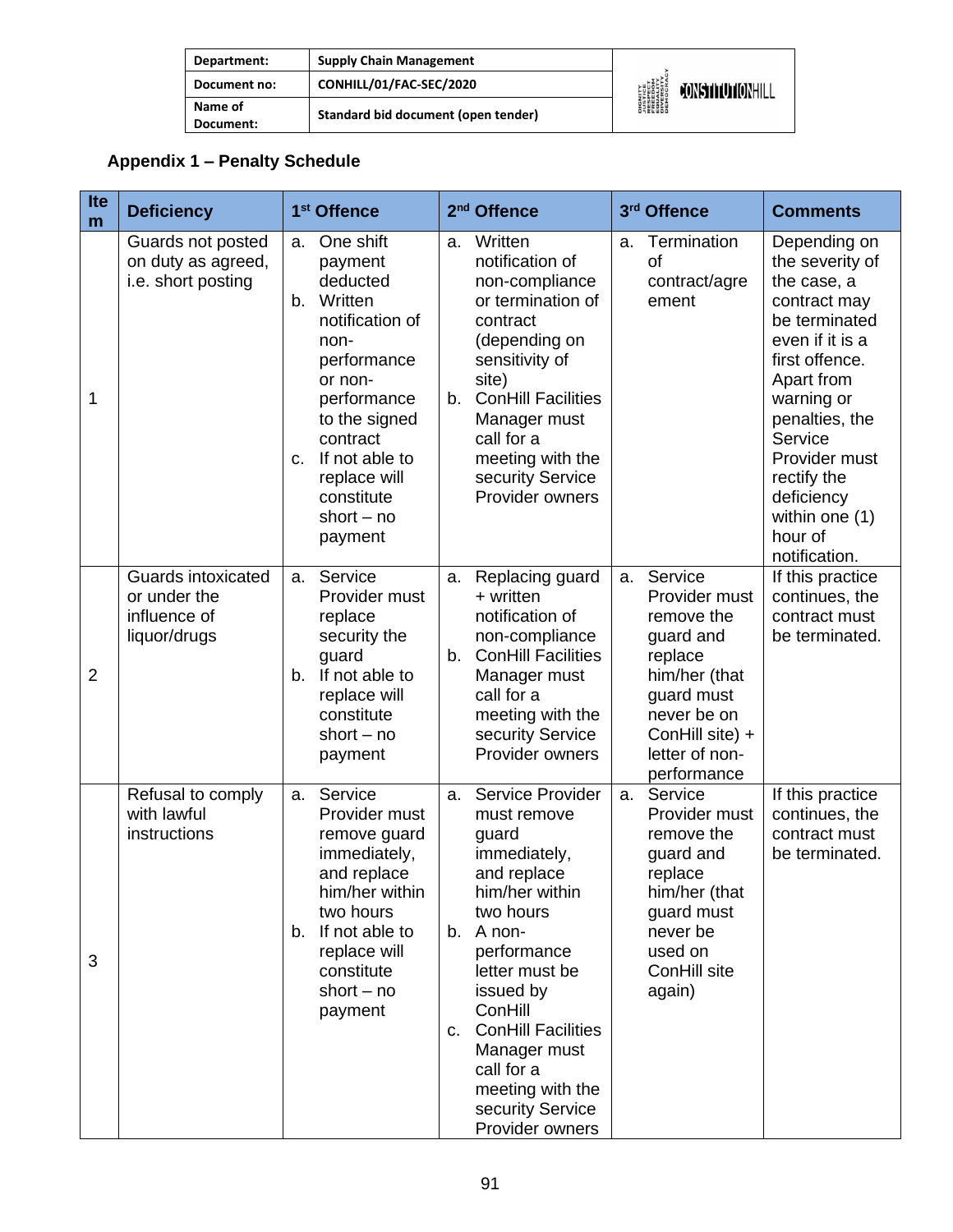| Department: | Supply Chain Management |
|---|---|
| Document no: | CONHILL/01/FAC-SEC/2020 |
| Name of Document: | Standard bid document (open tender) |

### Appendix 1 – Penalty Schedule

| Item | Deficiency | 1st Offence | 2nd Offence | 3rd Offence | Comments |
|---|---|---|---|---|---|
| 1 | Guards not posted on duty as agreed, i.e. short posting | a. One shift payment deducted<br>b. Written notification of non-performance or non-performance to the signed contract<br>c. If not able to replace will constitute short – no payment | a. Written notification of non-compliance or termination of contract (depending on sensitivity of site)<br>b. ConHill Facilities Manager must call for a meeting with the security Service Provider owners | a. Termination of contract/agreement | Depending on the severity of the case, a contract may be terminated even if it is a first offence. Apart from warning or penalties, the Service Provider must rectify the deficiency within one (1) hour of notification. |
| 2 | Guards intoxicated or under the influence of liquor/drugs | a. Service Provider must replace security the guard<br>b. If not able to replace will constitute short – no payment | a. Replacing guard + written notification of non-compliance<br>b. ConHill Facilities Manager must call for a meeting with the security Service Provider owners | a. Service Provider must remove the guard and replace him/her (that guard must never be on ConHill site) + letter of non-performance | If this practice continues, the contract must be terminated. |
| 3 | Refusal to comply with lawful instructions | a. Service Provider must remove guard immediately, and replace him/her within two hours<br>b. If not able to replace will constitute short – no payment | a. Service Provider must remove guard immediately, and replace him/her within two hours<br>b. A non-performance letter must be issued by ConHill<br>c. ConHill Facilities Manager must call for a meeting with the security Service Provider owners | a. Service Provider must remove the guard and replace him/her (that guard must never be used on ConHill site again) | If this practice continues, the contract must be terminated. |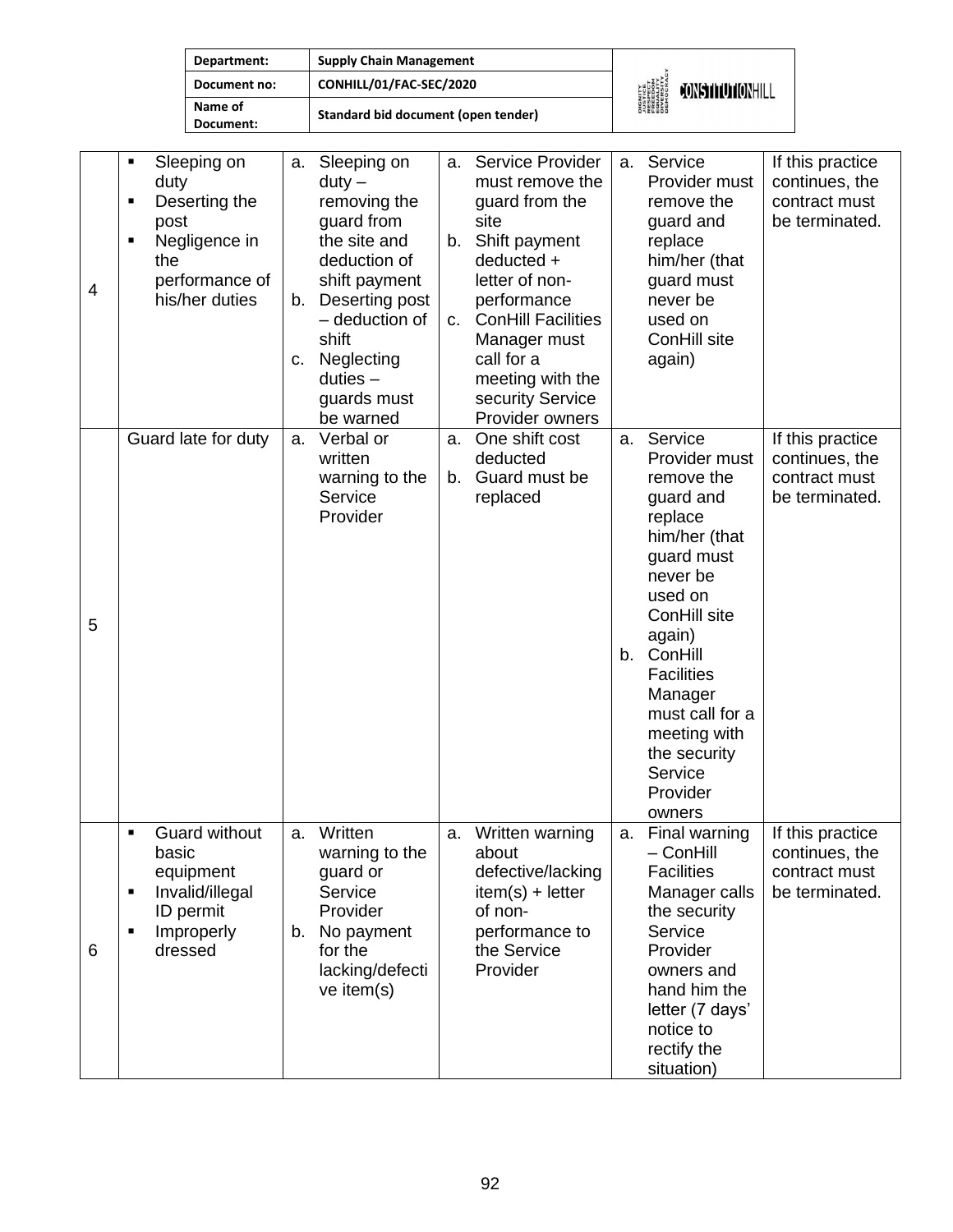| | | | | | |
|---|---|---|---|---|---|
| 4 | ▪ Sleeping on duty<br>▪ Deserting the post<br>▪ Negligence in the performance of his/her duties | a. Sleeping on duty – removing the guard from the site and deduction of shift payment<br>b. Deserting post – deduction of shift<br>c. Neglecting duties – guards must be warned | a. Service Provider must remove the guard from the site<br>b. Shift payment deducted + letter of non-performance<br>c. ConHill Facilities Manager must call for a meeting with the security Service Provider owners | a. Service Provider must remove the guard and replace him/her (that guard must never be used on ConHill site again) | If this practice continues, the contract must be terminated. |
| 5 | Guard late for duty | a. Verbal or written warning to the Service Provider | a. One shift cost deducted<br>b. Guard must be replaced | a. Service Provider must remove the guard and replace him/her (that guard must never be used on ConHill site again)<br>b. ConHill Facilities Manager must call for a meeting with the security Service Provider owners | If this practice continues, the contract must be terminated. |
| 6 | ▪ Guard without basic equipment<br>▪ Invalid/illegal ID permit<br>▪ Improperly dressed | a. Written warning to the guard or Service Provider<br>b. No payment for the lacking/defective item(s) | a. Written warning about defective/lacking item(s) + letter of non-performance to the Service Provider | a. Final warning – ConHill Facilities Manager calls the security Service Provider owners and hand him the letter (7 days' notice to rectify the situation) | If this practice continues, the contract must be terminated. |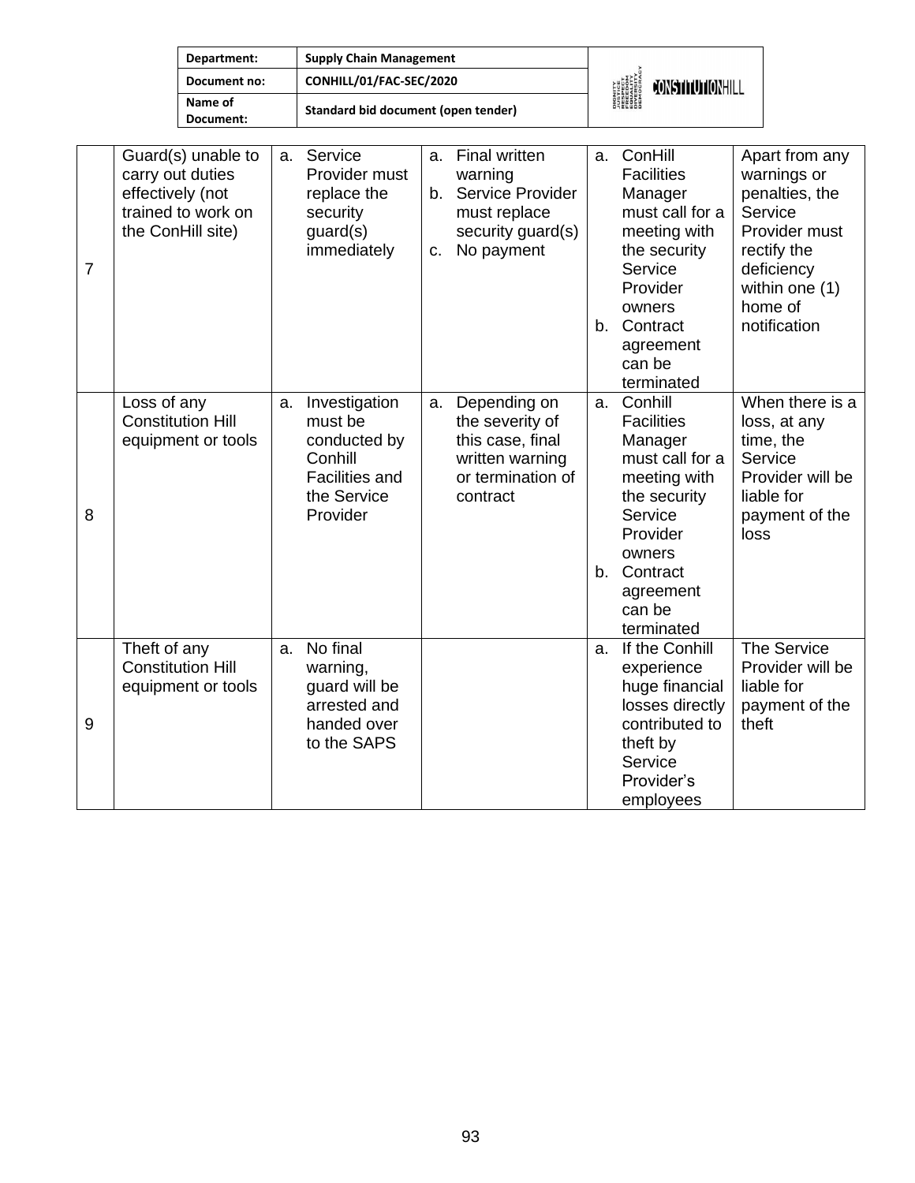| 7 | Guard(s) unable to carry out duties effectively (not trained to work on the ConHill site) | a. Service Provider must replace the security guard(s) immediately | a. Final written warning<br>b. Service Provider must replace security guard(s)<br>c. No payment | a. ConHill Facilities Manager must call for a meeting with the security Service Provider owners<br>b. Contract agreement can be terminated | Apart from any warnings or penalties, the Service Provider must rectify the deficiency within one (1) home of notification |
|---|---|---|---|---|---|
| 8 | Loss of any Constitution Hill equipment or tools | a. Investigation must be conducted by Conhill Facilities and the Service Provider | a. Depending on the severity of this case, final written warning or termination of contract | a. Conhill Facilities Manager must call for a meeting with the security Service Provider owners<br>b. Contract agreement can be terminated | When there is a loss, at any time, the Service Provider will be liable for payment of the loss |
| 9 | Theft of any Constitution Hill equipment or tools | a. No final warning, guard will be arrested and handed over to the SAPS | | a. If the Conhill experience huge financial losses directly contributed to theft by Service Provider's employees | The Service Provider will be liable for payment of the theft |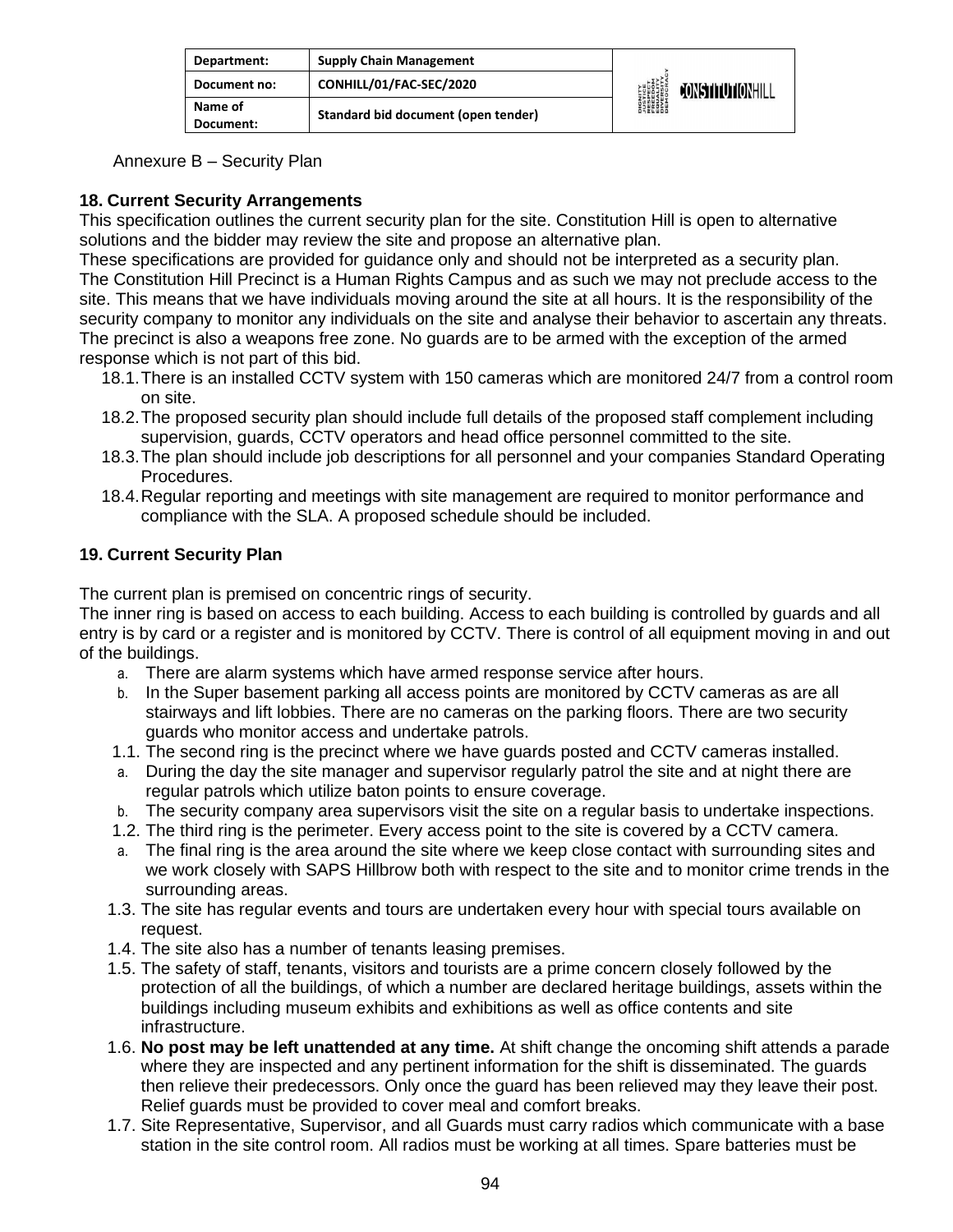Annexure B – Security Plan

**18. Current Security Arrangements**

This specification outlines the current security plan for the site. Constitution Hill is open to alternative solutions and the bidder may review the site and propose an alternative plan.

These specifications are provided for guidance only and should not be interpreted as a security plan. The Constitution Hill Precinct is a Human Rights Campus and as such we may not preclude access to the site. This means that we have individuals moving around the site at all hours. It is the responsibility of the security company to monitor any individuals on the site and analyse their behavior to ascertain any threats. The precinct is also a weapons free zone. No guards are to be armed with the exception of the armed response which is not part of this bid.

18.1. There is an installed CCTV system with 150 cameras which are monitored 24/7 from a control room on site.

18.2. The proposed security plan should include full details of the proposed staff complement including supervision, guards, CCTV operators and head office personnel committed to the site.

18.3. The plan should include job descriptions for all personnel and your companies Standard Operating Procedures.

18.4. Regular reporting and meetings with site management are required to monitor performance and compliance with the SLA. A proposed schedule should be included.

**19. Current Security Plan**

The current plan is premised on concentric rings of security.

The inner ring is based on access to each building. Access to each building is controlled by guards and all entry is by card or a register and is monitored by CCTV. There is control of all equipment moving in and out of the buildings.

a. There are alarm systems which have armed response service after hours.

b. In the Super basement parking all access points are monitored by CCTV cameras as are all stairways and lift lobbies. There are no cameras on the parking floors. There are two security guards who monitor access and undertake patrols.

1.1. The second ring is the precinct where we have guards posted and CCTV cameras installed.

a. During the day the site manager and supervisor regularly patrol the site and at night there are regular patrols which utilize baton points to ensure coverage.

b. The security company area supervisors visit the site on a regular basis to undertake inspections.

1.2. The third ring is the perimeter. Every access point to the site is covered by a CCTV camera.

a. The final ring is the area around the site where we keep close contact with surrounding sites and we work closely with SAPS Hillbrow both with respect to the site and to monitor crime trends in the surrounding areas.

1.3. The site has regular events and tours are undertaken every hour with special tours available on request.

1.4. The site also has a number of tenants leasing premises.

1.5. The safety of staff, tenants, visitors and tourists are a prime concern closely followed by the protection of all the buildings, of which a number are declared heritage buildings, assets within the buildings including museum exhibits and exhibitions as well as office contents and site infrastructure.

1.6. **No post may be left unattended at any time.** At shift change the oncoming shift attends a parade where they are inspected and any pertinent information for the shift is disseminated. The guards then relieve their predecessors. Only once the guard has been relieved may they leave their post. Relief guards must be provided to cover meal and comfort breaks.

1.7. Site Representative, Supervisor, and all Guards must carry radios which communicate with a base station in the site control room. All radios must be working at all times. Spare batteries must be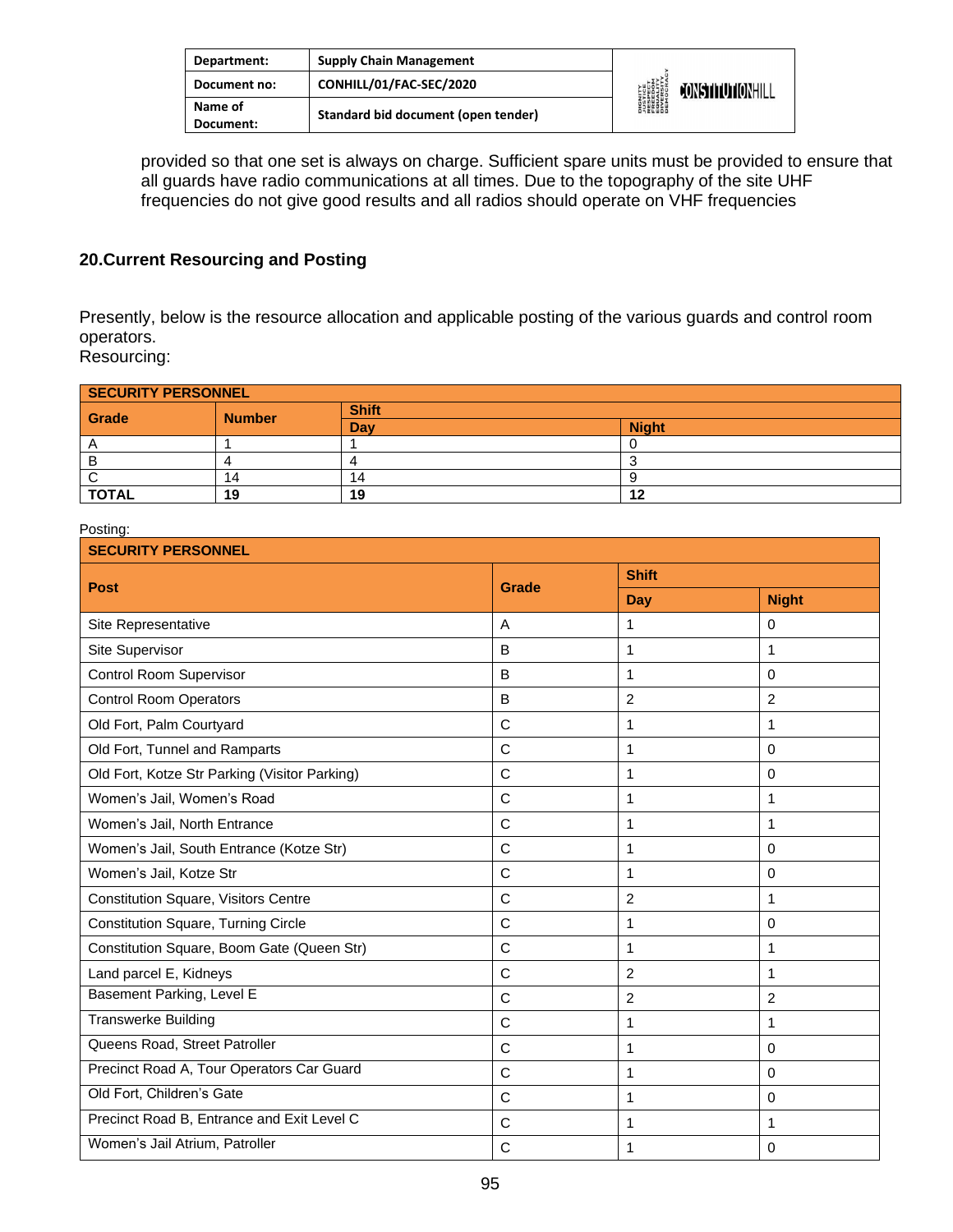provided so that one set is always on charge. Sufficient spare units must be provided to ensure that all guards have radio communications at all times. Due to the topography of the site UHF frequencies do not give good results and all radios should operate on VHF frequencies

## 20.Current Resourcing and Posting

Presently, below is the resource allocation and applicable posting of the various guards and control room operators.
Resourcing:

| SECURITY PERSONNEL | | | |
|---|---|---|---|
| **Grade** | **Number** | **Shift** | |
| | | **Day** | **Night** |
| A | 1 | 1 | 0 |
| B | 4 | 4 | 3 |
| C | 14 | 14 | 9 |
| **TOTAL** | **19** | **19** | **12** |

Posting:

| SECURITY PERSONNEL | | | |
|---|---|---|---|
| **Post** | **Grade** | **Shift** | |
| | | **Day** | **Night** |
| Site Representative | A | 1 | 0 |
| Site Supervisor | B | 1 | 1 |
| Control Room Supervisor | B | 1 | 0 |
| Control Room Operators | B | 2 | 2 |
| Old Fort, Palm Courtyard | C | 1 | 1 |
| Old Fort, Tunnel and Ramparts | C | 1 | 0 |
| Old Fort, Kotze Str Parking (Visitor Parking) | C | 1 | 0 |
| Women's Jail, Women's Road | C | 1 | 1 |
| Women's Jail, North Entrance | C | 1 | 1 |
| Women's Jail, South Entrance (Kotze Str) | C | 1 | 0 |
| Women's Jail, Kotze Str | C | 1 | 0 |
| Constitution Square, Visitors Centre | C | 2 | 1 |
| Constitution Square, Turning Circle | C | 1 | 0 |
| Constitution Square, Boom Gate (Queen Str) | C | 1 | 1 |
| Land parcel E, Kidneys | C | 2 | 1 |
| Basement Parking, Level E | C | 2 | 2 |
| Transwerke Building | C | 1 | 1 |
| Queens Road, Street Patroller | C | 1 | 0 |
| Precinct Road A, Tour Operators Car Guard | C | 1 | 0 |
| Old Fort, Children's Gate | C | 1 | 0 |
| Precinct Road B, Entrance and Exit Level C | C | 1 | 1 |
| Women's Jail Atrium, Patroller | C | 1 | 0 |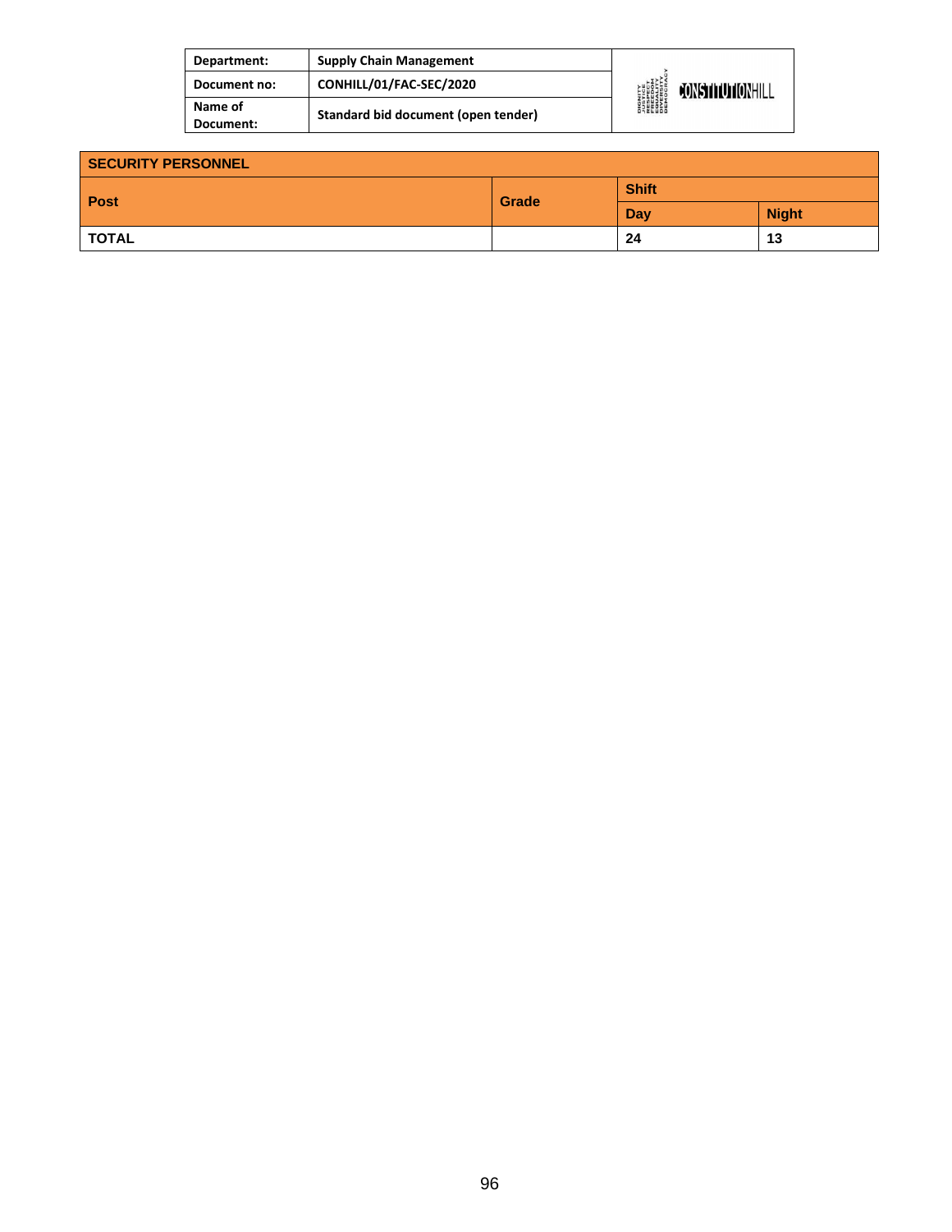| Department: | Supply Chain Management | CONSTITUTIONHILL |
|---|---|---|
| Document no: | CONHILL/01/FAC-SEC/2020 | |
| Name of Document: | Standard bid document (open tender) | |

| SECURITY PERSONNEL | | | |
|---|---|---|---|
| Post | Grade | Shift | |
| | | Day | Night |
| TOTAL | | 24 | 13 |